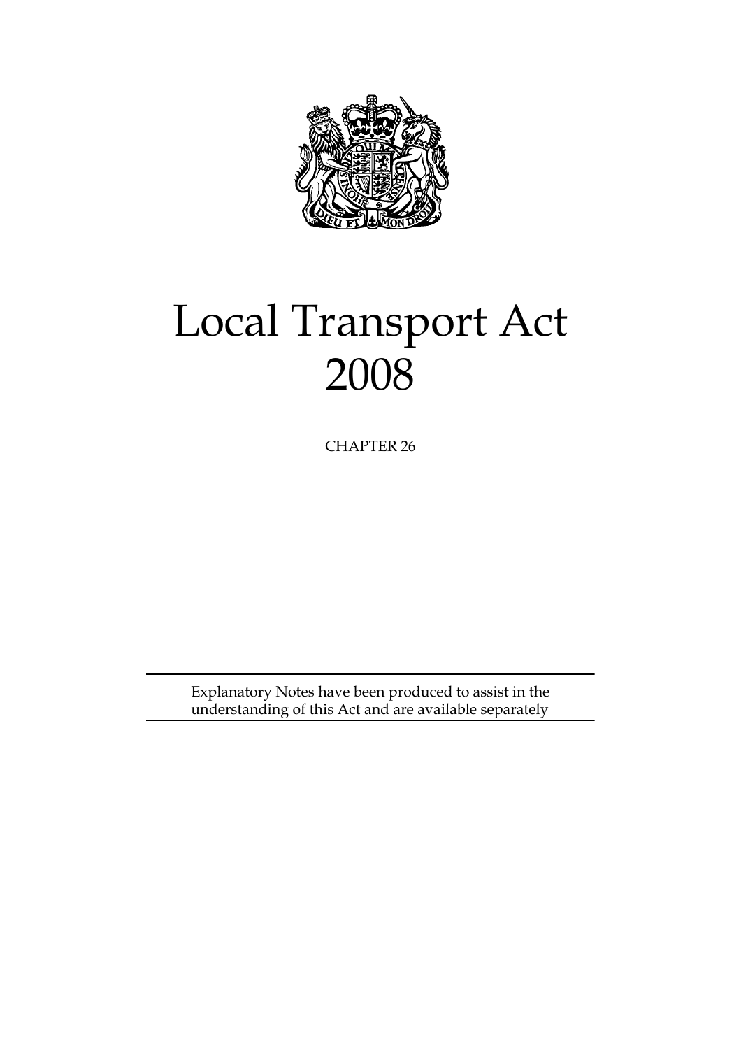# Local Transport Act 2008

CHAPTER 26

Explanatory Notes have been produced to assist in the understanding of this Act and are available separately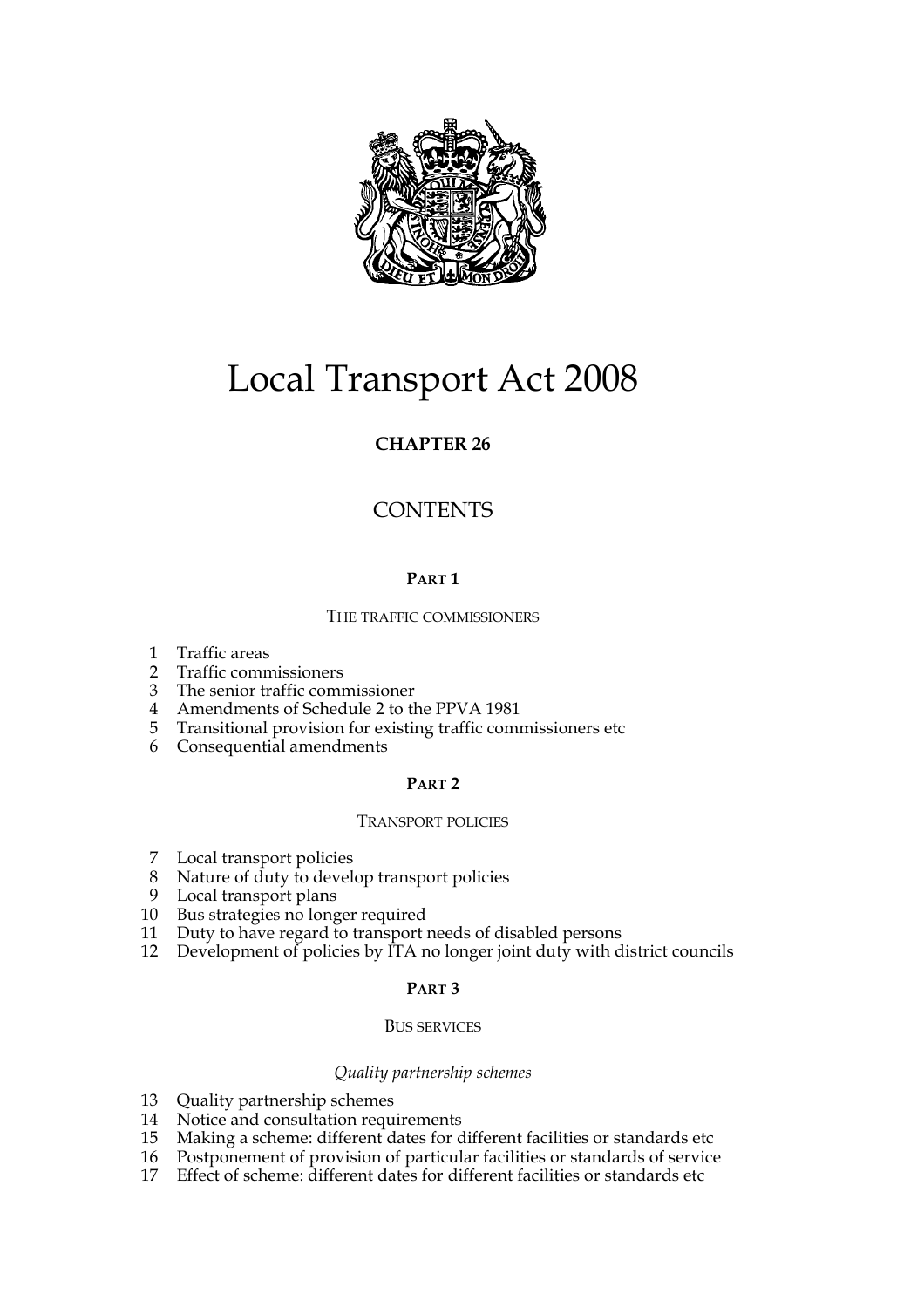# Local Transport Act 2008

## CHAPTER 26

## CONTENTS

### PART 1

#### THE TRAFFIC COMMISSIONERS

1 Traffic areas
2 Traffic commissioners
3 The senior traffic commissioner
4 Amendments of Schedule 2 to the PPVA 1981
5 Transitional provision for existing traffic commissioners etc
6 Consequential amendments

### PART 2

#### TRANSPORT POLICIES

7 Local transport policies
8 Nature of duty to develop transport policies
9 Local transport plans
10 Bus strategies no longer required
11 Duty to have regard to transport needs of disabled persons
12 Development of policies by ITA no longer joint duty with district councils

### PART 3

#### BUS SERVICES

*Quality partnership schemes*

13 Quality partnership schemes
14 Notice and consultation requirements
15 Making a scheme: different dates for different facilities or standards etc
16 Postponement of provision of particular facilities or standards of service
17 Effect of scheme: different dates for different facilities or standards etc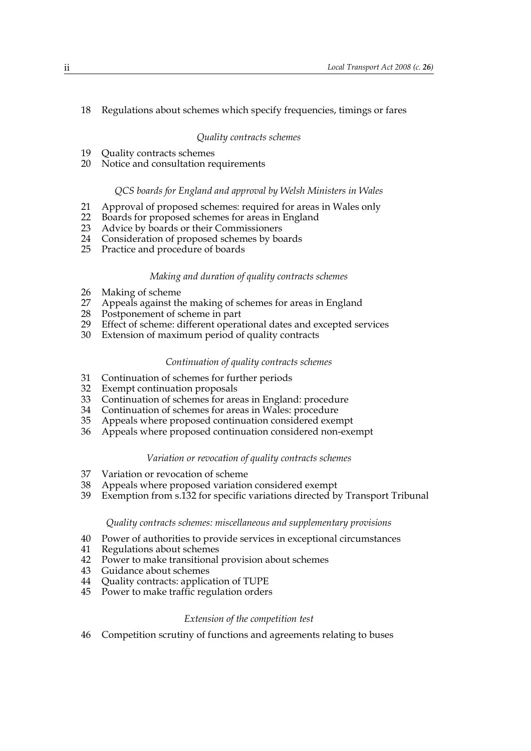18 Regulations about schemes which specify frequencies, timings or fares

*Quality contracts schemes*

19 Quality contracts schemes
20 Notice and consultation requirements

*QCS boards for England and approval by Welsh Ministers in Wales*

21 Approval of proposed schemes: required for areas in Wales only
22 Boards for proposed schemes for areas in England
23 Advice by boards or their Commissioners
24 Consideration of proposed schemes by boards
25 Practice and procedure of boards

*Making and duration of quality contracts schemes*

26 Making of scheme
27 Appeals against the making of schemes for areas in England
28 Postponement of scheme in part
29 Effect of scheme: different operational dates and excepted services
30 Extension of maximum period of quality contracts

*Continuation of quality contracts schemes*

31 Continuation of schemes for further periods
32 Exempt continuation proposals
33 Continuation of schemes for areas in England: procedure
34 Continuation of schemes for areas in Wales: procedure
35 Appeals where proposed continuation considered exempt
36 Appeals where proposed continuation considered non-exempt

*Variation or revocation of quality contracts schemes*

37 Variation or revocation of scheme
38 Appeals where proposed variation considered exempt
39 Exemption from s.132 for specific variations directed by Transport Tribunal

*Quality contracts schemes: miscellaneous and supplementary provisions*

40 Power of authorities to provide services in exceptional circumstances
41 Regulations about schemes
42 Power to make transitional provision about schemes
43 Guidance about schemes
44 Quality contracts: application of TUPE
45 Power to make traffic regulation orders

*Extension of the competition test*

46 Competition scrutiny of functions and agreements relating to buses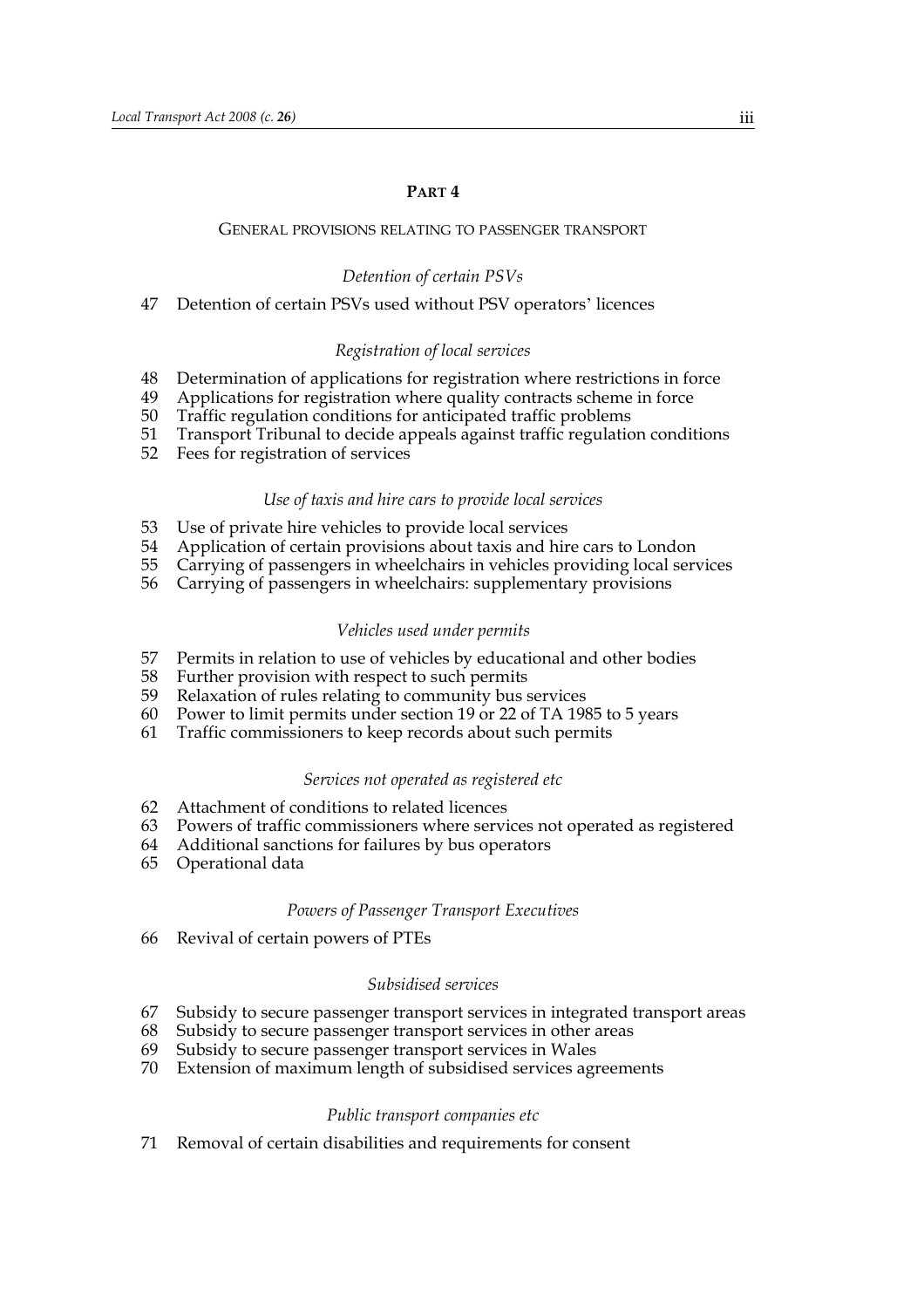## PART 4

### GENERAL PROVISIONS RELATING TO PASSENGER TRANSPORT

*Detention of certain PSVs*

47 Detention of certain PSVs used without PSV operators' licences

*Registration of local services*

48 Determination of applications for registration where restrictions in force
49 Applications for registration where quality contracts scheme in force
50 Traffic regulation conditions for anticipated traffic problems
51 Transport Tribunal to decide appeals against traffic regulation conditions
52 Fees for registration of services

*Use of taxis and hire cars to provide local services*

53 Use of private hire vehicles to provide local services
54 Application of certain provisions about taxis and hire cars to London
55 Carrying of passengers in wheelchairs in vehicles providing local services
56 Carrying of passengers in wheelchairs: supplementary provisions

*Vehicles used under permits*

57 Permits in relation to use of vehicles by educational and other bodies
58 Further provision with respect to such permits
59 Relaxation of rules relating to community bus services
60 Power to limit permits under section 19 or 22 of TA 1985 to 5 years
61 Traffic commissioners to keep records about such permits

*Services not operated as registered etc*

62 Attachment of conditions to related licences
63 Powers of traffic commissioners where services not operated as registered
64 Additional sanctions for failures by bus operators
65 Operational data

*Powers of Passenger Transport Executives*

66 Revival of certain powers of PTEs

*Subsidised services*

67 Subsidy to secure passenger transport services in integrated transport areas
68 Subsidy to secure passenger transport services in other areas
69 Subsidy to secure passenger transport services in Wales
70 Extension of maximum length of subsidised services agreements

*Public transport companies etc*

71 Removal of certain disabilities and requirements for consent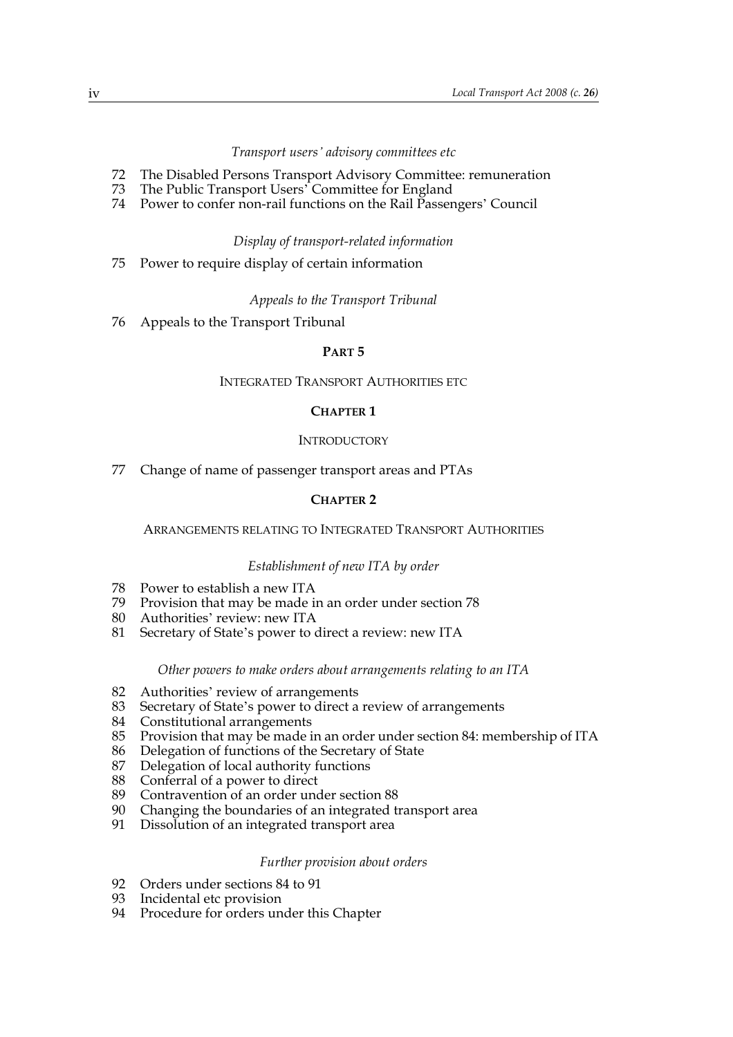*Transport users' advisory committees etc*

72 The Disabled Persons Transport Advisory Committee: remuneration
73 The Public Transport Users' Committee for England
74 Power to confer non-rail functions on the Rail Passengers' Council

*Display of transport-related information*

75 Power to require display of certain information

*Appeals to the Transport Tribunal*

76 Appeals to the Transport Tribunal

## PART 5

## INTEGRATED TRANSPORT AUTHORITIES ETC

### CHAPTER 1

### INTRODUCTORY

77 Change of name of passenger transport areas and PTAs

### CHAPTER 2

### ARRANGEMENTS RELATING TO INTEGRATED TRANSPORT AUTHORITIES

*Establishment of new ITA by order*

78 Power to establish a new ITA
79 Provision that may be made in an order under section 78
80 Authorities' review: new ITA
81 Secretary of State's power to direct a review: new ITA

*Other powers to make orders about arrangements relating to an ITA*

82 Authorities' review of arrangements
83 Secretary of State's power to direct a review of arrangements
84 Constitutional arrangements
85 Provision that may be made in an order under section 84: membership of ITA
86 Delegation of functions of the Secretary of State
87 Delegation of local authority functions
88 Conferral of a power to direct
89 Contravention of an order under section 88
90 Changing the boundaries of an integrated transport area
91 Dissolution of an integrated transport area

*Further provision about orders*

92 Orders under sections 84 to 91
93 Incidental etc provision
94 Procedure for orders under this Chapter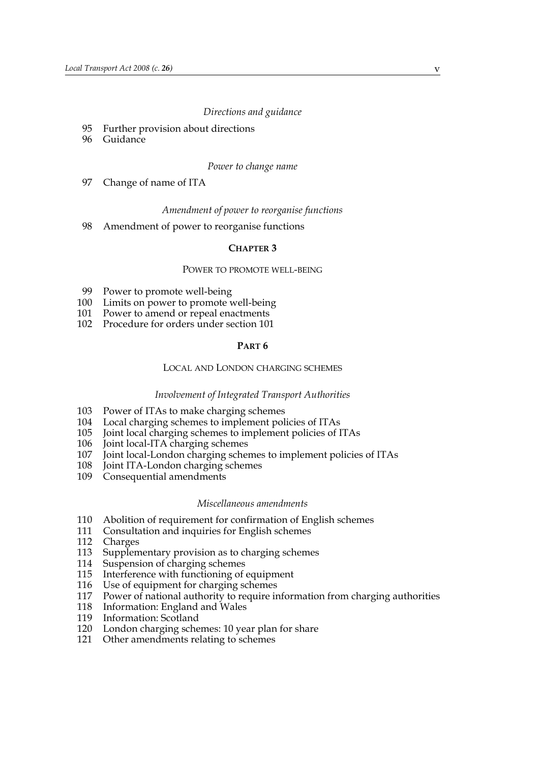*Directions and guidance*

95 Further provision about directions
96 Guidance

*Power to change name*

97 Change of name of ITA

*Amendment of power to reorganise functions*

98 Amendment of power to reorganise functions

### CHAPTER 3

#### POWER TO PROMOTE WELL-BEING

99 Power to promote well-being
100 Limits on power to promote well-being
101 Power to amend or repeal enactments
102 Procedure for orders under section 101

## PART 6

### LOCAL AND LONDON CHARGING SCHEMES

*Involvement of Integrated Transport Authorities*

103 Power of ITAs to make charging schemes
104 Local charging schemes to implement policies of ITAs
105 Joint local charging schemes to implement policies of ITAs
106 Joint local-ITA charging schemes
107 Joint local-London charging schemes to implement policies of ITAs
108 Joint ITA-London charging schemes
109 Consequential amendments

*Miscellaneous amendments*

110 Abolition of requirement for confirmation of English schemes
111 Consultation and inquiries for English schemes
112 Charges
113 Supplementary provision as to charging schemes
114 Suspension of charging schemes
115 Interference with functioning of equipment
116 Use of equipment for charging schemes
117 Power of national authority to require information from charging authorities
118 Information: England and Wales
119 Information: Scotland
120 London charging schemes: 10 year plan for share
121 Other amendments relating to schemes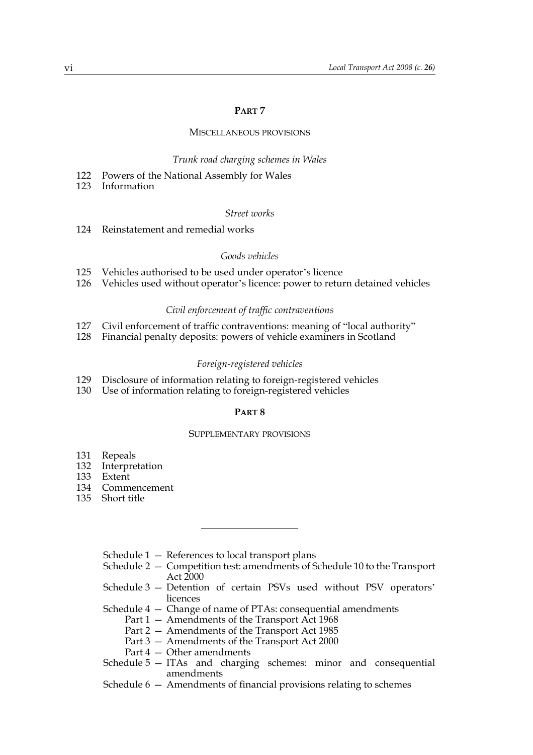## PART 7

### MISCELLANEOUS PROVISIONS

*Trunk road charging schemes in Wales*

122 Powers of the National Assembly for Wales
123 Information

*Street works*

124 Reinstatement and remedial works

*Goods vehicles*

125 Vehicles authorised to be used under operator's licence
126 Vehicles used without operator's licence: power to return detained vehicles

*Civil enforcement of traffic contraventions*

127 Civil enforcement of traffic contraventions: meaning of "local authority"
128 Financial penalty deposits: powers of vehicle examiners in Scotland

*Foreign-registered vehicles*

129 Disclosure of information relating to foreign-registered vehicles
130 Use of information relating to foreign-registered vehicles

## PART 8

### SUPPLEMENTARY PROVISIONS

131 Repeals
132 Interpretation
133 Extent
134 Commencement
135 Short title

---

Schedule 1 — References to local transport plans
Schedule 2 — Competition test: amendments of Schedule 10 to the Transport Act 2000
Schedule 3 — Detention of certain PSVs used without PSV operators' licences
Schedule 4 — Change of name of PTAs: consequential amendments
  Part 1 — Amendments of the Transport Act 1968
  Part 2 — Amendments of the Transport Act 1985
  Part 3 — Amendments of the Transport Act 2000
  Part 4 — Other amendments
Schedule 5 — ITAs and charging schemes: minor and consequential amendments
Schedule 6 — Amendments of financial provisions relating to schemes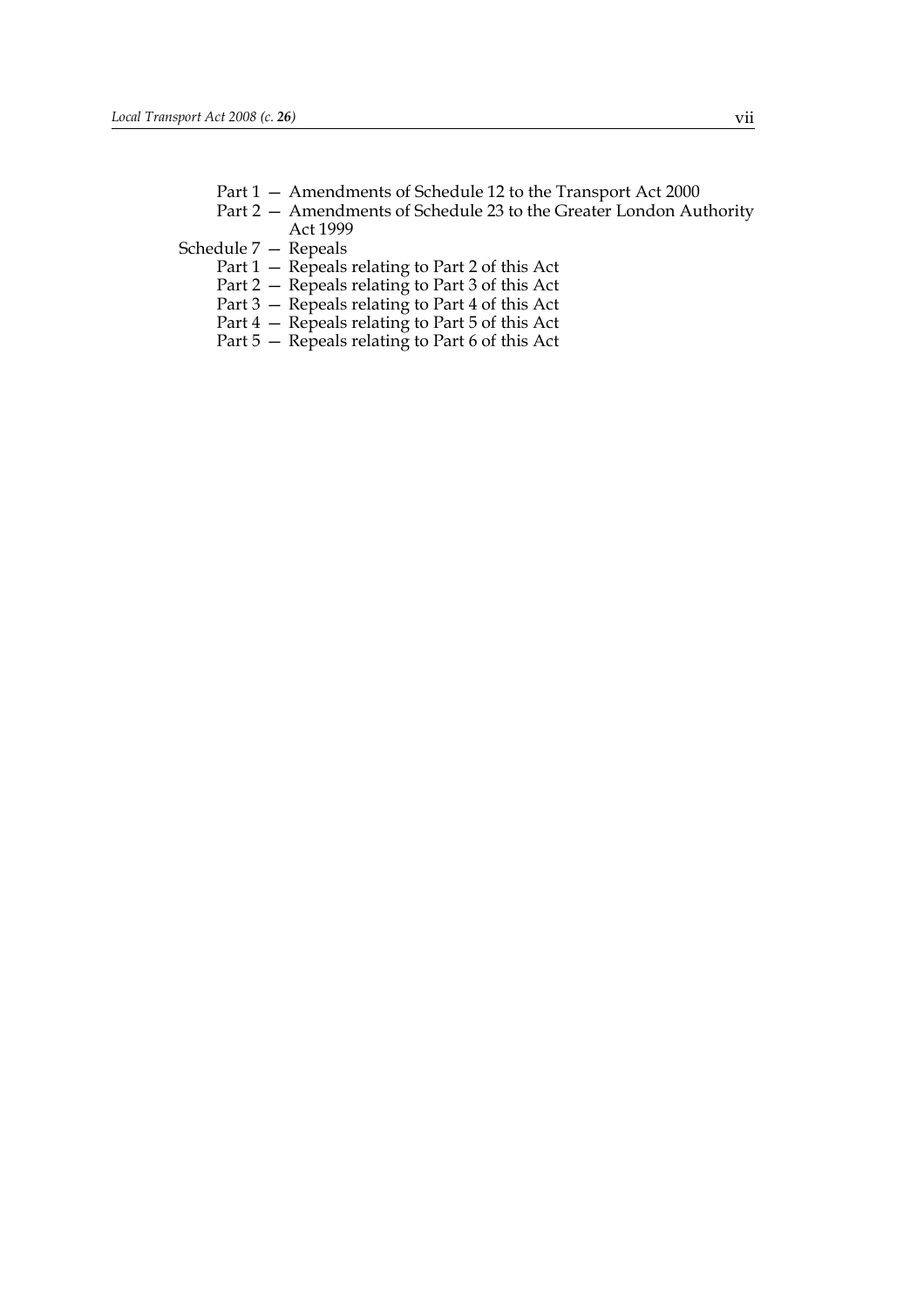Part 1 — Amendments of Schedule 12 to the Transport Act 2000
Part 2 — Amendments of Schedule 23 to the Greater London Authority Act 1999

Schedule 7 — Repeals
Part 1 — Repeals relating to Part 2 of this Act
Part 2 — Repeals relating to Part 3 of this Act
Part 3 — Repeals relating to Part 4 of this Act
Part 4 — Repeals relating to Part 5 of this Act
Part 5 — Repeals relating to Part 6 of this Act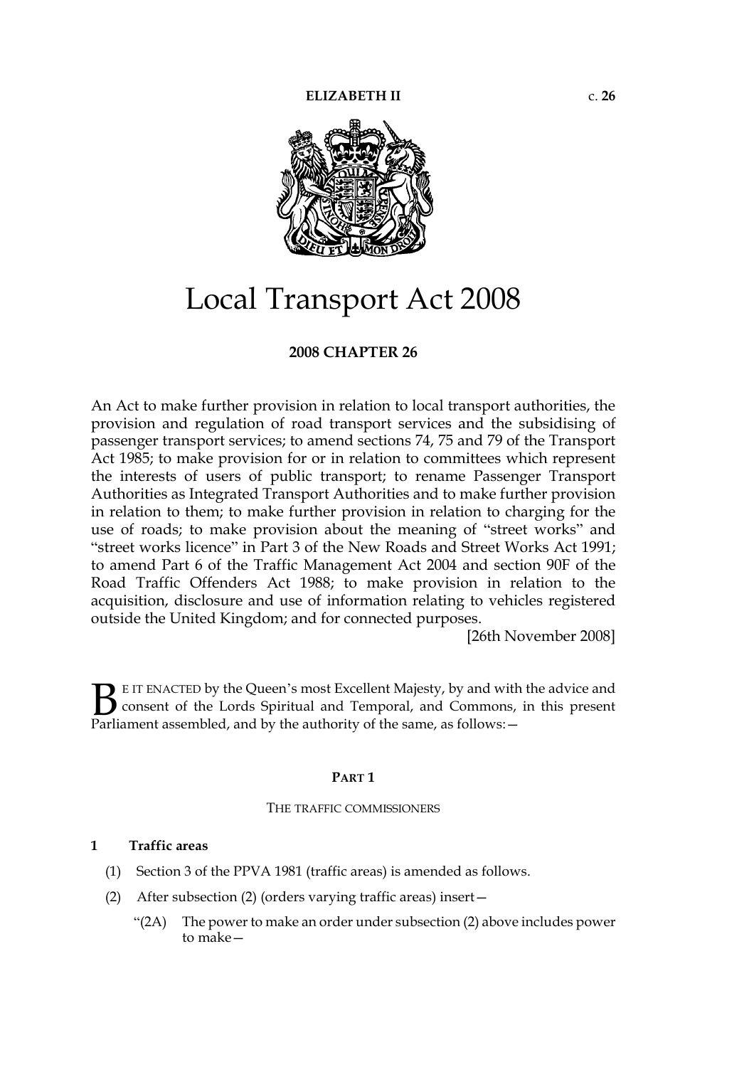**ELIZABETH II** c. **26**

# Local Transport Act 2008

**2008 CHAPTER 26**

An Act to make further provision in relation to local transport authorities, the provision and regulation of road transport services and the subsidising of passenger transport services; to amend sections 74, 75 and 79 of the Transport Act 1985; to make provision for or in relation to committees which represent the interests of users of public transport; to rename Passenger Transport Authorities as Integrated Transport Authorities and to make further provision in relation to them; to make further provision in relation to charging for the use of roads; to make provision about the meaning of "street works" and "street works licence" in Part 3 of the New Roads and Street Works Act 1991; to amend Part 6 of the Traffic Management Act 2004 and section 90F of the Road Traffic Offenders Act 1988; to make provision in relation to the acquisition, disclosure and use of information relating to vehicles registered outside the United Kingdom; and for connected purposes.

[26th November 2008]

BE IT ENACTED by the Queen's most Excellent Majesty, by and with the advice and consent of the Lords Spiritual and Temporal, and Commons, in this present Parliament assembled, and by the authority of the same, as follows:—

## PART 1

### THE TRAFFIC COMMISSIONERS

**1 Traffic areas**

(1) Section 3 of the PPVA 1981 (traffic areas) is amended as follows.

(2) After subsection (2) (orders varying traffic areas) insert—

"(2A) The power to make an order under subsection (2) above includes power to make—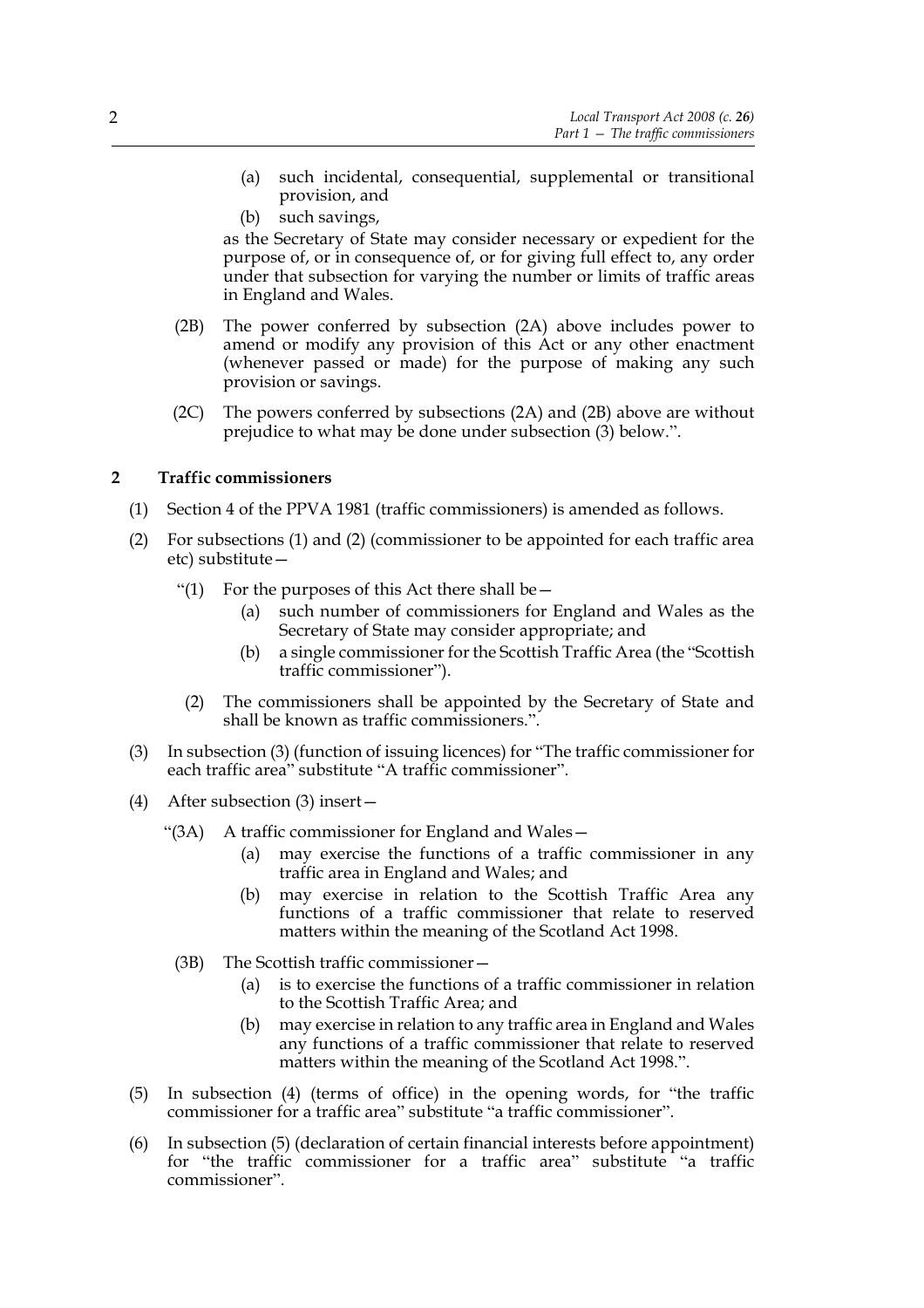(a) such incidental, consequential, supplemental or transitional provision, and

(b) such savings,

as the Secretary of State may consider necessary or expedient for the purpose of, or in consequence of, or for giving full effect to, any order under that subsection for varying the number or limits of traffic areas in England and Wales.

(2B) The power conferred by subsection (2A) above includes power to amend or modify any provision of this Act or any other enactment (whenever passed or made) for the purpose of making any such provision or savings.

(2C) The powers conferred by subsections (2A) and (2B) above are without prejudice to what may be done under subsection (3) below.".

## 2 Traffic commissioners

(1) Section 4 of the PPVA 1981 (traffic commissioners) is amended as follows.

(2) For subsections (1) and (2) (commissioner to be appointed for each traffic area etc) substitute—

"(1) For the purposes of this Act there shall be—

(a) such number of commissioners for England and Wales as the Secretary of State may consider appropriate; and

(b) a single commissioner for the Scottish Traffic Area (the "Scottish traffic commissioner").

(2) The commissioners shall be appointed by the Secretary of State and shall be known as traffic commissioners.".

(3) In subsection (3) (function of issuing licences) for "The traffic commissioner for each traffic area" substitute "A traffic commissioner".

(4) After subsection (3) insert—

"(3A) A traffic commissioner for England and Wales—

(a) may exercise the functions of a traffic commissioner in any traffic area in England and Wales; and

(b) may exercise in relation to the Scottish Traffic Area any functions of a traffic commissioner that relate to reserved matters within the meaning of the Scotland Act 1998.

(3B) The Scottish traffic commissioner—

(a) is to exercise the functions of a traffic commissioner in relation to the Scottish Traffic Area; and

(b) may exercise in relation to any traffic area in England and Wales any functions of a traffic commissioner that relate to reserved matters within the meaning of the Scotland Act 1998.".

(5) In subsection (4) (terms of office) in the opening words, for "the traffic commissioner for a traffic area" substitute "a traffic commissioner".

(6) In subsection (5) (declaration of certain financial interests before appointment) for "the traffic commissioner for a traffic area" substitute "a traffic commissioner".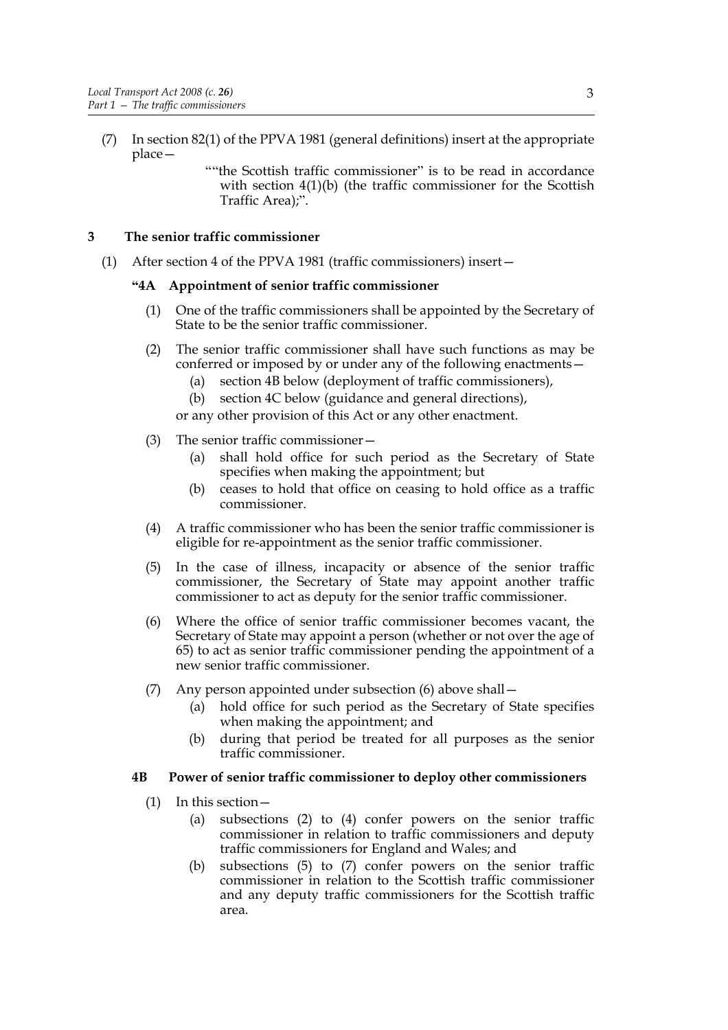(7) In section 82(1) of the PPVA 1981 (general definitions) insert at the appropriate place—

> ""the Scottish traffic commissioner" is to be read in accordance with section 4(1)(b) (the traffic commissioner for the Scottish Traffic Area);".

## 3 The senior traffic commissioner

(1) After section 4 of the PPVA 1981 (traffic commissioners) insert—

### "4A Appointment of senior traffic commissioner

(1) One of the traffic commissioners shall be appointed by the Secretary of State to be the senior traffic commissioner.

(2) The senior traffic commissioner shall have such functions as may be conferred or imposed by or under any of the following enactments—

- (a) section 4B below (deployment of traffic commissioners),
- (b) section 4C below (guidance and general directions),

or any other provision of this Act or any other enactment.

(3) The senior traffic commissioner—

- (a) shall hold office for such period as the Secretary of State specifies when making the appointment; but
- (b) ceases to hold that office on ceasing to hold office as a traffic commissioner.

(4) A traffic commissioner who has been the senior traffic commissioner is eligible for re-appointment as the senior traffic commissioner.

(5) In the case of illness, incapacity or absence of the senior traffic commissioner, the Secretary of State may appoint another traffic commissioner to act as deputy for the senior traffic commissioner.

(6) Where the office of senior traffic commissioner becomes vacant, the Secretary of State may appoint a person (whether or not over the age of 65) to act as senior traffic commissioner pending the appointment of a new senior traffic commissioner.

(7) Any person appointed under subsection (6) above shall—

- (a) hold office for such period as the Secretary of State specifies when making the appointment; and
- (b) during that period be treated for all purposes as the senior traffic commissioner.

### 4B Power of senior traffic commissioner to deploy other commissioners

(1) In this section—

- (a) subsections (2) to (4) confer powers on the senior traffic commissioner in relation to traffic commissioners and deputy traffic commissioners for England and Wales; and
- (b) subsections (5) to (7) confer powers on the senior traffic commissioner in relation to the Scottish traffic commissioner and any deputy traffic commissioners for the Scottish traffic area.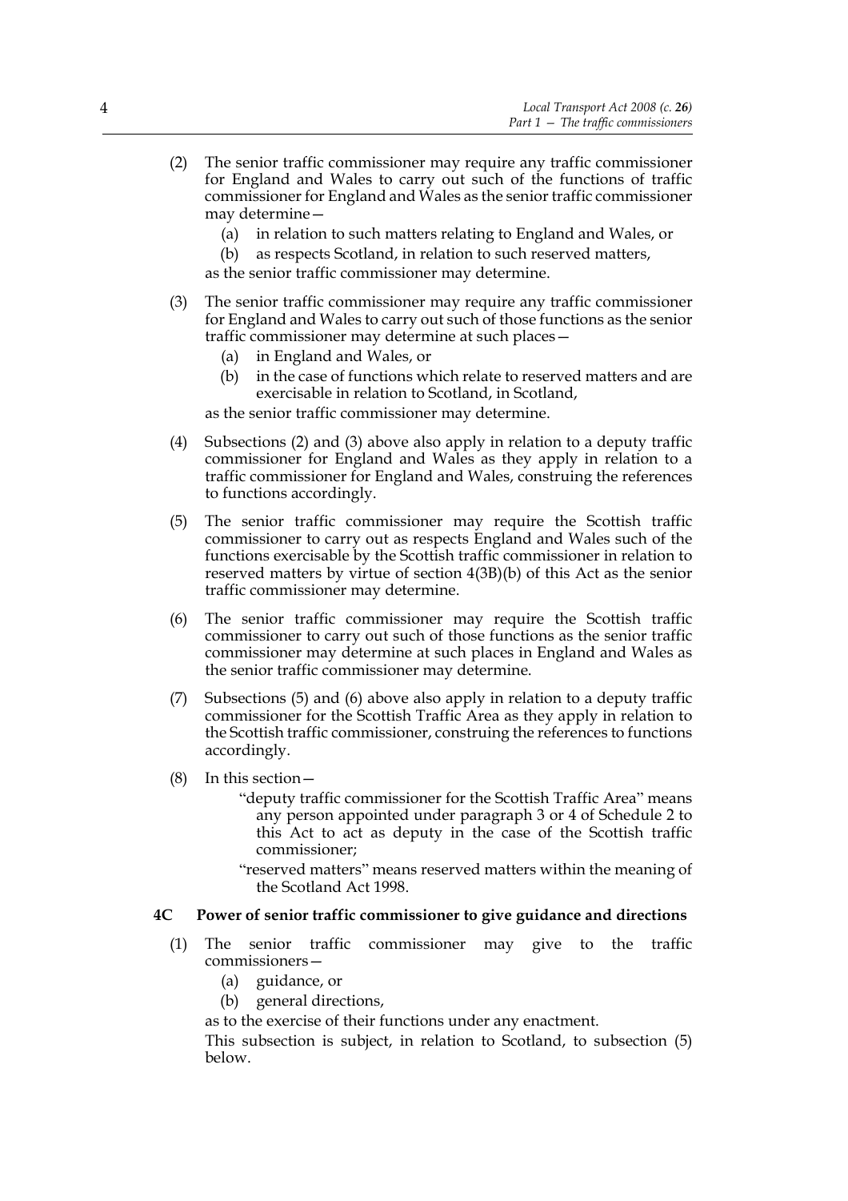(2) The senior traffic commissioner may require any traffic commissioner for England and Wales to carry out such of the functions of traffic commissioner for England and Wales as the senior traffic commissioner may determine—

(a) in relation to such matters relating to England and Wales, or

(b) as respects Scotland, in relation to such reserved matters,

as the senior traffic commissioner may determine.

(3) The senior traffic commissioner may require any traffic commissioner for England and Wales to carry out such of those functions as the senior traffic commissioner may determine at such places—

(a) in England and Wales, or

(b) in the case of functions which relate to reserved matters and are exercisable in relation to Scotland, in Scotland,

as the senior traffic commissioner may determine.

(4) Subsections (2) and (3) above also apply in relation to a deputy traffic commissioner for England and Wales as they apply in relation to a traffic commissioner for England and Wales, construing the references to functions accordingly.

(5) The senior traffic commissioner may require the Scottish traffic commissioner to carry out as respects England and Wales such of the functions exercisable by the Scottish traffic commissioner in relation to reserved matters by virtue of section 4(3B)(b) of this Act as the senior traffic commissioner may determine.

(6) The senior traffic commissioner may require the Scottish traffic commissioner to carry out such of those functions as the senior traffic commissioner may determine at such places in England and Wales as the senior traffic commissioner may determine.

(7) Subsections (5) and (6) above also apply in relation to a deputy traffic commissioner for the Scottish Traffic Area as they apply in relation to the Scottish traffic commissioner, construing the references to functions accordingly.

(8) In this section—

"deputy traffic commissioner for the Scottish Traffic Area" means any person appointed under paragraph 3 or 4 of Schedule 2 to this Act to act as deputy in the case of the Scottish traffic commissioner;

"reserved matters" means reserved matters within the meaning of the Scotland Act 1998.

**4C Power of senior traffic commissioner to give guidance and directions**

(1) The senior traffic commissioner may give to the traffic commissioners—

(a) guidance, or

(b) general directions,

as to the exercise of their functions under any enactment.

This subsection is subject, in relation to Scotland, to subsection (5) below.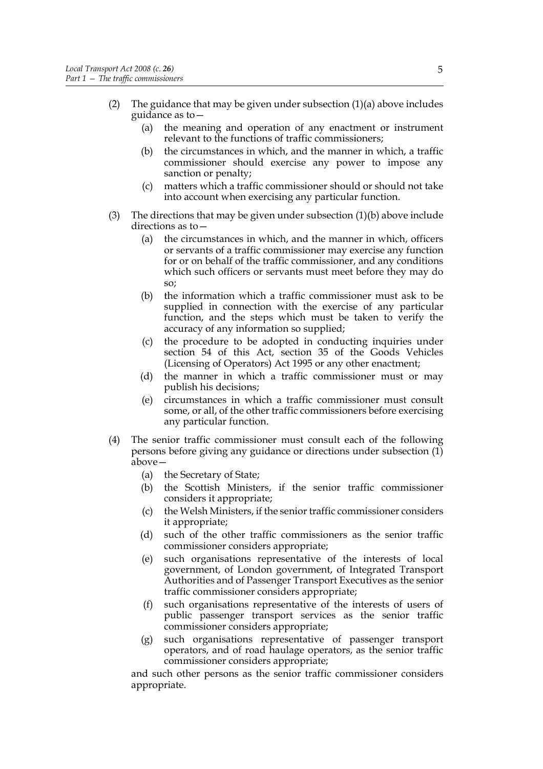(2) The guidance that may be given under subsection (1)(a) above includes guidance as to—

   (a) the meaning and operation of any enactment or instrument relevant to the functions of traffic commissioners;

   (b) the circumstances in which, and the manner in which, a traffic commissioner should exercise any power to impose any sanction or penalty;

   (c) matters which a traffic commissioner should or should not take into account when exercising any particular function.

(3) The directions that may be given under subsection (1)(b) above include directions as to—

   (a) the circumstances in which, and the manner in which, officers or servants of a traffic commissioner may exercise any function for or on behalf of the traffic commissioner, and any conditions which such officers or servants must meet before they may do so;

   (b) the information which a traffic commissioner must ask to be supplied in connection with the exercise of any particular function, and the steps which must be taken to verify the accuracy of any information so supplied;

   (c) the procedure to be adopted in conducting inquiries under section 54 of this Act, section 35 of the Goods Vehicles (Licensing of Operators) Act 1995 or any other enactment;

   (d) the manner in which a traffic commissioner must or may publish his decisions;

   (e) circumstances in which a traffic commissioner must consult some, or all, of the other traffic commissioners before exercising any particular function.

(4) The senior traffic commissioner must consult each of the following persons before giving any guidance or directions under subsection (1) above—

   (a) the Secretary of State;

   (b) the Scottish Ministers, if the senior traffic commissioner considers it appropriate;

   (c) the Welsh Ministers, if the senior traffic commissioner considers it appropriate;

   (d) such of the other traffic commissioners as the senior traffic commissioner considers appropriate;

   (e) such organisations representative of the interests of local government, of London government, of Integrated Transport Authorities and of Passenger Transport Executives as the senior traffic commissioner considers appropriate;

   (f) such organisations representative of the interests of users of public passenger transport services as the senior traffic commissioner considers appropriate;

   (g) such organisations representative of passenger transport operators, and of road haulage operators, as the senior traffic commissioner considers appropriate;

and such other persons as the senior traffic commissioner considers appropriate.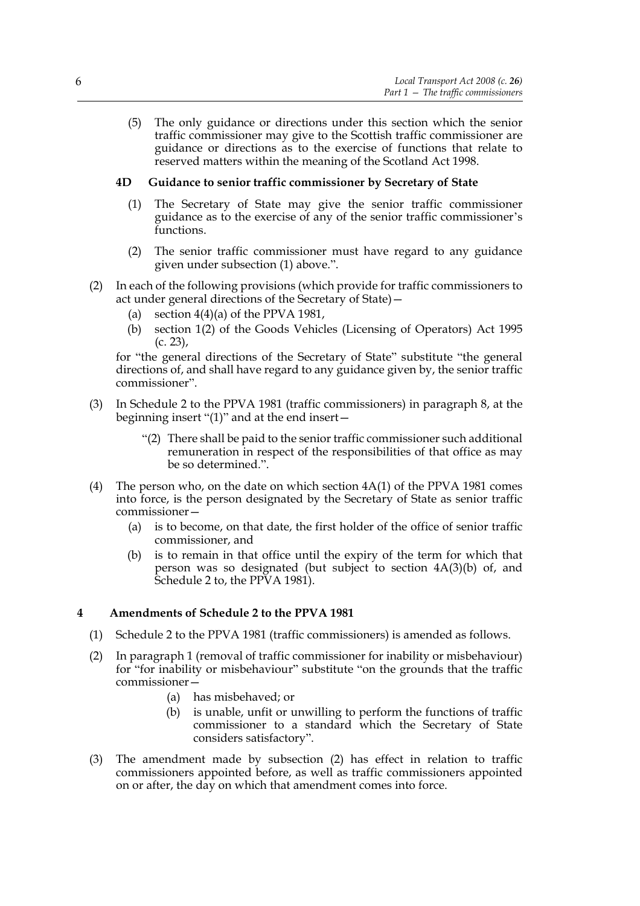(5) The only guidance or directions under this section which the senior traffic commissioner may give to the Scottish traffic commissioner are guidance or directions as to the exercise of functions that relate to reserved matters within the meaning of the Scotland Act 1998.

**4D Guidance to senior traffic commissioner by Secretary of State**

(1) The Secretary of State may give the senior traffic commissioner guidance as to the exercise of any of the senior traffic commissioner's functions.

(2) The senior traffic commissioner must have regard to any guidance given under subsection (1) above.".

(2) In each of the following provisions (which provide for traffic commissioners to act under general directions of the Secretary of State)—

   (a) section 4(4)(a) of the PPVA 1981,

   (b) section 1(2) of the Goods Vehicles (Licensing of Operators) Act 1995 (c. 23),

for "the general directions of the Secretary of State" substitute "the general directions of, and shall have regard to any guidance given by, the senior traffic commissioner".

(3) In Schedule 2 to the PPVA 1981 (traffic commissioners) in paragraph 8, at the beginning insert "(1)" and at the end insert—

> "(2) There shall be paid to the senior traffic commissioner such additional remuneration in respect of the responsibilities of that office as may be so determined.".

(4) The person who, on the date on which section 4A(1) of the PPVA 1981 comes into force, is the person designated by the Secretary of State as senior traffic commissioner—

   (a) is to become, on that date, the first holder of the office of senior traffic commissioner, and

   (b) is to remain in that office until the expiry of the term for which that person was so designated (but subject to section 4A(3)(b) of, and Schedule 2 to, the PPVA 1981).

## 4 Amendments of Schedule 2 to the PPVA 1981

(1) Schedule 2 to the PPVA 1981 (traffic commissioners) is amended as follows.

(2) In paragraph 1 (removal of traffic commissioner for inability or misbehaviour) for "for inability or misbehaviour" substitute "on the grounds that the traffic commissioner—

   (a) has misbehaved; or

   (b) is unable, unfit or unwilling to perform the functions of traffic commissioner to a standard which the Secretary of State considers satisfactory".

(3) The amendment made by subsection (2) has effect in relation to traffic commissioners appointed before, as well as traffic commissioners appointed on or after, the day on which that amendment comes into force.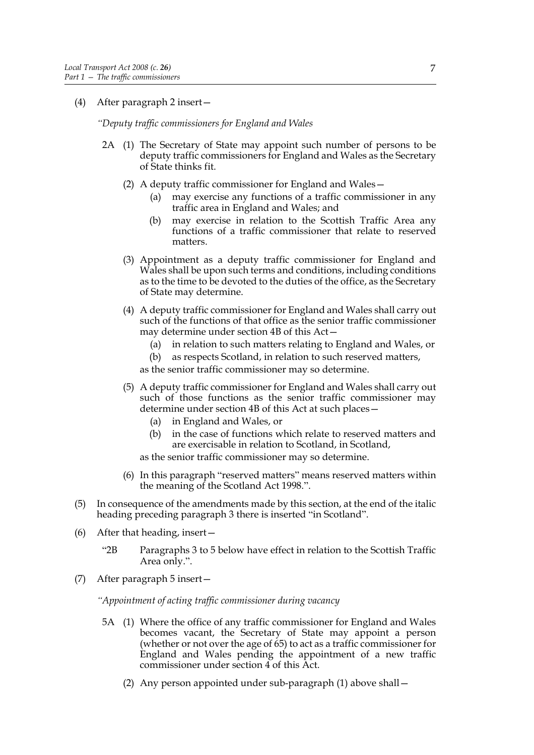(4) After paragraph 2 insert—

*"Deputy traffic commissioners for England and Wales*

2A (1) The Secretary of State may appoint such number of persons to be deputy traffic commissioners for England and Wales as the Secretary of State thinks fit.

(2) A deputy traffic commissioner for England and Wales—

(a) may exercise any functions of a traffic commissioner in any traffic area in England and Wales; and

(b) may exercise in relation to the Scottish Traffic Area any functions of a traffic commissioner that relate to reserved matters.

(3) Appointment as a deputy traffic commissioner for England and Wales shall be upon such terms and conditions, including conditions as to the time to be devoted to the duties of the office, as the Secretary of State may determine.

(4) A deputy traffic commissioner for England and Wales shall carry out such of the functions of that office as the senior traffic commissioner may determine under section 4B of this Act—

(a) in relation to such matters relating to England and Wales, or

(b) as respects Scotland, in relation to such reserved matters,

as the senior traffic commissioner may so determine.

(5) A deputy traffic commissioner for England and Wales shall carry out such of those functions as the senior traffic commissioner may determine under section 4B of this Act at such places—

(a) in England and Wales, or

(b) in the case of functions which relate to reserved matters and are exercisable in relation to Scotland, in Scotland,

as the senior traffic commissioner may so determine.

(6) In this paragraph "reserved matters" means reserved matters within the meaning of the Scotland Act 1998.".

(5) In consequence of the amendments made by this section, at the end of the italic heading preceding paragraph 3 there is inserted "in Scotland".

(6) After that heading, insert—

"2B Paragraphs 3 to 5 below have effect in relation to the Scottish Traffic Area only.".

(7) After paragraph 5 insert—

*"Appointment of acting traffic commissioner during vacancy*

5A (1) Where the office of any traffic commissioner for England and Wales becomes vacant, the Secretary of State may appoint a person (whether or not over the age of 65) to act as a traffic commissioner for England and Wales pending the appointment of a new traffic commissioner under section 4 of this Act.

(2) Any person appointed under sub-paragraph (1) above shall—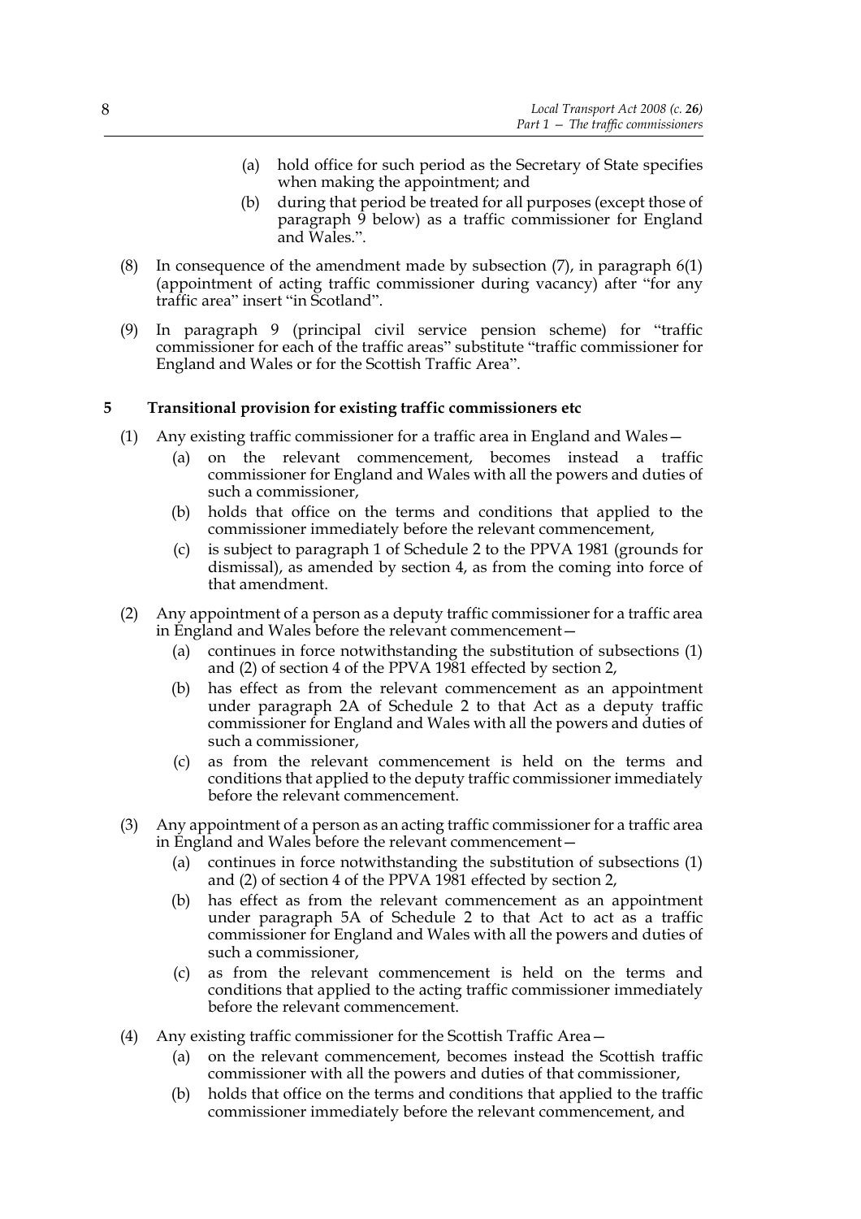(a) hold office for such period as the Secretary of State specifies when making the appointment; and

(b) during that period be treated for all purposes (except those of paragraph 9 below) as a traffic commissioner for England and Wales.".

(8) In consequence of the amendment made by subsection (7), in paragraph 6(1) (appointment of acting traffic commissioner during vacancy) after "for any traffic area" insert "in Scotland".

(9) In paragraph 9 (principal civil service pension scheme) for "traffic commissioner for each of the traffic areas" substitute "traffic commissioner for England and Wales or for the Scottish Traffic Area".

### 5 Transitional provision for existing traffic commissioners etc

(1) Any existing traffic commissioner for a traffic area in England and Wales—

(a) on the relevant commencement, becomes instead a traffic commissioner for England and Wales with all the powers and duties of such a commissioner,

(b) holds that office on the terms and conditions that applied to the commissioner immediately before the relevant commencement,

(c) is subject to paragraph 1 of Schedule 2 to the PPVA 1981 (grounds for dismissal), as amended by section 4, as from the coming into force of that amendment.

(2) Any appointment of a person as a deputy traffic commissioner for a traffic area in England and Wales before the relevant commencement—

(a) continues in force notwithstanding the substitution of subsections (1) and (2) of section 4 of the PPVA 1981 effected by section 2,

(b) has effect as from the relevant commencement as an appointment under paragraph 2A of Schedule 2 to that Act as a deputy traffic commissioner for England and Wales with all the powers and duties of such a commissioner,

(c) as from the relevant commencement is held on the terms and conditions that applied to the deputy traffic commissioner immediately before the relevant commencement.

(3) Any appointment of a person as an acting traffic commissioner for a traffic area in England and Wales before the relevant commencement—

(a) continues in force notwithstanding the substitution of subsections (1) and (2) of section 4 of the PPVA 1981 effected by section 2,

(b) has effect as from the relevant commencement as an appointment under paragraph 5A of Schedule 2 to that Act to act as a traffic commissioner for England and Wales with all the powers and duties of such a commissioner,

(c) as from the relevant commencement is held on the terms and conditions that applied to the acting traffic commissioner immediately before the relevant commencement.

(4) Any existing traffic commissioner for the Scottish Traffic Area—

(a) on the relevant commencement, becomes instead the Scottish traffic commissioner with all the powers and duties of that commissioner,

(b) holds that office on the terms and conditions that applied to the traffic commissioner immediately before the relevant commencement, and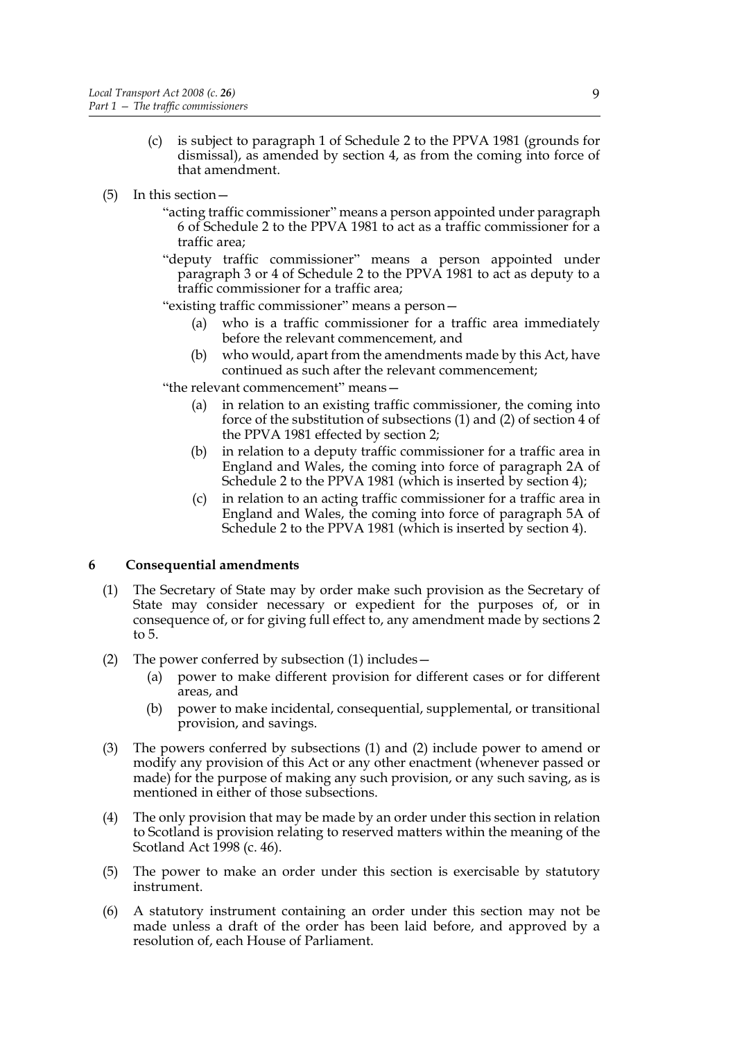(c) is subject to paragraph 1 of Schedule 2 to the PPVA 1981 (grounds for dismissal), as amended by section 4, as from the coming into force of that amendment.

(5) In this section—

"acting traffic commissioner" means a person appointed under paragraph 6 of Schedule 2 to the PPVA 1981 to act as a traffic commissioner for a traffic area;

"deputy traffic commissioner" means a person appointed under paragraph 3 or 4 of Schedule 2 to the PPVA 1981 to act as deputy to a traffic commissioner for a traffic area;

"existing traffic commissioner" means a person—

(a) who is a traffic commissioner for a traffic area immediately before the relevant commencement, and

(b) who would, apart from the amendments made by this Act, have continued as such after the relevant commencement;

"the relevant commencement" means—

(a) in relation to an existing traffic commissioner, the coming into force of the substitution of subsections (1) and (2) of section 4 of the PPVA 1981 effected by section 2;

(b) in relation to a deputy traffic commissioner for a traffic area in England and Wales, the coming into force of paragraph 2A of Schedule 2 to the PPVA 1981 (which is inserted by section 4);

(c) in relation to an acting traffic commissioner for a traffic area in England and Wales, the coming into force of paragraph 5A of Schedule 2 to the PPVA 1981 (which is inserted by section 4).

## 6 Consequential amendments

(1) The Secretary of State may by order make such provision as the Secretary of State may consider necessary or expedient for the purposes of, or in consequence of, or for giving full effect to, any amendment made by sections 2 to 5.

(2) The power conferred by subsection (1) includes—

(a) power to make different provision for different cases or for different areas, and

(b) power to make incidental, consequential, supplemental, or transitional provision, and savings.

(3) The powers conferred by subsections (1) and (2) include power to amend or modify any provision of this Act or any other enactment (whenever passed or made) for the purpose of making any such provision, or any such saving, as is mentioned in either of those subsections.

(4) The only provision that may be made by an order under this section in relation to Scotland is provision relating to reserved matters within the meaning of the Scotland Act 1998 (c. 46).

(5) The power to make an order under this section is exercisable by statutory instrument.

(6) A statutory instrument containing an order under this section may not be made unless a draft of the order has been laid before, and approved by a resolution of, each House of Parliament.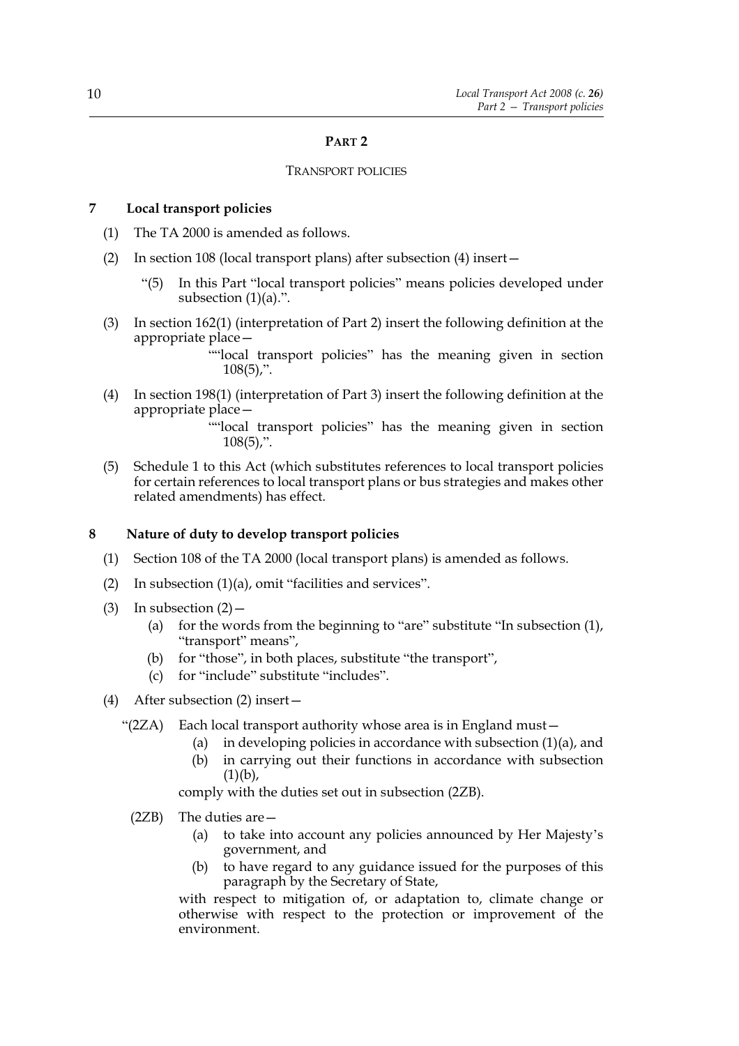## PART 2

### TRANSPORT POLICIES

### 7 Local transport policies

(1) The TA 2000 is amended as follows.

(2) In section 108 (local transport plans) after subsection (4) insert—

"(5) In this Part "local transport policies" means policies developed under subsection (1)(a).".

(3) In section 162(1) (interpretation of Part 2) insert the following definition at the appropriate place—

""local transport policies" has the meaning given in section 108(5),".

(4) In section 198(1) (interpretation of Part 3) insert the following definition at the appropriate place—

""local transport policies" has the meaning given in section 108(5),".

(5) Schedule 1 to this Act (which substitutes references to local transport policies for certain references to local transport plans or bus strategies and makes other related amendments) has effect.

### 8 Nature of duty to develop transport policies

(1) Section 108 of the TA 2000 (local transport plans) is amended as follows.

(2) In subsection (1)(a), omit "facilities and services".

(3) In subsection (2)—

(a) for the words from the beginning to "are" substitute "In subsection (1), "transport" means",

(b) for "those", in both places, substitute "the transport",

(c) for "include" substitute "includes".

(4) After subsection (2) insert—

"(2ZA) Each local transport authority whose area is in England must—

(a) in developing policies in accordance with subsection (1)(a), and

(b) in carrying out their functions in accordance with subsection (1)(b),

comply with the duties set out in subsection (2ZB).

(2ZB) The duties are—

(a) to take into account any policies announced by Her Majesty's government, and

(b) to have regard to any guidance issued for the purposes of this paragraph by the Secretary of State,

with respect to mitigation of, or adaptation to, climate change or otherwise with respect to the protection or improvement of the environment.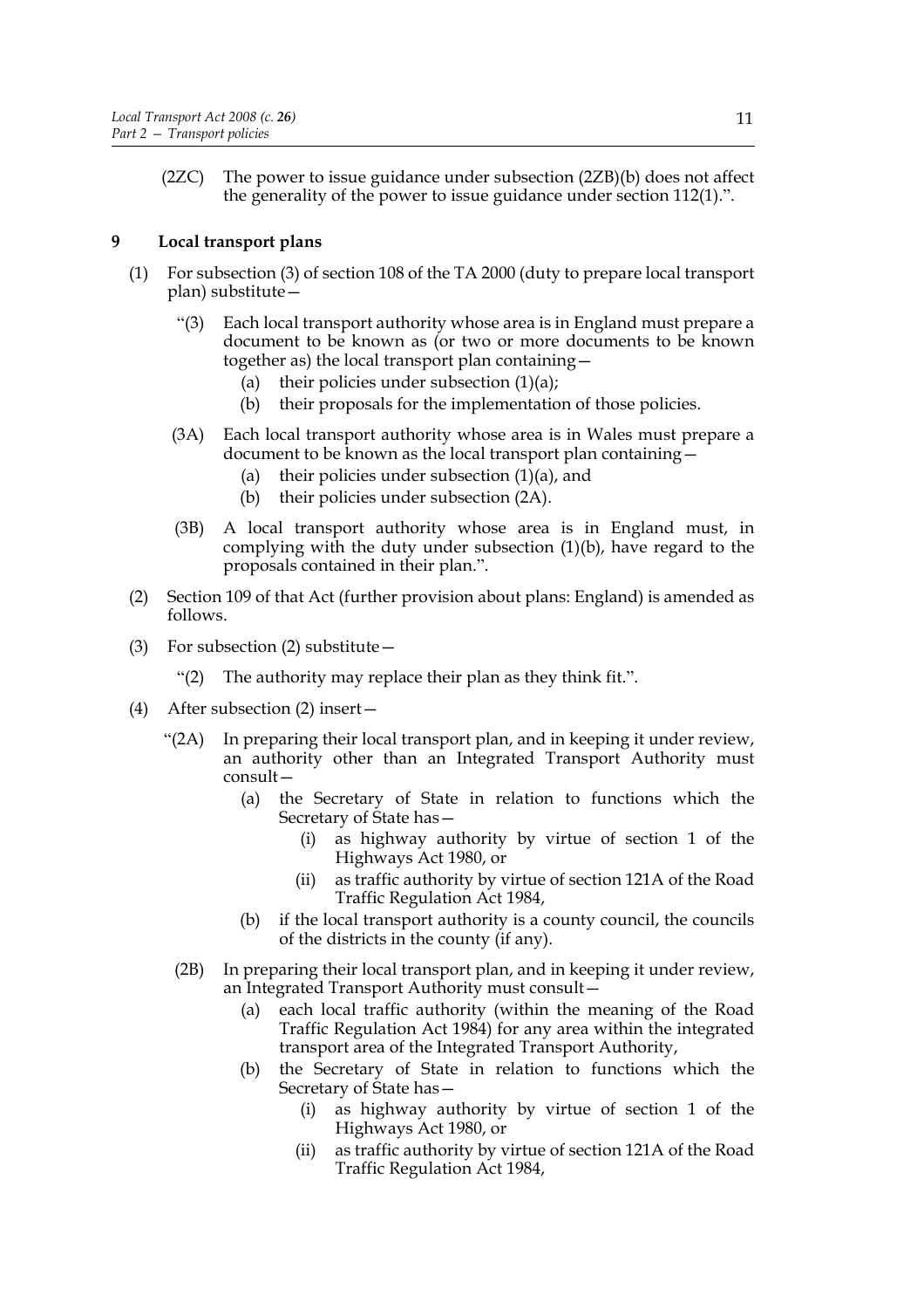(2ZC) The power to issue guidance under subsection (2ZB)(b) does not affect the generality of the power to issue guidance under section 112(1).".

## 9 Local transport plans

(1) For subsection (3) of section 108 of the TA 2000 (duty to prepare local transport plan) substitute—

"(3) Each local transport authority whose area is in England must prepare a document to be known as (or two or more documents to be known together as) the local transport plan containing—

(a) their policies under subsection (1)(a);

(b) their proposals for the implementation of those policies.

(3A) Each local transport authority whose area is in Wales must prepare a document to be known as the local transport plan containing—

(a) their policies under subsection (1)(a), and

(b) their policies under subsection (2A).

(3B) A local transport authority whose area is in England must, in complying with the duty under subsection (1)(b), have regard to the proposals contained in their plan.".

(2) Section 109 of that Act (further provision about plans: England) is amended as follows.

(3) For subsection (2) substitute—

"(2) The authority may replace their plan as they think fit.".

(4) After subsection (2) insert—

"(2A) In preparing their local transport plan, and in keeping it under review, an authority other than an Integrated Transport Authority must consult—

(a) the Secretary of State in relation to functions which the Secretary of State has—

(i) as highway authority by virtue of section 1 of the Highways Act 1980, or

(ii) as traffic authority by virtue of section 121A of the Road Traffic Regulation Act 1984,

(b) if the local transport authority is a county council, the councils of the districts in the county (if any).

(2B) In preparing their local transport plan, and in keeping it under review, an Integrated Transport Authority must consult—

(a) each local traffic authority (within the meaning of the Road Traffic Regulation Act 1984) for any area within the integrated transport area of the Integrated Transport Authority,

(b) the Secretary of State in relation to functions which the Secretary of State has—

(i) as highway authority by virtue of section 1 of the Highways Act 1980, or

(ii) as traffic authority by virtue of section 121A of the Road Traffic Regulation Act 1984,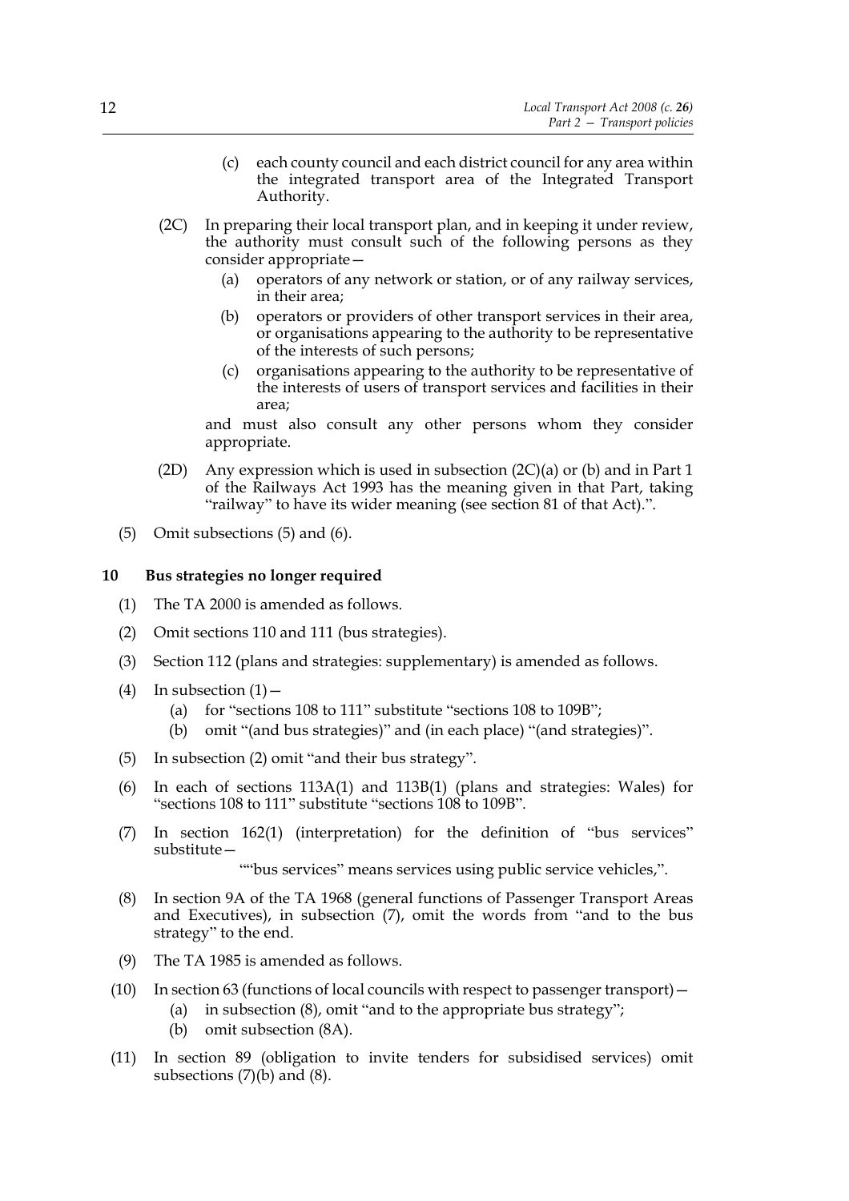(c) each county council and each district council for any area within the integrated transport area of the Integrated Transport Authority.

(2C) In preparing their local transport plan, and in keeping it under review, the authority must consult such of the following persons as they consider appropriate—

(a) operators of any network or station, or of any railway services, in their area;

(b) operators or providers of other transport services in their area, or organisations appearing to the authority to be representative of the interests of such persons;

(c) organisations appearing to the authority to be representative of the interests of users of transport services and facilities in their area;

and must also consult any other persons whom they consider appropriate.

(2D) Any expression which is used in subsection (2C)(a) or (b) and in Part 1 of the Railways Act 1993 has the meaning given in that Part, taking "railway" to have its wider meaning (see section 81 of that Act).".

(5) Omit subsections (5) and (6).

**10 Bus strategies no longer required**

(1) The TA 2000 is amended as follows.

(2) Omit sections 110 and 111 (bus strategies).

(3) Section 112 (plans and strategies: supplementary) is amended as follows.

(4) In subsection (1)—

(a) for "sections 108 to 111" substitute "sections 108 to 109B";

(b) omit "(and bus strategies)" and (in each place) "(and strategies)".

(5) In subsection (2) omit "and their bus strategy".

(6) In each of sections 113A(1) and 113B(1) (plans and strategies: Wales) for "sections 108 to 111" substitute "sections 108 to 109B".

(7) In section 162(1) (interpretation) for the definition of "bus services" substitute—

""bus services" means services using public service vehicles,".

(8) In section 9A of the TA 1968 (general functions of Passenger Transport Areas and Executives), in subsection (7), omit the words from "and to the bus strategy" to the end.

(9) The TA 1985 is amended as follows.

(10) In section 63 (functions of local councils with respect to passenger transport)—

(a) in subsection (8), omit "and to the appropriate bus strategy";

(b) omit subsection (8A).

(11) In section 89 (obligation to invite tenders for subsidised services) omit subsections (7)(b) and (8).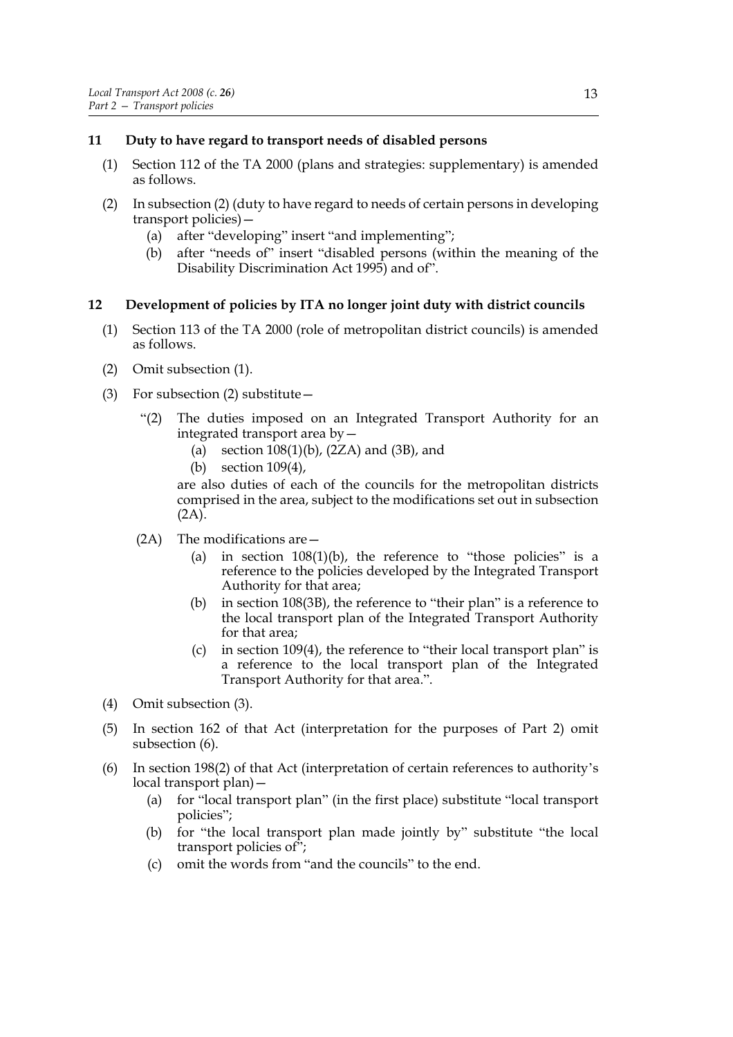### 11 Duty to have regard to transport needs of disabled persons

(1) Section 112 of the TA 2000 (plans and strategies: supplementary) is amended as follows.

(2) In subsection (2) (duty to have regard to needs of certain persons in developing transport policies)—

  (a) after "developing" insert "and implementing";

  (b) after "needs of" insert "disabled persons (within the meaning of the Disability Discrimination Act 1995) and of".

### 12 Development of policies by ITA no longer joint duty with district councils

(1) Section 113 of the TA 2000 (role of metropolitan district councils) is amended as follows.

(2) Omit subsection (1).

(3) For subsection (2) substitute—

  "(2) The duties imposed on an Integrated Transport Authority for an integrated transport area by—

    (a) section 108(1)(b), (2ZA) and (3B), and

    (b) section 109(4),

  are also duties of each of the councils for the metropolitan districts comprised in the area, subject to the modifications set out in subsection (2A).

  (2A) The modifications are—

    (a) in section 108(1)(b), the reference to "those policies" is a reference to the policies developed by the Integrated Transport Authority for that area;

    (b) in section 108(3B), the reference to "their plan" is a reference to the local transport plan of the Integrated Transport Authority for that area;

    (c) in section 109(4), the reference to "their local transport plan" is a reference to the local transport plan of the Integrated Transport Authority for that area.".

(4) Omit subsection (3).

(5) In section 162 of that Act (interpretation for the purposes of Part 2) omit subsection (6).

(6) In section 198(2) of that Act (interpretation of certain references to authority's local transport plan)—

  (a) for "local transport plan" (in the first place) substitute "local transport policies";

  (b) for "the local transport plan made jointly by" substitute "the local transport policies of";

  (c) omit the words from "and the councils" to the end.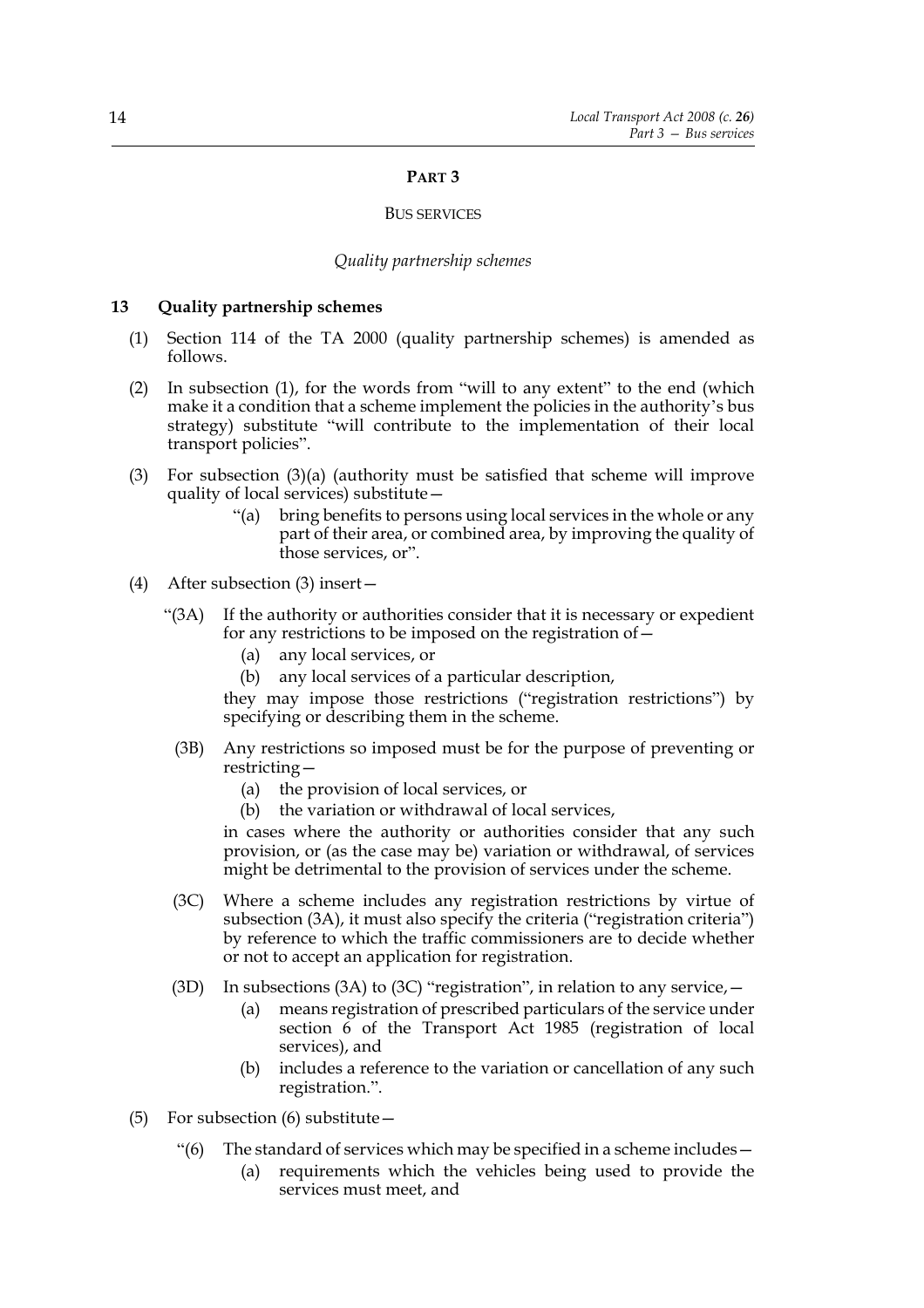## PART 3

### BUS SERVICES

*Quality partnership schemes*

**13 Quality partnership schemes**

(1) Section 114 of the TA 2000 (quality partnership schemes) is amended as follows.

(2) In subsection (1), for the words from "will to any extent" to the end (which make it a condition that a scheme implement the policies in the authority's bus strategy) substitute "will contribute to the implementation of their local transport policies".

(3) For subsection (3)(a) (authority must be satisfied that scheme will improve quality of local services) substitute—

"(a) bring benefits to persons using local services in the whole or any part of their area, or combined area, by improving the quality of those services, or".

(4) After subsection (3) insert—

"(3A) If the authority or authorities consider that it is necessary or expedient for any restrictions to be imposed on the registration of—

(a) any local services, or

(b) any local services of a particular description,

they may impose those restrictions ("registration restrictions") by specifying or describing them in the scheme.

(3B) Any restrictions so imposed must be for the purpose of preventing or restricting—

(a) the provision of local services, or

(b) the variation or withdrawal of local services,

in cases where the authority or authorities consider that any such provision, or (as the case may be) variation or withdrawal, of services might be detrimental to the provision of services under the scheme.

(3C) Where a scheme includes any registration restrictions by virtue of subsection (3A), it must also specify the criteria ("registration criteria") by reference to which the traffic commissioners are to decide whether or not to accept an application for registration.

(3D) In subsections (3A) to (3C) "registration", in relation to any service,—

(a) means registration of prescribed particulars of the service under section 6 of the Transport Act 1985 (registration of local services), and

(b) includes a reference to the variation or cancellation of any such registration.".

(5) For subsection (6) substitute—

"(6) The standard of services which may be specified in a scheme includes—

(a) requirements which the vehicles being used to provide the services must meet, and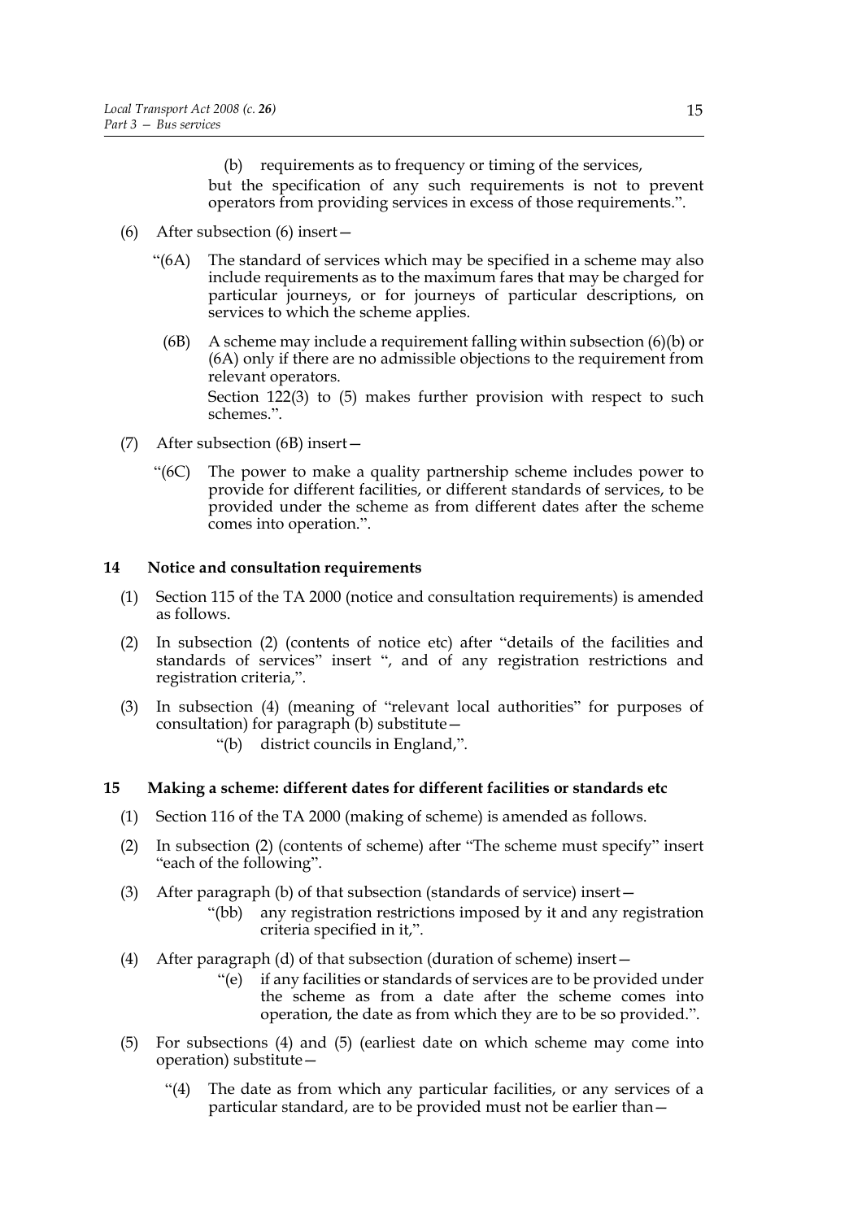(b) requirements as to frequency or timing of the services,

but the specification of any such requirements is not to prevent operators from providing services in excess of those requirements.".

(6) After subsection (6) insert—

"(6A) The standard of services which may be specified in a scheme may also include requirements as to the maximum fares that may be charged for particular journeys, or for journeys of particular descriptions, on services to which the scheme applies.

(6B) A scheme may include a requirement falling within subsection (6)(b) or (6A) only if there are no admissible objections to the requirement from relevant operators.

Section 122(3) to (5) makes further provision with respect to such schemes.".

(7) After subsection (6B) insert—

"(6C) The power to make a quality partnership scheme includes power to provide for different facilities, or different standards of services, to be provided under the scheme as from different dates after the scheme comes into operation.".

## 14 Notice and consultation requirements

(1) Section 115 of the TA 2000 (notice and consultation requirements) is amended as follows.

(2) In subsection (2) (contents of notice etc) after "details of the facilities and standards of services" insert ", and of any registration restrictions and registration criteria,".

(3) In subsection (4) (meaning of "relevant local authorities" for purposes of consultation) for paragraph (b) substitute—

"(b) district councils in England,".

## 15 Making a scheme: different dates for different facilities or standards etc

(1) Section 116 of the TA 2000 (making of scheme) is amended as follows.

(2) In subsection (2) (contents of scheme) after "The scheme must specify" insert "each of the following".

(3) After paragraph (b) of that subsection (standards of service) insert—

"(bb) any registration restrictions imposed by it and any registration criteria specified in it,".

(4) After paragraph (d) of that subsection (duration of scheme) insert—

"(e) if any facilities or standards of services are to be provided under the scheme as from a date after the scheme comes into operation, the date as from which they are to be so provided.".

(5) For subsections (4) and (5) (earliest date on which scheme may come into operation) substitute—

"(4) The date as from which any particular facilities, or any services of a particular standard, are to be provided must not be earlier than—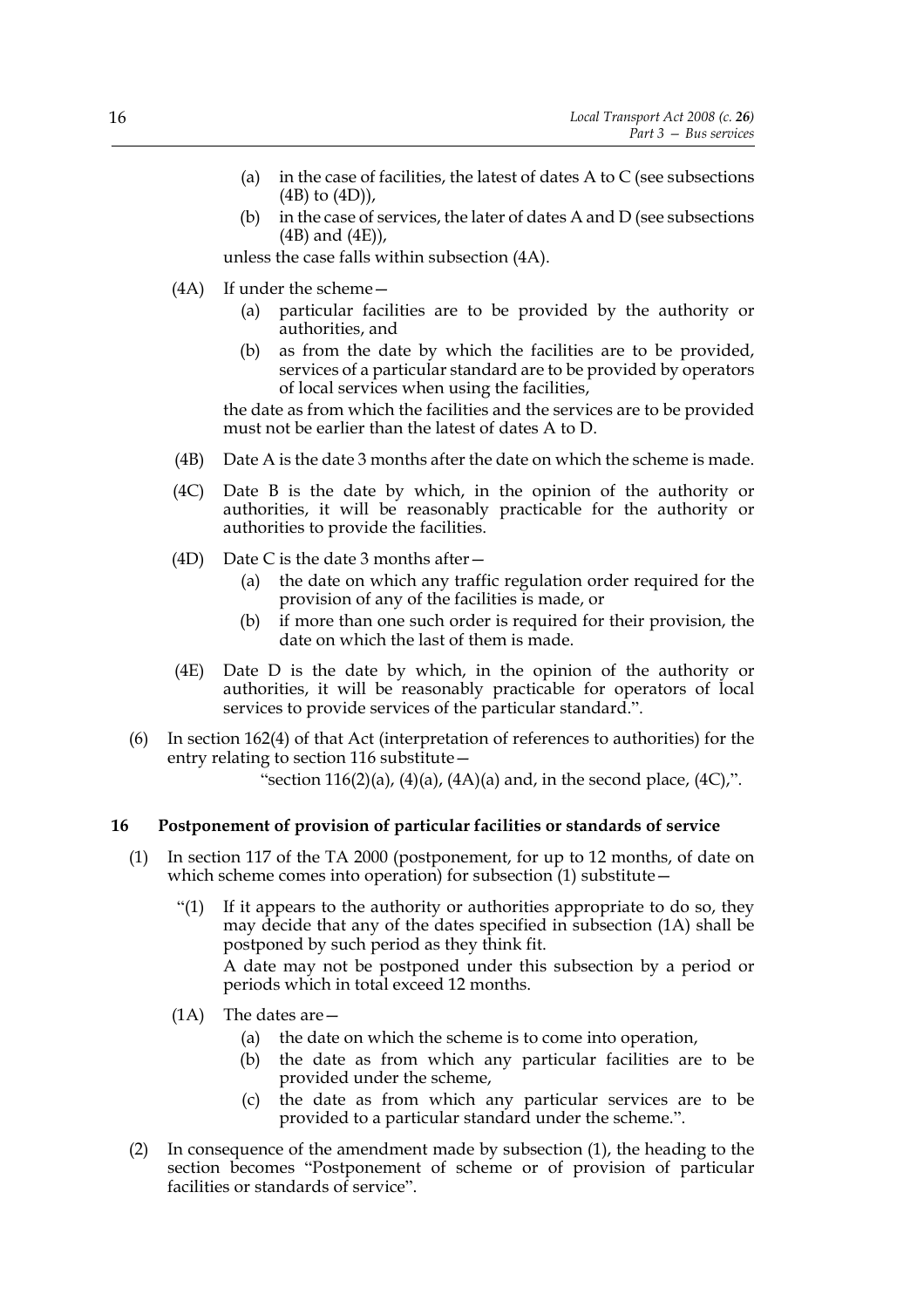(a) in the case of facilities, the latest of dates A to C (see subsections (4B) to (4D)),

(b) in the case of services, the later of dates A and D (see subsections (4B) and (4E)),

unless the case falls within subsection (4A).

(4A) If under the scheme—

(a) particular facilities are to be provided by the authority or authorities, and

(b) as from the date by which the facilities are to be provided, services of a particular standard are to be provided by operators of local services when using the facilities,

the date as from which the facilities and the services are to be provided must not be earlier than the latest of dates A to D.

(4B) Date A is the date 3 months after the date on which the scheme is made.

(4C) Date B is the date by which, in the opinion of the authority or authorities, it will be reasonably practicable for the authority or authorities to provide the facilities.

(4D) Date C is the date 3 months after—

(a) the date on which any traffic regulation order required for the provision of any of the facilities is made, or

(b) if more than one such order is required for their provision, the date on which the last of them is made.

(4E) Date D is the date by which, in the opinion of the authority or authorities, it will be reasonably practicable for operators of local services to provide services of the particular standard.".

(6) In section 162(4) of that Act (interpretation of references to authorities) for the entry relating to section 116 substitute—

"section 116(2)(a), (4)(a), (4A)(a) and, in the second place, (4C),".

## 16 Postponement of provision of particular facilities or standards of service

(1) In section 117 of the TA 2000 (postponement, for up to 12 months, of date on which scheme comes into operation) for subsection (1) substitute—

"(1) If it appears to the authority or authorities appropriate to do so, they may decide that any of the dates specified in subsection (1A) shall be postponed by such period as they think fit.

A date may not be postponed under this subsection by a period or periods which in total exceed 12 months.

(1A) The dates are—

(a) the date on which the scheme is to come into operation,

(b) the date as from which any particular facilities are to be provided under the scheme,

(c) the date as from which any particular services are to be provided to a particular standard under the scheme.".

(2) In consequence of the amendment made by subsection (1), the heading to the section becomes "Postponement of scheme or of provision of particular facilities or standards of service".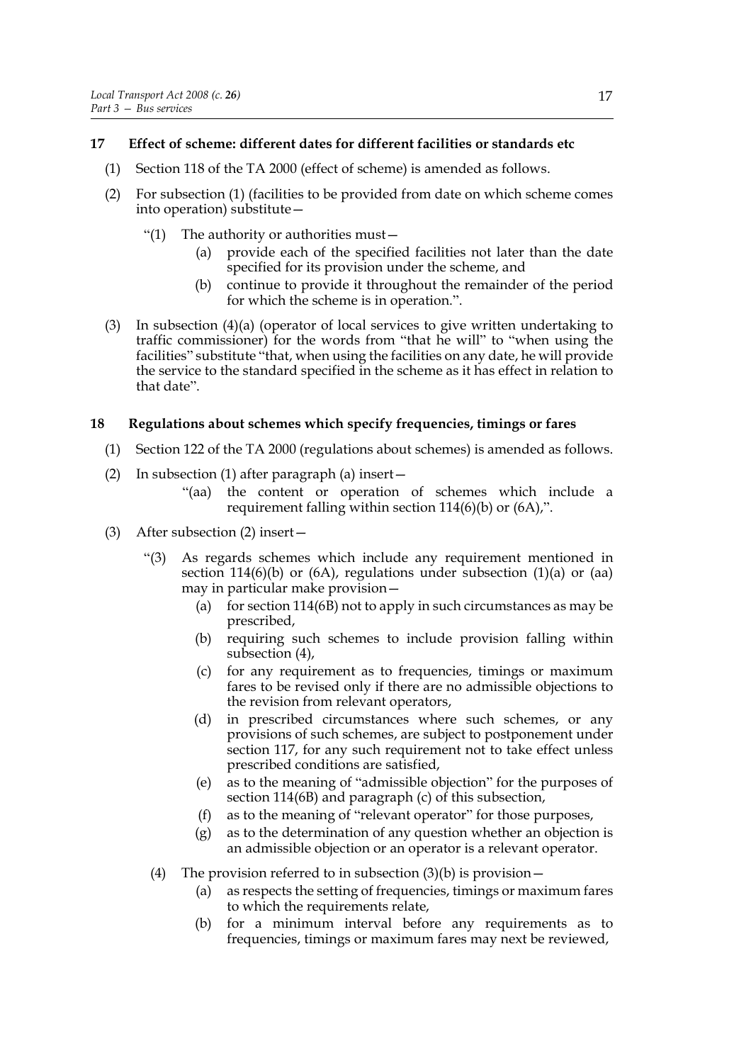### 17 Effect of scheme: different dates for different facilities or standards etc

(1) Section 118 of the TA 2000 (effect of scheme) is amended as follows.

(2) For subsection (1) (facilities to be provided from date on which scheme comes into operation) substitute—

"(1) The authority or authorities must—

(a) provide each of the specified facilities not later than the date specified for its provision under the scheme, and

(b) continue to provide it throughout the remainder of the period for which the scheme is in operation.".

(3) In subsection (4)(a) (operator of local services to give written undertaking to traffic commissioner) for the words from "that he will" to "when using the facilities" substitute "that, when using the facilities on any date, he will provide the service to the standard specified in the scheme as it has effect in relation to that date".

### 18 Regulations about schemes which specify frequencies, timings or fares

(1) Section 122 of the TA 2000 (regulations about schemes) is amended as follows.

(2) In subsection (1) after paragraph (a) insert—

"(aa) the content or operation of schemes which include a requirement falling within section 114(6)(b) or (6A),".

(3) After subsection (2) insert—

"(3) As regards schemes which include any requirement mentioned in section 114(6)(b) or (6A), regulations under subsection (1)(a) or (aa) may in particular make provision—

(a) for section 114(6B) not to apply in such circumstances as may be prescribed,

(b) requiring such schemes to include provision falling within subsection (4),

(c) for any requirement as to frequencies, timings or maximum fares to be revised only if there are no admissible objections to the revision from relevant operators,

(d) in prescribed circumstances where such schemes, or any provisions of such schemes, are subject to postponement under section 117, for any such requirement not to take effect unless prescribed conditions are satisfied,

(e) as to the meaning of "admissible objection" for the purposes of section 114(6B) and paragraph (c) of this subsection,

(f) as to the meaning of "relevant operator" for those purposes,

(g) as to the determination of any question whether an objection is an admissible objection or an operator is a relevant operator.

(4) The provision referred to in subsection (3)(b) is provision—

(a) as respects the setting of frequencies, timings or maximum fares to which the requirements relate,

(b) for a minimum interval before any requirements as to frequencies, timings or maximum fares may next be reviewed,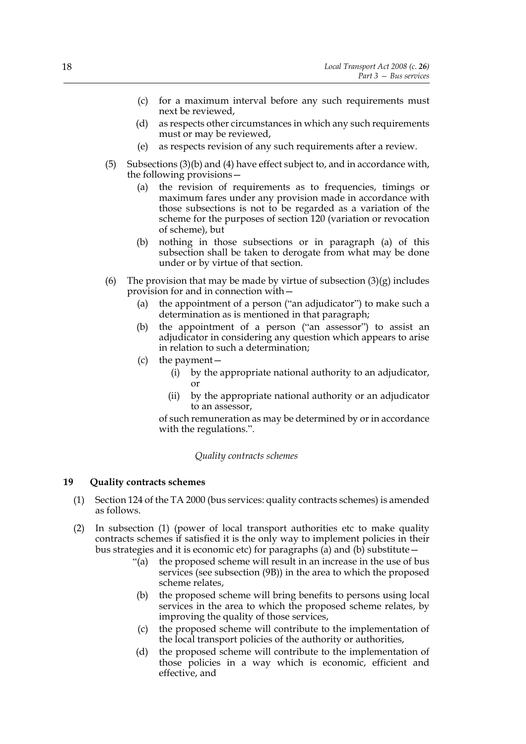(c) for a maximum interval before any such requirements must next be reviewed,

(d) as respects other circumstances in which any such requirements must or may be reviewed,

(e) as respects revision of any such requirements after a review.

(5) Subsections (3)(b) and (4) have effect subject to, and in accordance with, the following provisions—

(a) the revision of requirements as to frequencies, timings or maximum fares under any provision made in accordance with those subsections is not to be regarded as a variation of the scheme for the purposes of section 120 (variation or revocation of scheme), but

(b) nothing in those subsections or in paragraph (a) of this subsection shall be taken to derogate from what may be done under or by virtue of that section.

(6) The provision that may be made by virtue of subsection (3)(g) includes provision for and in connection with—

(a) the appointment of a person ("an adjudicator") to make such a determination as is mentioned in that paragraph;

(b) the appointment of a person ("an assessor") to assist an adjudicator in considering any question which appears to arise in relation to such a determination;

(c) the payment—

(i) by the appropriate national authority to an adjudicator, or

(ii) by the appropriate national authority or an adjudicator to an assessor,

of such remuneration as may be determined by or in accordance with the regulations.".

*Quality contracts schemes*

## 19 Quality contracts schemes

(1) Section 124 of the TA 2000 (bus services: quality contracts schemes) is amended as follows.

(2) In subsection (1) (power of local transport authorities etc to make quality contracts schemes if satisfied it is the only way to implement policies in their bus strategies and it is economic etc) for paragraphs (a) and (b) substitute—

"(a) the proposed scheme will result in an increase in the use of bus services (see subsection (9B)) in the area to which the proposed scheme relates,

(b) the proposed scheme will bring benefits to persons using local services in the area to which the proposed scheme relates, by improving the quality of those services,

(c) the proposed scheme will contribute to the implementation of the local transport policies of the authority or authorities,

(d) the proposed scheme will contribute to the implementation of those policies in a way which is economic, efficient and effective, and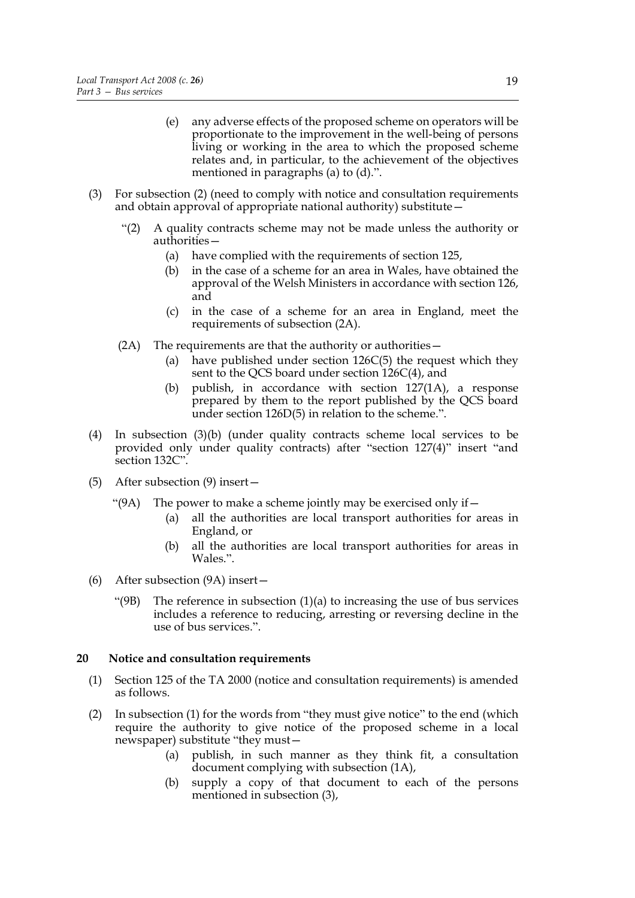(e) any adverse effects of the proposed scheme on operators will be proportionate to the improvement in the well-being of persons living or working in the area to which the proposed scheme relates and, in particular, to the achievement of the objectives mentioned in paragraphs (a) to (d).".

(3) For subsection (2) (need to comply with notice and consultation requirements and obtain approval of appropriate national authority) substitute—

"(2) A quality contracts scheme may not be made unless the authority or authorities—

(a) have complied with the requirements of section 125,

(b) in the case of a scheme for an area in Wales, have obtained the approval of the Welsh Ministers in accordance with section 126, and

(c) in the case of a scheme for an area in England, meet the requirements of subsection (2A).

(2A) The requirements are that the authority or authorities—

(a) have published under section 126C(5) the request which they sent to the QCS board under section 126C(4), and

(b) publish, in accordance with section 127(1A), a response prepared by them to the report published by the QCS board under section 126D(5) in relation to the scheme.".

(4) In subsection (3)(b) (under quality contracts scheme local services to be provided only under quality contracts) after "section 127(4)" insert "and section 132C".

(5) After subsection (9) insert—

"(9A) The power to make a scheme jointly may be exercised only if—

(a) all the authorities are local transport authorities for areas in England, or

(b) all the authorities are local transport authorities for areas in Wales.".

(6) After subsection (9A) insert—

"(9B) The reference in subsection (1)(a) to increasing the use of bus services includes a reference to reducing, arresting or reversing decline in the use of bus services.".

**20 Notice and consultation requirements**

(1) Section 125 of the TA 2000 (notice and consultation requirements) is amended as follows.

(2) In subsection (1) for the words from "they must give notice" to the end (which require the authority to give notice of the proposed scheme in a local newspaper) substitute "they must—

(a) publish, in such manner as they think fit, a consultation document complying with subsection (1A),

(b) supply a copy of that document to each of the persons mentioned in subsection (3),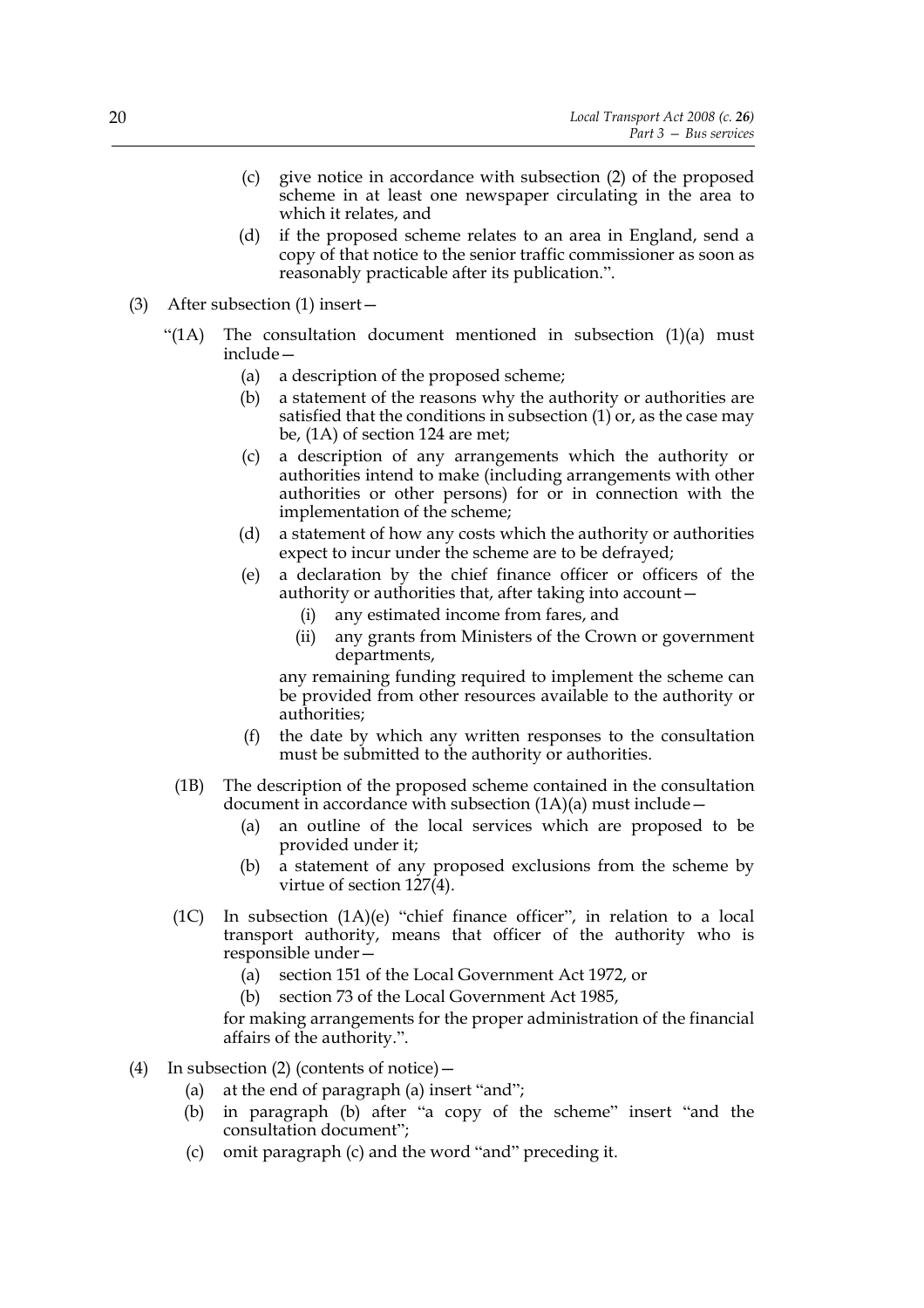(c) give notice in accordance with subsection (2) of the proposed scheme in at least one newspaper circulating in the area to which it relates, and

(d) if the proposed scheme relates to an area in England, send a copy of that notice to the senior traffic commissioner as soon as reasonably practicable after its publication.".

(3) After subsection (1) insert—

"(1A) The consultation document mentioned in subsection (1)(a) must include—

(a) a description of the proposed scheme;

(b) a statement of the reasons why the authority or authorities are satisfied that the conditions in subsection (1) or, as the case may be, (1A) of section 124 are met;

(c) a description of any arrangements which the authority or authorities intend to make (including arrangements with other authorities or other persons) for or in connection with the implementation of the scheme;

(d) a statement of how any costs which the authority or authorities expect to incur under the scheme are to be defrayed;

(e) a declaration by the chief finance officer or officers of the authority or authorities that, after taking into account—

(i) any estimated income from fares, and

(ii) any grants from Ministers of the Crown or government departments,

any remaining funding required to implement the scheme can be provided from other resources available to the authority or authorities;

(f) the date by which any written responses to the consultation must be submitted to the authority or authorities.

(1B) The description of the proposed scheme contained in the consultation document in accordance with subsection (1A)(a) must include—

(a) an outline of the local services which are proposed to be provided under it;

(b) a statement of any proposed exclusions from the scheme by virtue of section 127(4).

(1C) In subsection (1A)(e) "chief finance officer", in relation to a local transport authority, means that officer of the authority who is responsible under—

(a) section 151 of the Local Government Act 1972, or

(b) section 73 of the Local Government Act 1985,

for making arrangements for the proper administration of the financial affairs of the authority.".

(4) In subsection (2) (contents of notice)—

(a) at the end of paragraph (a) insert "and";

(b) in paragraph (b) after "a copy of the scheme" insert "and the consultation document";

(c) omit paragraph (c) and the word "and" preceding it.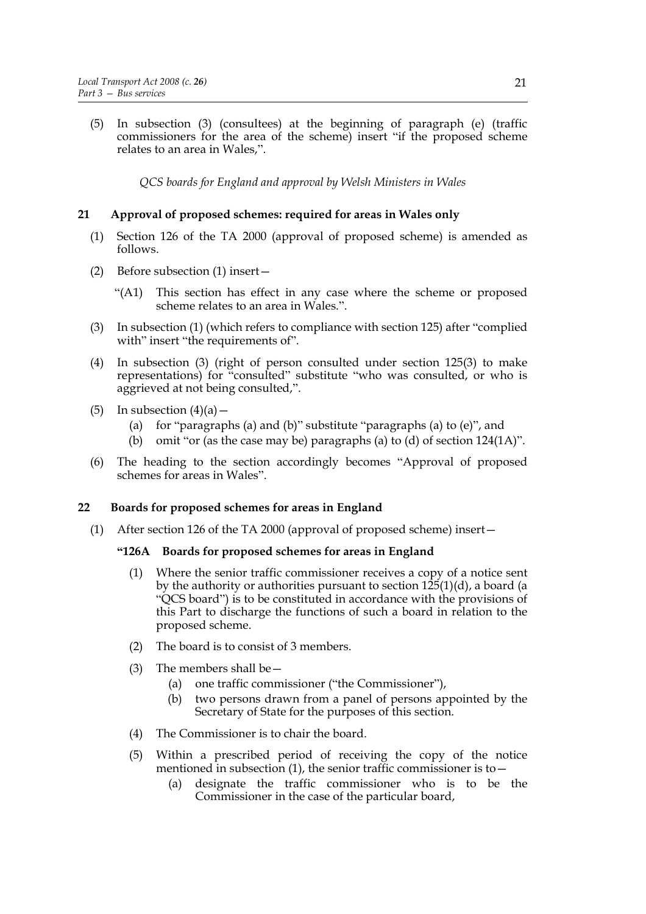(5) In subsection (3) (consultees) at the beginning of paragraph (e) (traffic commissioners for the area of the scheme) insert "if the proposed scheme relates to an area in Wales,".

*QCS boards for England and approval by Welsh Ministers in Wales*

## 21 Approval of proposed schemes: required for areas in Wales only

(1) Section 126 of the TA 2000 (approval of proposed scheme) is amended as follows.

(2) Before subsection (1) insert—

"(A1) This section has effect in any case where the scheme or proposed scheme relates to an area in Wales.".

(3) In subsection (1) (which refers to compliance with section 125) after "complied with" insert "the requirements of".

(4) In subsection (3) (right of person consulted under section 125(3) to make representations) for "consulted" substitute "who was consulted, or who is aggrieved at not being consulted,".

(5) In subsection (4)(a)—

- (a) for "paragraphs (a) and (b)" substitute "paragraphs (a) to (e)", and
- (b) omit "or (as the case may be) paragraphs (a) to (d) of section 124(1A)".

(6) The heading to the section accordingly becomes "Approval of proposed schemes for areas in Wales".

## 22 Boards for proposed schemes for areas in England

(1) After section 126 of the TA 2000 (approval of proposed scheme) insert—

**"126A Boards for proposed schemes for areas in England**

(1) Where the senior traffic commissioner receives a copy of a notice sent by the authority or authorities pursuant to section 125(1)(d), a board (a "QCS board") is to be constituted in accordance with the provisions of this Part to discharge the functions of such a board in relation to the proposed scheme.

(2) The board is to consist of 3 members.

(3) The members shall be—

- (a) one traffic commissioner ("the Commissioner"),
- (b) two persons drawn from a panel of persons appointed by the Secretary of State for the purposes of this section.

(4) The Commissioner is to chair the board.

(5) Within a prescribed period of receiving the copy of the notice mentioned in subsection (1), the senior traffic commissioner is to—

- (a) designate the traffic commissioner who is to be the Commissioner in the case of the particular board,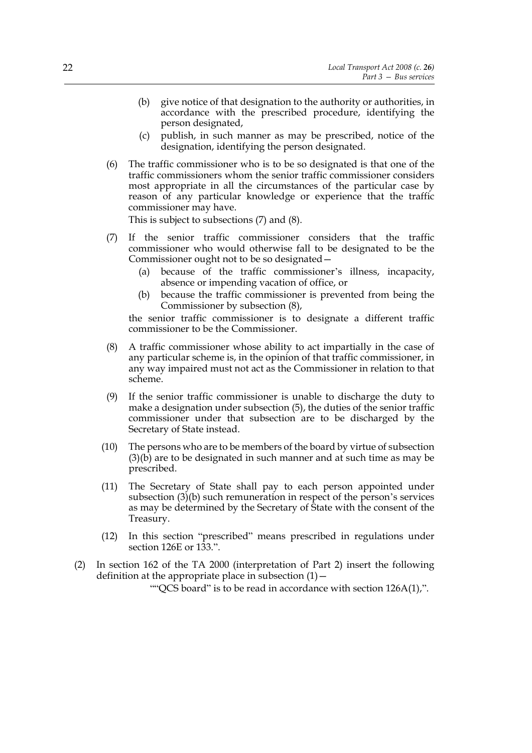(b) give notice of that designation to the authority or authorities, in accordance with the prescribed procedure, identifying the person designated,

(c) publish, in such manner as may be prescribed, notice of the designation, identifying the person designated.

(6) The traffic commissioner who is to be so designated is that one of the traffic commissioners whom the senior traffic commissioner considers most appropriate in all the circumstances of the particular case by reason of any particular knowledge or experience that the traffic commissioner may have.

This is subject to subsections (7) and (8).

(7) If the senior traffic commissioner considers that the traffic commissioner who would otherwise fall to be designated to be the Commissioner ought not to be so designated—

(a) because of the traffic commissioner's illness, incapacity, absence or impending vacation of office, or

(b) because the traffic commissioner is prevented from being the Commissioner by subsection (8),

the senior traffic commissioner is to designate a different traffic commissioner to be the Commissioner.

(8) A traffic commissioner whose ability to act impartially in the case of any particular scheme is, in the opinion of that traffic commissioner, in any way impaired must not act as the Commissioner in relation to that scheme.

(9) If the senior traffic commissioner is unable to discharge the duty to make a designation under subsection (5), the duties of the senior traffic commissioner under that subsection are to be discharged by the Secretary of State instead.

(10) The persons who are to be members of the board by virtue of subsection (3)(b) are to be designated in such manner and at such time as may be prescribed.

(11) The Secretary of State shall pay to each person appointed under subsection (3)(b) such remuneration in respect of the person's services as may be determined by the Secretary of State with the consent of the Treasury.

(12) In this section "prescribed" means prescribed in regulations under section 126E or 133.".

(2) In section 162 of the TA 2000 (interpretation of Part 2) insert the following definition at the appropriate place in subsection (1)—

""QCS board" is to be read in accordance with section 126A(1),".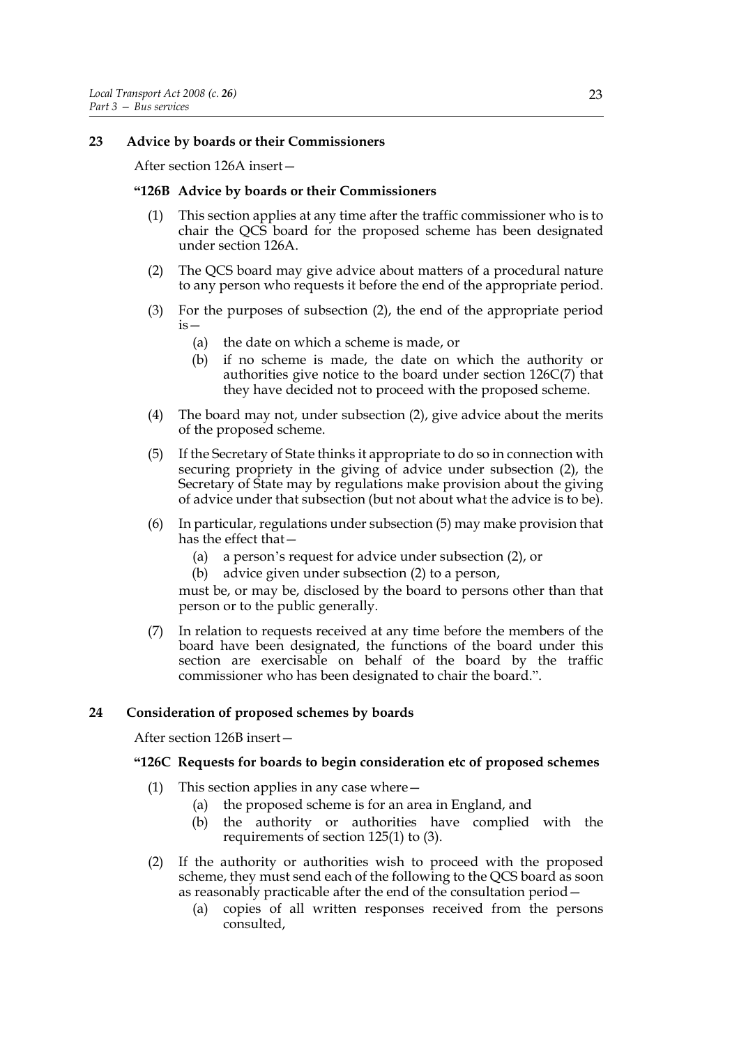### 23 Advice by boards or their Commissioners

After section 126A insert—

**"126B Advice by boards or their Commissioners**

(1) This section applies at any time after the traffic commissioner who is to chair the QCS board for the proposed scheme has been designated under section 126A.

(2) The QCS board may give advice about matters of a procedural nature to any person who requests it before the end of the appropriate period.

(3) For the purposes of subsection (2), the end of the appropriate period is—

(a) the date on which a scheme is made, or

(b) if no scheme is made, the date on which the authority or authorities give notice to the board under section 126C(7) that they have decided not to proceed with the proposed scheme.

(4) The board may not, under subsection (2), give advice about the merits of the proposed scheme.

(5) If the Secretary of State thinks it appropriate to do so in connection with securing propriety in the giving of advice under subsection (2), the Secretary of State may by regulations make provision about the giving of advice under that subsection (but not about what the advice is to be).

(6) In particular, regulations under subsection (5) may make provision that has the effect that—

(a) a person's request for advice under subsection (2), or

(b) advice given under subsection (2) to a person,

must be, or may be, disclosed by the board to persons other than that person or to the public generally.

(7) In relation to requests received at any time before the members of the board have been designated, the functions of the board under this section are exercisable on behalf of the board by the traffic commissioner who has been designated to chair the board.".

### 24 Consideration of proposed schemes by boards

After section 126B insert—

**"126C Requests for boards to begin consideration etc of proposed schemes**

(1) This section applies in any case where—

(a) the proposed scheme is for an area in England, and

(b) the authority or authorities have complied with the requirements of section 125(1) to (3).

(2) If the authority or authorities wish to proceed with the proposed scheme, they must send each of the following to the QCS board as soon as reasonably practicable after the end of the consultation period—

(a) copies of all written responses received from the persons consulted,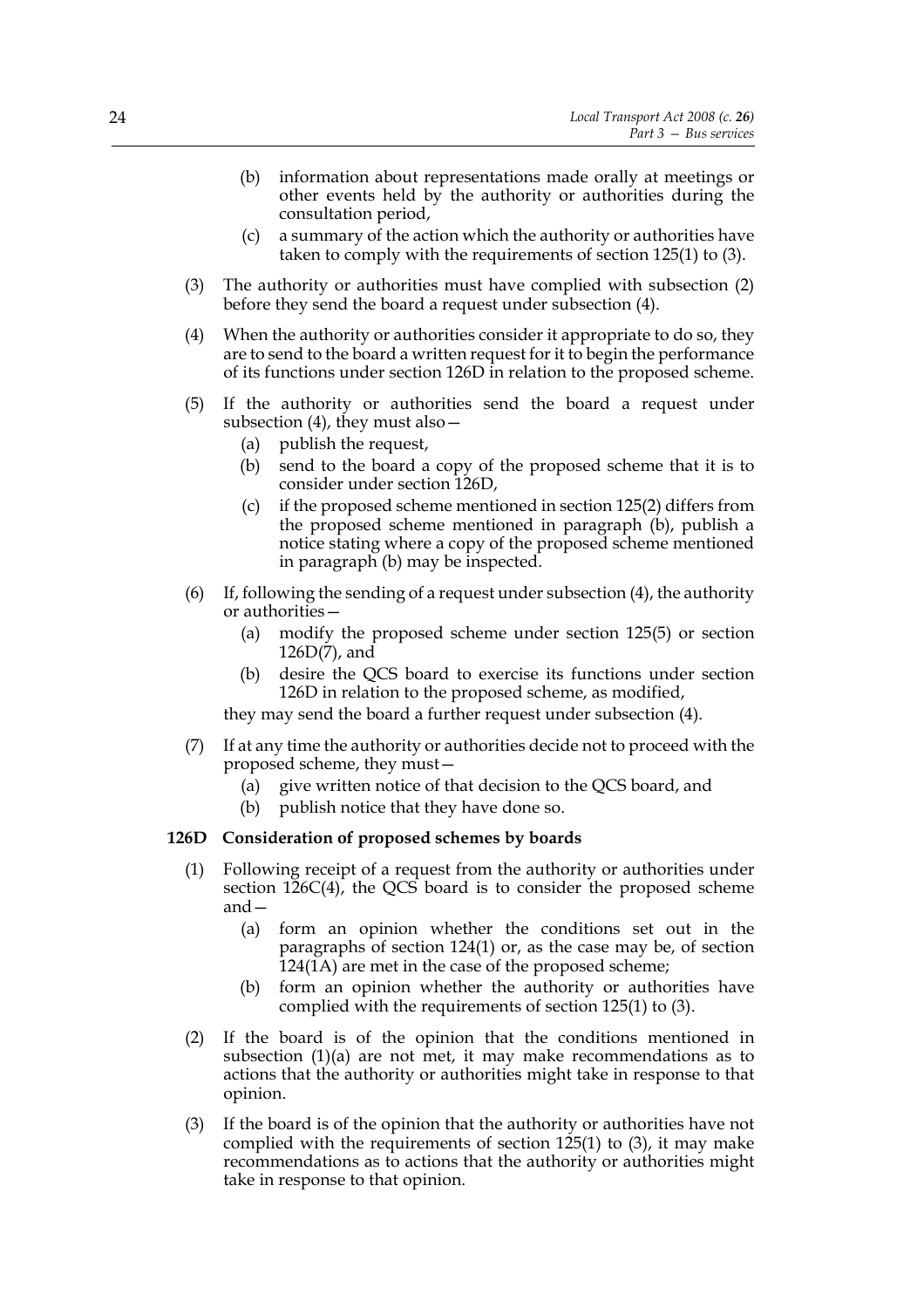(b) information about representations made orally at meetings or other events held by the authority or authorities during the consultation period,

(c) a summary of the action which the authority or authorities have taken to comply with the requirements of section 125(1) to (3).

(3) The authority or authorities must have complied with subsection (2) before they send the board a request under subsection (4).

(4) When the authority or authorities consider it appropriate to do so, they are to send to the board a written request for it to begin the performance of its functions under section 126D in relation to the proposed scheme.

(5) If the authority or authorities send the board a request under subsection (4), they must also—

(a) publish the request,

(b) send to the board a copy of the proposed scheme that it is to consider under section 126D,

(c) if the proposed scheme mentioned in section 125(2) differs from the proposed scheme mentioned in paragraph (b), publish a notice stating where a copy of the proposed scheme mentioned in paragraph (b) may be inspected.

(6) If, following the sending of a request under subsection (4), the authority or authorities—

(a) modify the proposed scheme under section 125(5) or section 126D(7), and

(b) desire the QCS board to exercise its functions under section 126D in relation to the proposed scheme, as modified,

they may send the board a further request under subsection (4).

(7) If at any time the authority or authorities decide not to proceed with the proposed scheme, they must—

(a) give written notice of that decision to the QCS board, and

(b) publish notice that they have done so.

### 126D Consideration of proposed schemes by boards

(1) Following receipt of a request from the authority or authorities under section 126C(4), the QCS board is to consider the proposed scheme and—

(a) form an opinion whether the conditions set out in the paragraphs of section 124(1) or, as the case may be, of section 124(1A) are met in the case of the proposed scheme;

(b) form an opinion whether the authority or authorities have complied with the requirements of section 125(1) to (3).

(2) If the board is of the opinion that the conditions mentioned in subsection (1)(a) are not met, it may make recommendations as to actions that the authority or authorities might take in response to that opinion.

(3) If the board is of the opinion that the authority or authorities have not complied with the requirements of section 125(1) to (3), it may make recommendations as to actions that the authority or authorities might take in response to that opinion.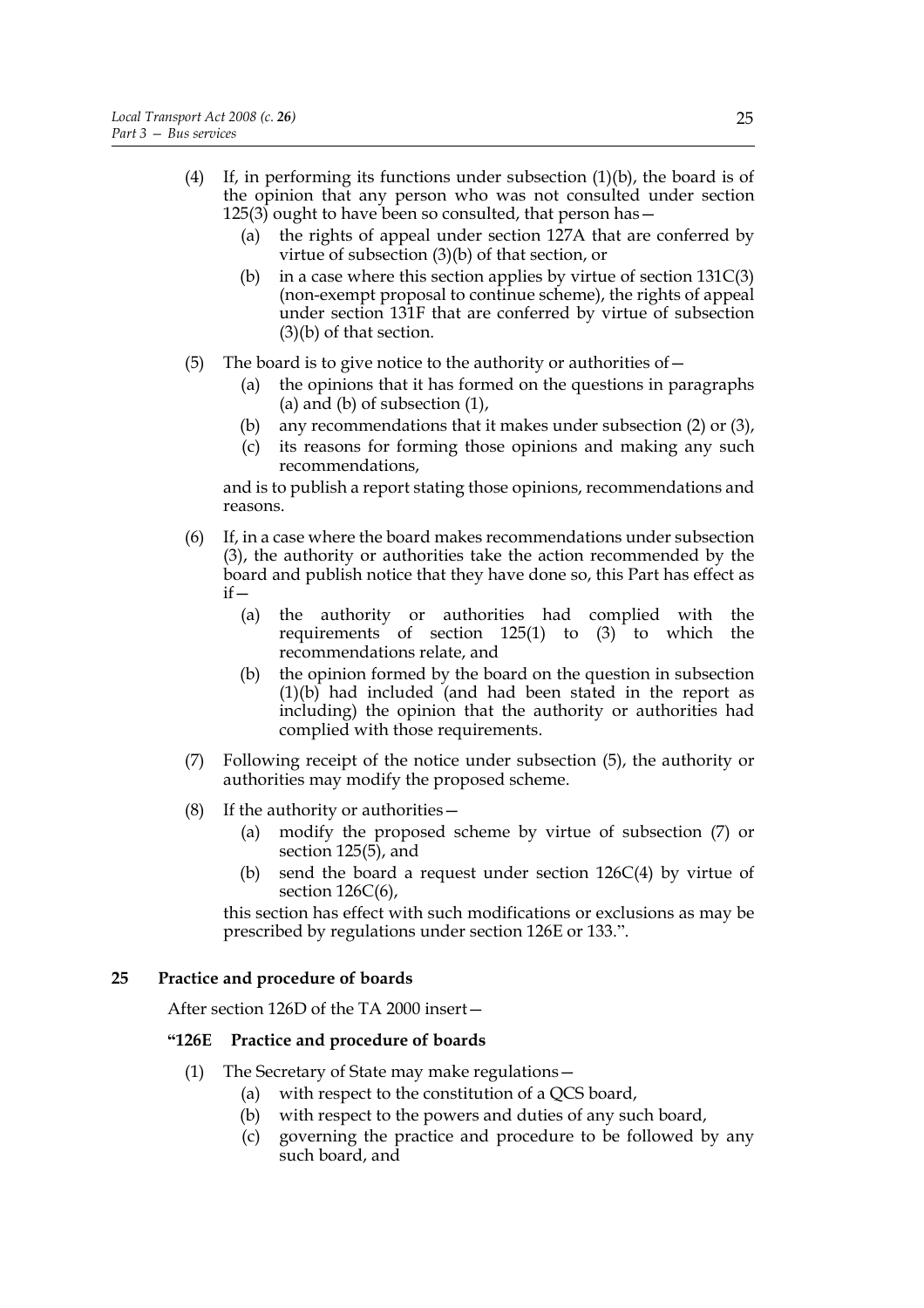(4) If, in performing its functions under subsection (1)(b), the board is of the opinion that any person who was not consulted under section 125(3) ought to have been so consulted, that person has—

   (a) the rights of appeal under section 127A that are conferred by virtue of subsection (3)(b) of that section, or

   (b) in a case where this section applies by virtue of section 131C(3) (non-exempt proposal to continue scheme), the rights of appeal under section 131F that are conferred by virtue of subsection (3)(b) of that section.

(5) The board is to give notice to the authority or authorities of—

   (a) the opinions that it has formed on the questions in paragraphs (a) and (b) of subsection (1),

   (b) any recommendations that it makes under subsection (2) or (3),

   (c) its reasons for forming those opinions and making any such recommendations,

and is to publish a report stating those opinions, recommendations and reasons.

(6) If, in a case where the board makes recommendations under subsection (3), the authority or authorities take the action recommended by the board and publish notice that they have done so, this Part has effect as if—

   (a) the authority or authorities had complied with the requirements of section 125(1) to (3) to which the recommendations relate, and

   (b) the opinion formed by the board on the question in subsection (1)(b) had included (and had been stated in the report as including) the opinion that the authority or authorities had complied with those requirements.

(7) Following receipt of the notice under subsection (5), the authority or authorities may modify the proposed scheme.

(8) If the authority or authorities—

   (a) modify the proposed scheme by virtue of subsection (7) or section 125(5), and

   (b) send the board a request under section 126C(4) by virtue of section 126C(6),

this section has effect with such modifications or exclusions as may be prescribed by regulations under section 126E or 133.".

### 25 Practice and procedure of boards

After section 126D of the TA 2000 insert—

#### "126E Practice and procedure of boards

(1) The Secretary of State may make regulations—

   (a) with respect to the constitution of a QCS board,

   (b) with respect to the powers and duties of any such board,

   (c) governing the practice and procedure to be followed by any such board, and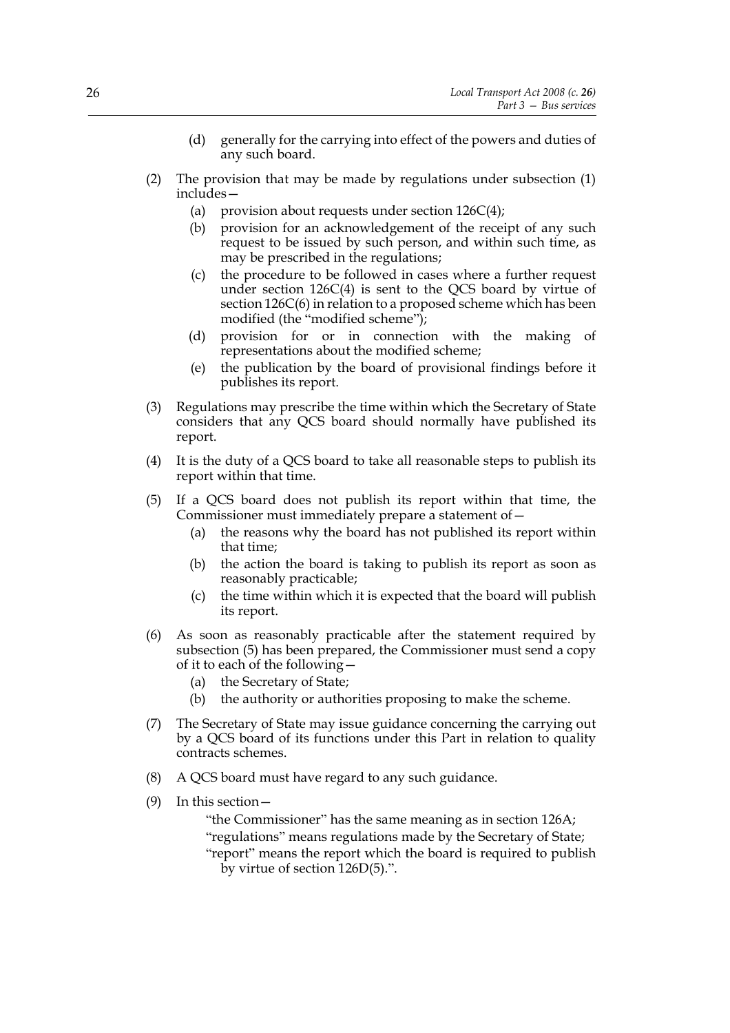(d) generally for the carrying into effect of the powers and duties of any such board.

(2) The provision that may be made by regulations under subsection (1) includes—

(a) provision about requests under section 126C(4);

(b) provision for an acknowledgement of the receipt of any such request to be issued by such person, and within such time, as may be prescribed in the regulations;

(c) the procedure to be followed in cases where a further request under section 126C(4) is sent to the QCS board by virtue of section 126C(6) in relation to a proposed scheme which has been modified (the "modified scheme");

(d) provision for or in connection with the making of representations about the modified scheme;

(e) the publication by the board of provisional findings before it publishes its report.

(3) Regulations may prescribe the time within which the Secretary of State considers that any QCS board should normally have published its report.

(4) It is the duty of a QCS board to take all reasonable steps to publish its report within that time.

(5) If a QCS board does not publish its report within that time, the Commissioner must immediately prepare a statement of—

(a) the reasons why the board has not published its report within that time;

(b) the action the board is taking to publish its report as soon as reasonably practicable;

(c) the time within which it is expected that the board will publish its report.

(6) As soon as reasonably practicable after the statement required by subsection (5) has been prepared, the Commissioner must send a copy of it to each of the following—

(a) the Secretary of State;

(b) the authority or authorities proposing to make the scheme.

(7) The Secretary of State may issue guidance concerning the carrying out by a QCS board of its functions under this Part in relation to quality contracts schemes.

(8) A QCS board must have regard to any such guidance.

(9) In this section—

"the Commissioner" has the same meaning as in section 126A;

"regulations" means regulations made by the Secretary of State;

"report" means the report which the board is required to publish by virtue of section 126D(5).".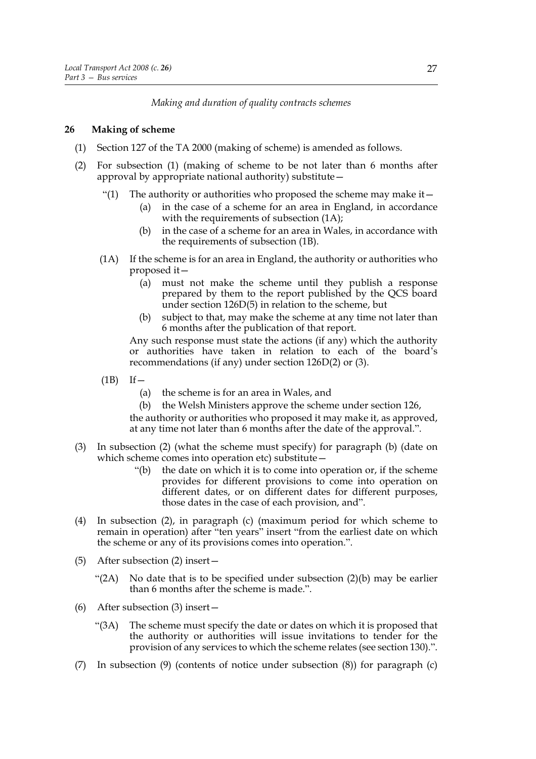*Making and duration of quality contracts schemes*

**26 Making of scheme**

(1) Section 127 of the TA 2000 (making of scheme) is amended as follows.

(2) For subsection (1) (making of scheme to be not later than 6 months after approval by appropriate national authority) substitute—

> "(1) The authority or authorities who proposed the scheme may make it—
>
> (a) in the case of a scheme for an area in England, in accordance with the requirements of subsection (1A);
>
> (b) in the case of a scheme for an area in Wales, in accordance with the requirements of subsection (1B).
>
> (1A) If the scheme is for an area in England, the authority or authorities who proposed it—
>
> (a) must not make the scheme until they publish a response prepared by them to the report published by the QCS board under section 126D(5) in relation to the scheme, but
>
> (b) subject to that, may make the scheme at any time not later than 6 months after the publication of that report.
>
> Any such response must state the actions (if any) which the authority or authorities have taken in relation to each of the board's recommendations (if any) under section 126D(2) or (3).
>
> (1B) If—
>
> (a) the scheme is for an area in Wales, and
>
> (b) the Welsh Ministers approve the scheme under section 126,
>
> the authority or authorities who proposed it may make it, as approved, at any time not later than 6 months after the date of the approval.".

(3) In subsection (2) (what the scheme must specify) for paragraph (b) (date on which scheme comes into operation etc) substitute—

> "(b) the date on which it is to come into operation or, if the scheme provides for different provisions to come into operation on different dates, or on different dates for different purposes, those dates in the case of each provision, and".

(4) In subsection (2), in paragraph (c) (maximum period for which scheme to remain in operation) after "ten years" insert "from the earliest date on which the scheme or any of its provisions comes into operation.".

(5) After subsection (2) insert—

> "(2A) No date that is to be specified under subsection (2)(b) may be earlier than 6 months after the scheme is made.".

(6) After subsection (3) insert—

> "(3A) The scheme must specify the date or dates on which it is proposed that the authority or authorities will issue invitations to tender for the provision of any services to which the scheme relates (see section 130).".

(7) In subsection (9) (contents of notice under subsection (8)) for paragraph (c)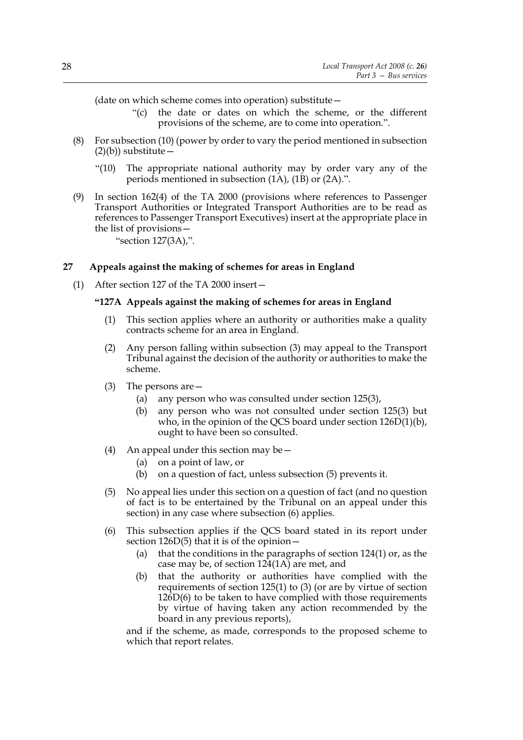(date on which scheme comes into operation) substitute—

> "(c) the date or dates on which the scheme, or the different provisions of the scheme, are to come into operation.".

(8) For subsection (10) (power by order to vary the period mentioned in subsection (2)(b)) substitute—

> "(10) The appropriate national authority may by order vary any of the periods mentioned in subsection (1A), (1B) or (2A).".

(9) In section 162(4) of the TA 2000 (provisions where references to Passenger Transport Authorities or Integrated Transport Authorities are to be read as references to Passenger Transport Executives) insert at the appropriate place in the list of provisions—

> "section 127(3A),".

## 27 Appeals against the making of schemes for areas in England

(1) After section 127 of the TA 2000 insert—

### "127A Appeals against the making of schemes for areas in England

(1) This section applies where an authority or authorities make a quality contracts scheme for an area in England.

(2) Any person falling within subsection (3) may appeal to the Transport Tribunal against the decision of the authority or authorities to make the scheme.

(3) The persons are—

- (a) any person who was consulted under section 125(3),
- (b) any person who was not consulted under section 125(3) but who, in the opinion of the QCS board under section 126D(1)(b), ought to have been so consulted.

(4) An appeal under this section may be—

- (a) on a point of law, or
- (b) on a question of fact, unless subsection (5) prevents it.

(5) No appeal lies under this section on a question of fact (and no question of fact is to be entertained by the Tribunal on an appeal under this section) in any case where subsection (6) applies.

(6) This subsection applies if the QCS board stated in its report under section 126D(5) that it is of the opinion—

- (a) that the conditions in the paragraphs of section 124(1) or, as the case may be, of section 124(1A) are met, and
- (b) that the authority or authorities have complied with the requirements of section 125(1) to (3) (or are by virtue of section 126D(6) to be taken to have complied with those requirements by virtue of having taken any action recommended by the board in any previous reports),

and if the scheme, as made, corresponds to the proposed scheme to which that report relates.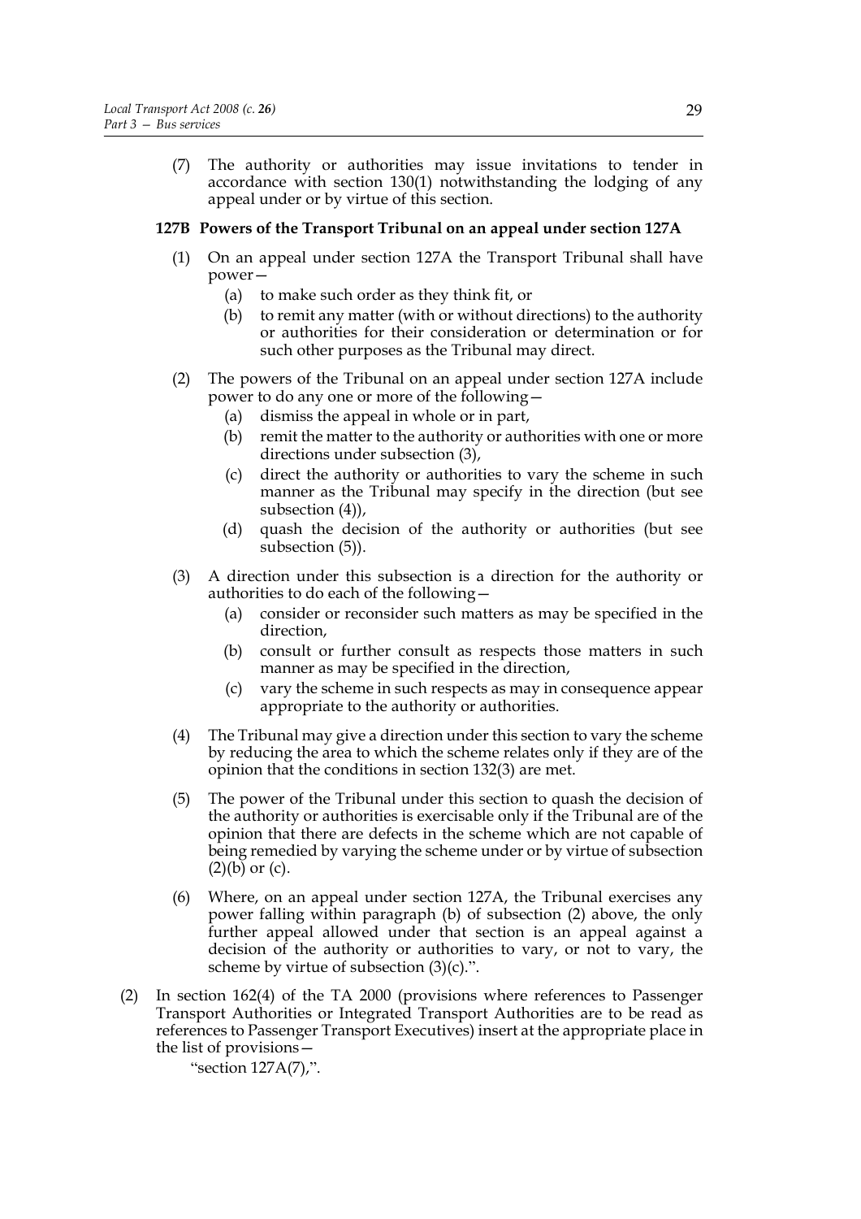(7) The authority or authorities may issue invitations to tender in accordance with section 130(1) notwithstanding the lodging of any appeal under or by virtue of this section.

**127B Powers of the Transport Tribunal on an appeal under section 127A**

(1) On an appeal under section 127A the Transport Tribunal shall have power—

   (a) to make such order as they think fit, or

   (b) to remit any matter (with or without directions) to the authority or authorities for their consideration or determination or for such other purposes as the Tribunal may direct.

(2) The powers of the Tribunal on an appeal under section 127A include power to do any one or more of the following—

   (a) dismiss the appeal in whole or in part,

   (b) remit the matter to the authority or authorities with one or more directions under subsection (3),

   (c) direct the authority or authorities to vary the scheme in such manner as the Tribunal may specify in the direction (but see subsection (4)),

   (d) quash the decision of the authority or authorities (but see subsection (5)).

(3) A direction under this subsection is a direction for the authority or authorities to do each of the following—

   (a) consider or reconsider such matters as may be specified in the direction,

   (b) consult or further consult as respects those matters in such manner as may be specified in the direction,

   (c) vary the scheme in such respects as may in consequence appear appropriate to the authority or authorities.

(4) The Tribunal may give a direction under this section to vary the scheme by reducing the area to which the scheme relates only if they are of the opinion that the conditions in section 132(3) are met.

(5) The power of the Tribunal under this section to quash the decision of the authority or authorities is exercisable only if the Tribunal are of the opinion that there are defects in the scheme which are not capable of being remedied by varying the scheme under or by virtue of subsection (2)(b) or (c).

(6) Where, on an appeal under section 127A, the Tribunal exercises any power falling within paragraph (b) of subsection (2) above, the only further appeal allowed under that section is an appeal against a decision of the authority or authorities to vary, or not to vary, the scheme by virtue of subsection (3)(c).".

(2) In section 162(4) of the TA 2000 (provisions where references to Passenger Transport Authorities or Integrated Transport Authorities are to be read as references to Passenger Transport Executives) insert at the appropriate place in the list of provisions—

"section 127A(7),".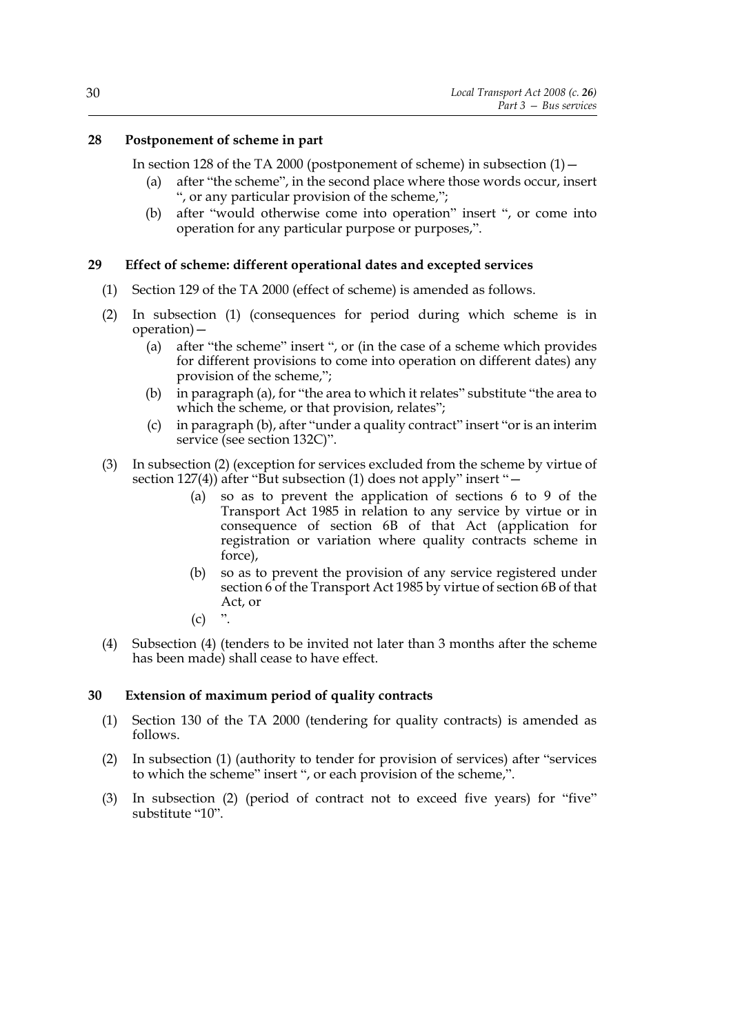### 28 Postponement of scheme in part

In section 128 of the TA 2000 (postponement of scheme) in subsection (1)—

- (a) after "the scheme", in the second place where those words occur, insert ", or any particular provision of the scheme,";
- (b) after "would otherwise come into operation" insert ", or come into operation for any particular purpose or purposes,".

### 29 Effect of scheme: different operational dates and excepted services

(1) Section 129 of the TA 2000 (effect of scheme) is amended as follows.

(2) In subsection (1) (consequences for period during which scheme is in operation)—

- (a) after "the scheme" insert ", or (in the case of a scheme which provides for different provisions to come into operation on different dates) any provision of the scheme,";
- (b) in paragraph (a), for "the area to which it relates" substitute "the area to which the scheme, or that provision, relates";
- (c) in paragraph (b), after "under a quality contract" insert "or is an interim service (see section 132C)".

(3) In subsection (2) (exception for services excluded from the scheme by virtue of section 127(4)) after "But subsection (1) does not apply" insert "—

- (a) so as to prevent the application of sections 6 to 9 of the Transport Act 1985 in relation to any service by virtue or in consequence of section 6B of that Act (application for registration or variation where quality contracts scheme in force),
- (b) so as to prevent the provision of any service registered under section 6 of the Transport Act 1985 by virtue of section 6B of that Act, or
- (c) ".

(4) Subsection (4) (tenders to be invited not later than 3 months after the scheme has been made) shall cease to have effect.

### 30 Extension of maximum period of quality contracts

(1) Section 130 of the TA 2000 (tendering for quality contracts) is amended as follows.

(2) In subsection (1) (authority to tender for provision of services) after "services to which the scheme" insert ", or each provision of the scheme,".

(3) In subsection (2) (period of contract not to exceed five years) for "five" substitute "10".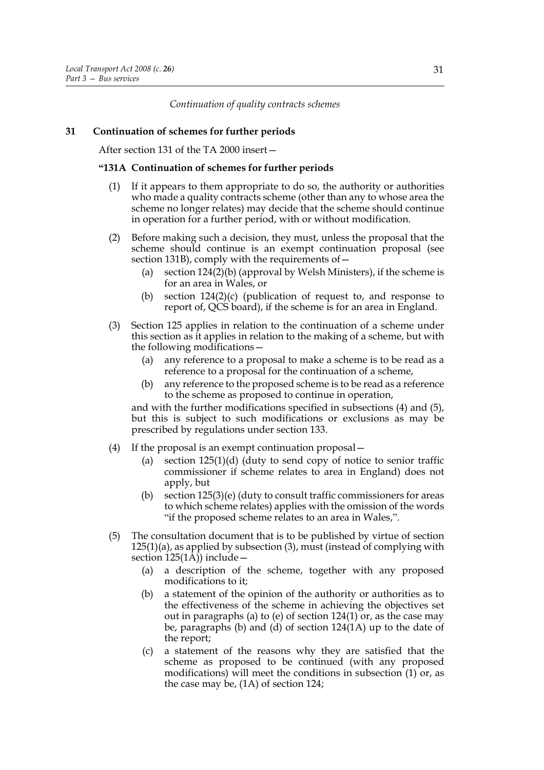*Continuation of quality contracts schemes*

**31 Continuation of schemes for further periods**

After section 131 of the TA 2000 insert—

**"131A Continuation of schemes for further periods**

(1) If it appears to them appropriate to do so, the authority or authorities who made a quality contracts scheme (other than any to whose area the scheme no longer relates) may decide that the scheme should continue in operation for a further period, with or without modification.

(2) Before making such a decision, they must, unless the proposal that the scheme should continue is an exempt continuation proposal (see section 131B), comply with the requirements of—

(a) section 124(2)(b) (approval by Welsh Ministers), if the scheme is for an area in Wales, or

(b) section 124(2)(c) (publication of request to, and response to report of, QCS board), if the scheme is for an area in England.

(3) Section 125 applies in relation to the continuation of a scheme under this section as it applies in relation to the making of a scheme, but with the following modifications—

(a) any reference to a proposal to make a scheme is to be read as a reference to a proposal for the continuation of a scheme,

(b) any reference to the proposed scheme is to be read as a reference to the scheme as proposed to continue in operation,

and with the further modifications specified in subsections (4) and (5), but this is subject to such modifications or exclusions as may be prescribed by regulations under section 133.

(4) If the proposal is an exempt continuation proposal—

(a) section 125(1)(d) (duty to send copy of notice to senior traffic commissioner if scheme relates to area in England) does not apply, but

(b) section 125(3)(e) (duty to consult traffic commissioners for areas to which scheme relates) applies with the omission of the words "if the proposed scheme relates to an area in Wales,".

(5) The consultation document that is to be published by virtue of section 125(1)(a), as applied by subsection (3), must (instead of complying with section 125(1A)) include—

(a) a description of the scheme, together with any proposed modifications to it;

(b) a statement of the opinion of the authority or authorities as to the effectiveness of the scheme in achieving the objectives set out in paragraphs (a) to (e) of section 124(1) or, as the case may be, paragraphs (b) and (d) of section 124(1A) up to the date of the report;

(c) a statement of the reasons why they are satisfied that the scheme as proposed to be continued (with any proposed modifications) will meet the conditions in subsection (1) or, as the case may be, (1A) of section 124;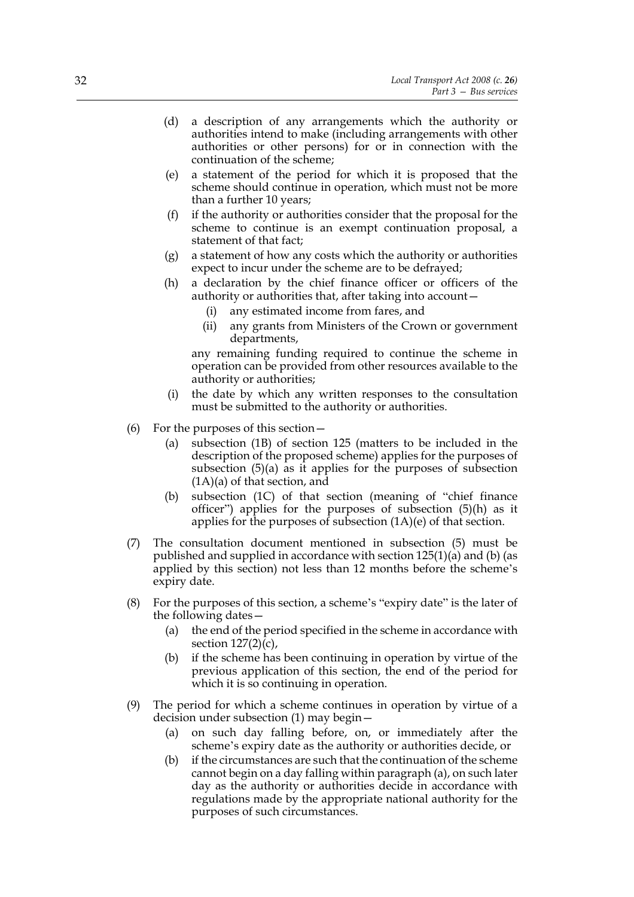(d) a description of any arrangements which the authority or authorities intend to make (including arrangements with other authorities or other persons) for or in connection with the continuation of the scheme;

(e) a statement of the period for which it is proposed that the scheme should continue in operation, which must not be more than a further 10 years;

(f) if the authority or authorities consider that the proposal for the scheme to continue is an exempt continuation proposal, a statement of that fact;

(g) a statement of how any costs which the authority or authorities expect to incur under the scheme are to be defrayed;

(h) a declaration by the chief finance officer or officers of the authority or authorities that, after taking into account—

   (i) any estimated income from fares, and

   (ii) any grants from Ministers of the Crown or government departments,

   any remaining funding required to continue the scheme in operation can be provided from other resources available to the authority or authorities;

(i) the date by which any written responses to the consultation must be submitted to the authority or authorities.

(6) For the purposes of this section—

   (a) subsection (1B) of section 125 (matters to be included in the description of the proposed scheme) applies for the purposes of subsection (5)(a) as it applies for the purposes of subsection (1A)(a) of that section, and

   (b) subsection (1C) of that section (meaning of "chief finance officer") applies for the purposes of subsection (5)(h) as it applies for the purposes of subsection (1A)(e) of that section.

(7) The consultation document mentioned in subsection (5) must be published and supplied in accordance with section 125(1)(a) and (b) (as applied by this section) not less than 12 months before the scheme's expiry date.

(8) For the purposes of this section, a scheme's "expiry date" is the later of the following dates—

   (a) the end of the period specified in the scheme in accordance with section 127(2)(c),

   (b) if the scheme has been continuing in operation by virtue of the previous application of this section, the end of the period for which it is so continuing in operation.

(9) The period for which a scheme continues in operation by virtue of a decision under subsection (1) may begin—

   (a) on such day falling before, on, or immediately after the scheme's expiry date as the authority or authorities decide, or

   (b) if the circumstances are such that the continuation of the scheme cannot begin on a day falling within paragraph (a), on such later day as the authority or authorities decide in accordance with regulations made by the appropriate national authority for the purposes of such circumstances.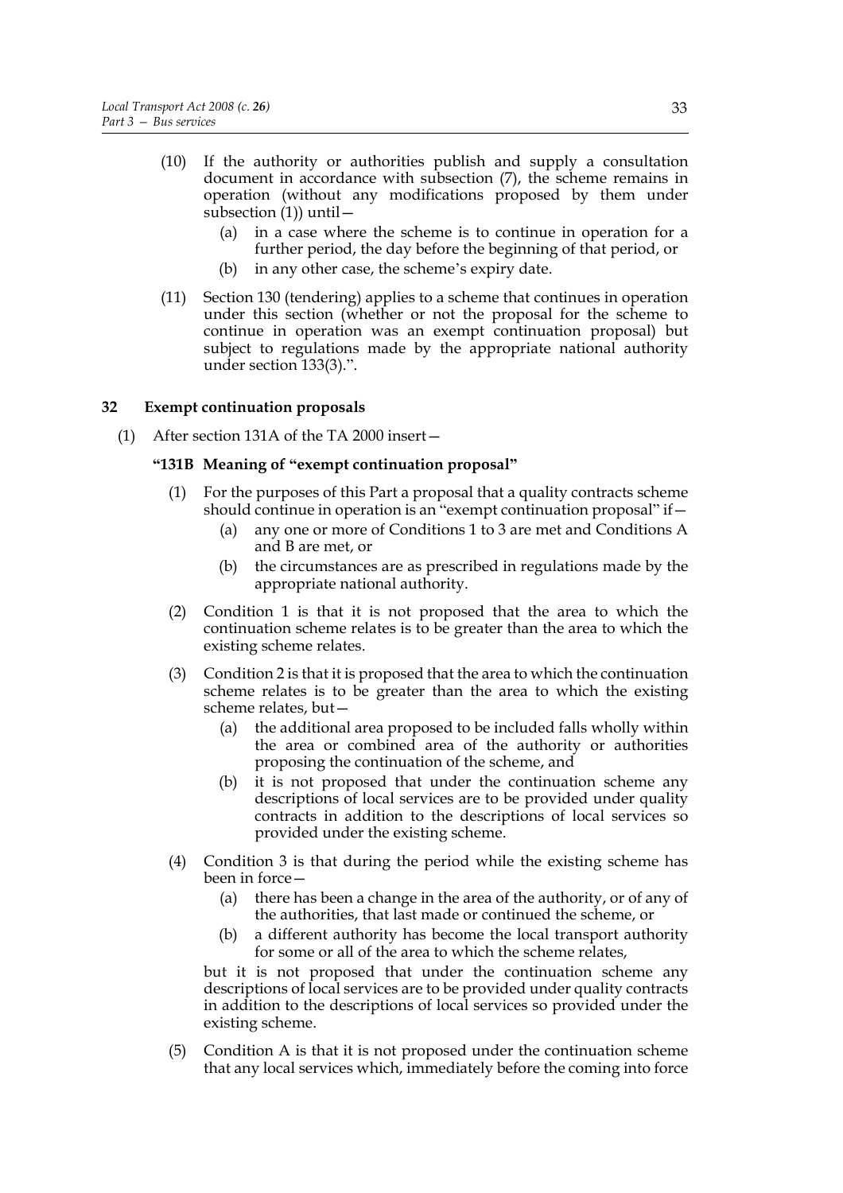(10) If the authority or authorities publish and supply a consultation document in accordance with subsection (7), the scheme remains in operation (without any modifications proposed by them under subsection (1)) until—

   (a) in a case where the scheme is to continue in operation for a further period, the day before the beginning of that period, or

   (b) in any other case, the scheme's expiry date.

(11) Section 130 (tendering) applies to a scheme that continues in operation under this section (whether or not the proposal for the scheme to continue in operation was an exempt continuation proposal) but subject to regulations made by the appropriate national authority under section 133(3).".

### 32 Exempt continuation proposals

(1) After section 131A of the TA 2000 insert—

#### "131B Meaning of "exempt continuation proposal"

(1) For the purposes of this Part a proposal that a quality contracts scheme should continue in operation is an "exempt continuation proposal" if—

   (a) any one or more of Conditions 1 to 3 are met and Conditions A and B are met, or

   (b) the circumstances are as prescribed in regulations made by the appropriate national authority.

(2) Condition 1 is that it is not proposed that the area to which the continuation scheme relates is to be greater than the area to which the existing scheme relates.

(3) Condition 2 is that it is proposed that the area to which the continuation scheme relates is to be greater than the area to which the existing scheme relates, but—

   (a) the additional area proposed to be included falls wholly within the area or combined area of the authority or authorities proposing the continuation of the scheme, and

   (b) it is not proposed that under the continuation scheme any descriptions of local services are to be provided under quality contracts in addition to the descriptions of local services so provided under the existing scheme.

(4) Condition 3 is that during the period while the existing scheme has been in force—

   (a) there has been a change in the area of the authority, or of any of the authorities, that last made or continued the scheme, or

   (b) a different authority has become the local transport authority for some or all of the area to which the scheme relates,

   but it is not proposed that under the continuation scheme any descriptions of local services are to be provided under quality contracts in addition to the descriptions of local services so provided under the existing scheme.

(5) Condition A is that it is not proposed under the continuation scheme that any local services which, immediately before the coming into force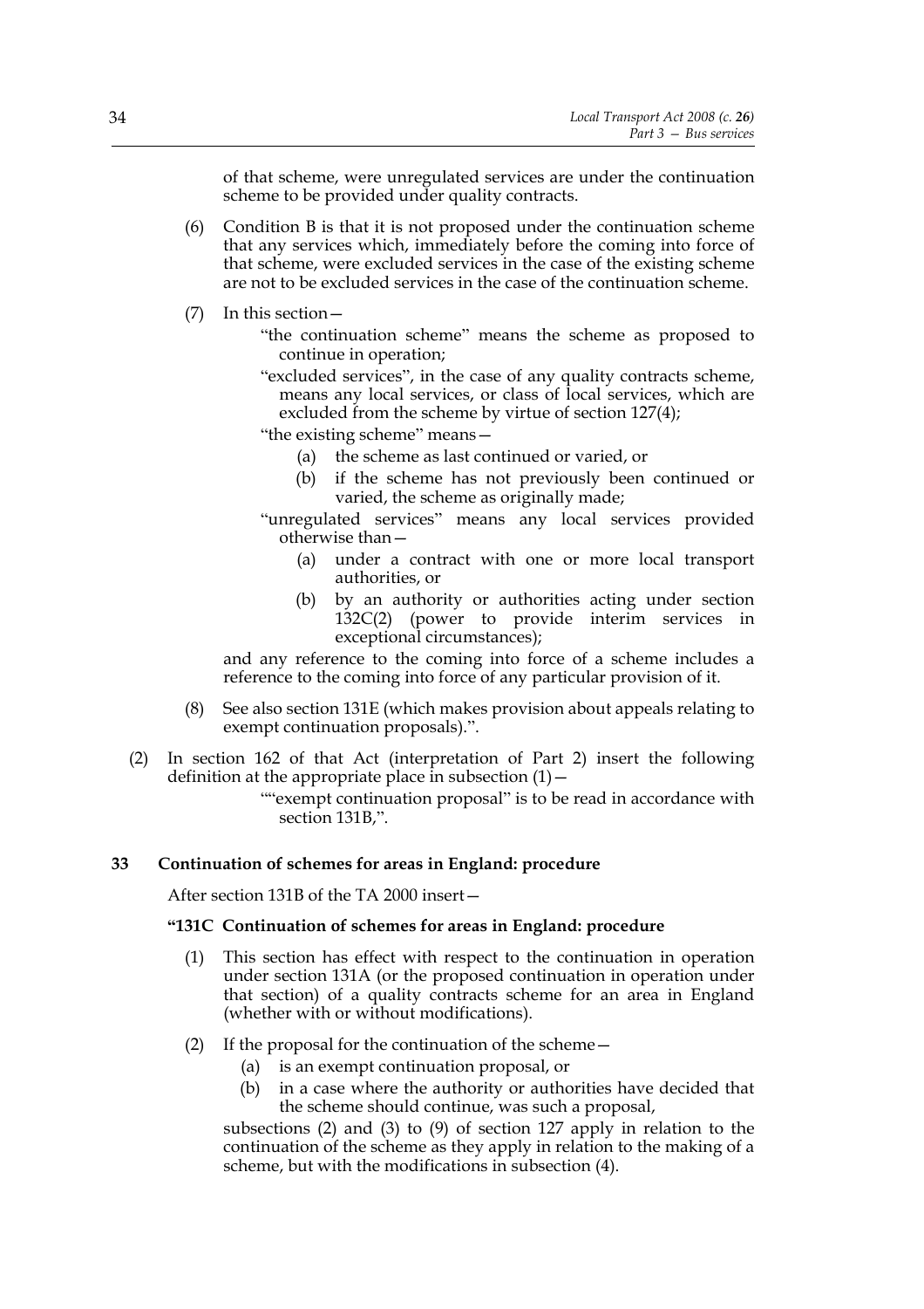of that scheme, were unregulated services are under the continuation scheme to be provided under quality contracts.

(6) Condition B is that it is not proposed under the continuation scheme that any services which, immediately before the coming into force of that scheme, were excluded services in the case of the existing scheme are not to be excluded services in the case of the continuation scheme.

(7) In this section—

"the continuation scheme" means the scheme as proposed to continue in operation;

"excluded services", in the case of any quality contracts scheme, means any local services, or class of local services, which are excluded from the scheme by virtue of section 127(4);

"the existing scheme" means—

(a) the scheme as last continued or varied, or

(b) if the scheme has not previously been continued or varied, the scheme as originally made;

"unregulated services" means any local services provided otherwise than—

(a) under a contract with one or more local transport authorities, or

(b) by an authority or authorities acting under section 132C(2) (power to provide interim services in exceptional circumstances);

and any reference to the coming into force of a scheme includes a reference to the coming into force of any particular provision of it.

(8) See also section 131E (which makes provision about appeals relating to exempt continuation proposals).".

(2) In section 162 of that Act (interpretation of Part 2) insert the following definition at the appropriate place in subsection (1)—

""exempt continuation proposal" is to be read in accordance with section 131B,".

**33 Continuation of schemes for areas in England: procedure**

After section 131B of the TA 2000 insert—

**"131C Continuation of schemes for areas in England: procedure**

(1) This section has effect with respect to the continuation in operation under section 131A (or the proposed continuation in operation under that section) of a quality contracts scheme for an area in England (whether with or without modifications).

(2) If the proposal for the continuation of the scheme—

(a) is an exempt continuation proposal, or

(b) in a case where the authority or authorities have decided that the scheme should continue, was such a proposal,

subsections (2) and (3) to (9) of section 127 apply in relation to the continuation of the scheme as they apply in relation to the making of a scheme, but with the modifications in subsection (4).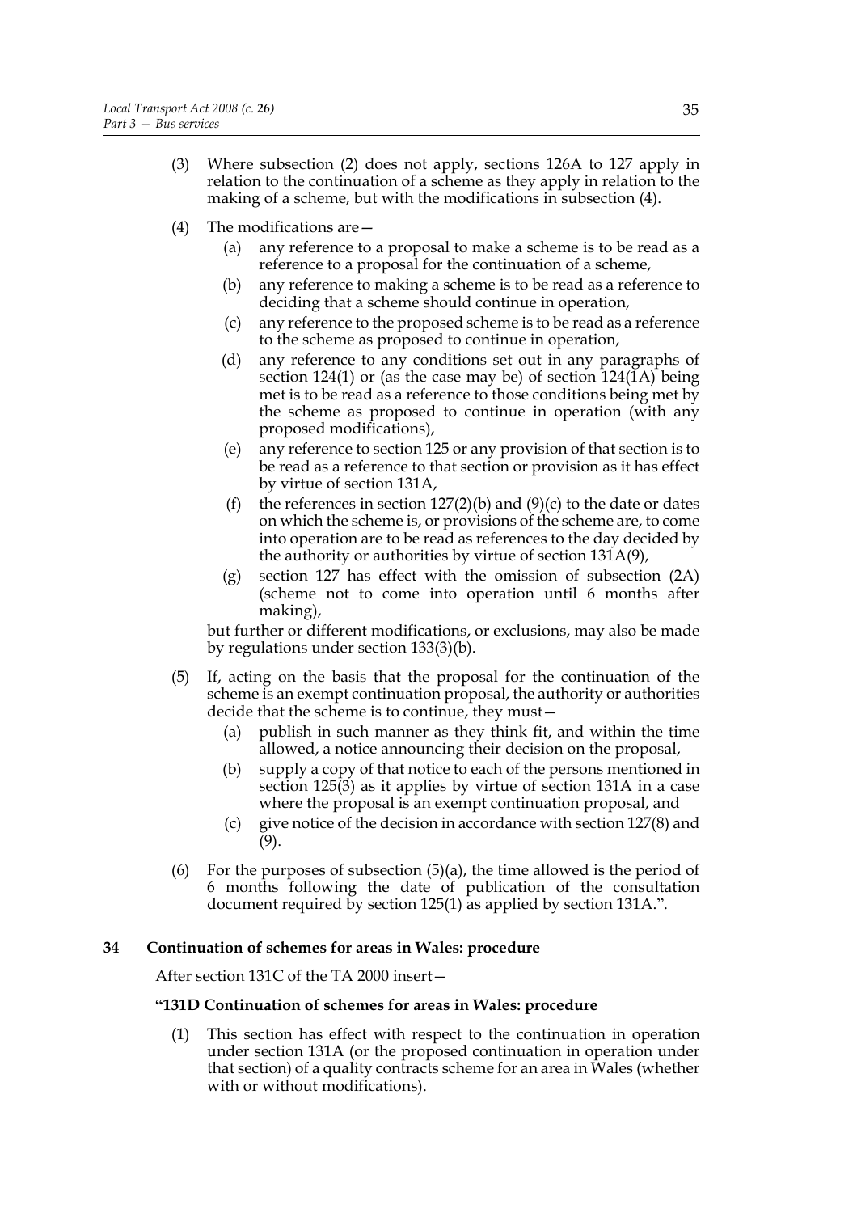(3) Where subsection (2) does not apply, sections 126A to 127 apply in relation to the continuation of a scheme as they apply in relation to the making of a scheme, but with the modifications in subsection (4).

(4) The modifications are—

   (a) any reference to a proposal to make a scheme is to be read as a reference to a proposal for the continuation of a scheme,

   (b) any reference to making a scheme is to be read as a reference to deciding that a scheme should continue in operation,

   (c) any reference to the proposed scheme is to be read as a reference to the scheme as proposed to continue in operation,

   (d) any reference to any conditions set out in any paragraphs of section 124(1) or (as the case may be) of section 124(1A) being met is to be read as a reference to those conditions being met by the scheme as proposed to continue in operation (with any proposed modifications),

   (e) any reference to section 125 or any provision of that section is to be read as a reference to that section or provision as it has effect by virtue of section 131A,

   (f) the references in section 127(2)(b) and (9)(c) to the date or dates on which the scheme is, or provisions of the scheme are, to come into operation are to be read as references to the day decided by the authority or authorities by virtue of section 131A(9),

   (g) section 127 has effect with the omission of subsection (2A) (scheme not to come into operation until 6 months after making),

but further or different modifications, or exclusions, may also be made by regulations under section 133(3)(b).

(5) If, acting on the basis that the proposal for the continuation of the scheme is an exempt continuation proposal, the authority or authorities decide that the scheme is to continue, they must—

   (a) publish in such manner as they think fit, and within the time allowed, a notice announcing their decision on the proposal,

   (b) supply a copy of that notice to each of the persons mentioned in section 125(3) as it applies by virtue of section 131A in a case where the proposal is an exempt continuation proposal, and

   (c) give notice of the decision in accordance with section 127(8) and (9).

(6) For the purposes of subsection (5)(a), the time allowed is the period of 6 months following the date of publication of the consultation document required by section 125(1) as applied by section 131A.".

## 34 Continuation of schemes for areas in Wales: procedure

After section 131C of the TA 2000 insert—

### "131D Continuation of schemes for areas in Wales: procedure

(1) This section has effect with respect to the continuation in operation under section 131A (or the proposed continuation in operation under that section) of a quality contracts scheme for an area in Wales (whether with or without modifications).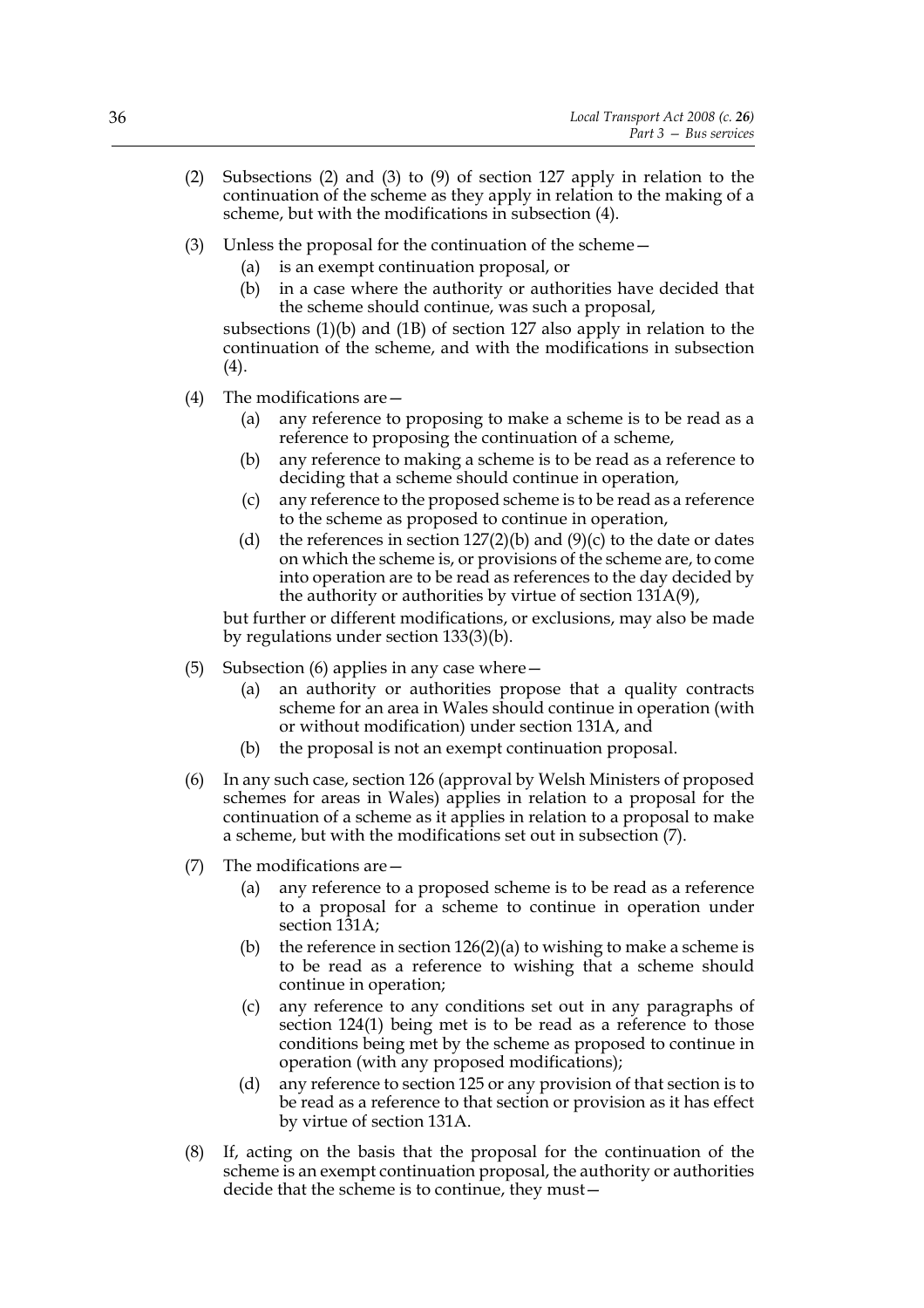(2) Subsections (2) and (3) to (9) of section 127 apply in relation to the continuation of the scheme as they apply in relation to the making of a scheme, but with the modifications in subsection (4).

(3) Unless the proposal for the continuation of the scheme—

    (a) is an exempt continuation proposal, or

    (b) in a case where the authority or authorities have decided that the scheme should continue, was such a proposal,

subsections (1)(b) and (1B) of section 127 also apply in relation to the continuation of the scheme, and with the modifications in subsection (4).

(4) The modifications are—

    (a) any reference to proposing to make a scheme is to be read as a reference to proposing the continuation of a scheme,

    (b) any reference to making a scheme is to be read as a reference to deciding that a scheme should continue in operation,

    (c) any reference to the proposed scheme is to be read as a reference to the scheme as proposed to continue in operation,

    (d) the references in section 127(2)(b) and (9)(c) to the date or dates on which the scheme is, or provisions of the scheme are, to come into operation are to be read as references to the day decided by the authority or authorities by virtue of section 131A(9),

but further or different modifications, or exclusions, may also be made by regulations under section 133(3)(b).

(5) Subsection (6) applies in any case where—

    (a) an authority or authorities propose that a quality contracts scheme for an area in Wales should continue in operation (with or without modification) under section 131A, and

    (b) the proposal is not an exempt continuation proposal.

(6) In any such case, section 126 (approval by Welsh Ministers of proposed schemes for areas in Wales) applies in relation to a proposal for the continuation of a scheme as it applies in relation to a proposal to make a scheme, but with the modifications set out in subsection (7).

(7) The modifications are—

    (a) any reference to a proposed scheme is to be read as a reference to a proposal for a scheme to continue in operation under section 131A;

    (b) the reference in section 126(2)(a) to wishing to make a scheme is to be read as a reference to wishing that a scheme should continue in operation;

    (c) any reference to any conditions set out in any paragraphs of section 124(1) being met is to be read as a reference to those conditions being met by the scheme as proposed to continue in operation (with any proposed modifications);

    (d) any reference to section 125 or any provision of that section is to be read as a reference to that section or provision as it has effect by virtue of section 131A.

(8) If, acting on the basis that the proposal for the continuation of the scheme is an exempt continuation proposal, the authority or authorities decide that the scheme is to continue, they must—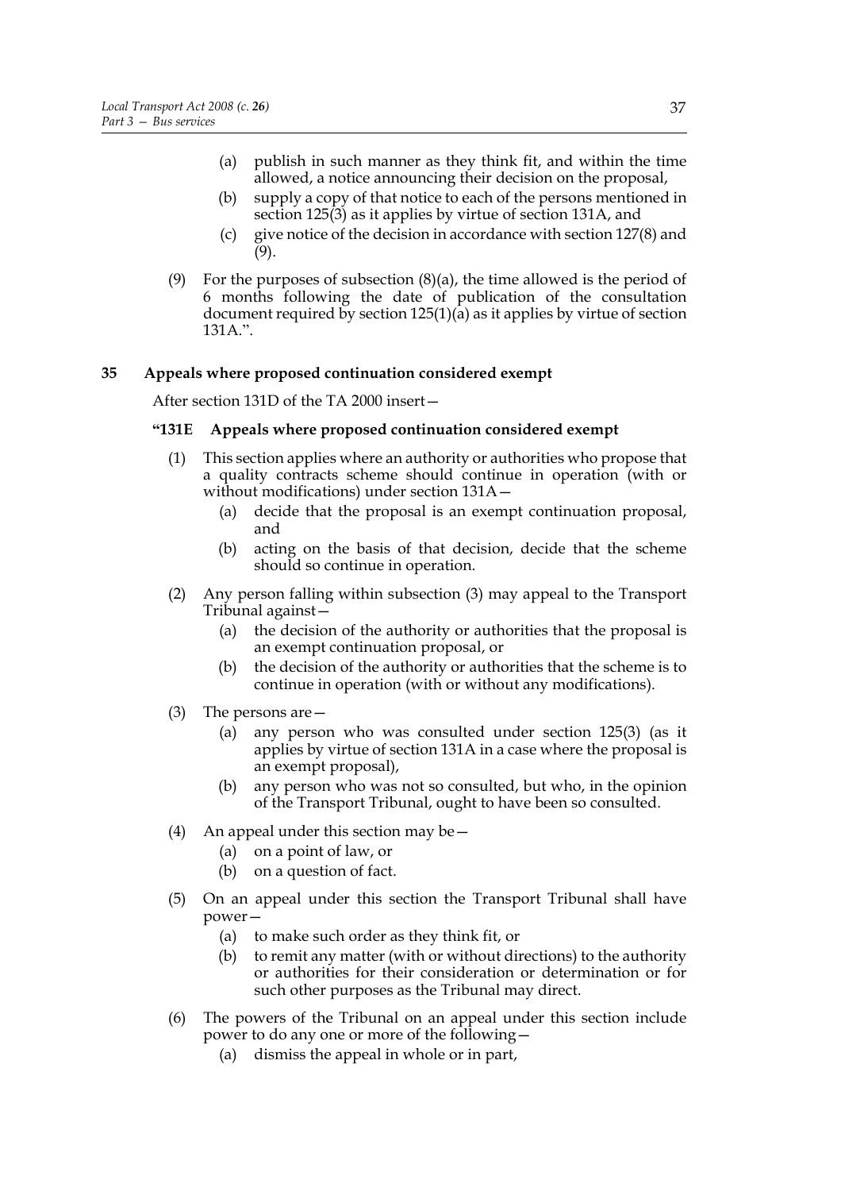(a) publish in such manner as they think fit, and within the time allowed, a notice announcing their decision on the proposal,

(b) supply a copy of that notice to each of the persons mentioned in section 125(3) as it applies by virtue of section 131A, and

(c) give notice of the decision in accordance with section 127(8) and (9).

(9) For the purposes of subsection (8)(a), the time allowed is the period of 6 months following the date of publication of the consultation document required by section 125(1)(a) as it applies by virtue of section 131A.".

## 35 Appeals where proposed continuation considered exempt

After section 131D of the TA 2000 insert—

### "131E Appeals where proposed continuation considered exempt

(1) This section applies where an authority or authorities who propose that a quality contracts scheme should continue in operation (with or without modifications) under section 131A—

(a) decide that the proposal is an exempt continuation proposal, and

(b) acting on the basis of that decision, decide that the scheme should so continue in operation.

(2) Any person falling within subsection (3) may appeal to the Transport Tribunal against—

(a) the decision of the authority or authorities that the proposal is an exempt continuation proposal, or

(b) the decision of the authority or authorities that the scheme is to continue in operation (with or without any modifications).

(3) The persons are—

(a) any person who was consulted under section 125(3) (as it applies by virtue of section 131A in a case where the proposal is an exempt proposal),

(b) any person who was not so consulted, but who, in the opinion of the Transport Tribunal, ought to have been so consulted.

(4) An appeal under this section may be—

(a) on a point of law, or

(b) on a question of fact.

(5) On an appeal under this section the Transport Tribunal shall have power—

(a) to make such order as they think fit, or

(b) to remit any matter (with or without directions) to the authority or authorities for their consideration or determination or for such other purposes as the Tribunal may direct.

(6) The powers of the Tribunal on an appeal under this section include power to do any one or more of the following—

(a) dismiss the appeal in whole or in part,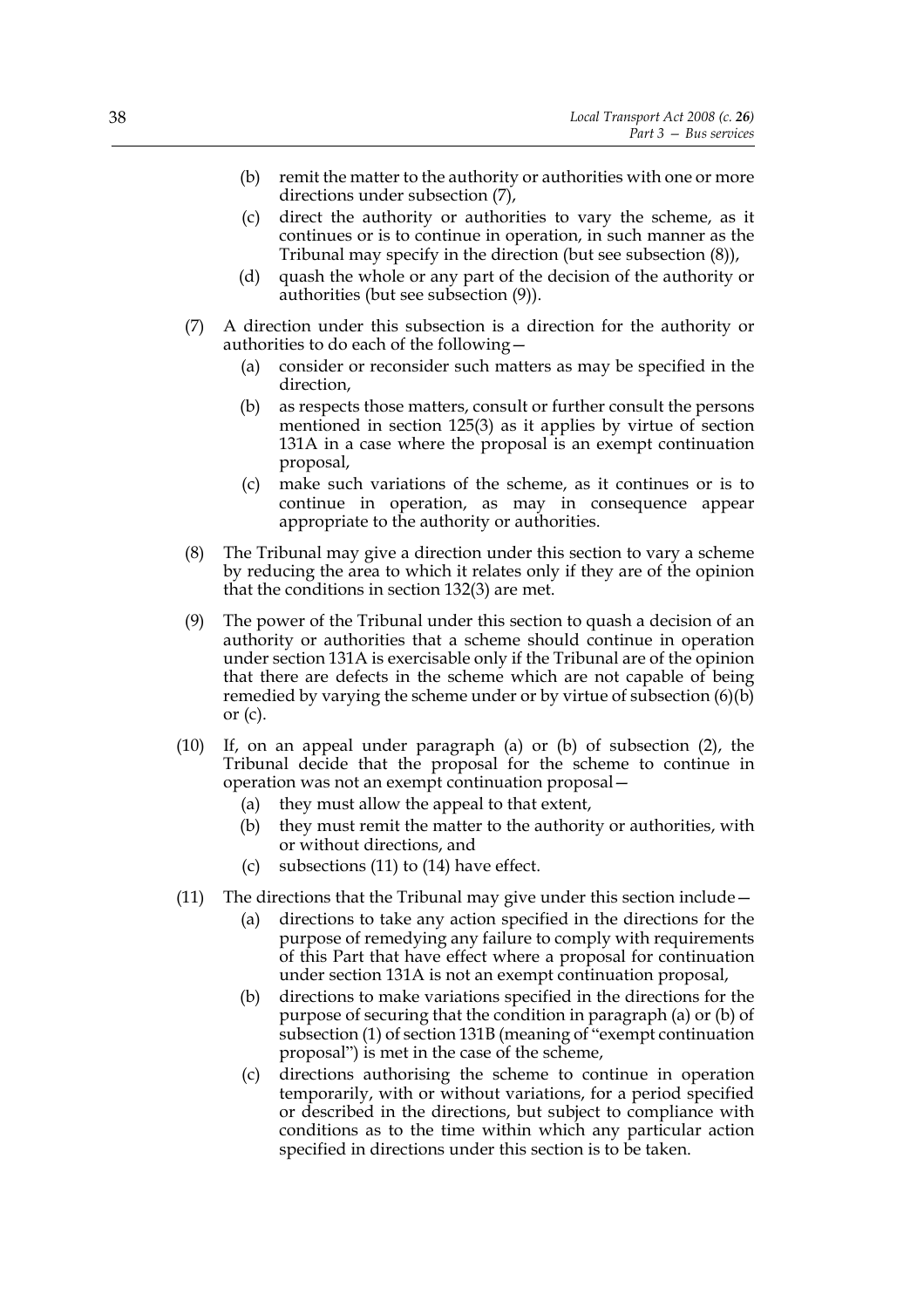(b) remit the matter to the authority or authorities with one or more directions under subsection (7),

(c) direct the authority or authorities to vary the scheme, as it continues or is to continue in operation, in such manner as the Tribunal may specify in the direction (but see subsection (8)),

(d) quash the whole or any part of the decision of the authority or authorities (but see subsection (9)).

(7) A direction under this subsection is a direction for the authority or authorities to do each of the following—

(a) consider or reconsider such matters as may be specified in the direction,

(b) as respects those matters, consult or further consult the persons mentioned in section 125(3) as it applies by virtue of section 131A in a case where the proposal is an exempt continuation proposal,

(c) make such variations of the scheme, as it continues or is to continue in operation, as may in consequence appear appropriate to the authority or authorities.

(8) The Tribunal may give a direction under this section to vary a scheme by reducing the area to which it relates only if they are of the opinion that the conditions in section 132(3) are met.

(9) The power of the Tribunal under this section to quash a decision of an authority or authorities that a scheme should continue in operation under section 131A is exercisable only if the Tribunal are of the opinion that there are defects in the scheme which are not capable of being remedied by varying the scheme under or by virtue of subsection (6)(b) or (c).

(10) If, on an appeal under paragraph (a) or (b) of subsection (2), the Tribunal decide that the proposal for the scheme to continue in operation was not an exempt continuation proposal—

(a) they must allow the appeal to that extent,

(b) they must remit the matter to the authority or authorities, with or without directions, and

(c) subsections (11) to (14) have effect.

(11) The directions that the Tribunal may give under this section include—

(a) directions to take any action specified in the directions for the purpose of remedying any failure to comply with requirements of this Part that have effect where a proposal for continuation under section 131A is not an exempt continuation proposal,

(b) directions to make variations specified in the directions for the purpose of securing that the condition in paragraph (a) or (b) of subsection (1) of section 131B (meaning of "exempt continuation proposal") is met in the case of the scheme,

(c) directions authorising the scheme to continue in operation temporarily, with or without variations, for a period specified or described in the directions, but subject to compliance with conditions as to the time within which any particular action specified in directions under this section is to be taken.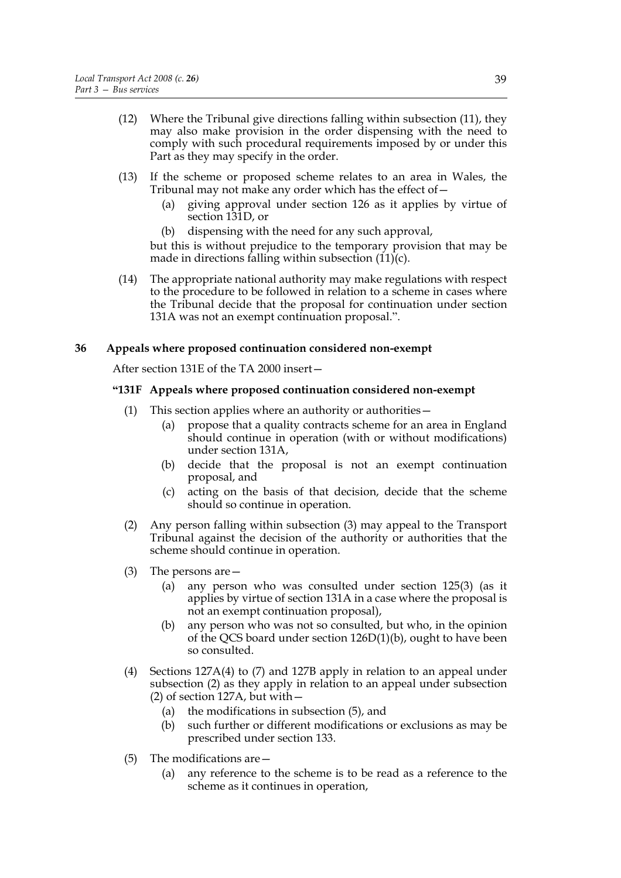(12) Where the Tribunal give directions falling within subsection (11), they may also make provision in the order dispensing with the need to comply with such procedural requirements imposed by or under this Part as they may specify in the order.

(13) If the scheme or proposed scheme relates to an area in Wales, the Tribunal may not make any order which has the effect of—

  (a) giving approval under section 126 as it applies by virtue of section 131D, or

  (b) dispensing with the need for any such approval,

but this is without prejudice to the temporary provision that may be made in directions falling within subsection (11)(c).

(14) The appropriate national authority may make regulations with respect to the procedure to be followed in relation to a scheme in cases where the Tribunal decide that the proposal for continuation under section 131A was not an exempt continuation proposal.".

### 36 Appeals where proposed continuation considered non-exempt

After section 131E of the TA 2000 insert—

**"131F Appeals where proposed continuation considered non-exempt**

(1) This section applies where an authority or authorities—

  (a) propose that a quality contracts scheme for an area in England should continue in operation (with or without modifications) under section 131A,

  (b) decide that the proposal is not an exempt continuation proposal, and

  (c) acting on the basis of that decision, decide that the scheme should so continue in operation.

(2) Any person falling within subsection (3) may appeal to the Transport Tribunal against the decision of the authority or authorities that the scheme should continue in operation.

(3) The persons are—

  (a) any person who was consulted under section 125(3) (as it applies by virtue of section 131A in a case where the proposal is not an exempt continuation proposal),

  (b) any person who was not so consulted, but who, in the opinion of the QCS board under section 126D(1)(b), ought to have been so consulted.

(4) Sections 127A(4) to (7) and 127B apply in relation to an appeal under subsection (2) as they apply in relation to an appeal under subsection (2) of section 127A, but with—

  (a) the modifications in subsection (5), and

  (b) such further or different modifications or exclusions as may be prescribed under section 133.

(5) The modifications are—

  (a) any reference to the scheme is to be read as a reference to the scheme as it continues in operation,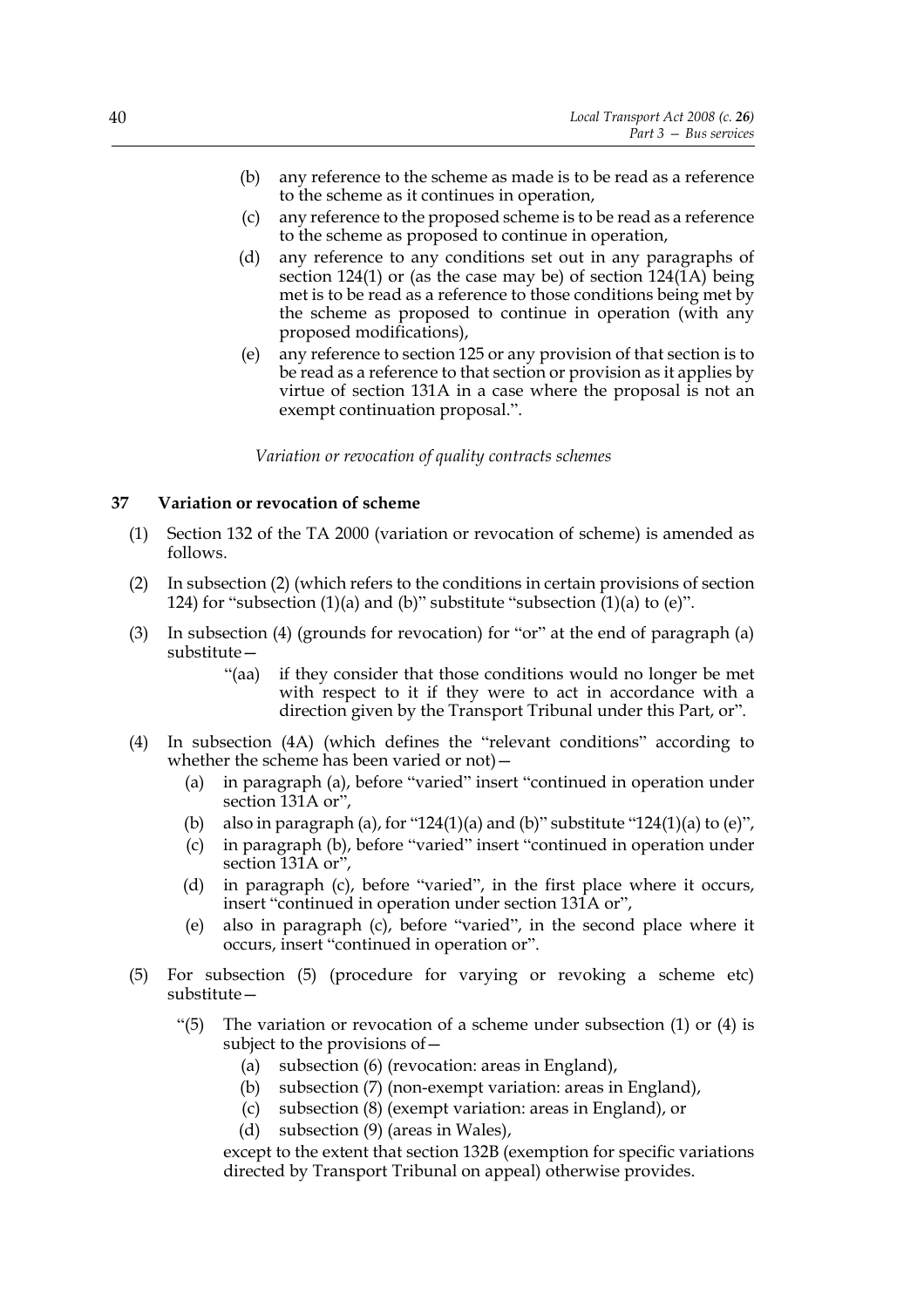(b) any reference to the scheme as made is to be read as a reference to the scheme as it continues in operation,

(c) any reference to the proposed scheme is to be read as a reference to the scheme as proposed to continue in operation,

(d) any reference to any conditions set out in any paragraphs of section 124(1) or (as the case may be) of section 124(1A) being met is to be read as a reference to those conditions being met by the scheme as proposed to continue in operation (with any proposed modifications),

(e) any reference to section 125 or any provision of that section is to be read as a reference to that section or provision as it applies by virtue of section 131A in a case where the proposal is not an exempt continuation proposal.".

*Variation or revocation of quality contracts schemes*

**37 Variation or revocation of scheme**

(1) Section 132 of the TA 2000 (variation or revocation of scheme) is amended as follows.

(2) In subsection (2) (which refers to the conditions in certain provisions of section 124) for "subsection (1)(a) and (b)" substitute "subsection (1)(a) to (e)".

(3) In subsection (4) (grounds for revocation) for "or" at the end of paragraph (a) substitute—

"(aa) if they consider that those conditions would no longer be met with respect to it if they were to act in accordance with a direction given by the Transport Tribunal under this Part, or".

(4) In subsection (4A) (which defines the "relevant conditions" according to whether the scheme has been varied or not)—

(a) in paragraph (a), before "varied" insert "continued in operation under section 131A or",

(b) also in paragraph (a), for "124(1)(a) and (b)" substitute "124(1)(a) to (e)",

(c) in paragraph (b), before "varied" insert "continued in operation under section 131A or",

(d) in paragraph (c), before "varied", in the first place where it occurs, insert "continued in operation under section 131A or",

(e) also in paragraph (c), before "varied", in the second place where it occurs, insert "continued in operation or".

(5) For subsection (5) (procedure for varying or revoking a scheme etc) substitute—

"(5) The variation or revocation of a scheme under subsection (1) or (4) is subject to the provisions of—

(a) subsection (6) (revocation: areas in England),

(b) subsection (7) (non-exempt variation: areas in England),

(c) subsection (8) (exempt variation: areas in England), or

(d) subsection (9) (areas in Wales),

except to the extent that section 132B (exemption for specific variations directed by Transport Tribunal on appeal) otherwise provides.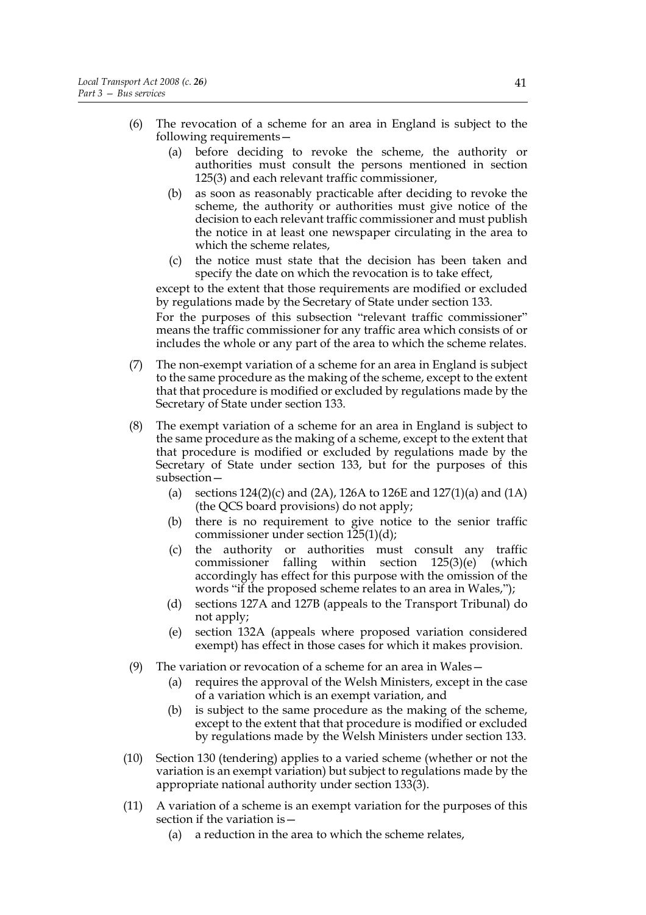(6) The revocation of a scheme for an area in England is subject to the following requirements—

  (a) before deciding to revoke the scheme, the authority or authorities must consult the persons mentioned in section 125(3) and each relevant traffic commissioner,

  (b) as soon as reasonably practicable after deciding to revoke the scheme, the authority or authorities must give notice of the decision to each relevant traffic commissioner and must publish the notice in at least one newspaper circulating in the area to which the scheme relates,

  (c) the notice must state that the decision has been taken and specify the date on which the revocation is to take effect,

except to the extent that those requirements are modified or excluded by regulations made by the Secretary of State under section 133.

For the purposes of this subsection "relevant traffic commissioner" means the traffic commissioner for any traffic area which consists of or includes the whole or any part of the area to which the scheme relates.

(7) The non-exempt variation of a scheme for an area in England is subject to the same procedure as the making of the scheme, except to the extent that that procedure is modified or excluded by regulations made by the Secretary of State under section 133.

(8) The exempt variation of a scheme for an area in England is subject to the same procedure as the making of a scheme, except to the extent that that procedure is modified or excluded by regulations made by the Secretary of State under section 133, but for the purposes of this subsection—

  (a) sections 124(2)(c) and (2A), 126A to 126E and 127(1)(a) and (1A) (the QCS board provisions) do not apply;

  (b) there is no requirement to give notice to the senior traffic commissioner under section 125(1)(d);

  (c) the authority or authorities must consult any traffic commissioner falling within section 125(3)(e) (which accordingly has effect for this purpose with the omission of the words "if the proposed scheme relates to an area in Wales,");

  (d) sections 127A and 127B (appeals to the Transport Tribunal) do not apply;

  (e) section 132A (appeals where proposed variation considered exempt) has effect in those cases for which it makes provision.

(9) The variation or revocation of a scheme for an area in Wales—

  (a) requires the approval of the Welsh Ministers, except in the case of a variation which is an exempt variation, and

  (b) is subject to the same procedure as the making of the scheme, except to the extent that that procedure is modified or excluded by regulations made by the Welsh Ministers under section 133.

(10) Section 130 (tendering) applies to a varied scheme (whether or not the variation is an exempt variation) but subject to regulations made by the appropriate national authority under section 133(3).

(11) A variation of a scheme is an exempt variation for the purposes of this section if the variation is—

  (a) a reduction in the area to which the scheme relates,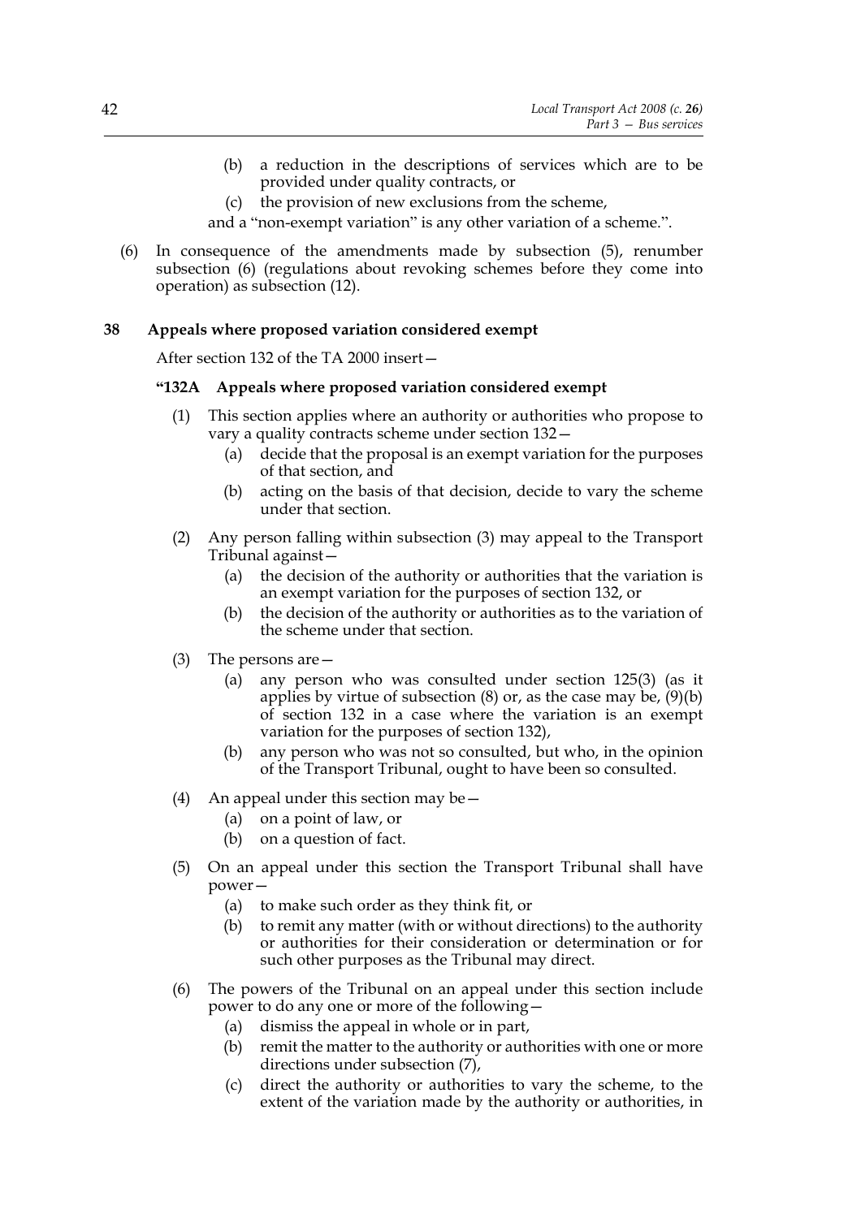(b) a reduction in the descriptions of services which are to be provided under quality contracts, or

(c) the provision of new exclusions from the scheme,

and a "non-exempt variation" is any other variation of a scheme.".

(6) In consequence of the amendments made by subsection (5), renumber subsection (6) (regulations about revoking schemes before they come into operation) as subsection (12).

### 38 Appeals where proposed variation considered exempt

After section 132 of the TA 2000 insert—

#### "132A Appeals where proposed variation considered exempt

(1) This section applies where an authority or authorities who propose to vary a quality contracts scheme under section 132—

(a) decide that the proposal is an exempt variation for the purposes of that section, and

(b) acting on the basis of that decision, decide to vary the scheme under that section.

(2) Any person falling within subsection (3) may appeal to the Transport Tribunal against—

(a) the decision of the authority or authorities that the variation is an exempt variation for the purposes of section 132, or

(b) the decision of the authority or authorities as to the variation of the scheme under that section.

(3) The persons are—

(a) any person who was consulted under section 125(3) (as it applies by virtue of subsection (8) or, as the case may be, (9)(b) of section 132 in a case where the variation is an exempt variation for the purposes of section 132),

(b) any person who was not so consulted, but who, in the opinion of the Transport Tribunal, ought to have been so consulted.

(4) An appeal under this section may be—

(a) on a point of law, or

(b) on a question of fact.

(5) On an appeal under this section the Transport Tribunal shall have power—

(a) to make such order as they think fit, or

(b) to remit any matter (with or without directions) to the authority or authorities for their consideration or determination or for such other purposes as the Tribunal may direct.

(6) The powers of the Tribunal on an appeal under this section include power to do any one or more of the following—

(a) dismiss the appeal in whole or in part,

(b) remit the matter to the authority or authorities with one or more directions under subsection (7),

(c) direct the authority or authorities to vary the scheme, to the extent of the variation made by the authority or authorities, in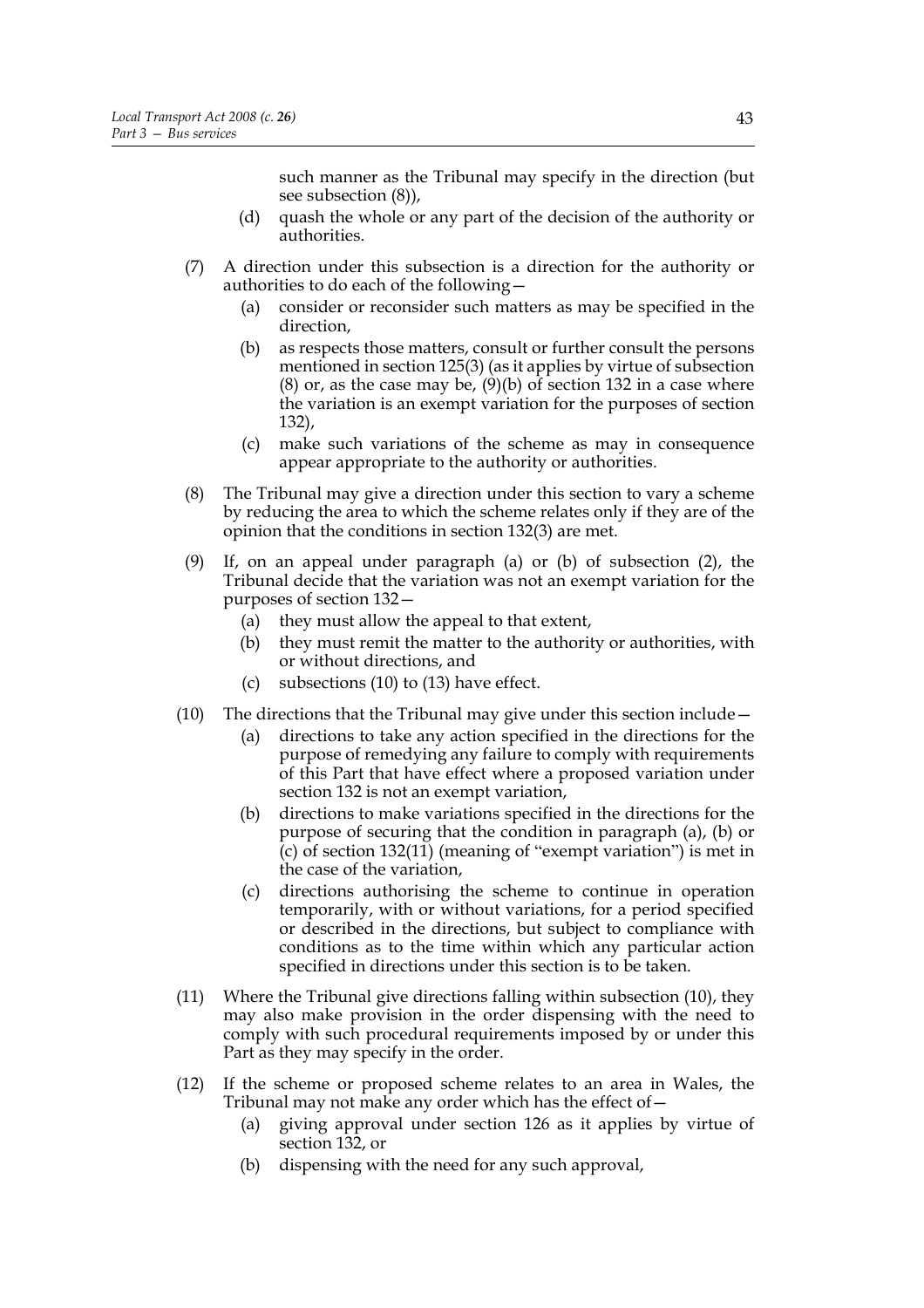such manner as the Tribunal may specify in the direction (but see subsection (8)),

(d) quash the whole or any part of the decision of the authority or authorities.

(7) A direction under this subsection is a direction for the authority or authorities to do each of the following—

(a) consider or reconsider such matters as may be specified in the direction,

(b) as respects those matters, consult or further consult the persons mentioned in section 125(3) (as it applies by virtue of subsection (8) or, as the case may be, (9)(b) of section 132 in a case where the variation is an exempt variation for the purposes of section 132),

(c) make such variations of the scheme as may in consequence appear appropriate to the authority or authorities.

(8) The Tribunal may give a direction under this section to vary a scheme by reducing the area to which the scheme relates only if they are of the opinion that the conditions in section 132(3) are met.

(9) If, on an appeal under paragraph (a) or (b) of subsection (2), the Tribunal decide that the variation was not an exempt variation for the purposes of section 132—

(a) they must allow the appeal to that extent,

(b) they must remit the matter to the authority or authorities, with or without directions, and

(c) subsections (10) to (13) have effect.

(10) The directions that the Tribunal may give under this section include—

(a) directions to take any action specified in the directions for the purpose of remedying any failure to comply with requirements of this Part that have effect where a proposed variation under section 132 is not an exempt variation,

(b) directions to make variations specified in the directions for the purpose of securing that the condition in paragraph (a), (b) or (c) of section 132(11) (meaning of "exempt variation") is met in the case of the variation,

(c) directions authorising the scheme to continue in operation temporarily, with or without variations, for a period specified or described in the directions, but subject to compliance with conditions as to the time within which any particular action specified in directions under this section is to be taken.

(11) Where the Tribunal give directions falling within subsection (10), they may also make provision in the order dispensing with the need to comply with such procedural requirements imposed by or under this Part as they may specify in the order.

(12) If the scheme or proposed scheme relates to an area in Wales, the Tribunal may not make any order which has the effect of—

(a) giving approval under section 126 as it applies by virtue of section 132, or

(b) dispensing with the need for any such approval,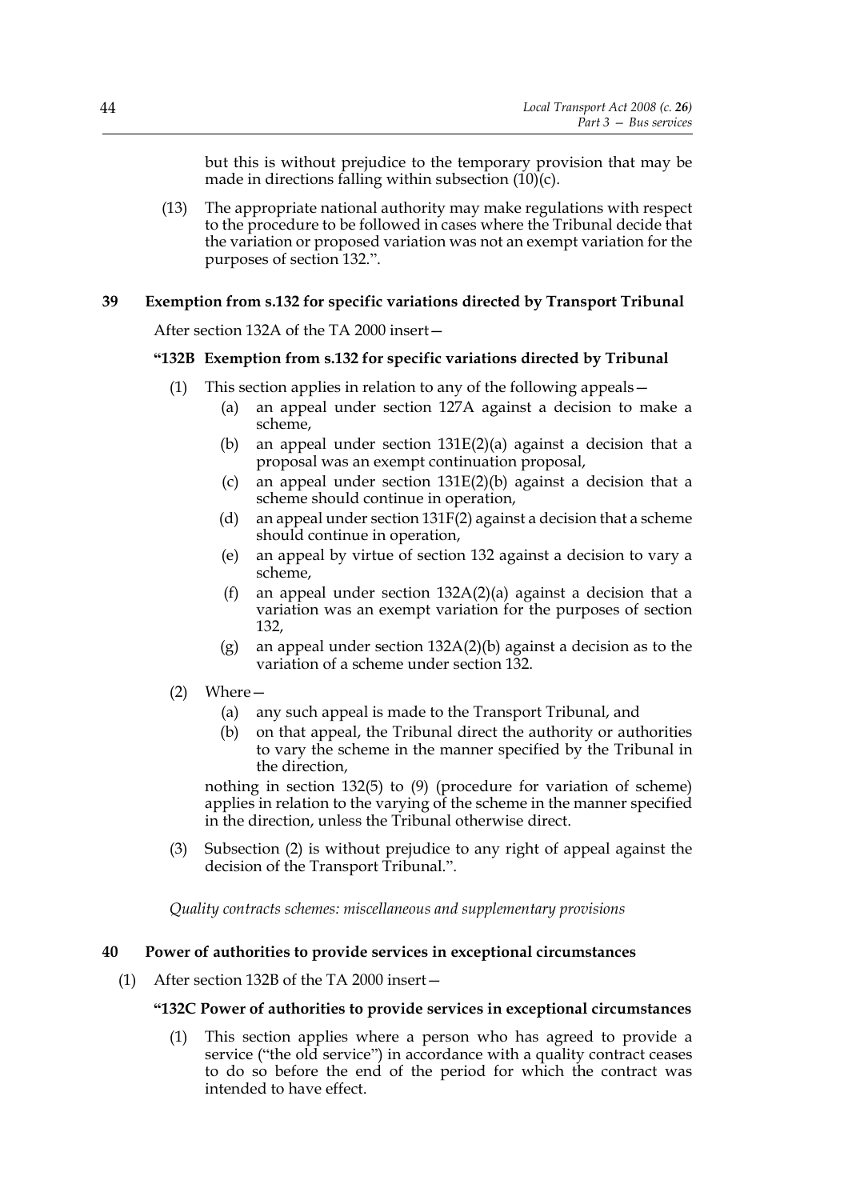but this is without prejudice to the temporary provision that may be made in directions falling within subsection (10)(c).

(13) The appropriate national authority may make regulations with respect to the procedure to be followed in cases where the Tribunal decide that the variation or proposed variation was not an exempt variation for the purposes of section 132.".

### 39 Exemption from s.132 for specific variations directed by Transport Tribunal

After section 132A of the TA 2000 insert—

#### "132B Exemption from s.132 for specific variations directed by Tribunal

(1) This section applies in relation to any of the following appeals—

(a) an appeal under section 127A against a decision to make a scheme,

(b) an appeal under section 131E(2)(a) against a decision that a proposal was an exempt continuation proposal,

(c) an appeal under section 131E(2)(b) against a decision that a scheme should continue in operation,

(d) an appeal under section 131F(2) against a decision that a scheme should continue in operation,

(e) an appeal by virtue of section 132 against a decision to vary a scheme,

(f) an appeal under section 132A(2)(a) against a decision that a variation was an exempt variation for the purposes of section 132,

(g) an appeal under section 132A(2)(b) against a decision as to the variation of a scheme under section 132.

(2) Where—

(a) any such appeal is made to the Transport Tribunal, and

(b) on that appeal, the Tribunal direct the authority or authorities to vary the scheme in the manner specified by the Tribunal in the direction,

nothing in section 132(5) to (9) (procedure for variation of scheme) applies in relation to the varying of the scheme in the manner specified in the direction, unless the Tribunal otherwise direct.

(3) Subsection (2) is without prejudice to any right of appeal against the decision of the Transport Tribunal.".

*Quality contracts schemes: miscellaneous and supplementary provisions*

### 40 Power of authorities to provide services in exceptional circumstances

(1) After section 132B of the TA 2000 insert—

#### "132C Power of authorities to provide services in exceptional circumstances

(1) This section applies where a person who has agreed to provide a service ("the old service") in accordance with a quality contract ceases to do so before the end of the period for which the contract was intended to have effect.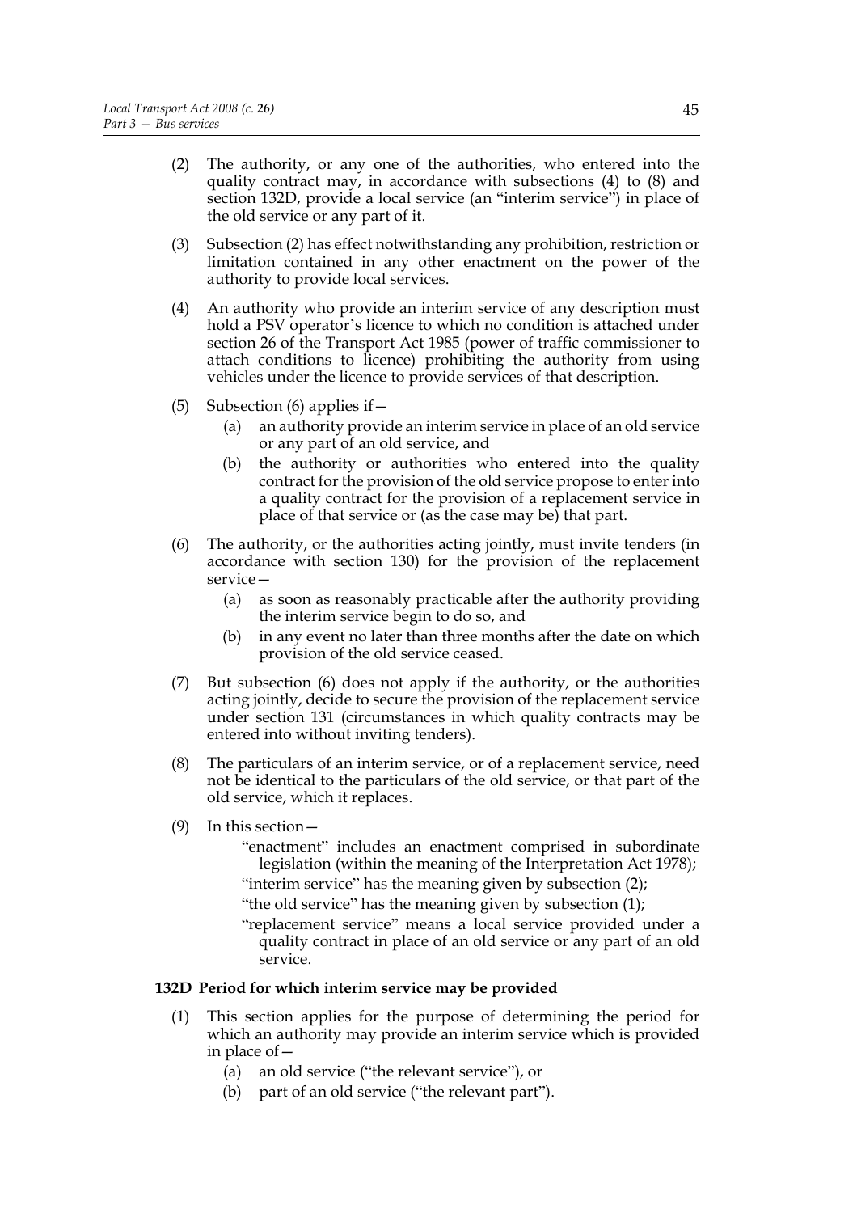(2) The authority, or any one of the authorities, who entered into the quality contract may, in accordance with subsections (4) to (8) and section 132D, provide a local service (an "interim service") in place of the old service or any part of it.

(3) Subsection (2) has effect notwithstanding any prohibition, restriction or limitation contained in any other enactment on the power of the authority to provide local services.

(4) An authority who provide an interim service of any description must hold a PSV operator's licence to which no condition is attached under section 26 of the Transport Act 1985 (power of traffic commissioner to attach conditions to licence) prohibiting the authority from using vehicles under the licence to provide services of that description.

(5) Subsection (6) applies if—

   (a) an authority provide an interim service in place of an old service or any part of an old service, and

   (b) the authority or authorities who entered into the quality contract for the provision of the old service propose to enter into a quality contract for the provision of a replacement service in place of that service or (as the case may be) that part.

(6) The authority, or the authorities acting jointly, must invite tenders (in accordance with section 130) for the provision of the replacement service—

   (a) as soon as reasonably practicable after the authority providing the interim service begin to do so, and

   (b) in any event no later than three months after the date on which provision of the old service ceased.

(7) But subsection (6) does not apply if the authority, or the authorities acting jointly, decide to secure the provision of the replacement service under section 131 (circumstances in which quality contracts may be entered into without inviting tenders).

(8) The particulars of an interim service, or of a replacement service, need not be identical to the particulars of the old service, or that part of the old service, which it replaces.

(9) In this section—

   "enactment" includes an enactment comprised in subordinate legislation (within the meaning of the Interpretation Act 1978);

   "interim service" has the meaning given by subsection (2);

   "the old service" has the meaning given by subsection (1);

   "replacement service" means a local service provided under a quality contract in place of an old service or any part of an old service.

**132D Period for which interim service may be provided**

(1) This section applies for the purpose of determining the period for which an authority may provide an interim service which is provided in place of—

   (a) an old service ("the relevant service"), or

   (b) part of an old service ("the relevant part").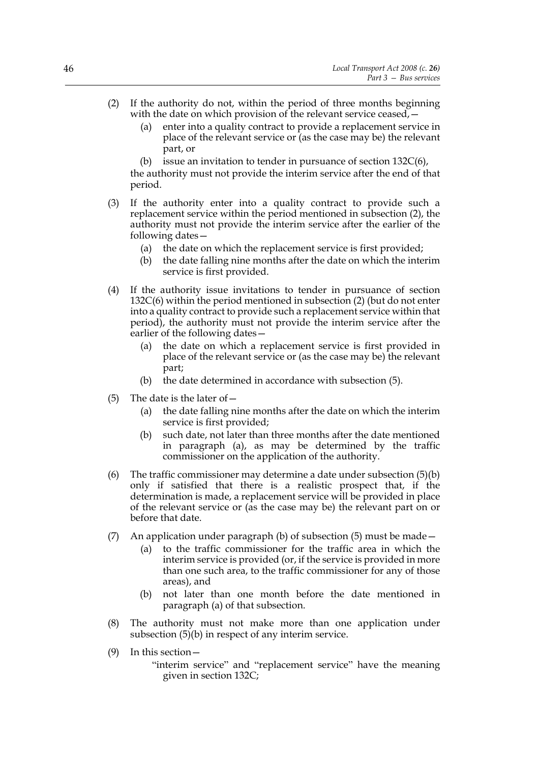(2) If the authority do not, within the period of three months beginning with the date on which provision of the relevant service ceased,—

   (a) enter into a quality contract to provide a replacement service in place of the relevant service or (as the case may be) the relevant part, or

   (b) issue an invitation to tender in pursuance of section 132C(6),

   the authority must not provide the interim service after the end of that period.

(3) If the authority enter into a quality contract to provide such a replacement service within the period mentioned in subsection (2), the authority must not provide the interim service after the earlier of the following dates—

   (a) the date on which the replacement service is first provided;

   (b) the date falling nine months after the date on which the interim service is first provided.

(4) If the authority issue invitations to tender in pursuance of section 132C(6) within the period mentioned in subsection (2) (but do not enter into a quality contract to provide such a replacement service within that period), the authority must not provide the interim service after the earlier of the following dates—

   (a) the date on which a replacement service is first provided in place of the relevant service or (as the case may be) the relevant part;

   (b) the date determined in accordance with subsection (5).

(5) The date is the later of—

   (a) the date falling nine months after the date on which the interim service is first provided;

   (b) such date, not later than three months after the date mentioned in paragraph (a), as may be determined by the traffic commissioner on the application of the authority.

(6) The traffic commissioner may determine a date under subsection (5)(b) only if satisfied that there is a realistic prospect that, if the determination is made, a replacement service will be provided in place of the relevant service or (as the case may be) the relevant part on or before that date.

(7) An application under paragraph (b) of subsection (5) must be made—

   (a) to the traffic commissioner for the traffic area in which the interim service is provided (or, if the service is provided in more than one such area, to the traffic commissioner for any of those areas), and

   (b) not later than one month before the date mentioned in paragraph (a) of that subsection.

(8) The authority must not make more than one application under subsection (5)(b) in respect of any interim service.

(9) In this section—

   "interim service" and "replacement service" have the meaning given in section 132C;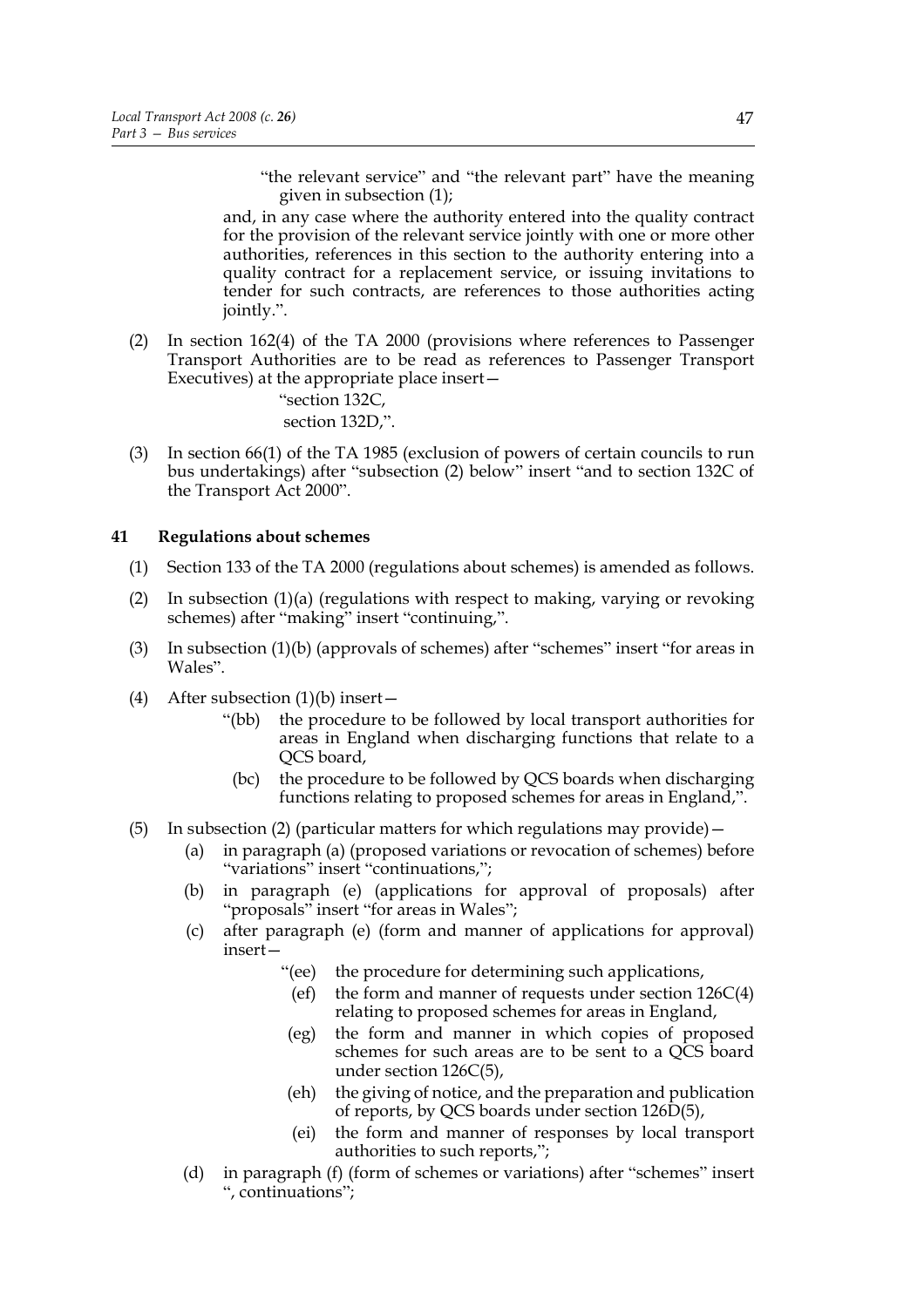"the relevant service" and "the relevant part" have the meaning given in subsection (1);

and, in any case where the authority entered into the quality contract for the provision of the relevant service jointly with one or more other authorities, references in this section to the authority entering into a quality contract for a replacement service, or issuing invitations to tender for such contracts, are references to those authorities acting jointly.".

(2) In section 162(4) of the TA 2000 (provisions where references to Passenger Transport Authorities are to be read as references to Passenger Transport Executives) at the appropriate place insert—

"section 132C,
section 132D,".

(3) In section 66(1) of the TA 1985 (exclusion of powers of certain councils to run bus undertakings) after "subsection (2) below" insert "and to section 132C of the Transport Act 2000".

**41 Regulations about schemes**

(1) Section 133 of the TA 2000 (regulations about schemes) is amended as follows.

(2) In subsection (1)(a) (regulations with respect to making, varying or revoking schemes) after "making" insert "continuing,".

(3) In subsection (1)(b) (approvals of schemes) after "schemes" insert "for areas in Wales".

(4) After subsection (1)(b) insert—

"(bb) the procedure to be followed by local transport authorities for areas in England when discharging functions that relate to a QCS board,

(bc) the procedure to be followed by QCS boards when discharging functions relating to proposed schemes for areas in England,".

(5) In subsection (2) (particular matters for which regulations may provide)—

(a) in paragraph (a) (proposed variations or revocation of schemes) before "variations" insert "continuations,";

(b) in paragraph (e) (applications for approval of proposals) after "proposals" insert "for areas in Wales";

(c) after paragraph (e) (form and manner of applications for approval) insert—

"(ee) the procedure for determining such applications,

(ef) the form and manner of requests under section 126C(4) relating to proposed schemes for areas in England,

(eg) the form and manner in which copies of proposed schemes for such areas are to be sent to a QCS board under section 126C(5),

(eh) the giving of notice, and the preparation and publication of reports, by QCS boards under section 126D(5),

(ei) the form and manner of responses by local transport authorities to such reports,";

(d) in paragraph (f) (form of schemes or variations) after "schemes" insert ", continuations";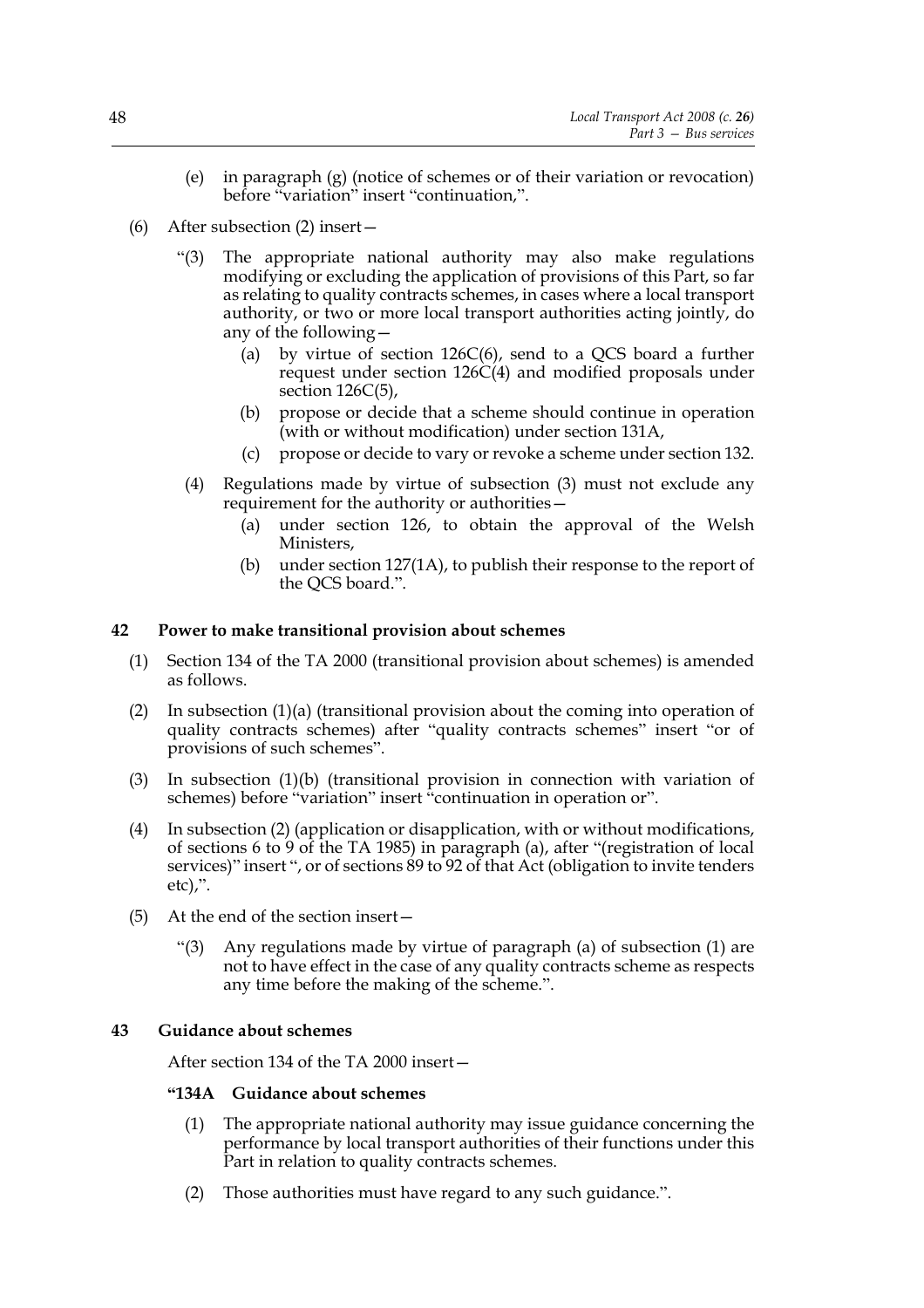(e) in paragraph (g) (notice of schemes or of their variation or revocation) before "variation" insert "continuation,".

(6) After subsection (2) insert—

"(3) The appropriate national authority may also make regulations modifying or excluding the application of provisions of this Part, so far as relating to quality contracts schemes, in cases where a local transport authority, or two or more local transport authorities acting jointly, do any of the following—

(a) by virtue of section 126C(6), send to a QCS board a further request under section 126C(4) and modified proposals under section 126C(5),

(b) propose or decide that a scheme should continue in operation (with or without modification) under section 131A,

(c) propose or decide to vary or revoke a scheme under section 132.

(4) Regulations made by virtue of subsection (3) must not exclude any requirement for the authority or authorities—

(a) under section 126, to obtain the approval of the Welsh Ministers,

(b) under section 127(1A), to publish their response to the report of the QCS board.".

## 42 Power to make transitional provision about schemes

(1) Section 134 of the TA 2000 (transitional provision about schemes) is amended as follows.

(2) In subsection (1)(a) (transitional provision about the coming into operation of quality contracts schemes) after "quality contracts schemes" insert "or of provisions of such schemes".

(3) In subsection (1)(b) (transitional provision in connection with variation of schemes) before "variation" insert "continuation in operation or".

(4) In subsection (2) (application or disapplication, with or without modifications, of sections 6 to 9 of the TA 1985) in paragraph (a), after "(registration of local services)" insert ", or of sections 89 to 92 of that Act (obligation to invite tenders etc),".

(5) At the end of the section insert—

"(3) Any regulations made by virtue of paragraph (a) of subsection (1) are not to have effect in the case of any quality contracts scheme as respects any time before the making of the scheme.".

## 43 Guidance about schemes

After section 134 of the TA 2000 insert—

**"134A Guidance about schemes**

(1) The appropriate national authority may issue guidance concerning the performance by local transport authorities of their functions under this Part in relation to quality contracts schemes.

(2) Those authorities must have regard to any such guidance.".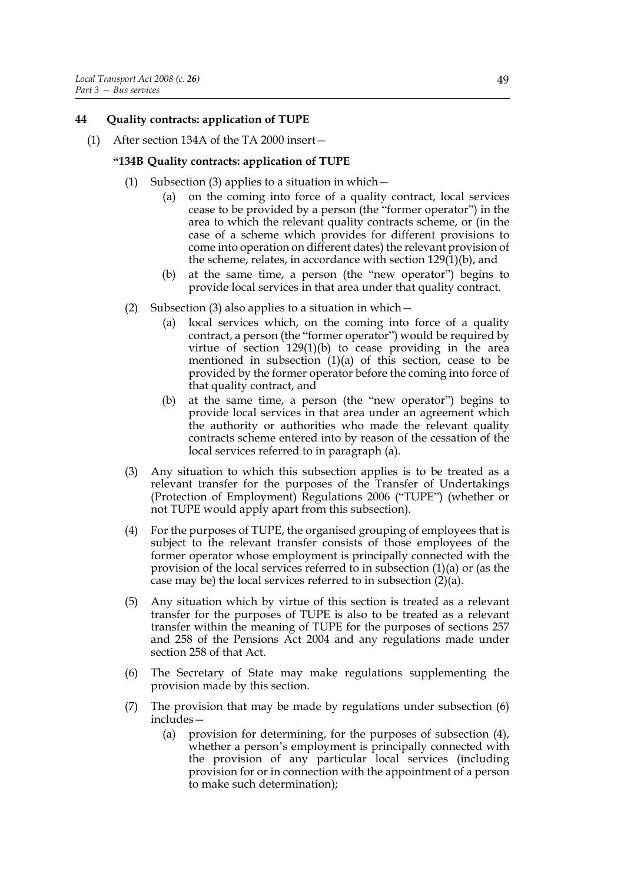## 44 Quality contracts: application of TUPE

(1) After section 134A of the TA 2000 insert—

**"134B Quality contracts: application of TUPE**

(1) Subsection (3) applies to a situation in which—

(a) on the coming into force of a quality contract, local services cease to be provided by a person (the "former operator") in the area to which the relevant quality contracts scheme, or (in the case of a scheme which provides for different provisions to come into operation on different dates) the relevant provision of the scheme, relates, in accordance with section 129(1)(b), and

(b) at the same time, a person (the "new operator") begins to provide local services in that area under that quality contract.

(2) Subsection (3) also applies to a situation in which—

(a) local services which, on the coming into force of a quality contract, a person (the "former operator") would be required by virtue of section 129(1)(b) to cease providing in the area mentioned in subsection (1)(a) of this section, cease to be provided by the former operator before the coming into force of that quality contract, and

(b) at the same time, a person (the "new operator") begins to provide local services in that area under an agreement which the authority or authorities who made the relevant quality contracts scheme entered into by reason of the cessation of the local services referred to in paragraph (a).

(3) Any situation to which this subsection applies is to be treated as a relevant transfer for the purposes of the Transfer of Undertakings (Protection of Employment) Regulations 2006 ("TUPE") (whether or not TUPE would apply apart from this subsection).

(4) For the purposes of TUPE, the organised grouping of employees that is subject to the relevant transfer consists of those employees of the former operator whose employment is principally connected with the provision of the local services referred to in subsection (1)(a) or (as the case may be) the local services referred to in subsection (2)(a).

(5) Any situation which by virtue of this section is treated as a relevant transfer for the purposes of TUPE is also to be treated as a relevant transfer within the meaning of TUPE for the purposes of sections 257 and 258 of the Pensions Act 2004 and any regulations made under section 258 of that Act.

(6) The Secretary of State may make regulations supplementing the provision made by this section.

(7) The provision that may be made by regulations under subsection (6) includes—

(a) provision for determining, for the purposes of subsection (4), whether a person's employment is principally connected with the provision of any particular local services (including provision for or in connection with the appointment of a person to make such determination);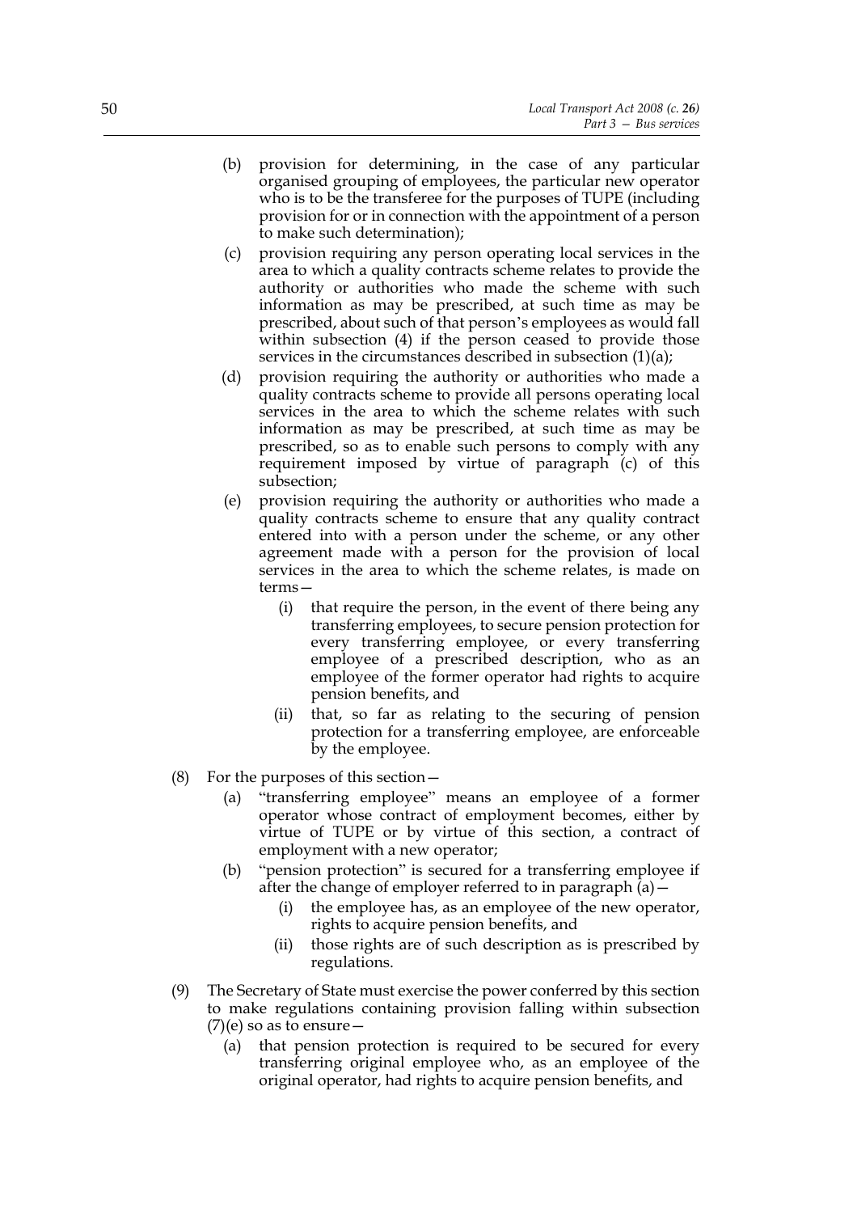(b) provision for determining, in the case of any particular organised grouping of employees, the particular new operator who is to be the transferee for the purposes of TUPE (including provision for or in connection with the appointment of a person to make such determination);

(c) provision requiring any person operating local services in the area to which a quality contracts scheme relates to provide the authority or authorities who made the scheme with such information as may be prescribed, at such time as may be prescribed, about such of that person's employees as would fall within subsection (4) if the person ceased to provide those services in the circumstances described in subsection (1)(a);

(d) provision requiring the authority or authorities who made a quality contracts scheme to provide all persons operating local services in the area to which the scheme relates with such information as may be prescribed, at such time as may be prescribed, so as to enable such persons to comply with any requirement imposed by virtue of paragraph (c) of this subsection;

(e) provision requiring the authority or authorities who made a quality contracts scheme to ensure that any quality contract entered into with a person under the scheme, or any other agreement made with a person for the provision of local services in the area to which the scheme relates, is made on terms—

   (i) that require the person, in the event of there being any transferring employees, to secure pension protection for every transferring employee, or every transferring employee of a prescribed description, who as an employee of the former operator had rights to acquire pension benefits, and

   (ii) that, so far as relating to the securing of pension protection for a transferring employee, are enforceable by the employee.

(8) For the purposes of this section—

(a) "transferring employee" means an employee of a former operator whose contract of employment becomes, either by virtue of TUPE or by virtue of this section, a contract of employment with a new operator;

(b) "pension protection" is secured for a transferring employee if after the change of employer referred to in paragraph (a)—

   (i) the employee has, as an employee of the new operator, rights to acquire pension benefits, and

   (ii) those rights are of such description as is prescribed by regulations.

(9) The Secretary of State must exercise the power conferred by this section to make regulations containing provision falling within subsection (7)(e) so as to ensure—

(a) that pension protection is required to be secured for every transferring original employee who, as an employee of the original operator, had rights to acquire pension benefits, and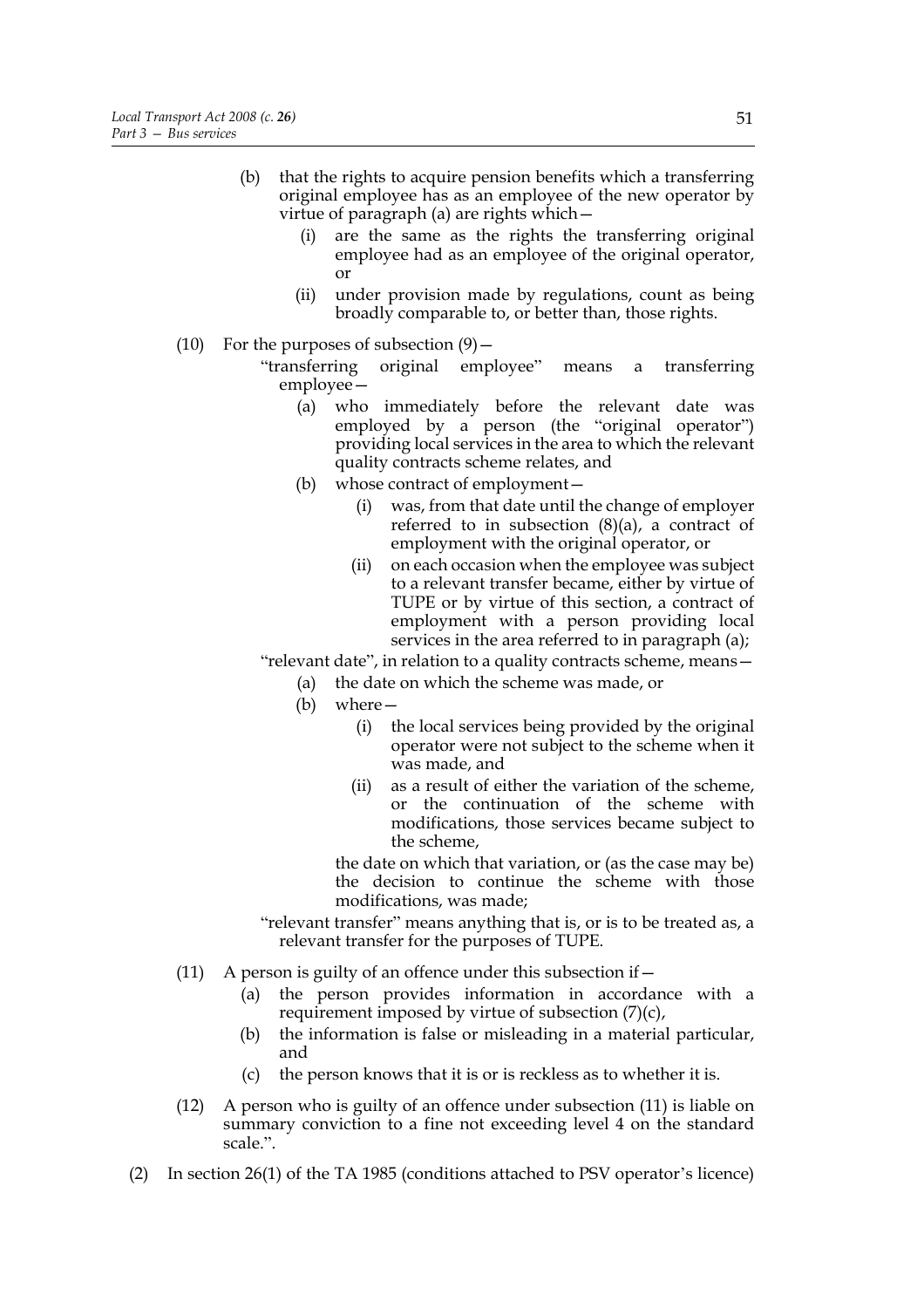(b) that the rights to acquire pension benefits which a transferring original employee has as an employee of the new operator by virtue of paragraph (a) are rights which—

   (i) are the same as the rights the transferring original employee had as an employee of the original operator, or

   (ii) under provision made by regulations, count as being broadly comparable to, or better than, those rights.

(10) For the purposes of subsection (9)—

"transferring original employee" means a transferring employee—

   (a) who immediately before the relevant date was employed by a person (the "original operator") providing local services in the area to which the relevant quality contracts scheme relates, and

   (b) whose contract of employment—

      (i) was, from that date until the change of employer referred to in subsection (8)(a), a contract of employment with the original operator, or

      (ii) on each occasion when the employee was subject to a relevant transfer became, either by virtue of TUPE or by virtue of this section, a contract of employment with a person providing local services in the area referred to in paragraph (a);

"relevant date", in relation to a quality contracts scheme, means—

   (a) the date on which the scheme was made, or

   (b) where—

      (i) the local services being provided by the original operator were not subject to the scheme when it was made, and

      (ii) as a result of either the variation of the scheme, or the continuation of the scheme with modifications, those services became subject to the scheme,

   the date on which that variation, or (as the case may be) the decision to continue the scheme with those modifications, was made;

"relevant transfer" means anything that is, or is to be treated as, a relevant transfer for the purposes of TUPE.

(11) A person is guilty of an offence under this subsection if—

   (a) the person provides information in accordance with a requirement imposed by virtue of subsection (7)(c),

   (b) the information is false or misleading in a material particular, and

   (c) the person knows that it is or is reckless as to whether it is.

(12) A person who is guilty of an offence under subsection (11) is liable on summary conviction to a fine not exceeding level 4 on the standard scale.".

(2) In section 26(1) of the TA 1985 (conditions attached to PSV operator's licence)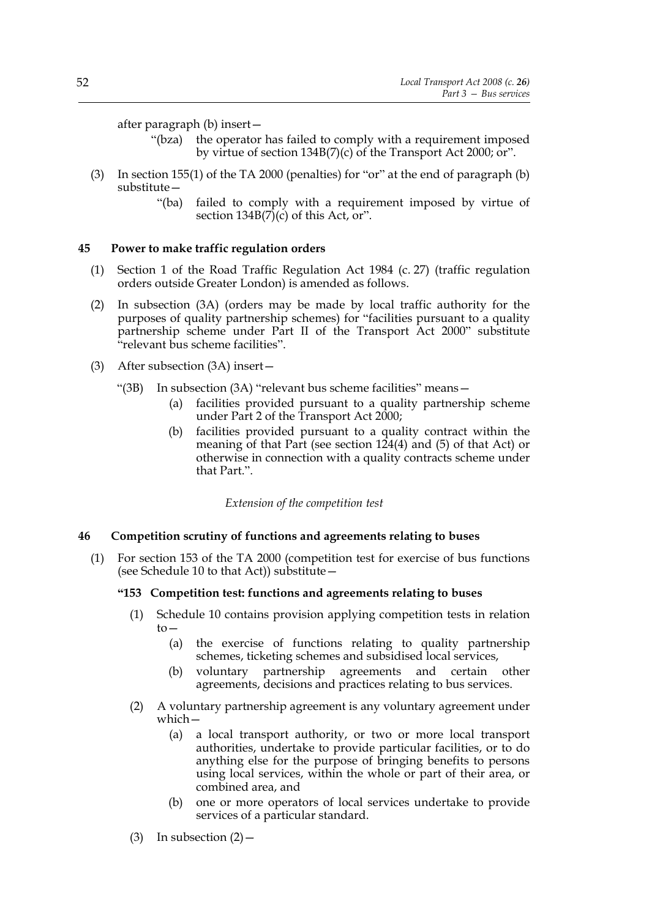after paragraph (b) insert—

> "(bza) the operator has failed to comply with a requirement imposed by virtue of section 134B(7)(c) of the Transport Act 2000; or".

(3) In section 155(1) of the TA 2000 (penalties) for "or" at the end of paragraph (b) substitute—

> "(ba) failed to comply with a requirement imposed by virtue of section 134B(7)(c) of this Act, or".

### 45 Power to make traffic regulation orders

(1) Section 1 of the Road Traffic Regulation Act 1984 (c. 27) (traffic regulation orders outside Greater London) is amended as follows.

(2) In subsection (3A) (orders may be made by local traffic authority for the purposes of quality partnership schemes) for "facilities pursuant to a quality partnership scheme under Part II of the Transport Act 2000" substitute "relevant bus scheme facilities".

(3) After subsection (3A) insert—

> "(3B) In subsection (3A) "relevant bus scheme facilities" means—
>
> (a) facilities provided pursuant to a quality partnership scheme under Part 2 of the Transport Act 2000;
>
> (b) facilities provided pursuant to a quality contract within the meaning of that Part (see section 124(4) and (5) of that Act) or otherwise in connection with a quality contracts scheme under that Part.".

*Extension of the competition test*

### 46 Competition scrutiny of functions and agreements relating to buses

(1) For section 153 of the TA 2000 (competition test for exercise of bus functions (see Schedule 10 to that Act)) substitute—

> **"153 Competition test: functions and agreements relating to buses**
>
> (1) Schedule 10 contains provision applying competition tests in relation to—
>
> (a) the exercise of functions relating to quality partnership schemes, ticketing schemes and subsidised local services,
>
> (b) voluntary partnership agreements and certain other agreements, decisions and practices relating to bus services.
>
> (2) A voluntary partnership agreement is any voluntary agreement under which—
>
> (a) a local transport authority, or two or more local transport authorities, undertake to provide particular facilities, or to do anything else for the purpose of bringing benefits to persons using local services, within the whole or part of their area, or combined area, and
>
> (b) one or more operators of local services undertake to provide services of a particular standard.
>
> (3) In subsection (2)—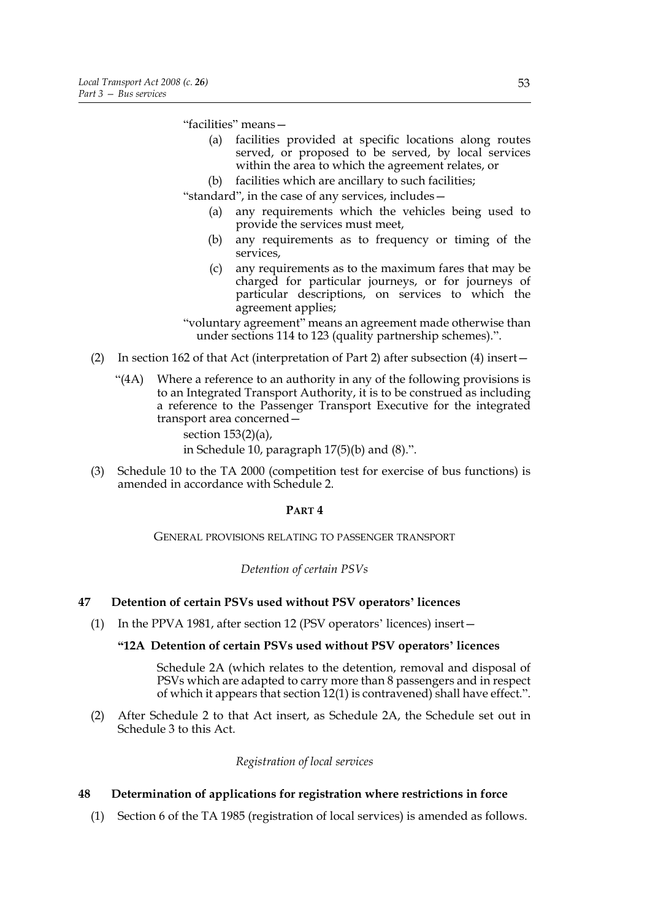"facilities" means—

- (a) facilities provided at specific locations along routes served, or proposed to be served, by local services within the area to which the agreement relates, or
- (b) facilities which are ancillary to such facilities;

"standard", in the case of any services, includes—

- (a) any requirements which the vehicles being used to provide the services must meet,
- (b) any requirements as to frequency or timing of the services,
- (c) any requirements as to the maximum fares that may be charged for particular journeys, or for journeys of particular descriptions, on services to which the agreement applies;

"voluntary agreement" means an agreement made otherwise than under sections 114 to 123 (quality partnership schemes).".

(2) In section 162 of that Act (interpretation of Part 2) after subsection (4) insert—

"(4A) Where a reference to an authority in any of the following provisions is to an Integrated Transport Authority, it is to be construed as including a reference to the Passenger Transport Executive for the integrated transport area concerned—

section 153(2)(a),

in Schedule 10, paragraph 17(5)(b) and (8).".

(3) Schedule 10 to the TA 2000 (competition test for exercise of bus functions) is amended in accordance with Schedule 2.

## PART 4

GENERAL PROVISIONS RELATING TO PASSENGER TRANSPORT

*Detention of certain PSVs*

### 47 Detention of certain PSVs used without PSV operators' licences

(1) In the PPVA 1981, after section 12 (PSV operators' licences) insert—

**"12A Detention of certain PSVs used without PSV operators' licences**

Schedule 2A (which relates to the detention, removal and disposal of PSVs which are adapted to carry more than 8 passengers and in respect of which it appears that section 12(1) is contravened) shall have effect.".

(2) After Schedule 2 to that Act insert, as Schedule 2A, the Schedule set out in Schedule 3 to this Act.

*Registration of local services*

### 48 Determination of applications for registration where restrictions in force

(1) Section 6 of the TA 1985 (registration of local services) is amended as follows.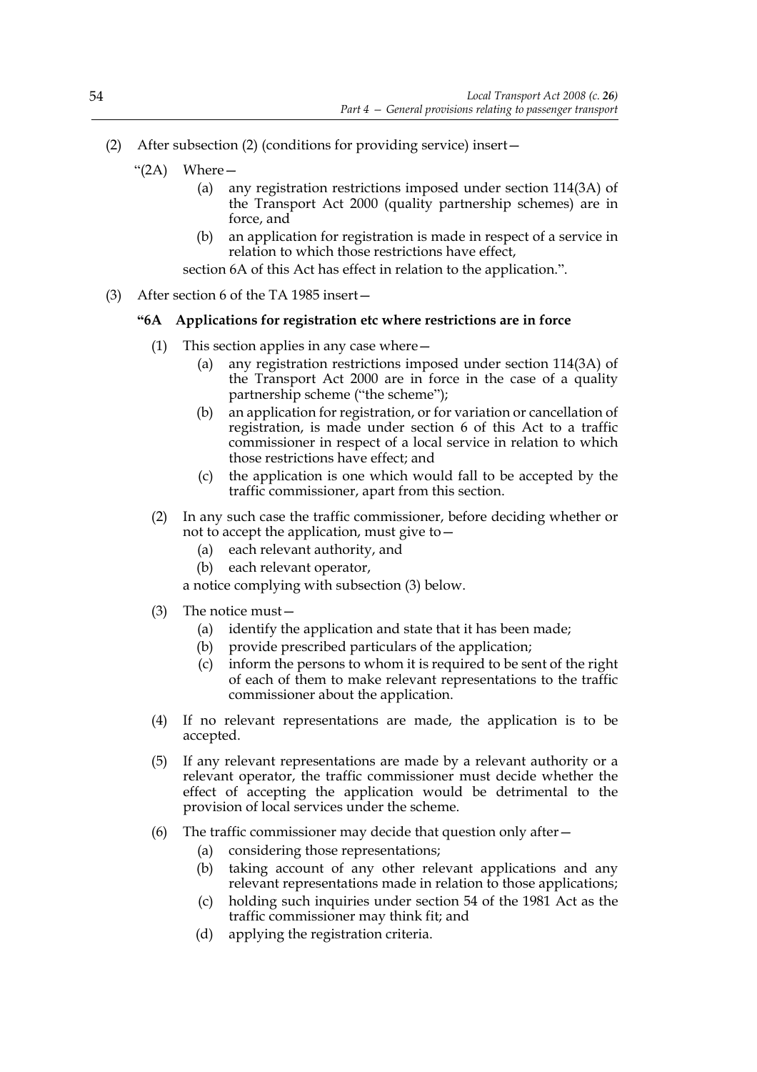(2) After subsection (2) (conditions for providing service) insert—

"(2A) Where—

(a) any registration restrictions imposed under section 114(3A) of the Transport Act 2000 (quality partnership schemes) are in force, and

(b) an application for registration is made in respect of a service in relation to which those restrictions have effect,

section 6A of this Act has effect in relation to the application.".

(3) After section 6 of the TA 1985 insert—

**"6A Applications for registration etc where restrictions are in force**

(1) This section applies in any case where—

(a) any registration restrictions imposed under section 114(3A) of the Transport Act 2000 are in force in the case of a quality partnership scheme ("the scheme");

(b) an application for registration, or for variation or cancellation of registration, is made under section 6 of this Act to a traffic commissioner in respect of a local service in relation to which those restrictions have effect; and

(c) the application is one which would fall to be accepted by the traffic commissioner, apart from this section.

(2) In any such case the traffic commissioner, before deciding whether or not to accept the application, must give to—

(a) each relevant authority, and

(b) each relevant operator,

a notice complying with subsection (3) below.

(3) The notice must—

(a) identify the application and state that it has been made;

(b) provide prescribed particulars of the application;

(c) inform the persons to whom it is required to be sent of the right of each of them to make relevant representations to the traffic commissioner about the application.

(4) If no relevant representations are made, the application is to be accepted.

(5) If any relevant representations are made by a relevant authority or a relevant operator, the traffic commissioner must decide whether the effect of accepting the application would be detrimental to the provision of local services under the scheme.

(6) The traffic commissioner may decide that question only after—

(a) considering those representations;

(b) taking account of any other relevant applications and any relevant representations made in relation to those applications;

(c) holding such inquiries under section 54 of the 1981 Act as the traffic commissioner may think fit; and

(d) applying the registration criteria.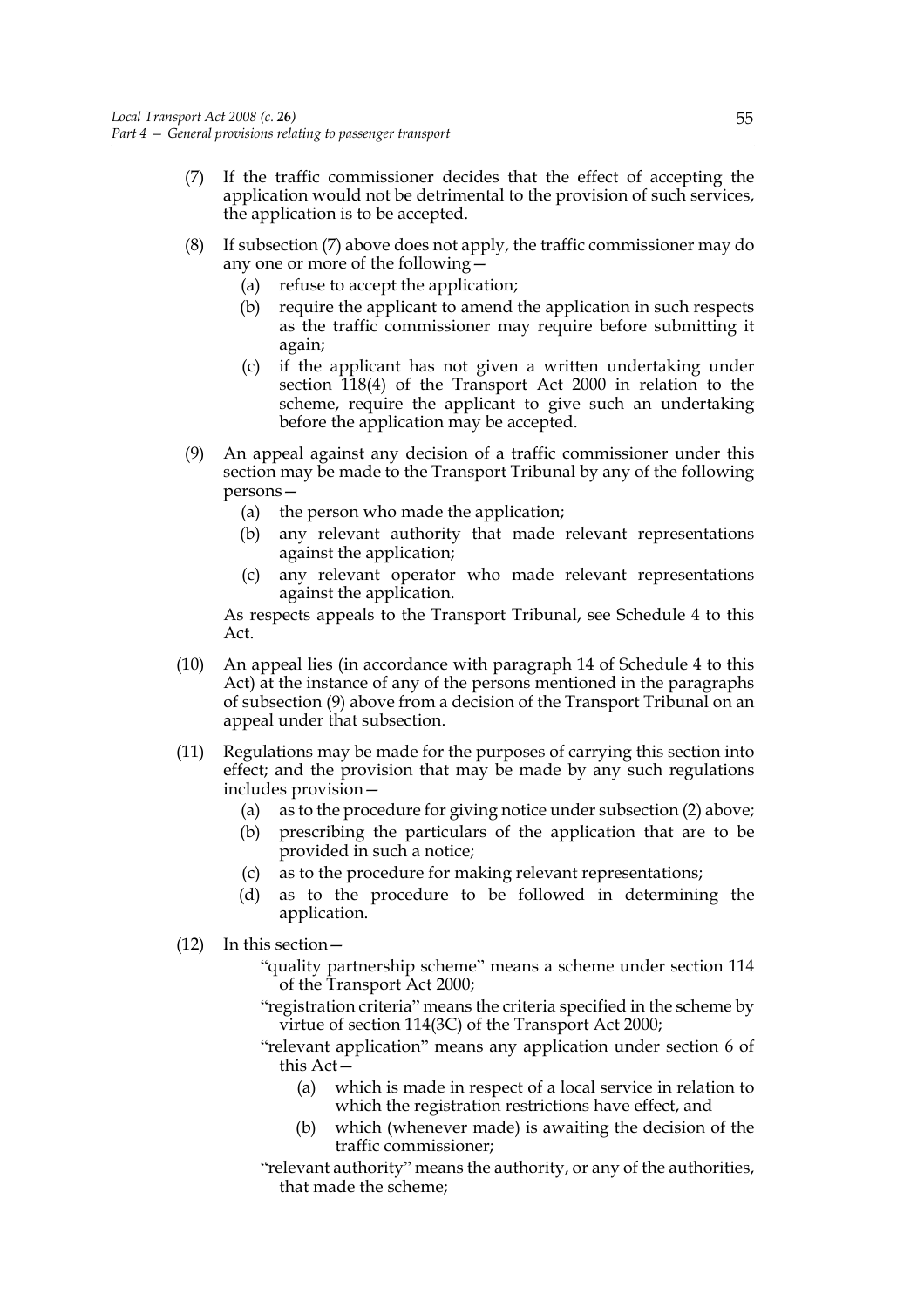(7) If the traffic commissioner decides that the effect of accepting the application would not be detrimental to the provision of such services, the application is to be accepted.

(8) If subsection (7) above does not apply, the traffic commissioner may do any one or more of the following—

  (a) refuse to accept the application;

  (b) require the applicant to amend the application in such respects as the traffic commissioner may require before submitting it again;

  (c) if the applicant has not given a written undertaking under section 118(4) of the Transport Act 2000 in relation to the scheme, require the applicant to give such an undertaking before the application may be accepted.

(9) An appeal against any decision of a traffic commissioner under this section may be made to the Transport Tribunal by any of the following persons—

  (a) the person who made the application;

  (b) any relevant authority that made relevant representations against the application;

  (c) any relevant operator who made relevant representations against the application.

As respects appeals to the Transport Tribunal, see Schedule 4 to this Act.

(10) An appeal lies (in accordance with paragraph 14 of Schedule 4 to this Act) at the instance of any of the persons mentioned in the paragraphs of subsection (9) above from a decision of the Transport Tribunal on an appeal under that subsection.

(11) Regulations may be made for the purposes of carrying this section into effect; and the provision that may be made by any such regulations includes provision—

  (a) as to the procedure for giving notice under subsection (2) above;

  (b) prescribing the particulars of the application that are to be provided in such a notice;

  (c) as to the procedure for making relevant representations;

  (d) as to the procedure to be followed in determining the application.

(12) In this section—

"quality partnership scheme" means a scheme under section 114 of the Transport Act 2000;

"registration criteria" means the criteria specified in the scheme by virtue of section 114(3C) of the Transport Act 2000;

"relevant application" means any application under section 6 of this Act—

  (a) which is made in respect of a local service in relation to which the registration restrictions have effect, and

  (b) which (whenever made) is awaiting the decision of the traffic commissioner;

"relevant authority" means the authority, or any of the authorities, that made the scheme;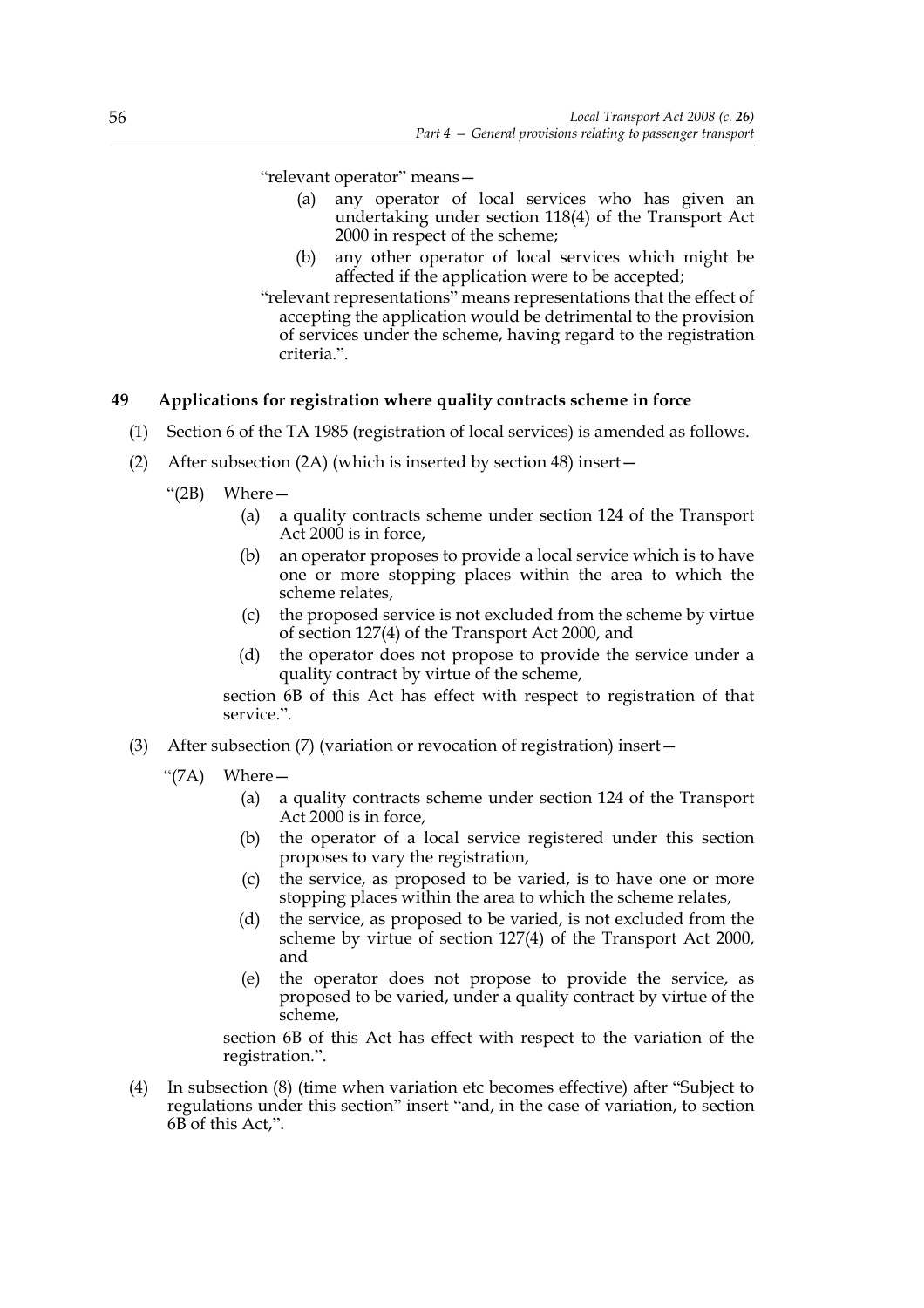"relevant operator" means—

- (a) any operator of local services who has given an undertaking under section 118(4) of the Transport Act 2000 in respect of the scheme;
- (b) any other operator of local services which might be affected if the application were to be accepted;

"relevant representations" means representations that the effect of accepting the application would be detrimental to the provision of services under the scheme, having regard to the registration criteria.".

## 49 Applications for registration where quality contracts scheme in force

(1) Section 6 of the TA 1985 (registration of local services) is amended as follows.

(2) After subsection (2A) (which is inserted by section 48) insert—

"(2B) Where—

- (a) a quality contracts scheme under section 124 of the Transport Act 2000 is in force,
- (b) an operator proposes to provide a local service which is to have one or more stopping places within the area to which the scheme relates,
- (c) the proposed service is not excluded from the scheme by virtue of section 127(4) of the Transport Act 2000, and
- (d) the operator does not propose to provide the service under a quality contract by virtue of the scheme,

section 6B of this Act has effect with respect to registration of that service.".

(3) After subsection (7) (variation or revocation of registration) insert—

"(7A) Where—

- (a) a quality contracts scheme under section 124 of the Transport Act 2000 is in force,
- (b) the operator of a local service registered under this section proposes to vary the registration,
- (c) the service, as proposed to be varied, is to have one or more stopping places within the area to which the scheme relates,
- (d) the service, as proposed to be varied, is not excluded from the scheme by virtue of section 127(4) of the Transport Act 2000, and
- (e) the operator does not propose to provide the service, as proposed to be varied, under a quality contract by virtue of the scheme,

section 6B of this Act has effect with respect to the variation of the registration.".

(4) In subsection (8) (time when variation etc becomes effective) after "Subject to regulations under this section" insert "and, in the case of variation, to section 6B of this Act,".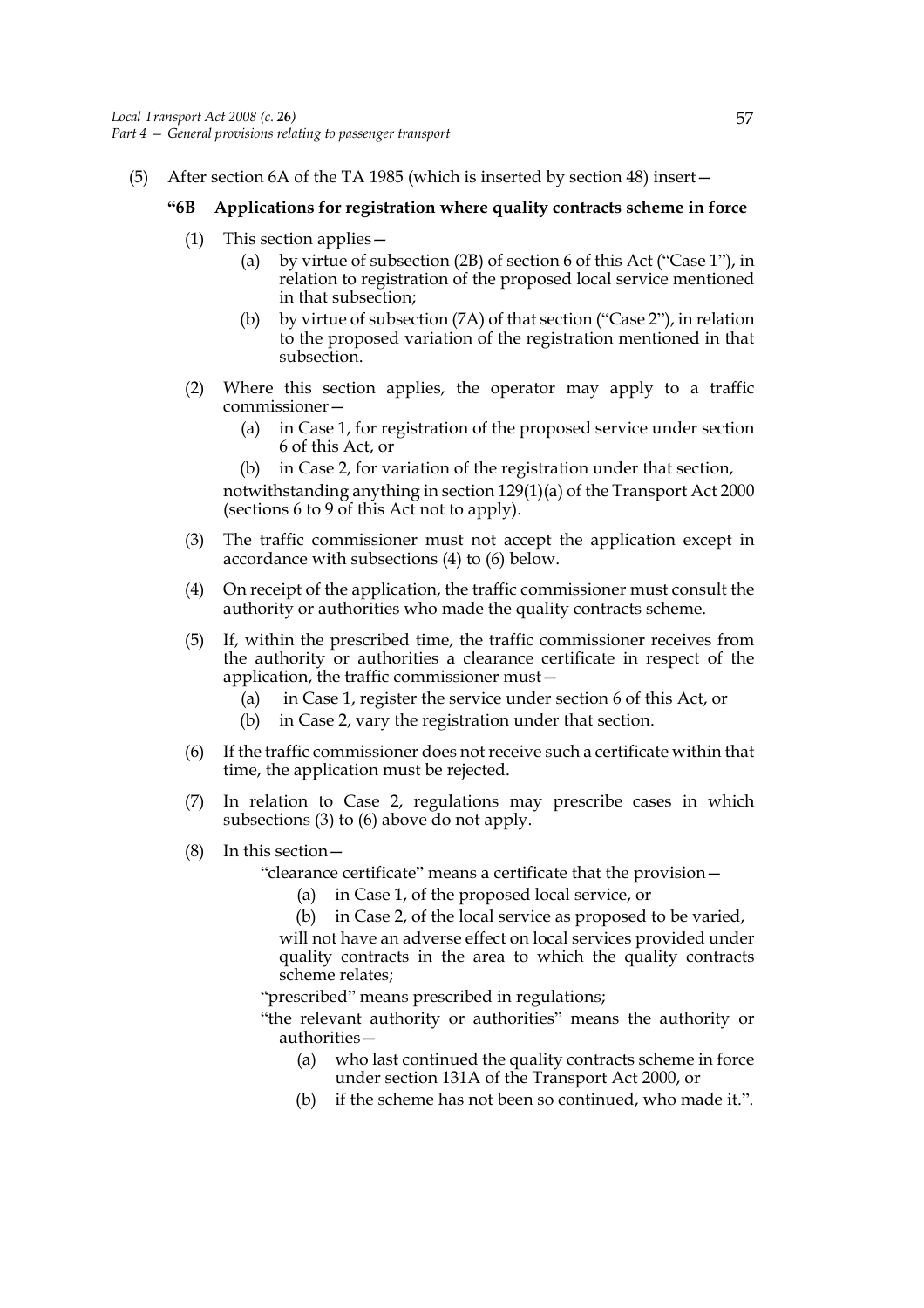(5) After section 6A of the TA 1985 (which is inserted by section 48) insert—

**"6B Applications for registration where quality contracts scheme in force**

(1) This section applies—

(a) by virtue of subsection (2B) of section 6 of this Act ("Case 1"), in relation to registration of the proposed local service mentioned in that subsection;

(b) by virtue of subsection (7A) of that section ("Case 2"), in relation to the proposed variation of the registration mentioned in that subsection.

(2) Where this section applies, the operator may apply to a traffic commissioner—

(a) in Case 1, for registration of the proposed service under section 6 of this Act, or

(b) in Case 2, for variation of the registration under that section,

notwithstanding anything in section 129(1)(a) of the Transport Act 2000 (sections 6 to 9 of this Act not to apply).

(3) The traffic commissioner must not accept the application except in accordance with subsections (4) to (6) below.

(4) On receipt of the application, the traffic commissioner must consult the authority or authorities who made the quality contracts scheme.

(5) If, within the prescribed time, the traffic commissioner receives from the authority or authorities a clearance certificate in respect of the application, the traffic commissioner must—

(a) in Case 1, register the service under section 6 of this Act, or

(b) in Case 2, vary the registration under that section.

(6) If the traffic commissioner does not receive such a certificate within that time, the application must be rejected.

(7) In relation to Case 2, regulations may prescribe cases in which subsections (3) to (6) above do not apply.

(8) In this section—

"clearance certificate" means a certificate that the provision—

(a) in Case 1, of the proposed local service, or

(b) in Case 2, of the local service as proposed to be varied,

will not have an adverse effect on local services provided under quality contracts in the area to which the quality contracts scheme relates;

"prescribed" means prescribed in regulations;

"the relevant authority or authorities" means the authority or authorities—

(a) who last continued the quality contracts scheme in force under section 131A of the Transport Act 2000, or

(b) if the scheme has not been so continued, who made it.".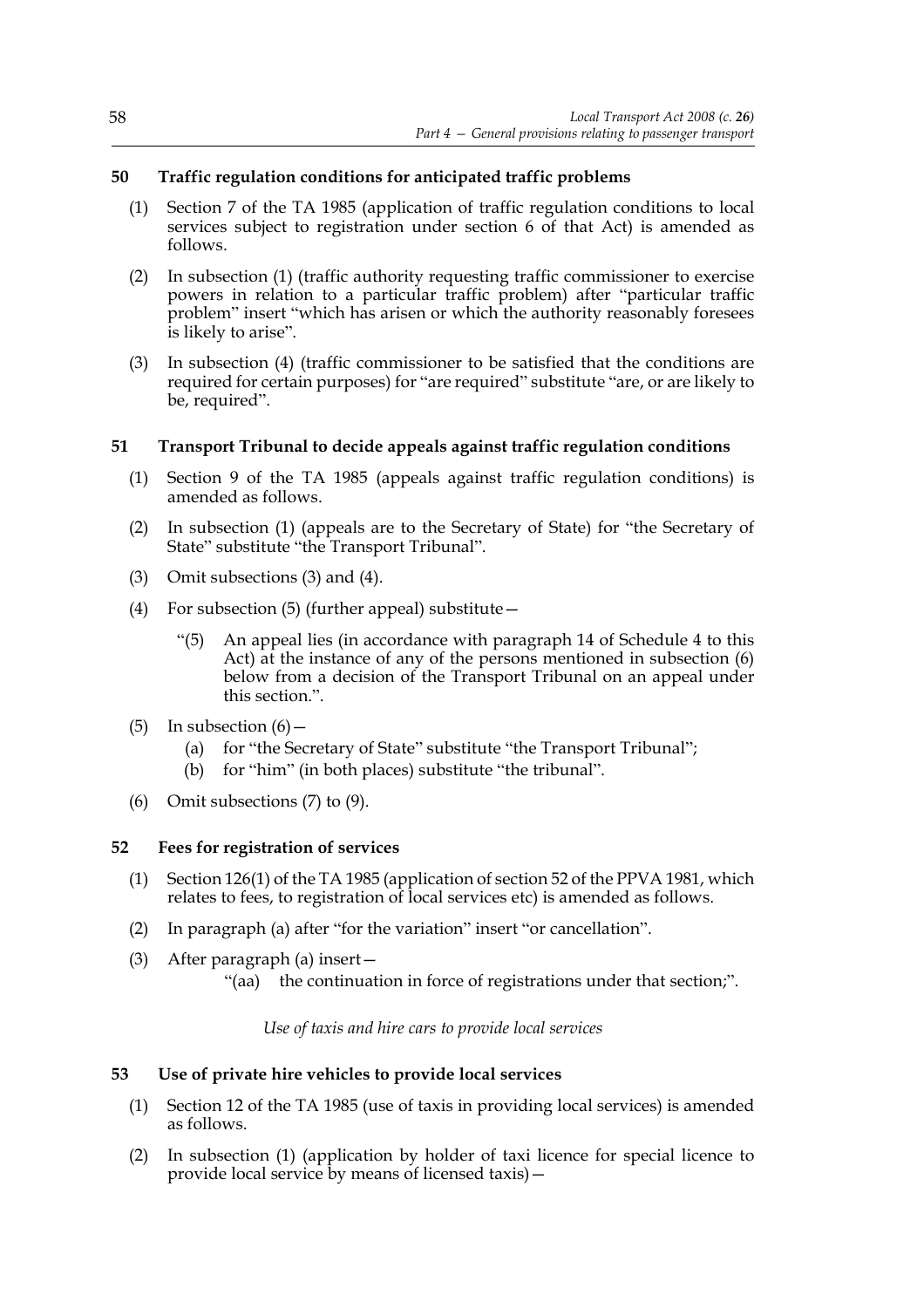### 50 Traffic regulation conditions for anticipated traffic problems

(1) Section 7 of the TA 1985 (application of traffic regulation conditions to local services subject to registration under section 6 of that Act) is amended as follows.

(2) In subsection (1) (traffic authority requesting traffic commissioner to exercise powers in relation to a particular traffic problem) after "particular traffic problem" insert "which has arisen or which the authority reasonably foresees is likely to arise".

(3) In subsection (4) (traffic commissioner to be satisfied that the conditions are required for certain purposes) for "are required" substitute "are, or are likely to be, required".

### 51 Transport Tribunal to decide appeals against traffic regulation conditions

(1) Section 9 of the TA 1985 (appeals against traffic regulation conditions) is amended as follows.

(2) In subsection (1) (appeals are to the Secretary of State) for "the Secretary of State" substitute "the Transport Tribunal".

(3) Omit subsections (3) and (4).

(4) For subsection (5) (further appeal) substitute—

"(5) An appeal lies (in accordance with paragraph 14 of Schedule 4 to this Act) at the instance of any of the persons mentioned in subsection (6) below from a decision of the Transport Tribunal on an appeal under this section.".

(5) In subsection (6)—

(a) for "the Secretary of State" substitute "the Transport Tribunal";

(b) for "him" (in both places) substitute "the tribunal".

(6) Omit subsections (7) to (9).

### 52 Fees for registration of services

(1) Section 126(1) of the TA 1985 (application of section 52 of the PPVA 1981, which relates to fees, to registration of local services etc) is amended as follows.

(2) In paragraph (a) after "for the variation" insert "or cancellation".

(3) After paragraph (a) insert—

"(aa) the continuation in force of registrations under that section;".

*Use of taxis and hire cars to provide local services*

### 53 Use of private hire vehicles to provide local services

(1) Section 12 of the TA 1985 (use of taxis in providing local services) is amended as follows.

(2) In subsection (1) (application by holder of taxi licence for special licence to provide local service by means of licensed taxis)—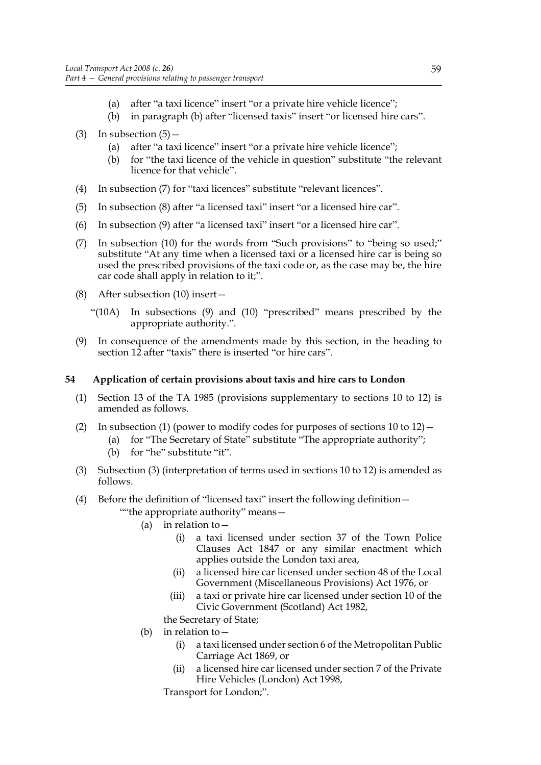(a) after "a taxi licence" insert "or a private hire vehicle licence";

(b) in paragraph (b) after "licensed taxis" insert "or licensed hire cars".

(3) In subsection (5)—

(a) after "a taxi licence" insert "or a private hire vehicle licence";

(b) for "the taxi licence of the vehicle in question" substitute "the relevant licence for that vehicle".

(4) In subsection (7) for "taxi licences" substitute "relevant licences".

(5) In subsection (8) after "a licensed taxi" insert "or a licensed hire car".

(6) In subsection (9) after "a licensed taxi" insert "or a licensed hire car".

(7) In subsection (10) for the words from "Such provisions" to "being so used;" substitute "At any time when a licensed taxi or a licensed hire car is being so used the prescribed provisions of the taxi code or, as the case may be, the hire car code shall apply in relation to it;".

(8) After subsection (10) insert—

"(10A) In subsections (9) and (10) "prescribed" means prescribed by the appropriate authority.".

(9) In consequence of the amendments made by this section, in the heading to section 12 after "taxis" there is inserted "or hire cars".

### 54 Application of certain provisions about taxis and hire cars to London

(1) Section 13 of the TA 1985 (provisions supplementary to sections 10 to 12) is amended as follows.

(2) In subsection (1) (power to modify codes for purposes of sections 10 to 12)—

(a) for "The Secretary of State" substitute "The appropriate authority";

(b) for "he" substitute "it".

(3) Subsection (3) (interpretation of terms used in sections 10 to 12) is amended as follows.

(4) Before the definition of "licensed taxi" insert the following definition—

""the appropriate authority" means—

(a) in relation to—

(i) a taxi licensed under section 37 of the Town Police Clauses Act 1847 or any similar enactment which applies outside the London taxi area,

(ii) a licensed hire car licensed under section 48 of the Local Government (Miscellaneous Provisions) Act 1976, or

(iii) a taxi or private hire car licensed under section 10 of the Civic Government (Scotland) Act 1982,

the Secretary of State;

(b) in relation to—

(i) a taxi licensed under section 6 of the Metropolitan Public Carriage Act 1869, or

(ii) a licensed hire car licensed under section 7 of the Private Hire Vehicles (London) Act 1998,

Transport for London;".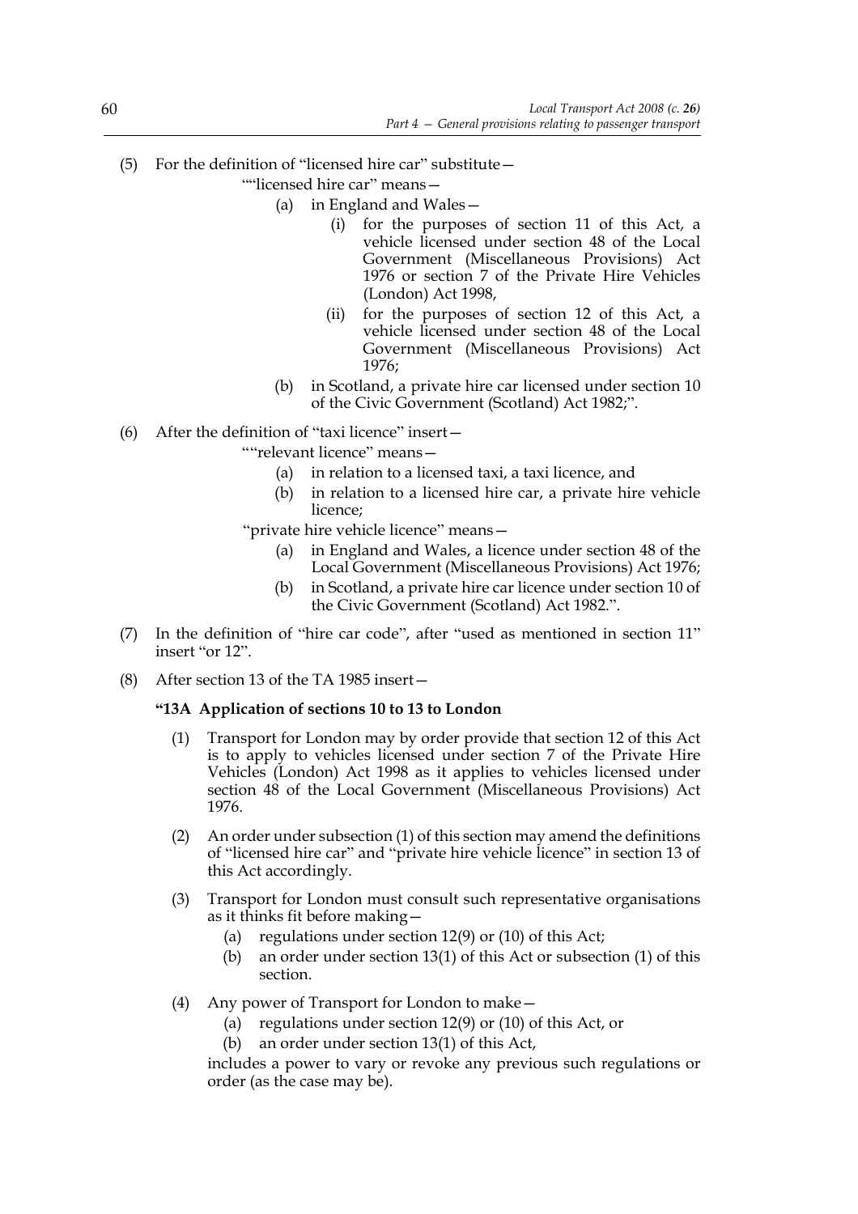(5) For the definition of "licensed hire car" substitute—

""licensed hire car" means—

(a) in England and Wales—

(i) for the purposes of section 11 of this Act, a vehicle licensed under section 48 of the Local Government (Miscellaneous Provisions) Act 1976 or section 7 of the Private Hire Vehicles (London) Act 1998,

(ii) for the purposes of section 12 of this Act, a vehicle licensed under section 48 of the Local Government (Miscellaneous Provisions) Act 1976;

(b) in Scotland, a private hire car licensed under section 10 of the Civic Government (Scotland) Act 1982;".

(6) After the definition of "taxi licence" insert—

""relevant licence" means—

(a) in relation to a licensed taxi, a taxi licence, and

(b) in relation to a licensed hire car, a private hire vehicle licence;

"private hire vehicle licence" means—

(a) in England and Wales, a licence under section 48 of the Local Government (Miscellaneous Provisions) Act 1976;

(b) in Scotland, a private hire car licence under section 10 of the Civic Government (Scotland) Act 1982.".

(7) In the definition of "hire car code", after "used as mentioned in section 11" insert "or 12".

(8) After section 13 of the TA 1985 insert—

**"13A Application of sections 10 to 13 to London**

(1) Transport for London may by order provide that section 12 of this Act is to apply to vehicles licensed under section 7 of the Private Hire Vehicles (London) Act 1998 as it applies to vehicles licensed under section 48 of the Local Government (Miscellaneous Provisions) Act 1976.

(2) An order under subsection (1) of this section may amend the definitions of "licensed hire car" and "private hire vehicle licence" in section 13 of this Act accordingly.

(3) Transport for London must consult such representative organisations as it thinks fit before making—

(a) regulations under section 12(9) or (10) of this Act;

(b) an order under section 13(1) of this Act or subsection (1) of this section.

(4) Any power of Transport for London to make—

(a) regulations under section 12(9) or (10) of this Act, or

(b) an order under section 13(1) of this Act,

includes a power to vary or revoke any previous such regulations or order (as the case may be).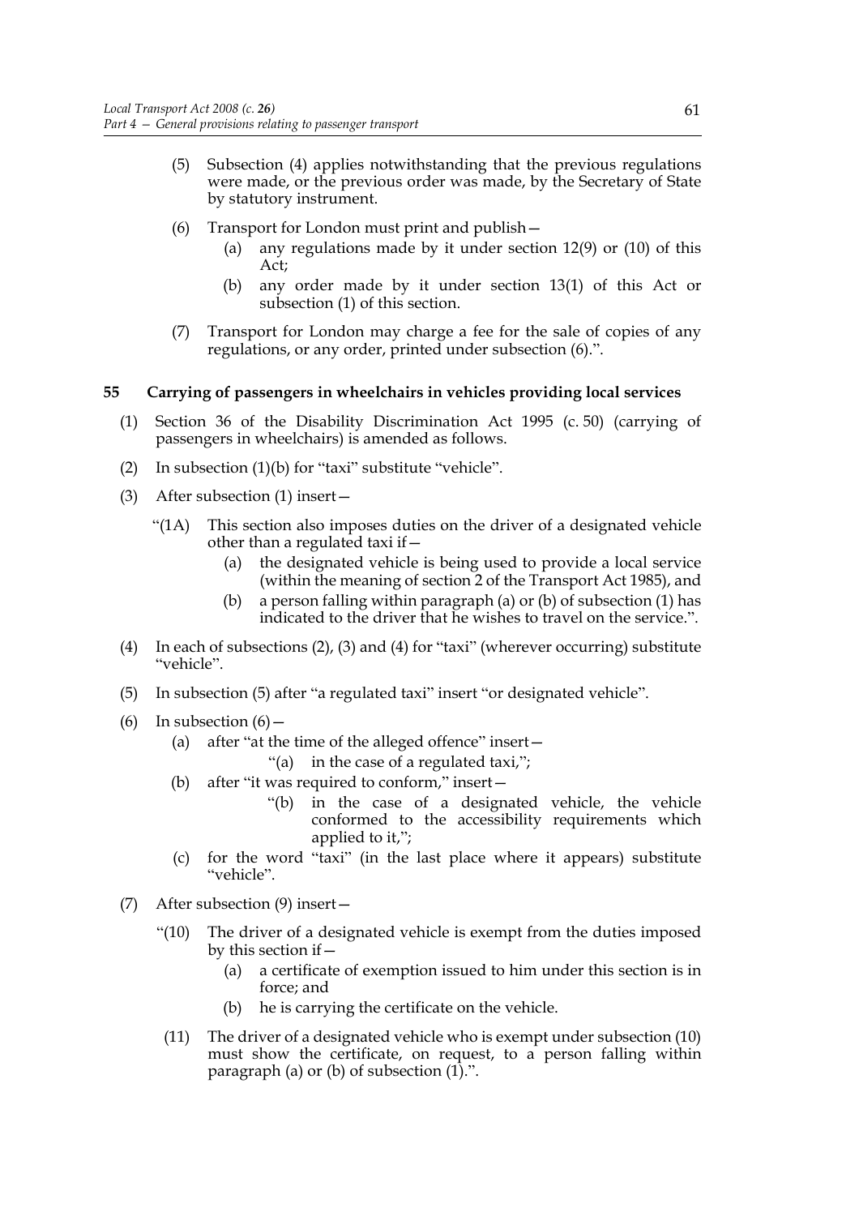(5) Subsection (4) applies notwithstanding that the previous regulations were made, or the previous order was made, by the Secretary of State by statutory instrument.

(6) Transport for London must print and publish—

(a) any regulations made by it under section 12(9) or (10) of this Act;

(b) any order made by it under section 13(1) of this Act or subsection (1) of this section.

(7) Transport for London may charge a fee for the sale of copies of any regulations, or any order, printed under subsection (6).".

### 55 Carrying of passengers in wheelchairs in vehicles providing local services

(1) Section 36 of the Disability Discrimination Act 1995 (c. 50) (carrying of passengers in wheelchairs) is amended as follows.

(2) In subsection (1)(b) for "taxi" substitute "vehicle".

(3) After subsection (1) insert—

"(1A) This section also imposes duties on the driver of a designated vehicle other than a regulated taxi if—

(a) the designated vehicle is being used to provide a local service (within the meaning of section 2 of the Transport Act 1985), and

(b) a person falling within paragraph (a) or (b) of subsection (1) has indicated to the driver that he wishes to travel on the service.".

(4) In each of subsections (2), (3) and (4) for "taxi" (wherever occurring) substitute "vehicle".

(5) In subsection (5) after "a regulated taxi" insert "or designated vehicle".

(6) In subsection (6)—

(a) after "at the time of the alleged offence" insert—

"(a) in the case of a regulated taxi,";

(b) after "it was required to conform," insert—

"(b) in the case of a designated vehicle, the vehicle conformed to the accessibility requirements which applied to it,";

(c) for the word "taxi" (in the last place where it appears) substitute "vehicle".

(7) After subsection (9) insert—

"(10) The driver of a designated vehicle is exempt from the duties imposed by this section if—

(a) a certificate of exemption issued to him under this section is in force; and

(b) he is carrying the certificate on the vehicle.

(11) The driver of a designated vehicle who is exempt under subsection (10) must show the certificate, on request, to a person falling within paragraph (a) or (b) of subsection (1).".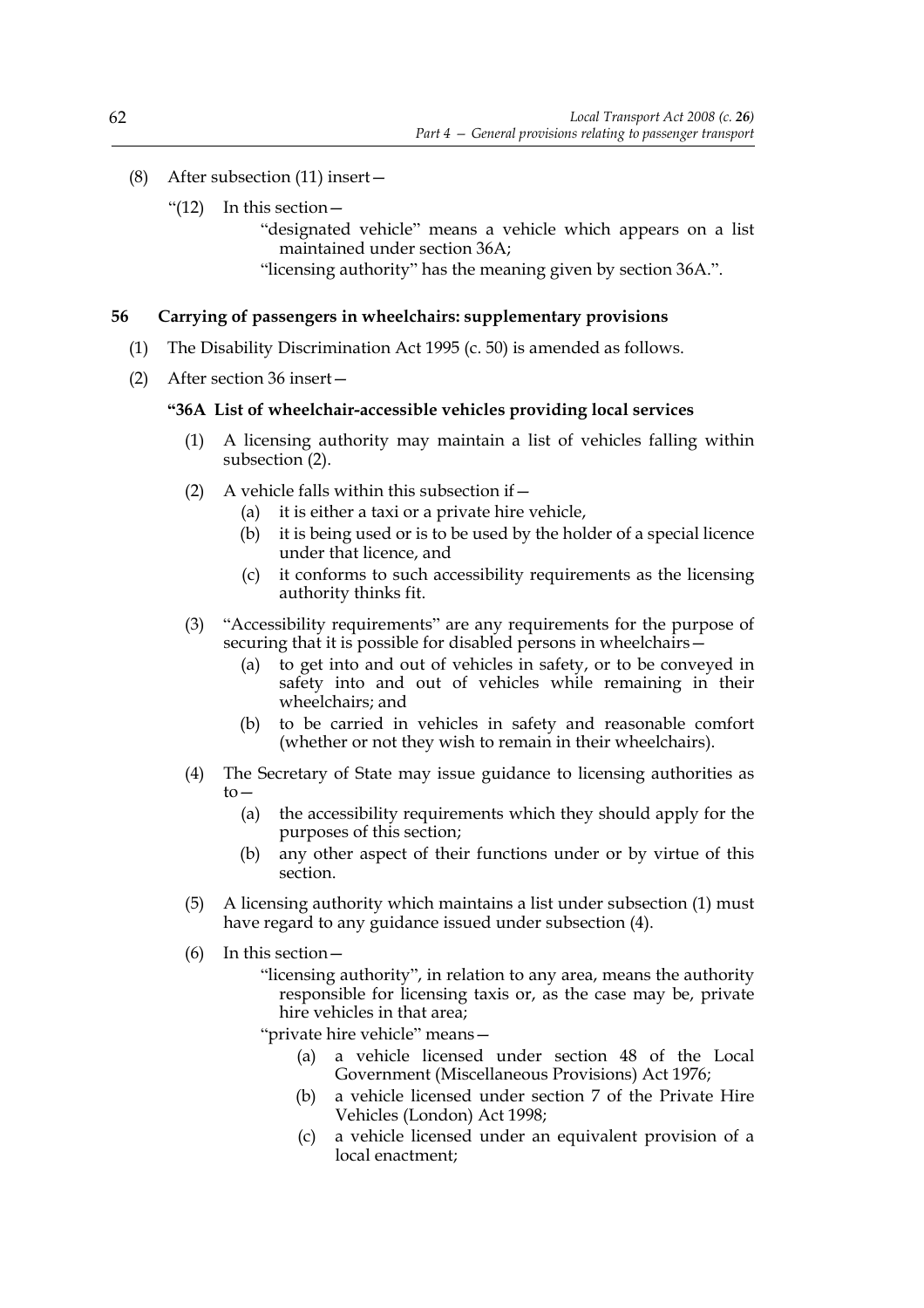(8) After subsection (11) insert—

"(12) In this section—

"designated vehicle" means a vehicle which appears on a list maintained under section 36A;

"licensing authority" has the meaning given by section 36A.".

### 56 Carrying of passengers in wheelchairs: supplementary provisions

(1) The Disability Discrimination Act 1995 (c. 50) is amended as follows.

(2) After section 36 insert—

**"36A List of wheelchair-accessible vehicles providing local services**

(1) A licensing authority may maintain a list of vehicles falling within subsection (2).

(2) A vehicle falls within this subsection if—

(a) it is either a taxi or a private hire vehicle,

(b) it is being used or is to be used by the holder of a special licence under that licence, and

(c) it conforms to such accessibility requirements as the licensing authority thinks fit.

(3) "Accessibility requirements" are any requirements for the purpose of securing that it is possible for disabled persons in wheelchairs—

(a) to get into and out of vehicles in safety, or to be conveyed in safety into and out of vehicles while remaining in their wheelchairs; and

(b) to be carried in vehicles in safety and reasonable comfort (whether or not they wish to remain in their wheelchairs).

(4) The Secretary of State may issue guidance to licensing authorities as to—

(a) the accessibility requirements which they should apply for the purposes of this section;

(b) any other aspect of their functions under or by virtue of this section.

(5) A licensing authority which maintains a list under subsection (1) must have regard to any guidance issued under subsection (4).

(6) In this section—

"licensing authority", in relation to any area, means the authority responsible for licensing taxis or, as the case may be, private hire vehicles in that area;

"private hire vehicle" means—

(a) a vehicle licensed under section 48 of the Local Government (Miscellaneous Provisions) Act 1976;

(b) a vehicle licensed under section 7 of the Private Hire Vehicles (London) Act 1998;

(c) a vehicle licensed under an equivalent provision of a local enactment;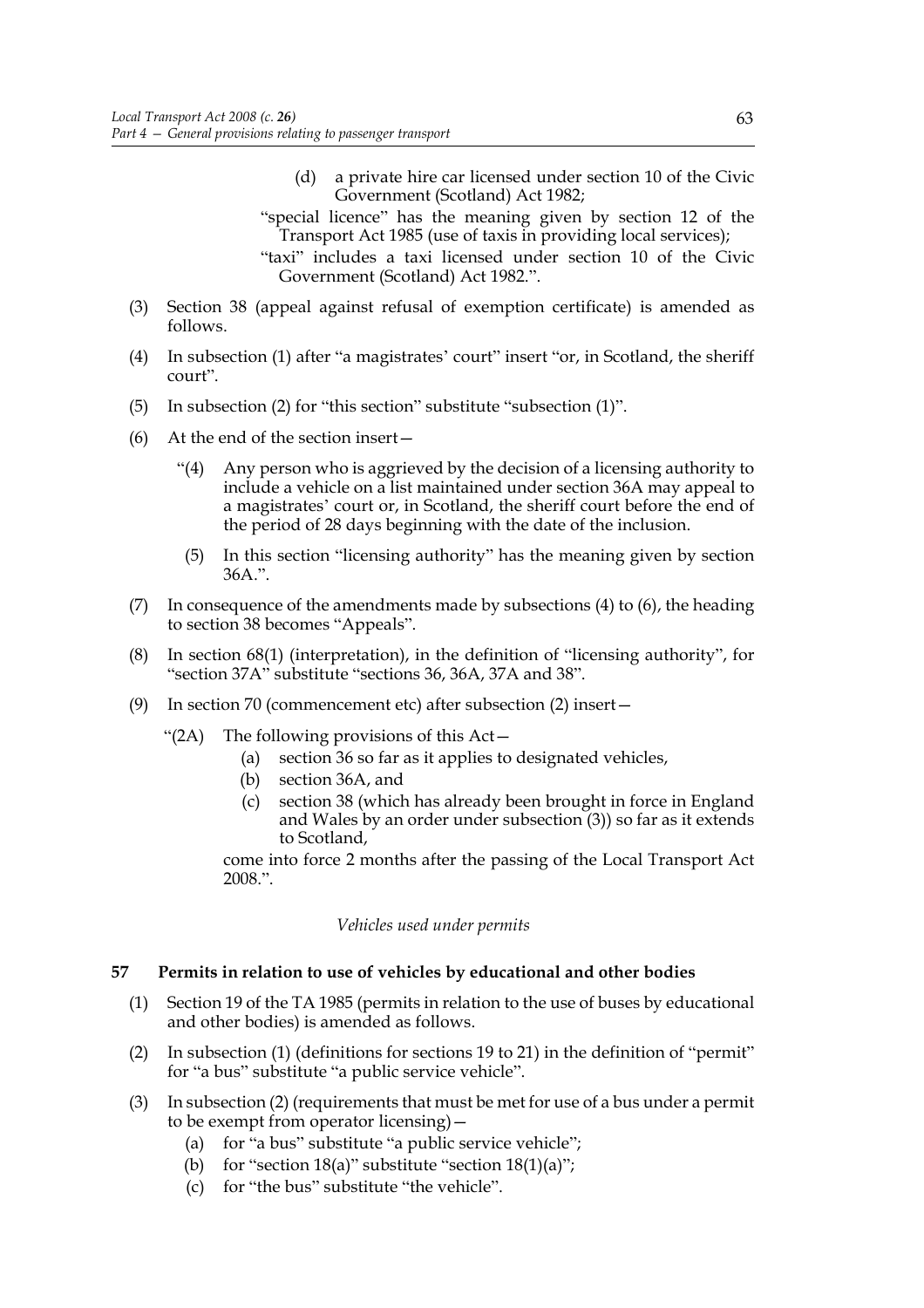(d) a private hire car licensed under section 10 of the Civic Government (Scotland) Act 1982;

"special licence" has the meaning given by section 12 of the Transport Act 1985 (use of taxis in providing local services);

"taxi" includes a taxi licensed under section 10 of the Civic Government (Scotland) Act 1982.".

(3) Section 38 (appeal against refusal of exemption certificate) is amended as follows.

(4) In subsection (1) after "a magistrates' court" insert "or, in Scotland, the sheriff court".

(5) In subsection (2) for "this section" substitute "subsection (1)".

(6) At the end of the section insert—

"(4) Any person who is aggrieved by the decision of a licensing authority to include a vehicle on a list maintained under section 36A may appeal to a magistrates' court or, in Scotland, the sheriff court before the end of the period of 28 days beginning with the date of the inclusion.

(5) In this section "licensing authority" has the meaning given by section 36A.".

(7) In consequence of the amendments made by subsections (4) to (6), the heading to section 38 becomes "Appeals".

(8) In section 68(1) (interpretation), in the definition of "licensing authority", for "section 37A" substitute "sections 36, 36A, 37A and 38".

(9) In section 70 (commencement etc) after subsection (2) insert—

"(2A) The following provisions of this Act—

(a) section 36 so far as it applies to designated vehicles,

(b) section 36A, and

(c) section 38 (which has already been brought in force in England and Wales by an order under subsection (3)) so far as it extends to Scotland,

come into force 2 months after the passing of the Local Transport Act 2008.".

*Vehicles used under permits*

### 57 Permits in relation to use of vehicles by educational and other bodies

(1) Section 19 of the TA 1985 (permits in relation to the use of buses by educational and other bodies) is amended as follows.

(2) In subsection (1) (definitions for sections 19 to 21) in the definition of "permit" for "a bus" substitute "a public service vehicle".

(3) In subsection (2) (requirements that must be met for use of a bus under a permit to be exempt from operator licensing)—

(a) for "a bus" substitute "a public service vehicle";

(b) for "section 18(a)" substitute "section 18(1)(a)";

(c) for "the bus" substitute "the vehicle".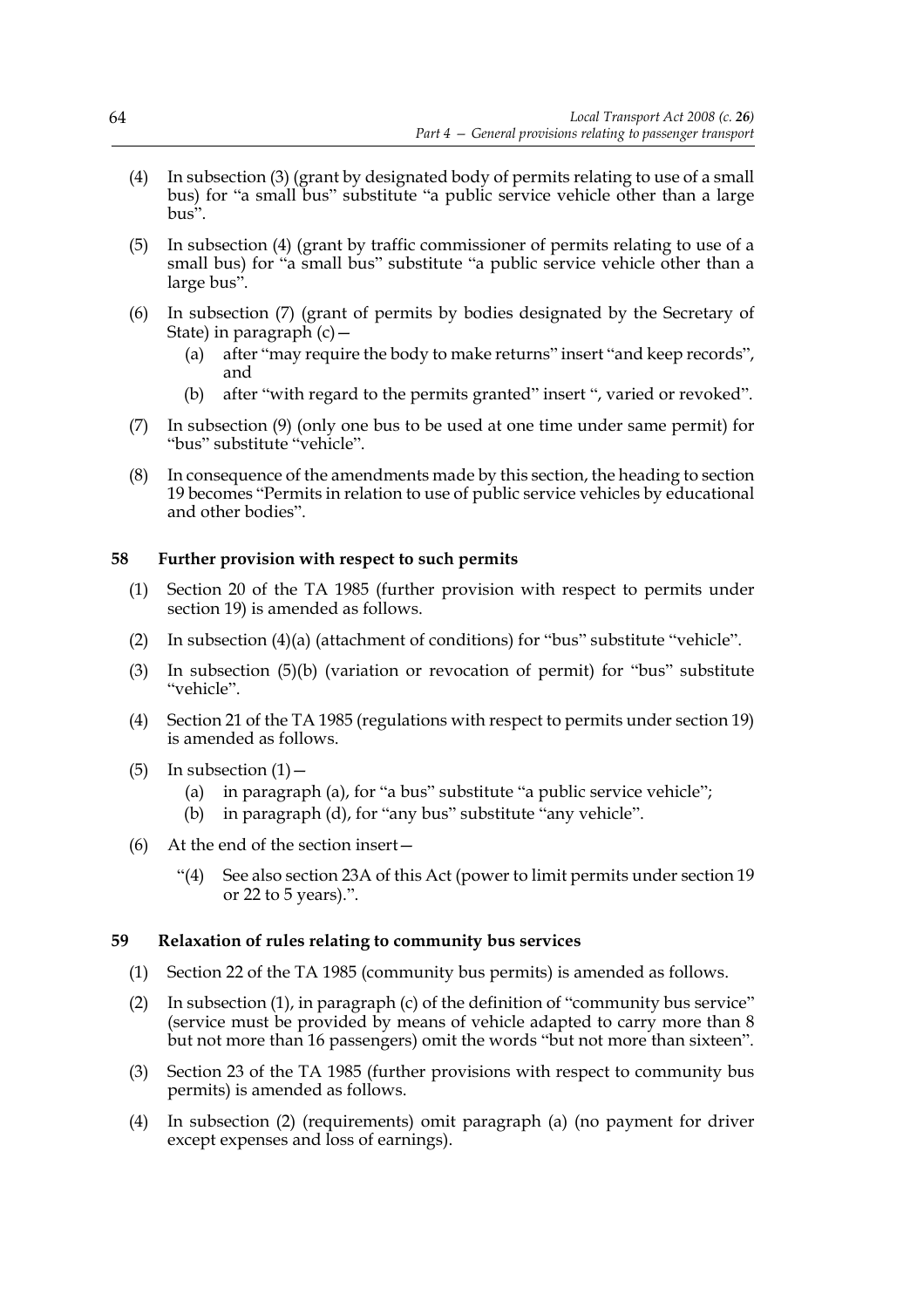(4) In subsection (3) (grant by designated body of permits relating to use of a small bus) for "a small bus" substitute "a public service vehicle other than a large bus".

(5) In subsection (4) (grant by traffic commissioner of permits relating to use of a small bus) for "a small bus" substitute "a public service vehicle other than a large bus".

(6) In subsection (7) (grant of permits by bodies designated by the Secretary of State) in paragraph (c)—

   (a) after "may require the body to make returns" insert "and keep records", and

   (b) after "with regard to the permits granted" insert ", varied or revoked".

(7) In subsection (9) (only one bus to be used at one time under same permit) for "bus" substitute "vehicle".

(8) In consequence of the amendments made by this section, the heading to section 19 becomes "Permits in relation to use of public service vehicles by educational and other bodies".

### 58 Further provision with respect to such permits

(1) Section 20 of the TA 1985 (further provision with respect to permits under section 19) is amended as follows.

(2) In subsection (4)(a) (attachment of conditions) for "bus" substitute "vehicle".

(3) In subsection (5)(b) (variation or revocation of permit) for "bus" substitute "vehicle".

(4) Section 21 of the TA 1985 (regulations with respect to permits under section 19) is amended as follows.

(5) In subsection (1)—

   (a) in paragraph (a), for "a bus" substitute "a public service vehicle";

   (b) in paragraph (d), for "any bus" substitute "any vehicle".

(6) At the end of the section insert—

   "(4) See also section 23A of this Act (power to limit permits under section 19 or 22 to 5 years).".

### 59 Relaxation of rules relating to community bus services

(1) Section 22 of the TA 1985 (community bus permits) is amended as follows.

(2) In subsection (1), in paragraph (c) of the definition of "community bus service" (service must be provided by means of vehicle adapted to carry more than 8 but not more than 16 passengers) omit the words "but not more than sixteen".

(3) Section 23 of the TA 1985 (further provisions with respect to community bus permits) is amended as follows.

(4) In subsection (2) (requirements) omit paragraph (a) (no payment for driver except expenses and loss of earnings).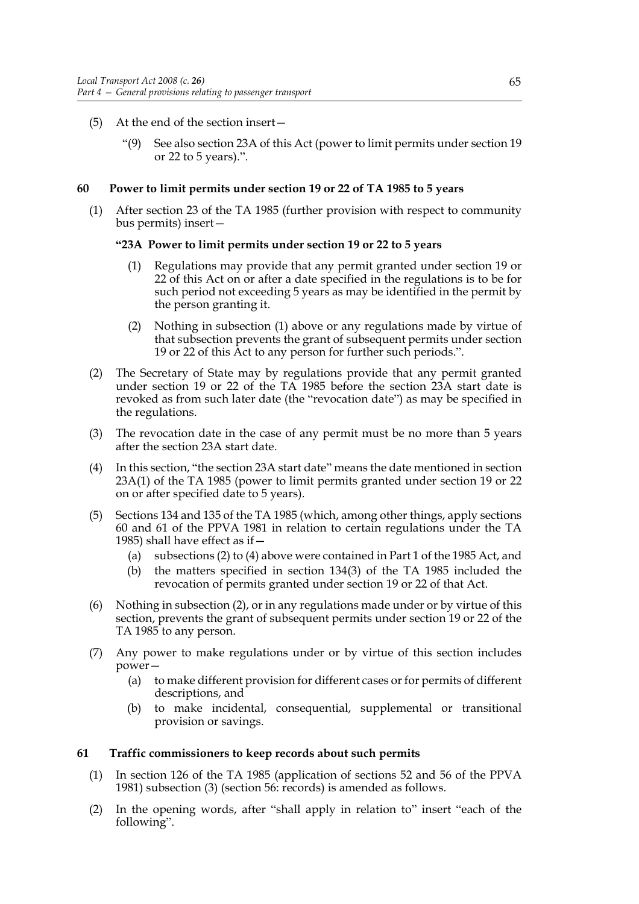(5) At the end of the section insert—

> "(9) See also section 23A of this Act (power to limit permits under section 19 or 22 to 5 years).".

## 60 Power to limit permits under section 19 or 22 of TA 1985 to 5 years

(1) After section 23 of the TA 1985 (further provision with respect to community bus permits) insert—

> **"23A Power to limit permits under section 19 or 22 to 5 years**
>
> (1) Regulations may provide that any permit granted under section 19 or 22 of this Act on or after a date specified in the regulations is to be for such period not exceeding 5 years as may be identified in the permit by the person granting it.
>
> (2) Nothing in subsection (1) above or any regulations made by virtue of that subsection prevents the grant of subsequent permits under section 19 or 22 of this Act to any person for further such periods.".

(2) The Secretary of State may by regulations provide that any permit granted under section 19 or 22 of the TA 1985 before the section 23A start date is revoked as from such later date (the "revocation date") as may be specified in the regulations.

(3) The revocation date in the case of any permit must be no more than 5 years after the section 23A start date.

(4) In this section, "the section 23A start date" means the date mentioned in section 23A(1) of the TA 1985 (power to limit permits granted under section 19 or 22 on or after specified date to 5 years).

(5) Sections 134 and 135 of the TA 1985 (which, among other things, apply sections 60 and 61 of the PPVA 1981 in relation to certain regulations under the TA 1985) shall have effect as if—

(a) subsections (2) to (4) above were contained in Part 1 of the 1985 Act, and

(b) the matters specified in section 134(3) of the TA 1985 included the revocation of permits granted under section 19 or 22 of that Act.

(6) Nothing in subsection (2), or in any regulations made under or by virtue of this section, prevents the grant of subsequent permits under section 19 or 22 of the TA 1985 to any person.

(7) Any power to make regulations under or by virtue of this section includes power—

(a) to make different provision for different cases or for permits of different descriptions, and

(b) to make incidental, consequential, supplemental or transitional provision or savings.

## 61 Traffic commissioners to keep records about such permits

(1) In section 126 of the TA 1985 (application of sections 52 and 56 of the PPVA 1981) subsection (3) (section 56: records) is amended as follows.

(2) In the opening words, after "shall apply in relation to" insert "each of the following".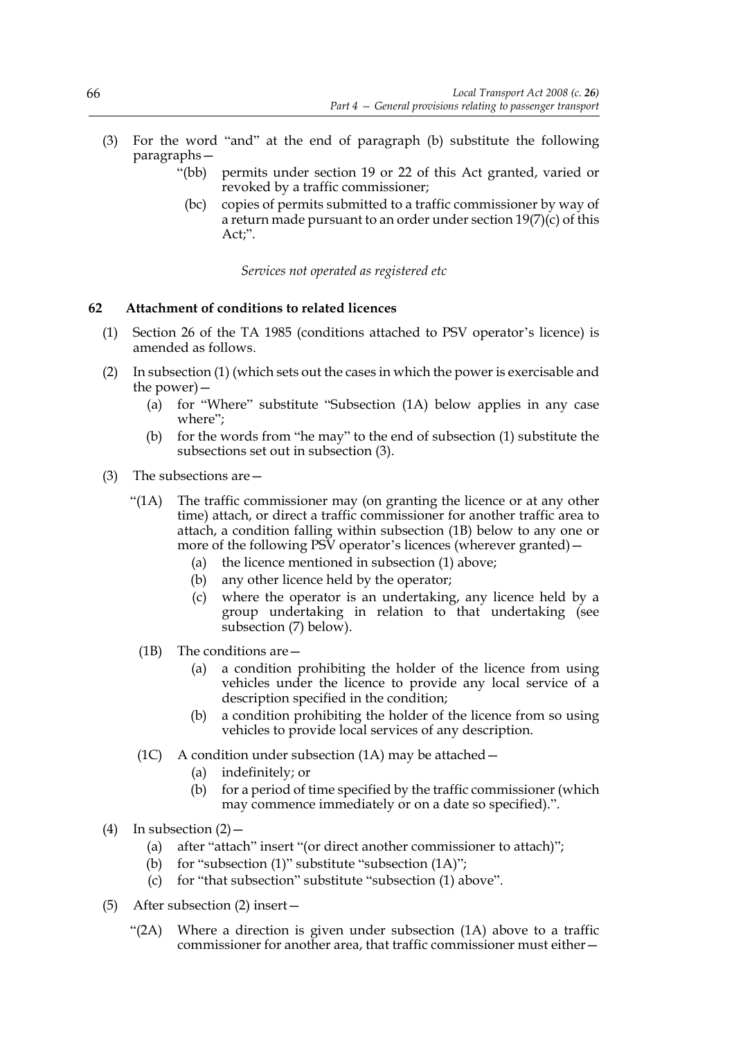(3) For the word "and" at the end of paragraph (b) substitute the following paragraphs—

> "(bb) permits under section 19 or 22 of this Act granted, varied or revoked by a traffic commissioner;
>
> (bc) copies of permits submitted to a traffic commissioner by way of a return made pursuant to an order under section 19(7)(c) of this Act;".

*Services not operated as registered etc*

### 62 Attachment of conditions to related licences

(1) Section 26 of the TA 1985 (conditions attached to PSV operator's licence) is amended as follows.

(2) In subsection (1) (which sets out the cases in which the power is exercisable and the power)—

- (a) for "Where" substitute "Subsection (1A) below applies in any case where";
- (b) for the words from "he may" to the end of subsection (1) substitute the subsections set out in subsection (3).

(3) The subsections are—

> "(1A) The traffic commissioner may (on granting the licence or at any other time) attach, or direct a traffic commissioner for another traffic area to attach, a condition falling within subsection (1B) below to any one or more of the following PSV operator's licences (wherever granted)—
>
> - (a) the licence mentioned in subsection (1) above;
> - (b) any other licence held by the operator;
> - (c) where the operator is an undertaking, any licence held by a group undertaking in relation to that undertaking (see subsection (7) below).
>
> (1B) The conditions are—
>
> - (a) a condition prohibiting the holder of the licence from using vehicles under the licence to provide any local service of a description specified in the condition;
> - (b) a condition prohibiting the holder of the licence from so using vehicles to provide local services of any description.
>
> (1C) A condition under subsection (1A) may be attached—
>
> - (a) indefinitely; or
> - (b) for a period of time specified by the traffic commissioner (which may commence immediately or on a date so specified).".

(4) In subsection (2)—

- (a) after "attach" insert "(or direct another commissioner to attach)";
- (b) for "subsection (1)" substitute "subsection (1A)";
- (c) for "that subsection" substitute "subsection (1) above".

(5) After subsection (2) insert—

> "(2A) Where a direction is given under subsection (1A) above to a traffic commissioner for another area, that traffic commissioner must either—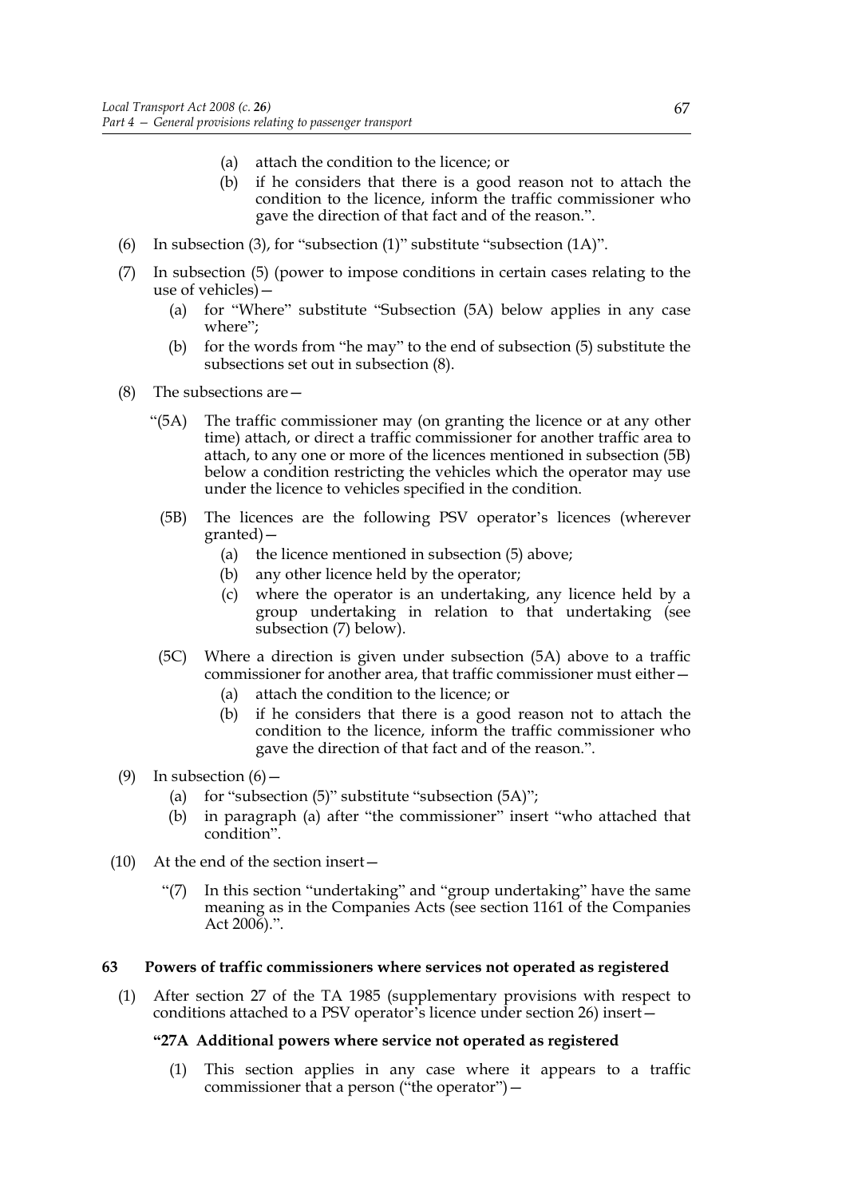(a) attach the condition to the licence; or

(b) if he considers that there is a good reason not to attach the condition to the licence, inform the traffic commissioner who gave the direction of that fact and of the reason.".

(6) In subsection (3), for "subsection (1)" substitute "subsection (1A)".

(7) In subsection (5) (power to impose conditions in certain cases relating to the use of vehicles)—

(a) for "Where" substitute "Subsection (5A) below applies in any case where";

(b) for the words from "he may" to the end of subsection (5) substitute the subsections set out in subsection (8).

(8) The subsections are—

"(5A) The traffic commissioner may (on granting the licence or at any other time) attach, or direct a traffic commissioner for another traffic area to attach, to any one or more of the licences mentioned in subsection (5B) below a condition restricting the vehicles which the operator may use under the licence to vehicles specified in the condition.

(5B) The licences are the following PSV operator's licences (wherever granted)—

(a) the licence mentioned in subsection (5) above;

(b) any other licence held by the operator;

(c) where the operator is an undertaking, any licence held by a group undertaking in relation to that undertaking (see subsection (7) below).

(5C) Where a direction is given under subsection (5A) above to a traffic commissioner for another area, that traffic commissioner must either—

(a) attach the condition to the licence; or

(b) if he considers that there is a good reason not to attach the condition to the licence, inform the traffic commissioner who gave the direction of that fact and of the reason.".

(9) In subsection (6)—

(a) for "subsection (5)" substitute "subsection (5A)";

(b) in paragraph (a) after "the commissioner" insert "who attached that condition".

(10) At the end of the section insert—

"(7) In this section "undertaking" and "group undertaking" have the same meaning as in the Companies Acts (see section 1161 of the Companies Act 2006).".

## 63 Powers of traffic commissioners where services not operated as registered

(1) After section 27 of the TA 1985 (supplementary provisions with respect to conditions attached to a PSV operator's licence under section 26) insert—

### "27A Additional powers where service not operated as registered

(1) This section applies in any case where it appears to a traffic commissioner that a person ("the operator")—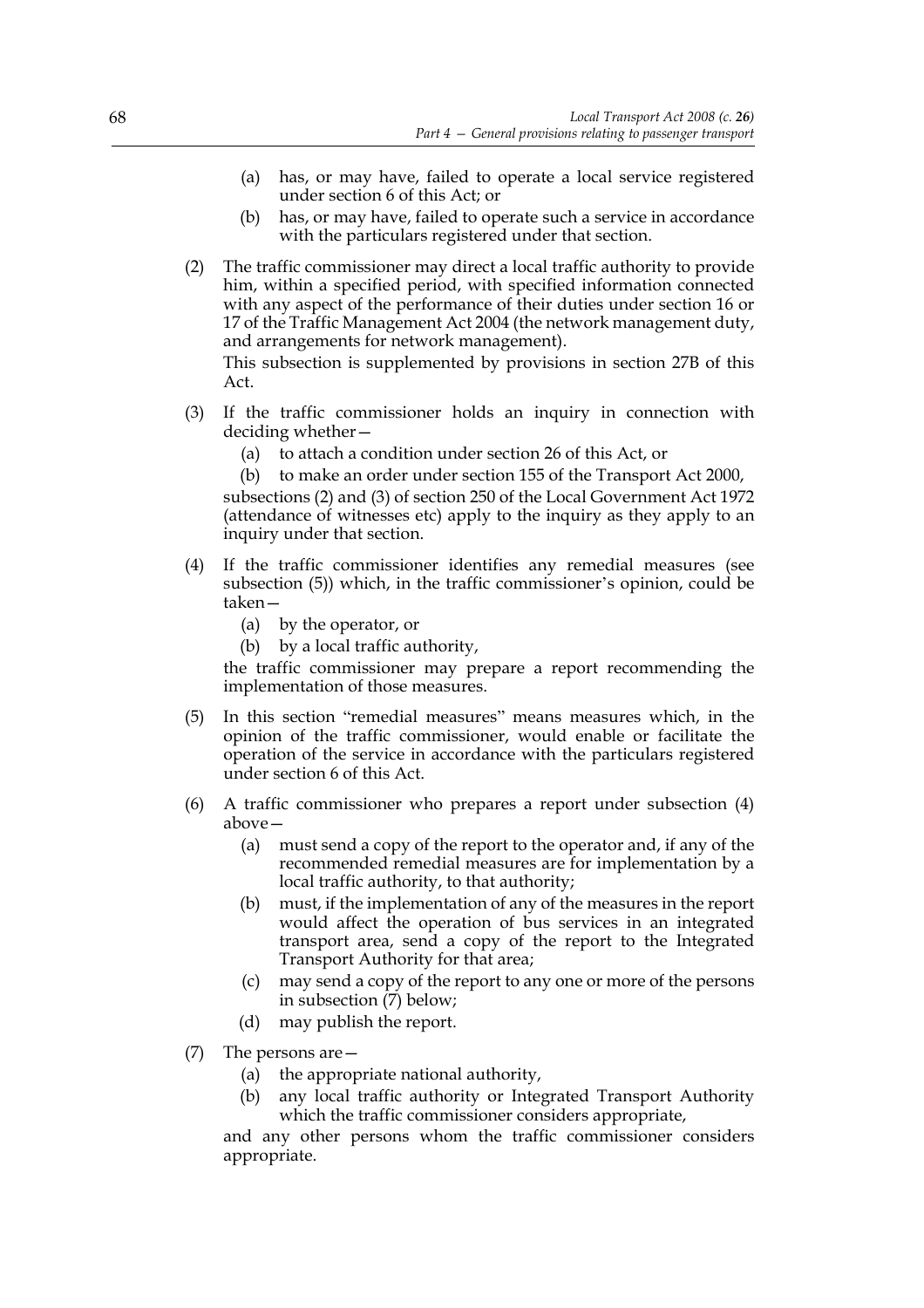(a) has, or may have, failed to operate a local service registered under section 6 of this Act; or

(b) has, or may have, failed to operate such a service in accordance with the particulars registered under that section.

(2) The traffic commissioner may direct a local traffic authority to provide him, within a specified period, with specified information connected with any aspect of the performance of their duties under section 16 or 17 of the Traffic Management Act 2004 (the network management duty, and arrangements for network management).

This subsection is supplemented by provisions in section 27B of this Act.

(3) If the traffic commissioner holds an inquiry in connection with deciding whether—

(a) to attach a condition under section 26 of this Act, or

(b) to make an order under section 155 of the Transport Act 2000,

subsections (2) and (3) of section 250 of the Local Government Act 1972 (attendance of witnesses etc) apply to the inquiry as they apply to an inquiry under that section.

(4) If the traffic commissioner identifies any remedial measures (see subsection (5)) which, in the traffic commissioner's opinion, could be taken—

(a) by the operator, or

(b) by a local traffic authority,

the traffic commissioner may prepare a report recommending the implementation of those measures.

(5) In this section "remedial measures" means measures which, in the opinion of the traffic commissioner, would enable or facilitate the operation of the service in accordance with the particulars registered under section 6 of this Act.

(6) A traffic commissioner who prepares a report under subsection (4) above—

(a) must send a copy of the report to the operator and, if any of the recommended remedial measures are for implementation by a local traffic authority, to that authority;

(b) must, if the implementation of any of the measures in the report would affect the operation of bus services in an integrated transport area, send a copy of the report to the Integrated Transport Authority for that area;

(c) may send a copy of the report to any one or more of the persons in subsection (7) below;

(d) may publish the report.

(7) The persons are—

(a) the appropriate national authority,

(b) any local traffic authority or Integrated Transport Authority which the traffic commissioner considers appropriate,

and any other persons whom the traffic commissioner considers appropriate.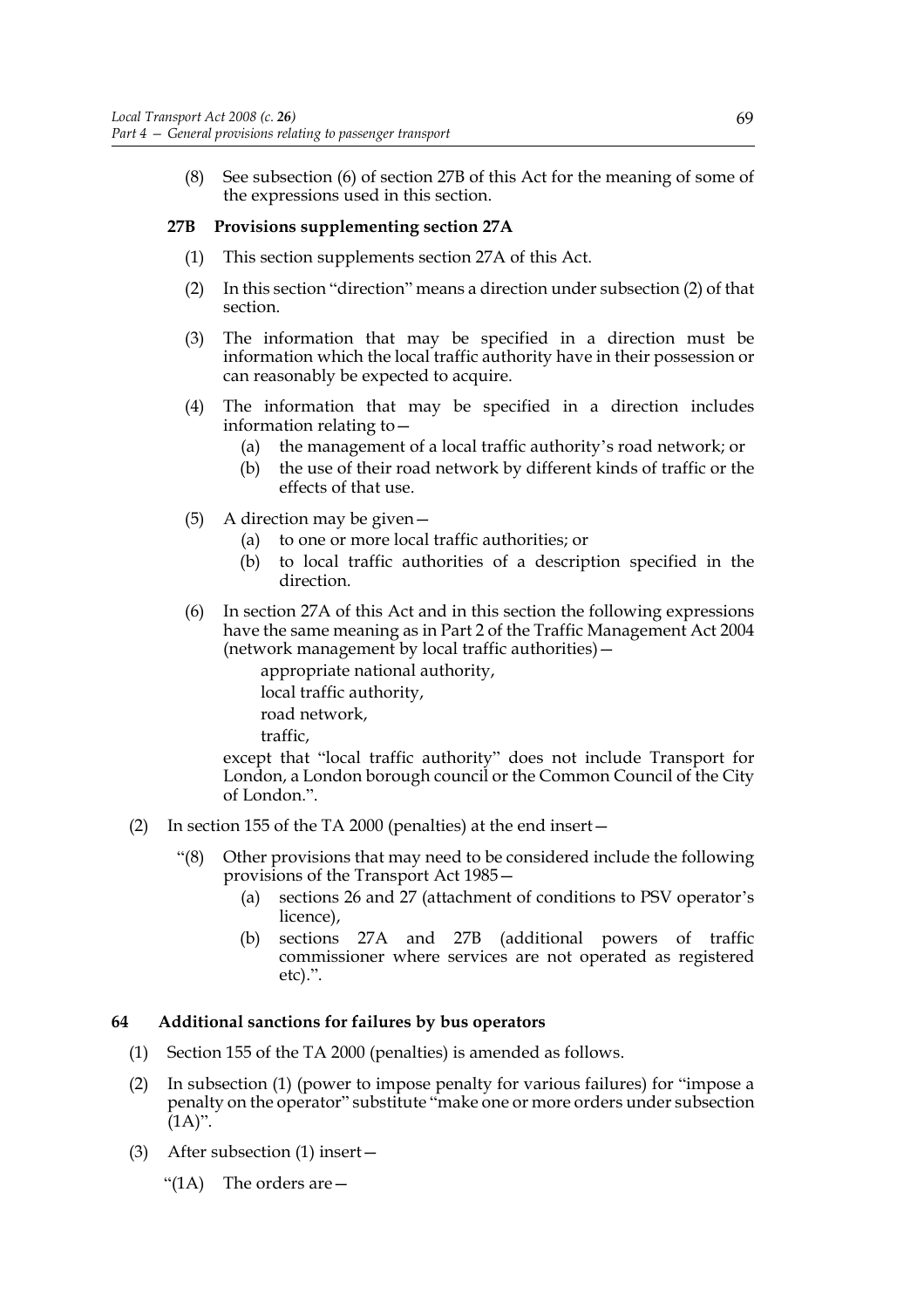(8) See subsection (6) of section 27B of this Act for the meaning of some of the expressions used in this section.

**27B Provisions supplementing section 27A**

(1) This section supplements section 27A of this Act.

(2) In this section "direction" means a direction under subsection (2) of that section.

(3) The information that may be specified in a direction must be information which the local traffic authority have in their possession or can reasonably be expected to acquire.

(4) The information that may be specified in a direction includes information relating to—

(a) the management of a local traffic authority's road network; or

(b) the use of their road network by different kinds of traffic or the effects of that use.

(5) A direction may be given—

(a) to one or more local traffic authorities; or

(b) to local traffic authorities of a description specified in the direction.

(6) In section 27A of this Act and in this section the following expressions have the same meaning as in Part 2 of the Traffic Management Act 2004 (network management by local traffic authorities)—

appropriate national authority,

local traffic authority,

road network,

traffic,

except that "local traffic authority" does not include Transport for London, a London borough council or the Common Council of the City of London.".

(2) In section 155 of the TA 2000 (penalties) at the end insert—

"(8) Other provisions that may need to be considered include the following provisions of the Transport Act 1985—

(a) sections 26 and 27 (attachment of conditions to PSV operator's licence),

(b) sections 27A and 27B (additional powers of traffic commissioner where services are not operated as registered etc).".

**64 Additional sanctions for failures by bus operators**

(1) Section 155 of the TA 2000 (penalties) is amended as follows.

(2) In subsection (1) (power to impose penalty for various failures) for "impose a penalty on the operator" substitute "make one or more orders under subsection (1A)".

(3) After subsection (1) insert—

"(1A) The orders are—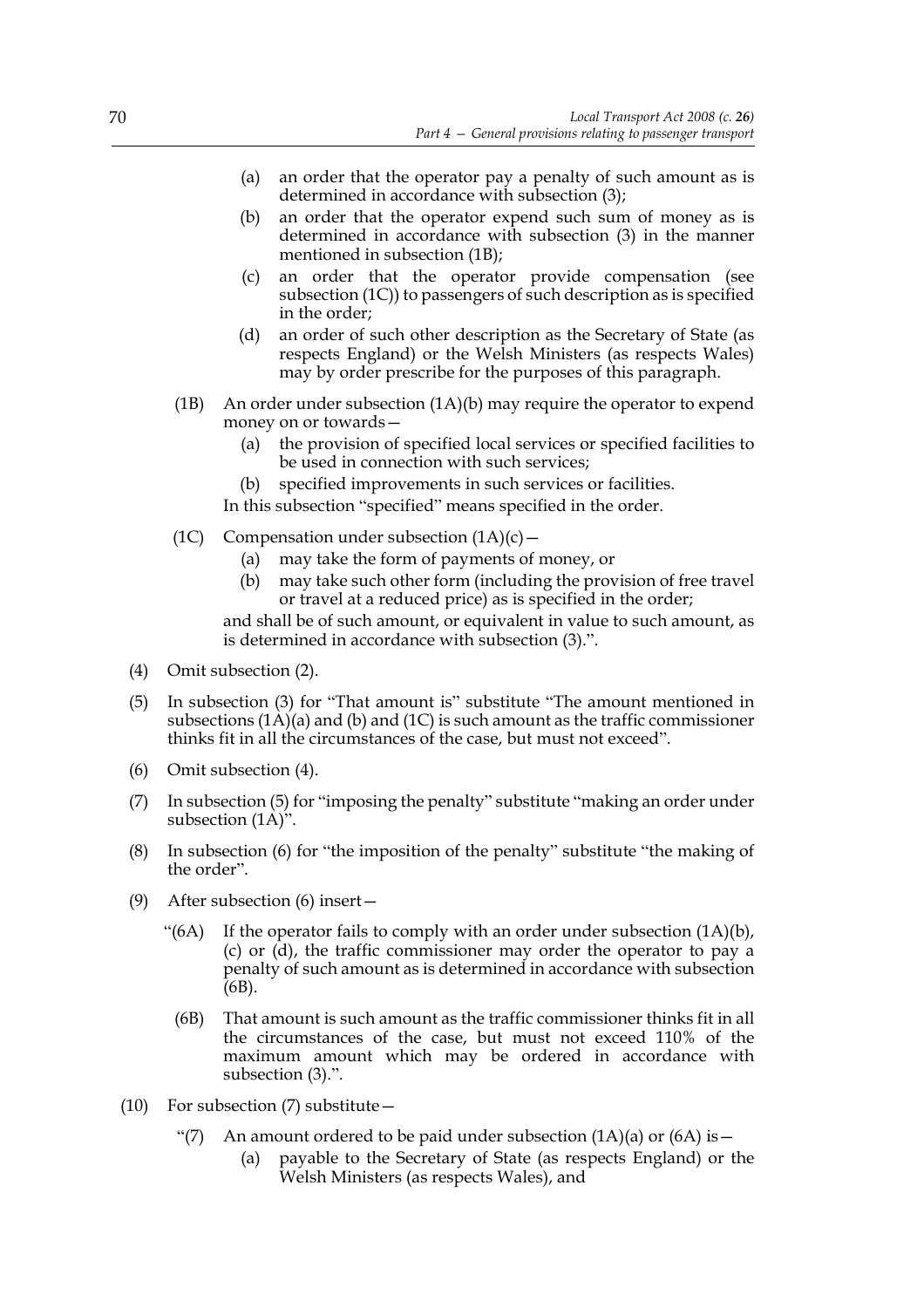(a) an order that the operator pay a penalty of such amount as is determined in accordance with subsection (3);

(b) an order that the operator expend such sum of money as is determined in accordance with subsection (3) in the manner mentioned in subsection (1B);

(c) an order that the operator provide compensation (see subsection (1C)) to passengers of such description as is specified in the order;

(d) an order of such other description as the Secretary of State (as respects England) or the Welsh Ministers (as respects Wales) may by order prescribe for the purposes of this paragraph.

(1B) An order under subsection (1A)(b) may require the operator to expend money on or towards—

(a) the provision of specified local services or specified facilities to be used in connection with such services;

(b) specified improvements in such services or facilities.

In this subsection "specified" means specified in the order.

(1C) Compensation under subsection (1A)(c)—

(a) may take the form of payments of money, or

(b) may take such other form (including the provision of free travel or travel at a reduced price) as is specified in the order;

and shall be of such amount, or equivalent in value to such amount, as is determined in accordance with subsection (3).".

(4) Omit subsection (2).

(5) In subsection (3) for "That amount is" substitute "The amount mentioned in subsections (1A)(a) and (b) and (1C) is such amount as the traffic commissioner thinks fit in all the circumstances of the case, but must not exceed".

(6) Omit subsection (4).

(7) In subsection (5) for "imposing the penalty" substitute "making an order under subsection (1A)".

(8) In subsection (6) for "the imposition of the penalty" substitute "the making of the order".

(9) After subsection (6) insert—

"(6A) If the operator fails to comply with an order under subsection (1A)(b), (c) or (d), the traffic commissioner may order the operator to pay a penalty of such amount as is determined in accordance with subsection (6B).

(6B) That amount is such amount as the traffic commissioner thinks fit in all the circumstances of the case, but must not exceed 110% of the maximum amount which may be ordered in accordance with subsection (3).".

(10) For subsection (7) substitute—

"(7) An amount ordered to be paid under subsection (1A)(a) or (6A) is—

(a) payable to the Secretary of State (as respects England) or the Welsh Ministers (as respects Wales), and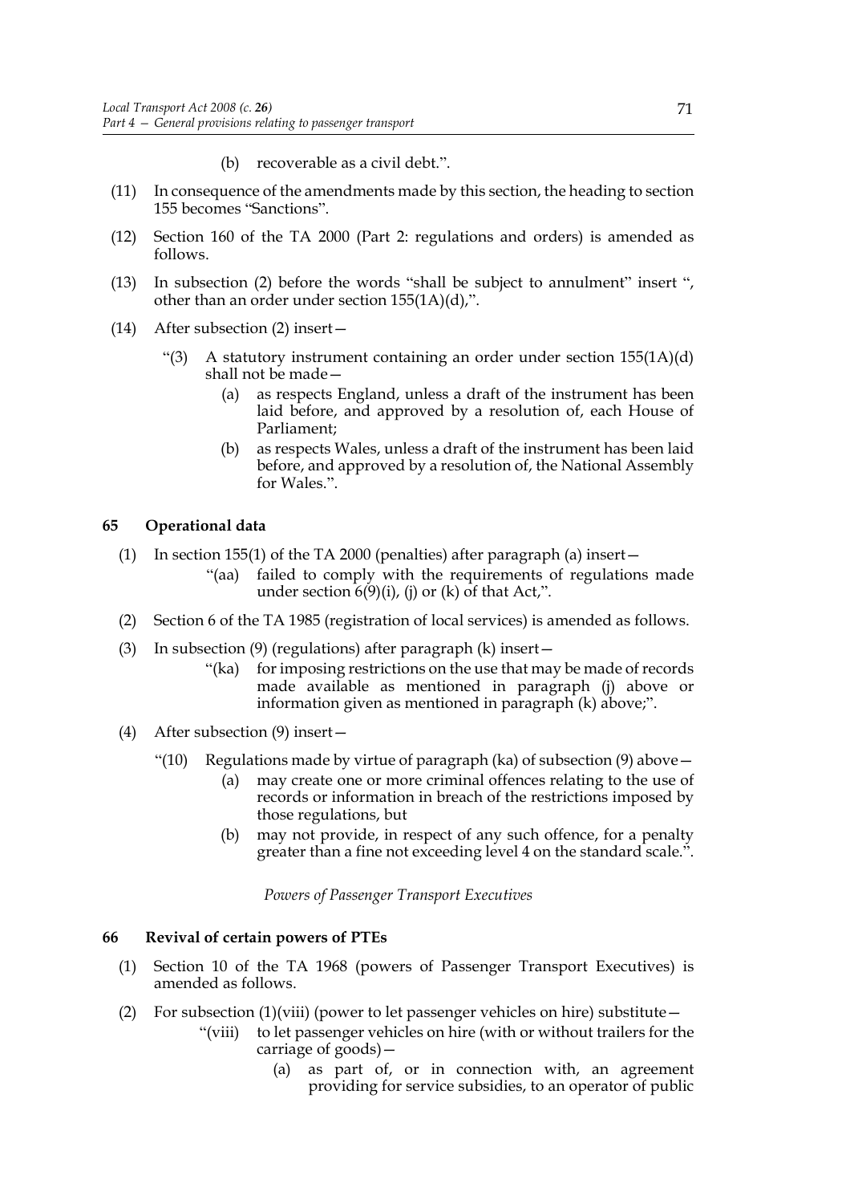(b) recoverable as a civil debt.".

(11) In consequence of the amendments made by this section, the heading to section 155 becomes "Sanctions".

(12) Section 160 of the TA 2000 (Part 2: regulations and orders) is amended as follows.

(13) In subsection (2) before the words "shall be subject to annulment" insert ", other than an order under section 155(1A)(d),".

(14) After subsection (2) insert—

"(3) A statutory instrument containing an order under section 155(1A)(d) shall not be made—

(a) as respects England, unless a draft of the instrument has been laid before, and approved by a resolution of, each House of Parliament;

(b) as respects Wales, unless a draft of the instrument has been laid before, and approved by a resolution of, the National Assembly for Wales.".

### 65 Operational data

(1) In section 155(1) of the TA 2000 (penalties) after paragraph (a) insert—

"(aa) failed to comply with the requirements of regulations made under section 6(9)(i), (j) or (k) of that Act,".

(2) Section 6 of the TA 1985 (registration of local services) is amended as follows.

(3) In subsection (9) (regulations) after paragraph (k) insert—

"(ka) for imposing restrictions on the use that may be made of records made available as mentioned in paragraph (j) above or information given as mentioned in paragraph (k) above;".

(4) After subsection (9) insert—

"(10) Regulations made by virtue of paragraph (ka) of subsection (9) above—

(a) may create one or more criminal offences relating to the use of records or information in breach of the restrictions imposed by those regulations, but

(b) may not provide, in respect of any such offence, for a penalty greater than a fine not exceeding level 4 on the standard scale.".

*Powers of Passenger Transport Executives*

### 66 Revival of certain powers of PTEs

(1) Section 10 of the TA 1968 (powers of Passenger Transport Executives) is amended as follows.

(2) For subsection (1)(viii) (power to let passenger vehicles on hire) substitute—

"(viii) to let passenger vehicles on hire (with or without trailers for the carriage of goods)—

(a) as part of, or in connection with, an agreement providing for service subsidies, to an operator of public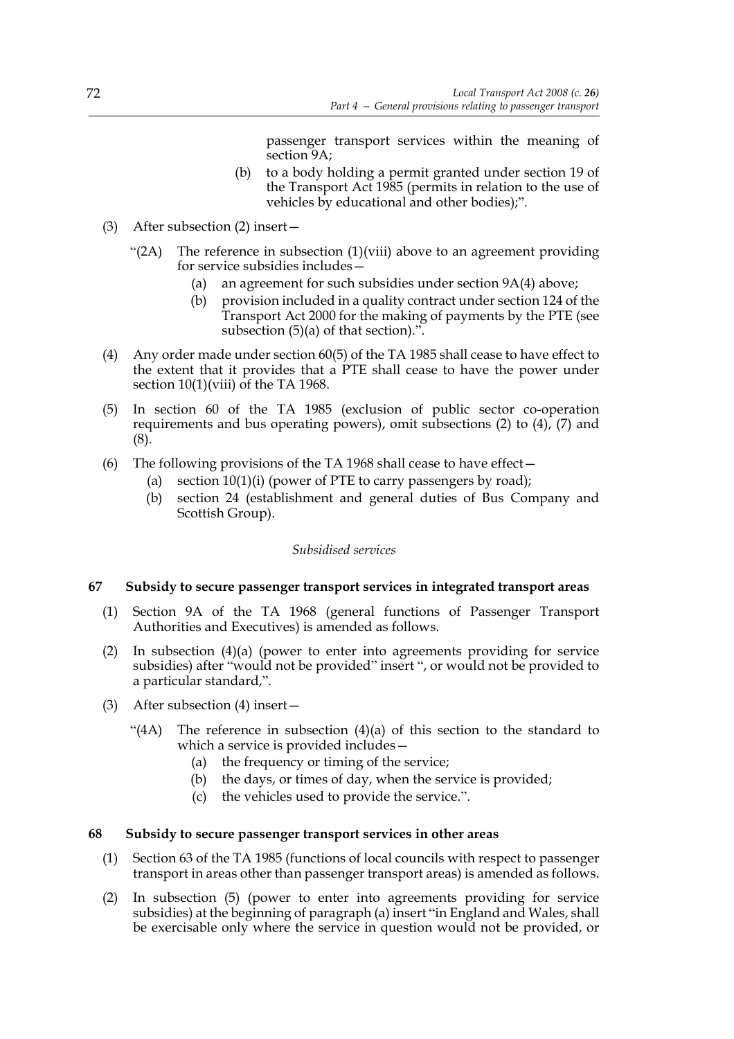passenger transport services within the meaning of section 9A;

(b) to a body holding a permit granted under section 19 of the Transport Act 1985 (permits in relation to the use of vehicles by educational and other bodies);".

(3) After subsection (2) insert—

"(2A) The reference in subsection (1)(viii) above to an agreement providing for service subsidies includes—

(a) an agreement for such subsidies under section 9A(4) above;

(b) provision included in a quality contract under section 124 of the Transport Act 2000 for the making of payments by the PTE (see subsection (5)(a) of that section).".

(4) Any order made under section 60(5) of the TA 1985 shall cease to have effect to the extent that it provides that a PTE shall cease to have the power under section 10(1)(viii) of the TA 1968.

(5) In section 60 of the TA 1985 (exclusion of public sector co-operation requirements and bus operating powers), omit subsections (2) to (4), (7) and (8).

(6) The following provisions of the TA 1968 shall cease to have effect—

(a) section 10(1)(i) (power of PTE to carry passengers by road);

(b) section 24 (establishment and general duties of Bus Company and Scottish Group).

*Subsidised services*

### 67 Subsidy to secure passenger transport services in integrated transport areas

(1) Section 9A of the TA 1968 (general functions of Passenger Transport Authorities and Executives) is amended as follows.

(2) In subsection (4)(a) (power to enter into agreements providing for service subsidies) after "would not be provided" insert ", or would not be provided to a particular standard,".

(3) After subsection (4) insert—

"(4A) The reference in subsection (4)(a) of this section to the standard to which a service is provided includes—

(a) the frequency or timing of the service;

(b) the days, or times of day, when the service is provided;

(c) the vehicles used to provide the service.".

### 68 Subsidy to secure passenger transport services in other areas

(1) Section 63 of the TA 1985 (functions of local councils with respect to passenger transport in areas other than passenger transport areas) is amended as follows.

(2) In subsection (5) (power to enter into agreements providing for service subsidies) at the beginning of paragraph (a) insert "in England and Wales, shall be exercisable only where the service in question would not be provided, or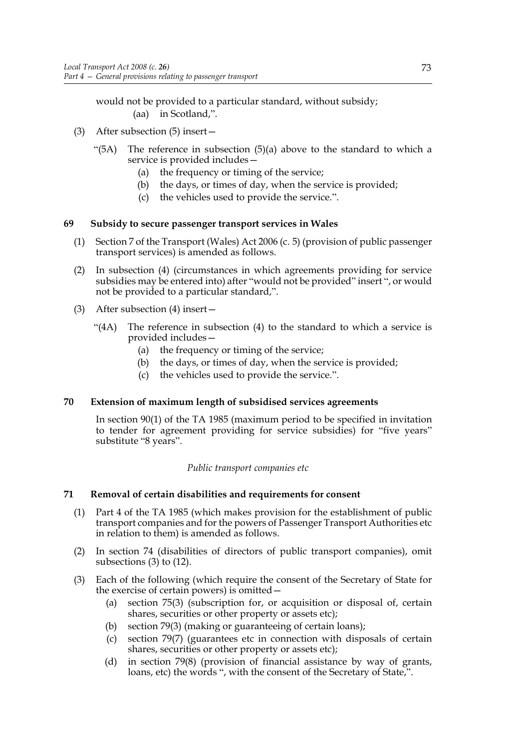would not be provided to a particular standard, without subsidy;

(aa) in Scotland,".

(3) After subsection (5) insert—

"(5A) The reference in subsection (5)(a) above to the standard to which a service is provided includes—

(a) the frequency or timing of the service;

(b) the days, or times of day, when the service is provided;

(c) the vehicles used to provide the service.".

### 69 Subsidy to secure passenger transport services in Wales

(1) Section 7 of the Transport (Wales) Act 2006 (c. 5) (provision of public passenger transport services) is amended as follows.

(2) In subsection (4) (circumstances in which agreements providing for service subsidies may be entered into) after "would not be provided" insert ", or would not be provided to a particular standard,".

(3) After subsection (4) insert—

"(4A) The reference in subsection (4) to the standard to which a service is provided includes—

(a) the frequency or timing of the service;

(b) the days, or times of day, when the service is provided;

(c) the vehicles used to provide the service.".

### 70 Extension of maximum length of subsidised services agreements

In section 90(1) of the TA 1985 (maximum period to be specified in invitation to tender for agreement providing for service subsidies) for "five years" substitute "8 years".

*Public transport companies etc*

### 71 Removal of certain disabilities and requirements for consent

(1) Part 4 of the TA 1985 (which makes provision for the establishment of public transport companies and for the powers of Passenger Transport Authorities etc in relation to them) is amended as follows.

(2) In section 74 (disabilities of directors of public transport companies), omit subsections (3) to (12).

(3) Each of the following (which require the consent of the Secretary of State for the exercise of certain powers) is omitted—

(a) section 75(3) (subscription for, or acquisition or disposal of, certain shares, securities or other property or assets etc);

(b) section 79(3) (making or guaranteeing of certain loans);

(c) section 79(7) (guarantees etc in connection with disposals of certain shares, securities or other property or assets etc);

(d) in section 79(8) (provision of financial assistance by way of grants, loans, etc) the words ", with the consent of the Secretary of State,".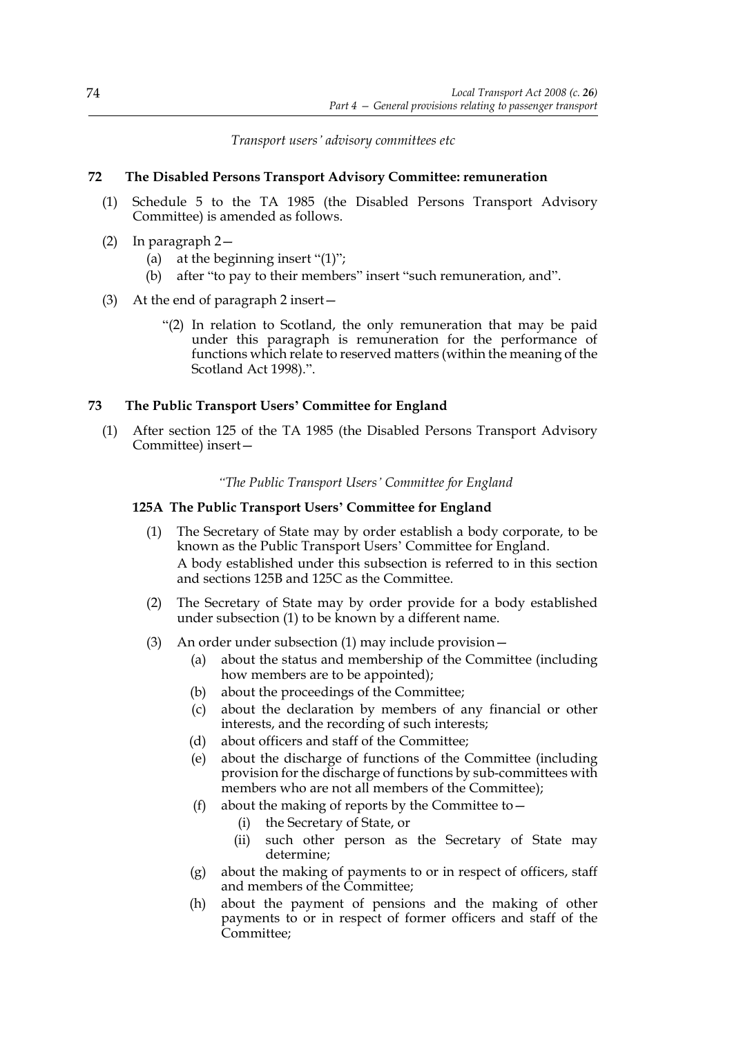*Transport users' advisory committees etc*

## 72 The Disabled Persons Transport Advisory Committee: remuneration

(1) Schedule 5 to the TA 1985 (the Disabled Persons Transport Advisory Committee) is amended as follows.

(2) In paragraph 2—

   (a) at the beginning insert "(1)";

   (b) after "to pay to their members" insert "such remuneration, and".

(3) At the end of paragraph 2 insert—

   "(2) In relation to Scotland, the only remuneration that may be paid under this paragraph is remuneration for the performance of functions which relate to reserved matters (within the meaning of the Scotland Act 1998).".

## 73 The Public Transport Users' Committee for England

(1) After section 125 of the TA 1985 (the Disabled Persons Transport Advisory Committee) insert—

*"The Public Transport Users' Committee for England*

### 125A The Public Transport Users' Committee for England

(1) The Secretary of State may by order establish a body corporate, to be known as the Public Transport Users' Committee for England.

A body established under this subsection is referred to in this section and sections 125B and 125C as the Committee.

(2) The Secretary of State may by order provide for a body established under subsection (1) to be known by a different name.

(3) An order under subsection (1) may include provision—

   (a) about the status and membership of the Committee (including how members are to be appointed);

   (b) about the proceedings of the Committee;

   (c) about the declaration by members of any financial or other interests, and the recording of such interests;

   (d) about officers and staff of the Committee;

   (e) about the discharge of functions of the Committee (including provision for the discharge of functions by sub-committees with members who are not all members of the Committee);

   (f) about the making of reports by the Committee to—

      (i) the Secretary of State, or

      (ii) such other person as the Secretary of State may determine;

   (g) about the making of payments to or in respect of officers, staff and members of the Committee;

   (h) about the payment of pensions and the making of other payments to or in respect of former officers and staff of the Committee;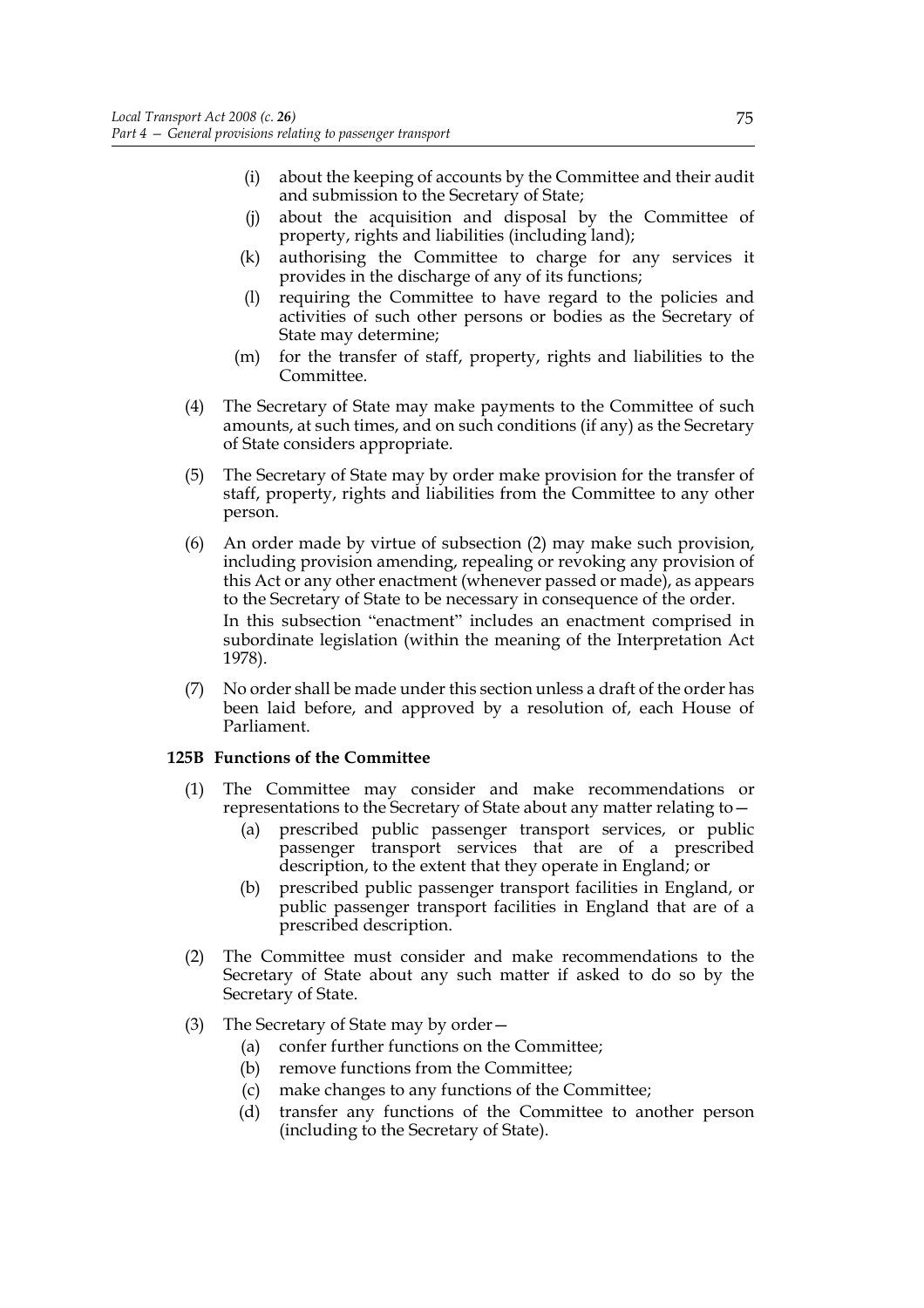(i) about the keeping of accounts by the Committee and their audit and submission to the Secretary of State;

(j) about the acquisition and disposal by the Committee of property, rights and liabilities (including land);

(k) authorising the Committee to charge for any services it provides in the discharge of any of its functions;

(l) requiring the Committee to have regard to the policies and activities of such other persons or bodies as the Secretary of State may determine;

(m) for the transfer of staff, property, rights and liabilities to the Committee.

(4) The Secretary of State may make payments to the Committee of such amounts, at such times, and on such conditions (if any) as the Secretary of State considers appropriate.

(5) The Secretary of State may by order make provision for the transfer of staff, property, rights and liabilities from the Committee to any other person.

(6) An order made by virtue of subsection (2) may make such provision, including provision amending, repealing or revoking any provision of this Act or any other enactment (whenever passed or made), as appears to the Secretary of State to be necessary in consequence of the order.

In this subsection "enactment" includes an enactment comprised in subordinate legislation (within the meaning of the Interpretation Act 1978).

(7) No order shall be made under this section unless a draft of the order has been laid before, and approved by a resolution of, each House of Parliament.

**125B Functions of the Committee**

(1) The Committee may consider and make recommendations or representations to the Secretary of State about any matter relating to—

(a) prescribed public passenger transport services, or public passenger transport services that are of a prescribed description, to the extent that they operate in England; or

(b) prescribed public passenger transport facilities in England, or public passenger transport facilities in England that are of a prescribed description.

(2) The Committee must consider and make recommendations to the Secretary of State about any such matter if asked to do so by the Secretary of State.

(3) The Secretary of State may by order—

(a) confer further functions on the Committee;

(b) remove functions from the Committee;

(c) make changes to any functions of the Committee;

(d) transfer any functions of the Committee to another person (including to the Secretary of State).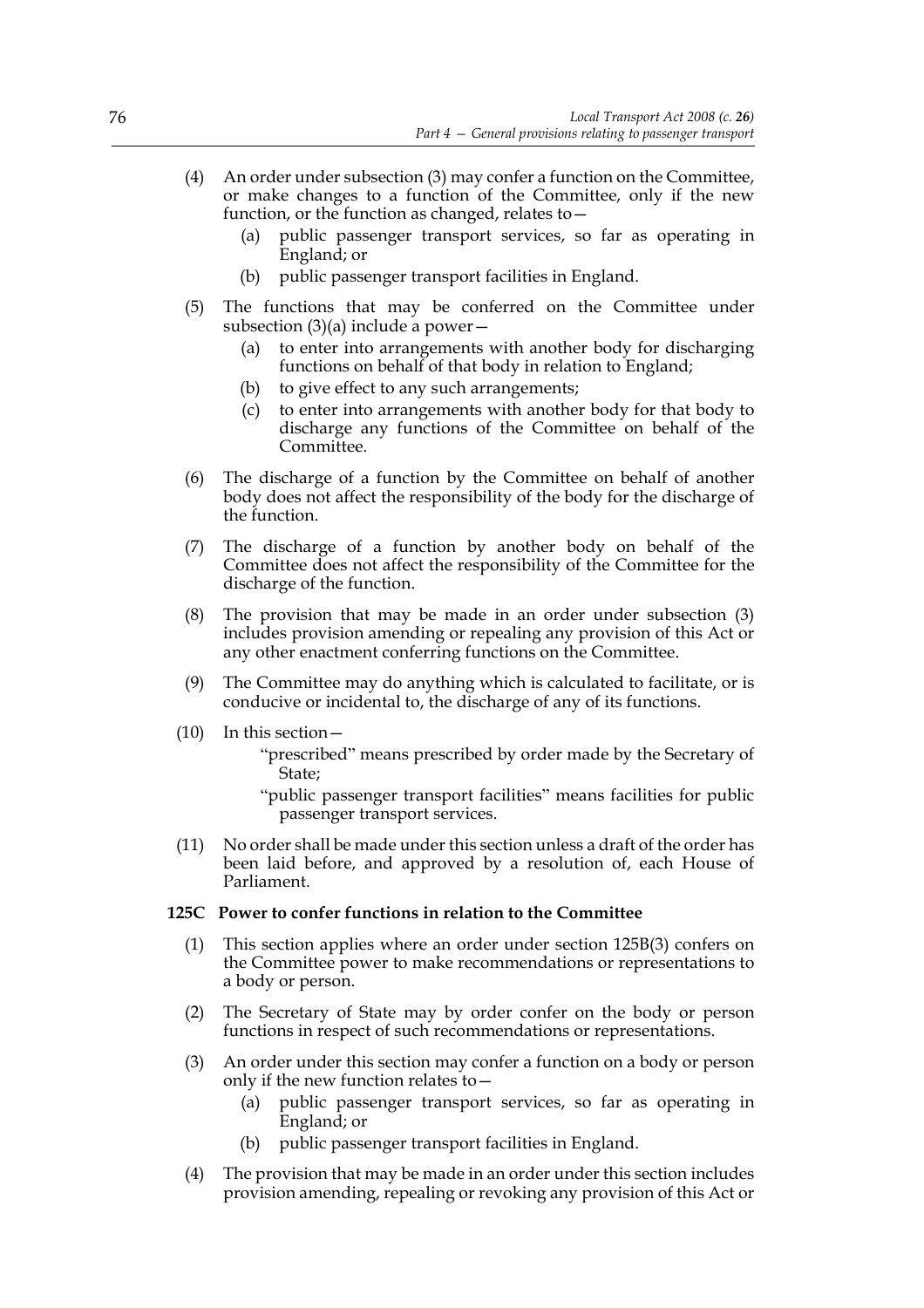(4) An order under subsection (3) may confer a function on the Committee, or make changes to a function of the Committee, only if the new function, or the function as changed, relates to—

   (a) public passenger transport services, so far as operating in England; or

   (b) public passenger transport facilities in England.

(5) The functions that may be conferred on the Committee under subsection (3)(a) include a power—

   (a) to enter into arrangements with another body for discharging functions on behalf of that body in relation to England;

   (b) to give effect to any such arrangements;

   (c) to enter into arrangements with another body for that body to discharge any functions of the Committee on behalf of the Committee.

(6) The discharge of a function by the Committee on behalf of another body does not affect the responsibility of the body for the discharge of the function.

(7) The discharge of a function by another body on behalf of the Committee does not affect the responsibility of the Committee for the discharge of the function.

(8) The provision that may be made in an order under subsection (3) includes provision amending or repealing any provision of this Act or any other enactment conferring functions on the Committee.

(9) The Committee may do anything which is calculated to facilitate, or is conducive or incidental to, the discharge of any of its functions.

(10) In this section—

   "prescribed" means prescribed by order made by the Secretary of State;

   "public passenger transport facilities" means facilities for public passenger transport services.

(11) No order shall be made under this section unless a draft of the order has been laid before, and approved by a resolution of, each House of Parliament.

**125C Power to confer functions in relation to the Committee**

(1) This section applies where an order under section 125B(3) confers on the Committee power to make recommendations or representations to a body or person.

(2) The Secretary of State may by order confer on the body or person functions in respect of such recommendations or representations.

(3) An order under this section may confer a function on a body or person only if the new function relates to—

   (a) public passenger transport services, so far as operating in England; or

   (b) public passenger transport facilities in England.

(4) The provision that may be made in an order under this section includes provision amending, repealing or revoking any provision of this Act or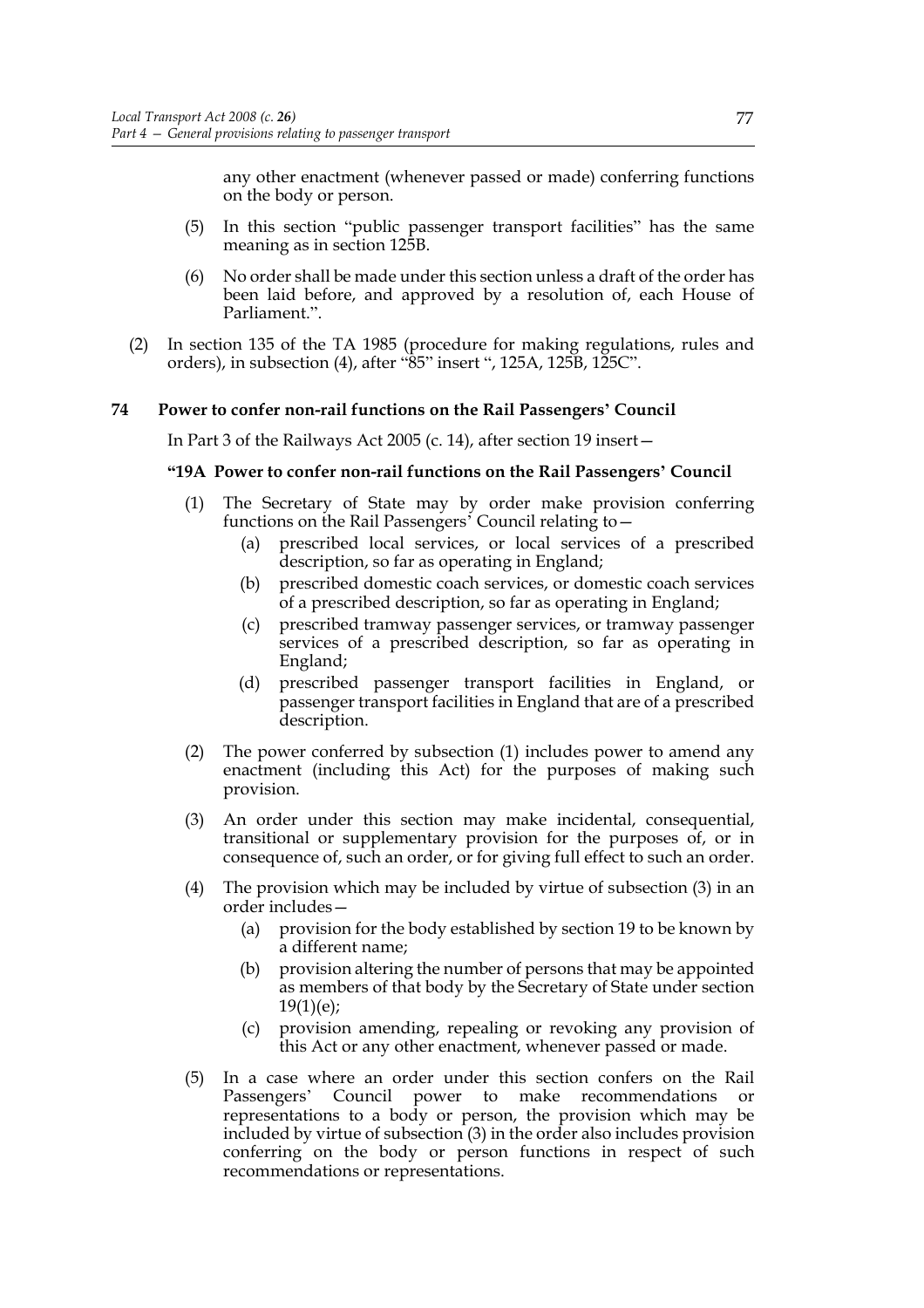any other enactment (whenever passed or made) conferring functions on the body or person.

(5) In this section "public passenger transport facilities" has the same meaning as in section 125B.

(6) No order shall be made under this section unless a draft of the order has been laid before, and approved by a resolution of, each House of Parliament.".

(2) In section 135 of the TA 1985 (procedure for making regulations, rules and orders), in subsection (4), after "85" insert ", 125A, 125B, 125C".

**74 Power to confer non-rail functions on the Rail Passengers' Council**

In Part 3 of the Railways Act 2005 (c. 14), after section 19 insert—

**"19A Power to confer non-rail functions on the Rail Passengers' Council**

(1) The Secretary of State may by order make provision conferring functions on the Rail Passengers' Council relating to—

(a) prescribed local services, or local services of a prescribed description, so far as operating in England;

(b) prescribed domestic coach services, or domestic coach services of a prescribed description, so far as operating in England;

(c) prescribed tramway passenger services, or tramway passenger services of a prescribed description, so far as operating in England;

(d) prescribed passenger transport facilities in England, or passenger transport facilities in England that are of a prescribed description.

(2) The power conferred by subsection (1) includes power to amend any enactment (including this Act) for the purposes of making such provision.

(3) An order under this section may make incidental, consequential, transitional or supplementary provision for the purposes of, or in consequence of, such an order, or for giving full effect to such an order.

(4) The provision which may be included by virtue of subsection (3) in an order includes—

(a) provision for the body established by section 19 to be known by a different name;

(b) provision altering the number of persons that may be appointed as members of that body by the Secretary of State under section 19(1)(e);

(c) provision amending, repealing or revoking any provision of this Act or any other enactment, whenever passed or made.

(5) In a case where an order under this section confers on the Rail Passengers' Council power to make recommendations or representations to a body or person, the provision which may be included by virtue of subsection (3) in the order also includes provision conferring on the body or person functions in respect of such recommendations or representations.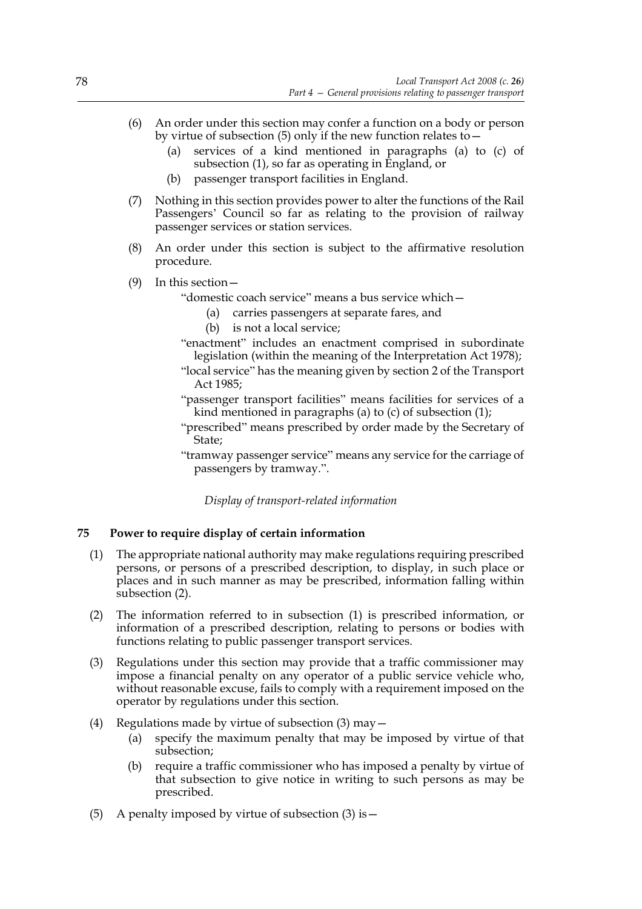(6) An order under this section may confer a function on a body or person by virtue of subsection (5) only if the new function relates to—

   (a) services of a kind mentioned in paragraphs (a) to (c) of subsection (1), so far as operating in England, or

   (b) passenger transport facilities in England.

(7) Nothing in this section provides power to alter the functions of the Rail Passengers' Council so far as relating to the provision of railway passenger services or station services.

(8) An order under this section is subject to the affirmative resolution procedure.

(9) In this section—

"domestic coach service" means a bus service which—

   (a) carries passengers at separate fares, and

   (b) is not a local service;

"enactment" includes an enactment comprised in subordinate legislation (within the meaning of the Interpretation Act 1978);

"local service" has the meaning given by section 2 of the Transport Act 1985;

"passenger transport facilities" means facilities for services of a kind mentioned in paragraphs (a) to (c) of subsection (1);

"prescribed" means prescribed by order made by the Secretary of State;

"tramway passenger service" means any service for the carriage of passengers by tramway.".

*Display of transport-related information*

## 75 Power to require display of certain information

(1) The appropriate national authority may make regulations requiring prescribed persons, or persons of a prescribed description, to display, in such place or places and in such manner as may be prescribed, information falling within subsection (2).

(2) The information referred to in subsection (1) is prescribed information, or information of a prescribed description, relating to persons or bodies with functions relating to public passenger transport services.

(3) Regulations under this section may provide that a traffic commissioner may impose a financial penalty on any operator of a public service vehicle who, without reasonable excuse, fails to comply with a requirement imposed on the operator by regulations under this section.

(4) Regulations made by virtue of subsection (3) may—

   (a) specify the maximum penalty that may be imposed by virtue of that subsection;

   (b) require a traffic commissioner who has imposed a penalty by virtue of that subsection to give notice in writing to such persons as may be prescribed.

(5) A penalty imposed by virtue of subsection (3) is—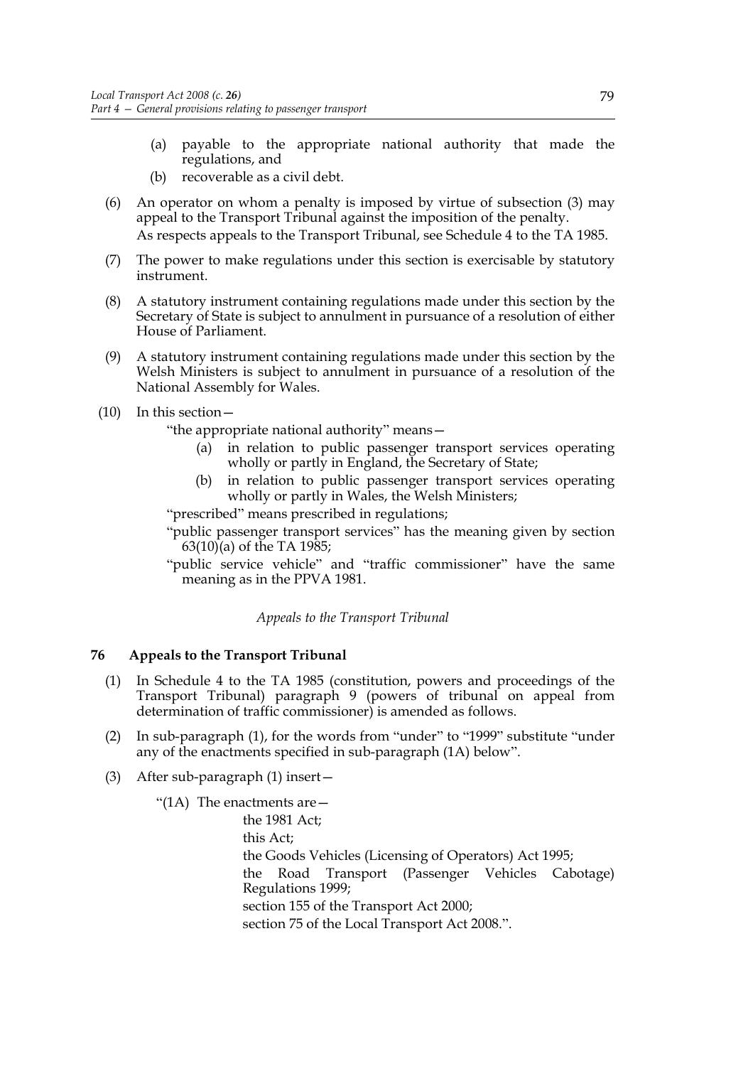(a) payable to the appropriate national authority that made the regulations, and

(b) recoverable as a civil debt.

(6) An operator on whom a penalty is imposed by virtue of subsection (3) may appeal to the Transport Tribunal against the imposition of the penalty.
As respects appeals to the Transport Tribunal, see Schedule 4 to the TA 1985.

(7) The power to make regulations under this section is exercisable by statutory instrument.

(8) A statutory instrument containing regulations made under this section by the Secretary of State is subject to annulment in pursuance of a resolution of either House of Parliament.

(9) A statutory instrument containing regulations made under this section by the Welsh Ministers is subject to annulment in pursuance of a resolution of the National Assembly for Wales.

(10) In this section—

"the appropriate national authority" means—

(a) in relation to public passenger transport services operating wholly or partly in England, the Secretary of State;

(b) in relation to public passenger transport services operating wholly or partly in Wales, the Welsh Ministers;

"prescribed" means prescribed in regulations;

"public passenger transport services" has the meaning given by section 63(10)(a) of the TA 1985;

"public service vehicle" and "traffic commissioner" have the same meaning as in the PPVA 1981.

*Appeals to the Transport Tribunal*

### 76 Appeals to the Transport Tribunal

(1) In Schedule 4 to the TA 1985 (constitution, powers and proceedings of the Transport Tribunal) paragraph 9 (powers of tribunal on appeal from determination of traffic commissioner) is amended as follows.

(2) In sub-paragraph (1), for the words from "under" to "1999" substitute "under any of the enactments specified in sub-paragraph (1A) below".

(3) After sub-paragraph (1) insert—

"(1A) The enactments are—

the 1981 Act;

this Act;

the Goods Vehicles (Licensing of Operators) Act 1995;

the Road Transport (Passenger Vehicles Cabotage) Regulations 1999;

section 155 of the Transport Act 2000;

section 75 of the Local Transport Act 2008.".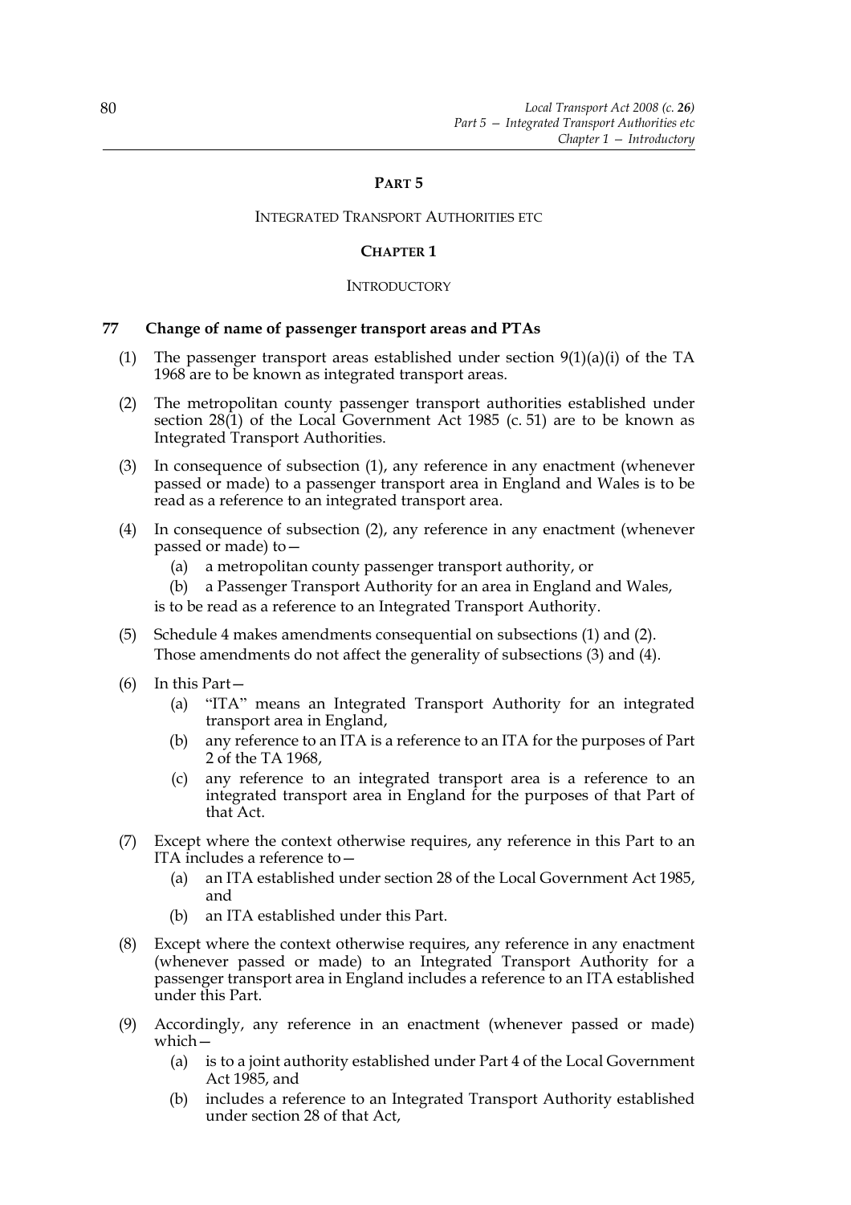# PART 5

## INTEGRATED TRANSPORT AUTHORITIES ETC

### CHAPTER 1

### INTRODUCTORY

**77 Change of name of passenger transport areas and PTAs**

(1) The passenger transport areas established under section 9(1)(a)(i) of the TA 1968 are to be known as integrated transport areas.

(2) The metropolitan county passenger transport authorities established under section 28(1) of the Local Government Act 1985 (c. 51) are to be known as Integrated Transport Authorities.

(3) In consequence of subsection (1), any reference in any enactment (whenever passed or made) to a passenger transport area in England and Wales is to be read as a reference to an integrated transport area.

(4) In consequence of subsection (2), any reference in any enactment (whenever passed or made) to—

(a) a metropolitan county passenger transport authority, or

(b) a Passenger Transport Authority for an area in England and Wales,

is to be read as a reference to an Integrated Transport Authority.

(5) Schedule 4 makes amendments consequential on subsections (1) and (2). Those amendments do not affect the generality of subsections (3) and (4).

(6) In this Part—

(a) "ITA" means an Integrated Transport Authority for an integrated transport area in England,

(b) any reference to an ITA is a reference to an ITA for the purposes of Part 2 of the TA 1968,

(c) any reference to an integrated transport area is a reference to an integrated transport area in England for the purposes of that Part of that Act.

(7) Except where the context otherwise requires, any reference in this Part to an ITA includes a reference to—

(a) an ITA established under section 28 of the Local Government Act 1985, and

(b) an ITA established under this Part.

(8) Except where the context otherwise requires, any reference in any enactment (whenever passed or made) to an Integrated Transport Authority for a passenger transport area in England includes a reference to an ITA established under this Part.

(9) Accordingly, any reference in an enactment (whenever passed or made) which—

(a) is to a joint authority established under Part 4 of the Local Government Act 1985, and

(b) includes a reference to an Integrated Transport Authority established under section 28 of that Act,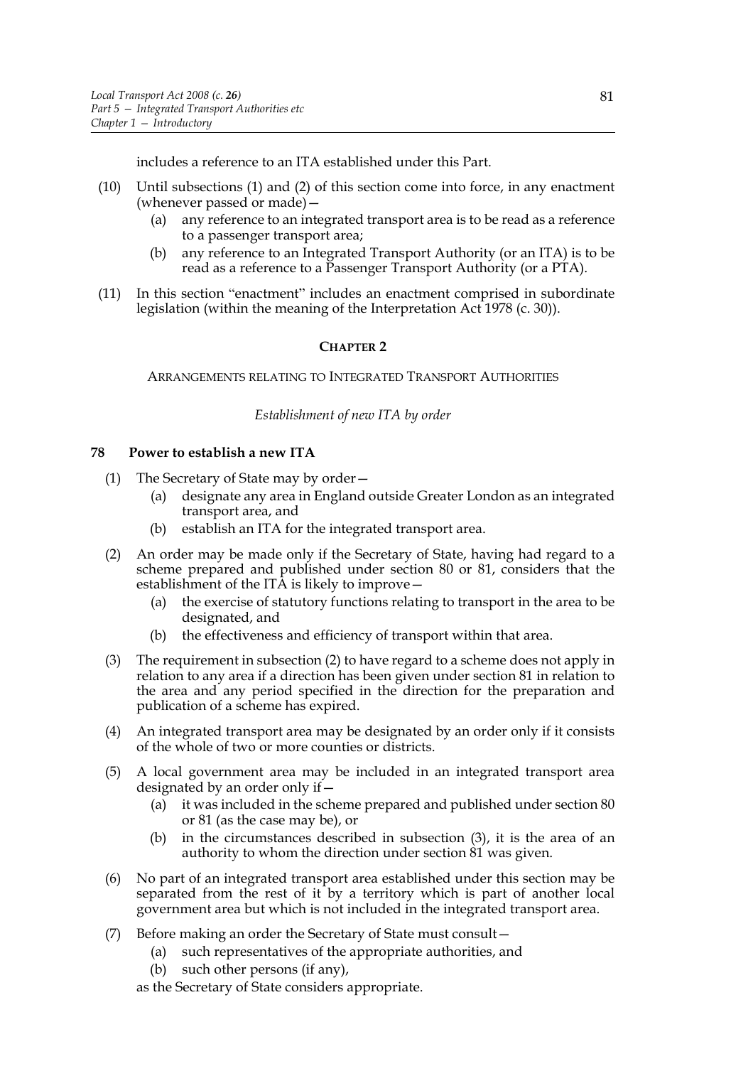includes a reference to an ITA established under this Part.

(10) Until subsections (1) and (2) of this section come into force, in any enactment (whenever passed or made)—

   (a) any reference to an integrated transport area is to be read as a reference to a passenger transport area;

   (b) any reference to an Integrated Transport Authority (or an ITA) is to be read as a reference to a Passenger Transport Authority (or a PTA).

(11) In this section "enactment" includes an enactment comprised in subordinate legislation (within the meaning of the Interpretation Act 1978 (c. 30)).

## CHAPTER 2

ARRANGEMENTS RELATING TO INTEGRATED TRANSPORT AUTHORITIES

*Establishment of new ITA by order*

### 78 Power to establish a new ITA

(1) The Secretary of State may by order—

   (a) designate any area in England outside Greater London as an integrated transport area, and

   (b) establish an ITA for the integrated transport area.

(2) An order may be made only if the Secretary of State, having had regard to a scheme prepared and published under section 80 or 81, considers that the establishment of the ITA is likely to improve—

   (a) the exercise of statutory functions relating to transport in the area to be designated, and

   (b) the effectiveness and efficiency of transport within that area.

(3) The requirement in subsection (2) to have regard to a scheme does not apply in relation to any area if a direction has been given under section 81 in relation to the area and any period specified in the direction for the preparation and publication of a scheme has expired.

(4) An integrated transport area may be designated by an order only if it consists of the whole of two or more counties or districts.

(5) A local government area may be included in an integrated transport area designated by an order only if—

   (a) it was included in the scheme prepared and published under section 80 or 81 (as the case may be), or

   (b) in the circumstances described in subsection (3), it is the area of an authority to whom the direction under section 81 was given.

(6) No part of an integrated transport area established under this section may be separated from the rest of it by a territory which is part of another local government area but which is not included in the integrated transport area.

(7) Before making an order the Secretary of State must consult—

   (a) such representatives of the appropriate authorities, and

   (b) such other persons (if any),

as the Secretary of State considers appropriate.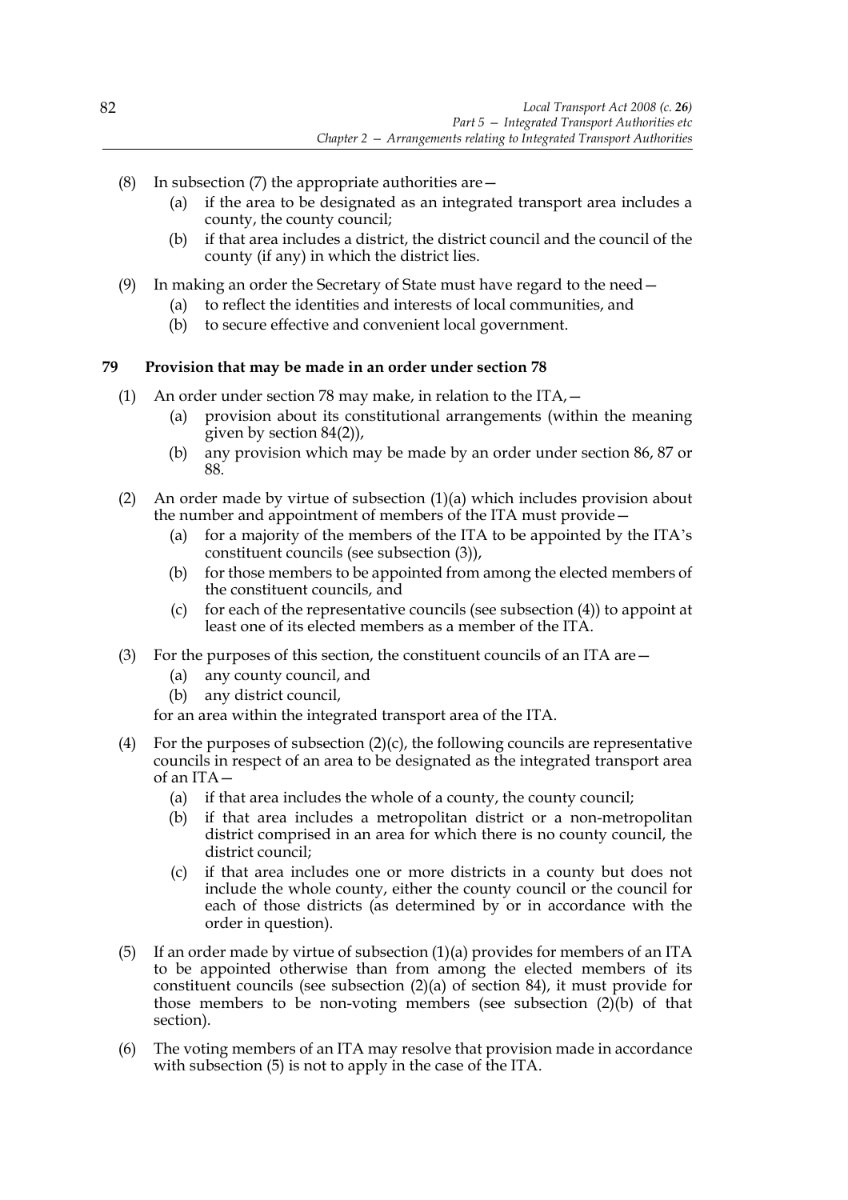(8) In subsection (7) the appropriate authorities are—

  (a) if the area to be designated as an integrated transport area includes a county, the county council;

  (b) if that area includes a district, the district council and the council of the county (if any) in which the district lies.

(9) In making an order the Secretary of State must have regard to the need—

  (a) to reflect the identities and interests of local communities, and

  (b) to secure effective and convenient local government.

### 79 Provision that may be made in an order under section 78

(1) An order under section 78 may make, in relation to the ITA,—

  (a) provision about its constitutional arrangements (within the meaning given by section 84(2)),

  (b) any provision which may be made by an order under section 86, 87 or 88.

(2) An order made by virtue of subsection (1)(a) which includes provision about the number and appointment of members of the ITA must provide—

  (a) for a majority of the members of the ITA to be appointed by the ITA's constituent councils (see subsection (3)),

  (b) for those members to be appointed from among the elected members of the constituent councils, and

  (c) for each of the representative councils (see subsection (4)) to appoint at least one of its elected members as a member of the ITA.

(3) For the purposes of this section, the constituent councils of an ITA are—

  (a) any county council, and

  (b) any district council,

for an area within the integrated transport area of the ITA.

(4) For the purposes of subsection (2)(c), the following councils are representative councils in respect of an area to be designated as the integrated transport area of an ITA—

  (a) if that area includes the whole of a county, the county council;

  (b) if that area includes a metropolitan district or a non-metropolitan district comprised in an area for which there is no county council, the district council;

  (c) if that area includes one or more districts in a county but does not include the whole county, either the county council or the council for each of those districts (as determined by or in accordance with the order in question).

(5) If an order made by virtue of subsection (1)(a) provides for members of an ITA to be appointed otherwise than from among the elected members of its constituent councils (see subsection (2)(a) of section 84), it must provide for those members to be non-voting members (see subsection (2)(b) of that section).

(6) The voting members of an ITA may resolve that provision made in accordance with subsection (5) is not to apply in the case of the ITA.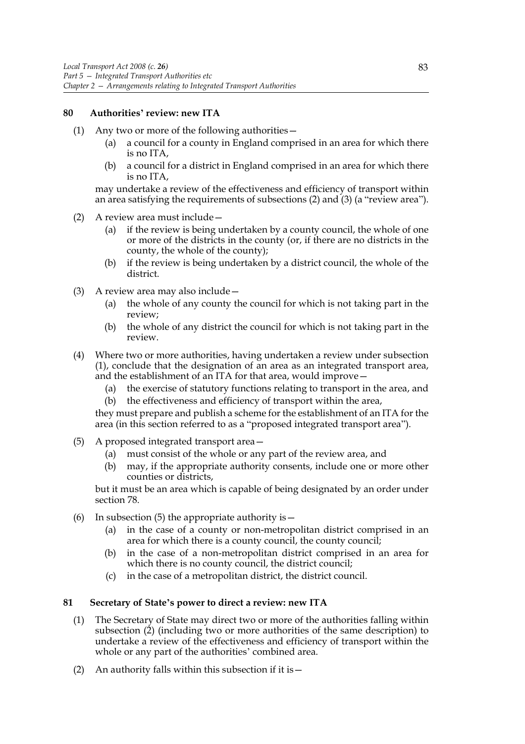### 80 Authorities' review: new ITA

(1) Any two or more of the following authorities—

  (a) a council for a county in England comprised in an area for which there is no ITA,

  (b) a council for a district in England comprised in an area for which there is no ITA,

may undertake a review of the effectiveness and efficiency of transport within an area satisfying the requirements of subsections (2) and (3) (a "review area").

(2) A review area must include—

  (a) if the review is being undertaken by a county council, the whole of one or more of the districts in the county (or, if there are no districts in the county, the whole of the county);

  (b) if the review is being undertaken by a district council, the whole of the district.

(3) A review area may also include—

  (a) the whole of any county the council for which is not taking part in the review;

  (b) the whole of any district the council for which is not taking part in the review.

(4) Where two or more authorities, having undertaken a review under subsection (1), conclude that the designation of an area as an integrated transport area, and the establishment of an ITA for that area, would improve—

  (a) the exercise of statutory functions relating to transport in the area, and

  (b) the effectiveness and efficiency of transport within the area,

they must prepare and publish a scheme for the establishment of an ITA for the area (in this section referred to as a "proposed integrated transport area").

(5) A proposed integrated transport area—

  (a) must consist of the whole or any part of the review area, and

  (b) may, if the appropriate authority consents, include one or more other counties or districts,

but it must be an area which is capable of being designated by an order under section 78.

(6) In subsection (5) the appropriate authority is—

  (a) in the case of a county or non-metropolitan district comprised in an area for which there is a county council, the county council;

  (b) in the case of a non-metropolitan district comprised in an area for which there is no county council, the district council;

  (c) in the case of a metropolitan district, the district council.

### 81 Secretary of State's power to direct a review: new ITA

(1) The Secretary of State may direct two or more of the authorities falling within subsection (2) (including two or more authorities of the same description) to undertake a review of the effectiveness and efficiency of transport within the whole or any part of the authorities' combined area.

(2) An authority falls within this subsection if it is—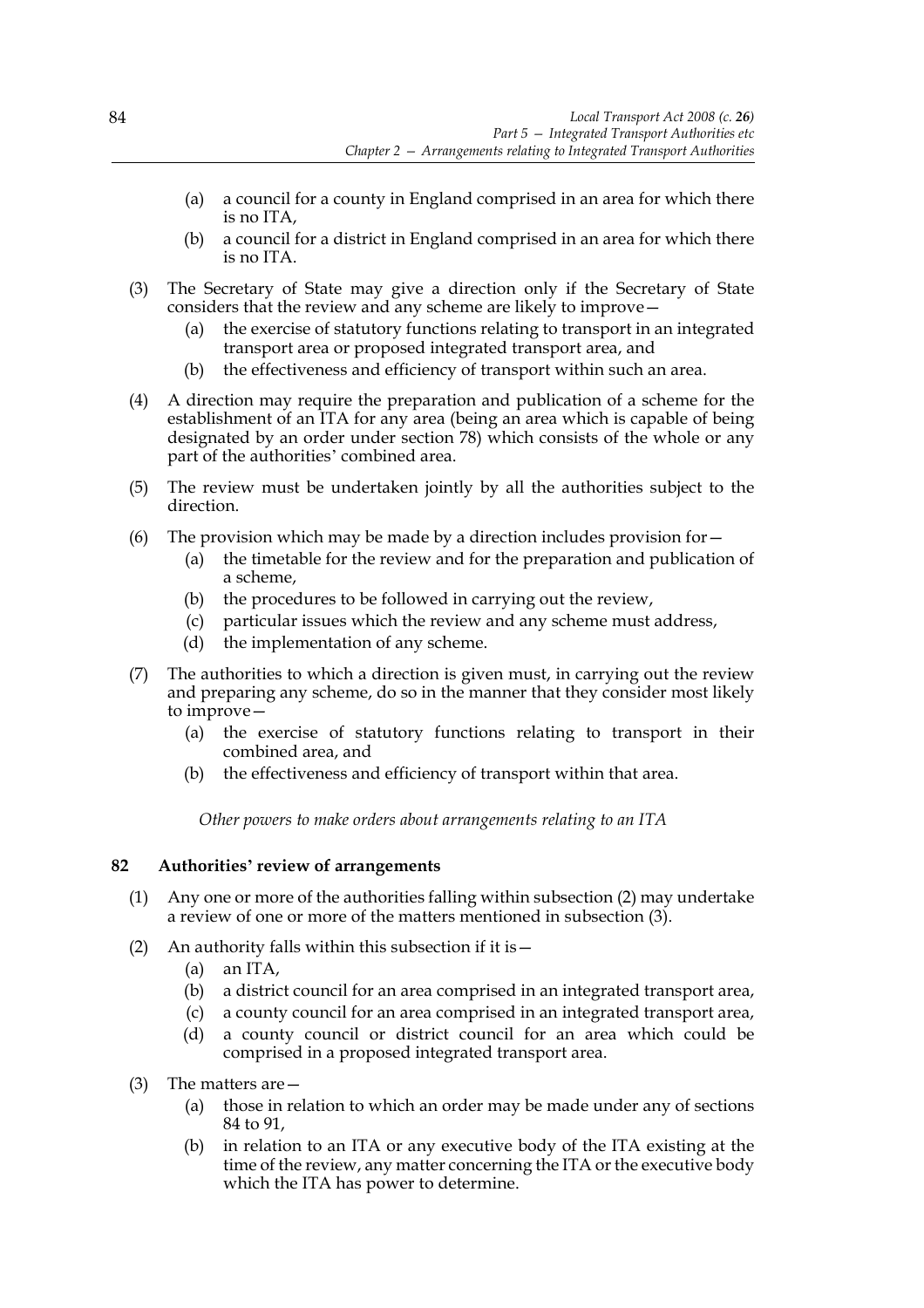(a) a council for a county in England comprised in an area for which there is no ITA,

(b) a council for a district in England comprised in an area for which there is no ITA.

(3) The Secretary of State may give a direction only if the Secretary of State considers that the review and any scheme are likely to improve—

(a) the exercise of statutory functions relating to transport in an integrated transport area or proposed integrated transport area, and

(b) the effectiveness and efficiency of transport within such an area.

(4) A direction may require the preparation and publication of a scheme for the establishment of an ITA for any area (being an area which is capable of being designated by an order under section 78) which consists of the whole or any part of the authorities' combined area.

(5) The review must be undertaken jointly by all the authorities subject to the direction.

(6) The provision which may be made by a direction includes provision for—

(a) the timetable for the review and for the preparation and publication of a scheme,

(b) the procedures to be followed in carrying out the review,

(c) particular issues which the review and any scheme must address,

(d) the implementation of any scheme.

(7) The authorities to which a direction is given must, in carrying out the review and preparing any scheme, do so in the manner that they consider most likely to improve—

(a) the exercise of statutory functions relating to transport in their combined area, and

(b) the effectiveness and efficiency of transport within that area.

*Other powers to make orders about arrangements relating to an ITA*

### 82 Authorities' review of arrangements

(1) Any one or more of the authorities falling within subsection (2) may undertake a review of one or more of the matters mentioned in subsection (3).

(2) An authority falls within this subsection if it is—

(a) an ITA,

(b) a district council for an area comprised in an integrated transport area,

(c) a county council for an area comprised in an integrated transport area,

(d) a county council or district council for an area which could be comprised in a proposed integrated transport area.

(3) The matters are—

(a) those in relation to which an order may be made under any of sections 84 to 91,

(b) in relation to an ITA or any executive body of the ITA existing at the time of the review, any matter concerning the ITA or the executive body which the ITA has power to determine.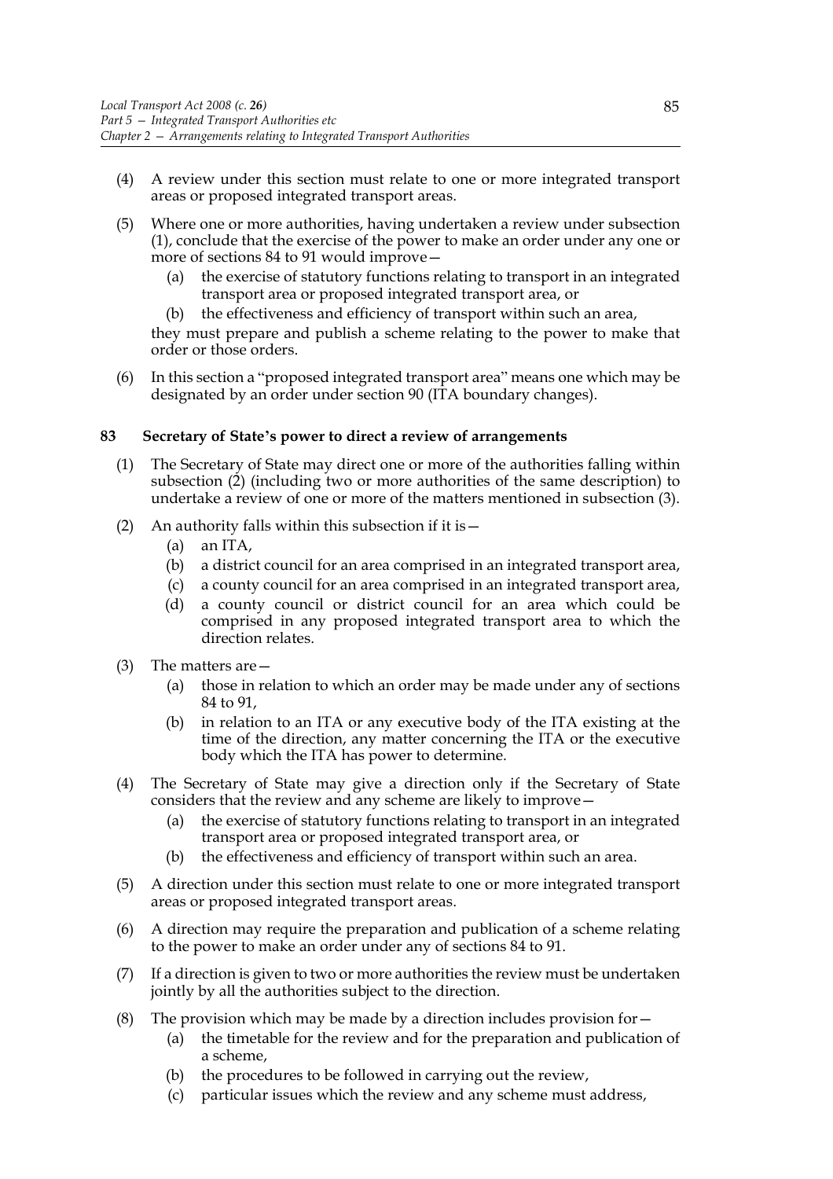(4) A review under this section must relate to one or more integrated transport areas or proposed integrated transport areas.

(5) Where one or more authorities, having undertaken a review under subsection (1), conclude that the exercise of the power to make an order under any one or more of sections 84 to 91 would improve—

  (a) the exercise of statutory functions relating to transport in an integrated transport area or proposed integrated transport area, or

  (b) the effectiveness and efficiency of transport within such an area,

they must prepare and publish a scheme relating to the power to make that order or those orders.

(6) In this section a "proposed integrated transport area" means one which may be designated by an order under section 90 (ITA boundary changes).

### 83 Secretary of State's power to direct a review of arrangements

(1) The Secretary of State may direct one or more of the authorities falling within subsection (2) (including two or more authorities of the same description) to undertake a review of one or more of the matters mentioned in subsection (3).

(2) An authority falls within this subsection if it is—

  (a) an ITA,

  (b) a district council for an area comprised in an integrated transport area,

  (c) a county council for an area comprised in an integrated transport area,

  (d) a county council or district council for an area which could be comprised in any proposed integrated transport area to which the direction relates.

(3) The matters are—

  (a) those in relation to which an order may be made under any of sections 84 to 91,

  (b) in relation to an ITA or any executive body of the ITA existing at the time of the direction, any matter concerning the ITA or the executive body which the ITA has power to determine.

(4) The Secretary of State may give a direction only if the Secretary of State considers that the review and any scheme are likely to improve—

  (a) the exercise of statutory functions relating to transport in an integrated transport area or proposed integrated transport area, or

  (b) the effectiveness and efficiency of transport within such an area.

(5) A direction under this section must relate to one or more integrated transport areas or proposed integrated transport areas.

(6) A direction may require the preparation and publication of a scheme relating to the power to make an order under any of sections 84 to 91.

(7) If a direction is given to two or more authorities the review must be undertaken jointly by all the authorities subject to the direction.

(8) The provision which may be made by a direction includes provision for—

  (a) the timetable for the review and for the preparation and publication of a scheme,

  (b) the procedures to be followed in carrying out the review,

  (c) particular issues which the review and any scheme must address,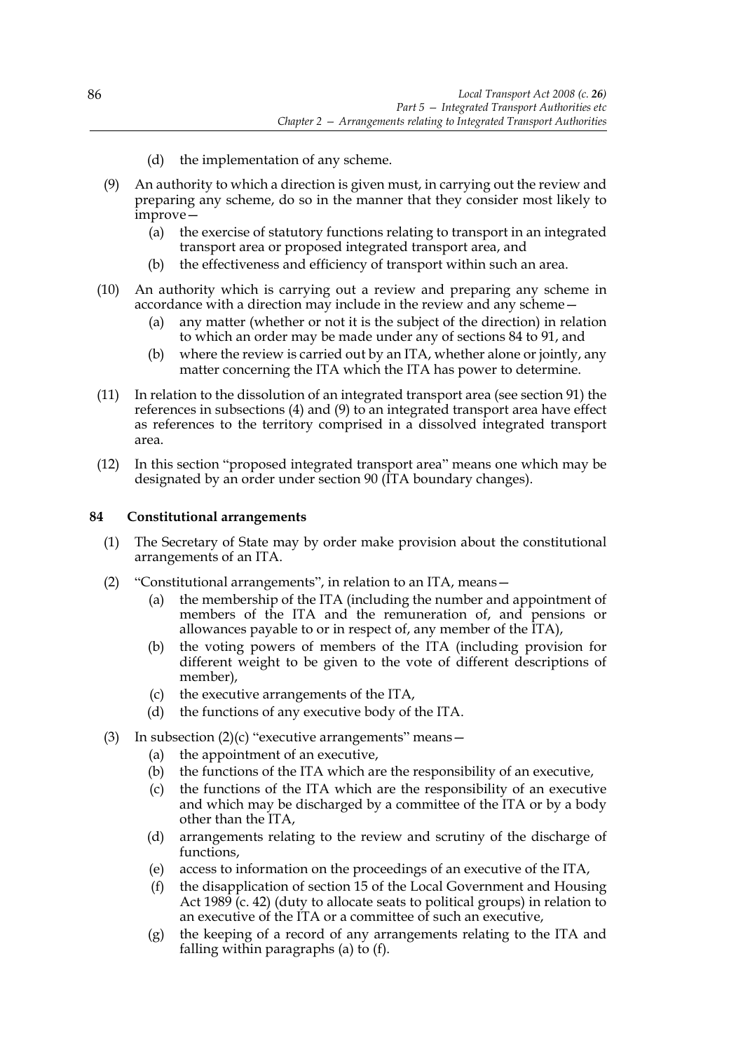(d) the implementation of any scheme.

(9) An authority to which a direction is given must, in carrying out the review and preparing any scheme, do so in the manner that they consider most likely to improve—

(a) the exercise of statutory functions relating to transport in an integrated transport area or proposed integrated transport area, and

(b) the effectiveness and efficiency of transport within such an area.

(10) An authority which is carrying out a review and preparing any scheme in accordance with a direction may include in the review and any scheme—

(a) any matter (whether or not it is the subject of the direction) in relation to which an order may be made under any of sections 84 to 91, and

(b) where the review is carried out by an ITA, whether alone or jointly, any matter concerning the ITA which the ITA has power to determine.

(11) In relation to the dissolution of an integrated transport area (see section 91) the references in subsections (4) and (9) to an integrated transport area have effect as references to the territory comprised in a dissolved integrated transport area.

(12) In this section "proposed integrated transport area" means one which may be designated by an order under section 90 (ITA boundary changes).

### 84 Constitutional arrangements

(1) The Secretary of State may by order make provision about the constitutional arrangements of an ITA.

(2) "Constitutional arrangements", in relation to an ITA, means—

(a) the membership of the ITA (including the number and appointment of members of the ITA and the remuneration of, and pensions or allowances payable to or in respect of, any member of the ITA),

(b) the voting powers of members of the ITA (including provision for different weight to be given to the vote of different descriptions of member),

(c) the executive arrangements of the ITA,

(d) the functions of any executive body of the ITA.

(3) In subsection (2)(c) "executive arrangements" means—

(a) the appointment of an executive,

(b) the functions of the ITA which are the responsibility of an executive,

(c) the functions of the ITA which are the responsibility of an executive and which may be discharged by a committee of the ITA or by a body other than the ITA,

(d) arrangements relating to the review and scrutiny of the discharge of functions,

(e) access to information on the proceedings of an executive of the ITA,

(f) the disapplication of section 15 of the Local Government and Housing Act 1989 (c. 42) (duty to allocate seats to political groups) in relation to an executive of the ITA or a committee of such an executive,

(g) the keeping of a record of any arrangements relating to the ITA and falling within paragraphs (a) to (f).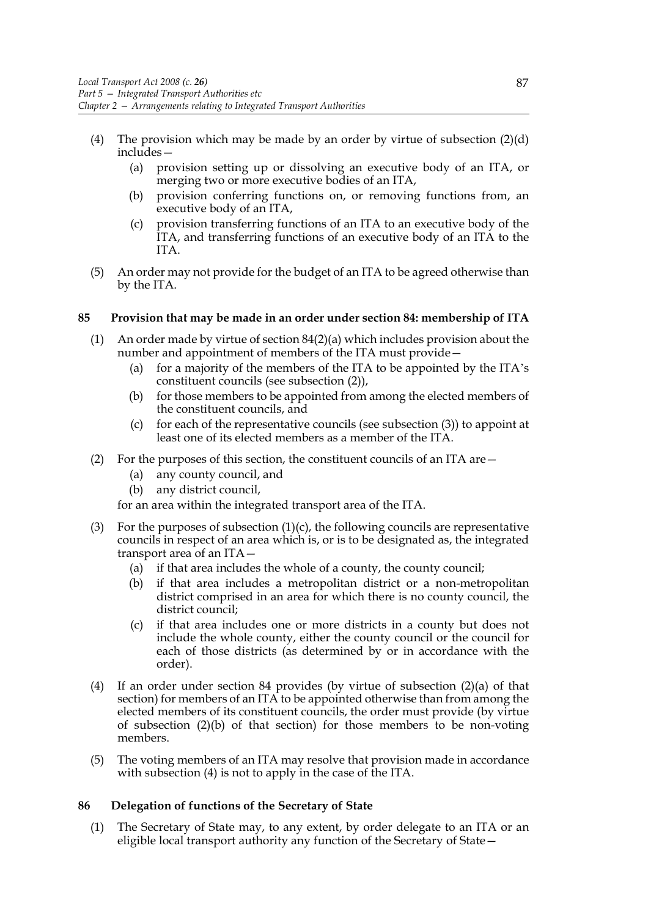(4) The provision which may be made by an order by virtue of subsection (2)(d) includes—

   (a) provision setting up or dissolving an executive body of an ITA, or merging two or more executive bodies of an ITA,

   (b) provision conferring functions on, or removing functions from, an executive body of an ITA,

   (c) provision transferring functions of an ITA to an executive body of the ITA, and transferring functions of an executive body of an ITA to the ITA.

(5) An order may not provide for the budget of an ITA to be agreed otherwise than by the ITA.

### 85 Provision that may be made in an order under section 84: membership of ITA

(1) An order made by virtue of section 84(2)(a) which includes provision about the number and appointment of members of the ITA must provide—

   (a) for a majority of the members of the ITA to be appointed by the ITA's constituent councils (see subsection (2)),

   (b) for those members to be appointed from among the elected members of the constituent councils, and

   (c) for each of the representative councils (see subsection (3)) to appoint at least one of its elected members as a member of the ITA.

(2) For the purposes of this section, the constituent councils of an ITA are—

   (a) any county council, and

   (b) any district council,

   for an area within the integrated transport area of the ITA.

(3) For the purposes of subsection (1)(c), the following councils are representative councils in respect of an area which is, or is to be designated as, the integrated transport area of an ITA—

   (a) if that area includes the whole of a county, the county council;

   (b) if that area includes a metropolitan district or a non-metropolitan district comprised in an area for which there is no county council, the district council;

   (c) if that area includes one or more districts in a county but does not include the whole county, either the county council or the council for each of those districts (as determined by or in accordance with the order).

(4) If an order under section 84 provides (by virtue of subsection (2)(a) of that section) for members of an ITA to be appointed otherwise than from among the elected members of its constituent councils, the order must provide (by virtue of subsection (2)(b) of that section) for those members to be non-voting members.

(5) The voting members of an ITA may resolve that provision made in accordance with subsection (4) is not to apply in the case of the ITA.

### 86 Delegation of functions of the Secretary of State

(1) The Secretary of State may, to any extent, by order delegate to an ITA or an eligible local transport authority any function of the Secretary of State—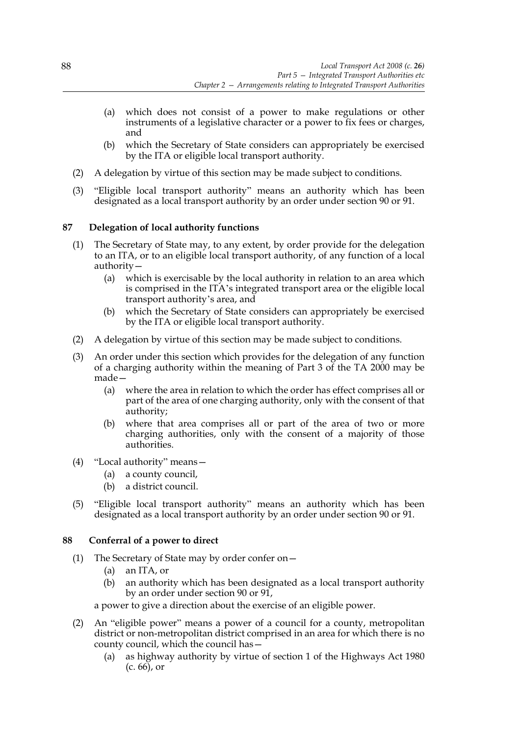(a) which does not consist of a power to make regulations or other instruments of a legislative character or a power to fix fees or charges, and

(b) which the Secretary of State considers can appropriately be exercised by the ITA or eligible local transport authority.

(2) A delegation by virtue of this section may be made subject to conditions.

(3) "Eligible local transport authority" means an authority which has been designated as a local transport authority by an order under section 90 or 91.

### 87 Delegation of local authority functions

(1) The Secretary of State may, to any extent, by order provide for the delegation to an ITA, or to an eligible local transport authority, of any function of a local authority—

(a) which is exercisable by the local authority in relation to an area which is comprised in the ITA's integrated transport area or the eligible local transport authority's area, and

(b) which the Secretary of State considers can appropriately be exercised by the ITA or eligible local transport authority.

(2) A delegation by virtue of this section may be made subject to conditions.

(3) An order under this section which provides for the delegation of any function of a charging authority within the meaning of Part 3 of the TA 2000 may be made—

(a) where the area in relation to which the order has effect comprises all or part of the area of one charging authority, only with the consent of that authority;

(b) where that area comprises all or part of the area of two or more charging authorities, only with the consent of a majority of those authorities.

(4) "Local authority" means—

(a) a county council,

(b) a district council.

(5) "Eligible local transport authority" means an authority which has been designated as a local transport authority by an order under section 90 or 91.

### 88 Conferral of a power to direct

(1) The Secretary of State may by order confer on—

(a) an ITA, or

(b) an authority which has been designated as a local transport authority by an order under section 90 or 91,

a power to give a direction about the exercise of an eligible power.

(2) An "eligible power" means a power of a council for a county, metropolitan district or non-metropolitan district comprised in an area for which there is no county council, which the council has—

(a) as highway authority by virtue of section 1 of the Highways Act 1980 (c. 66), or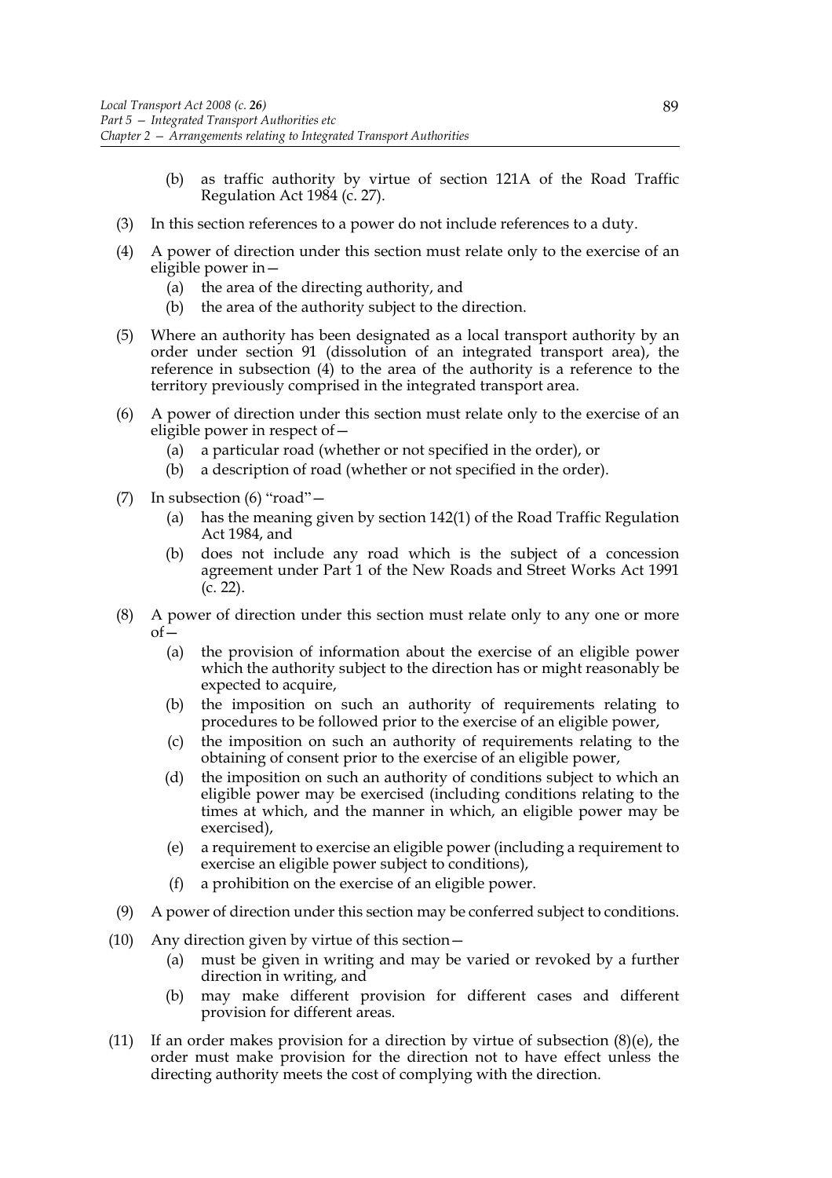(b) as traffic authority by virtue of section 121A of the Road Traffic Regulation Act 1984 (c. 27).

(3) In this section references to a power do not include references to a duty.

(4) A power of direction under this section must relate only to the exercise of an eligible power in—
   (a) the area of the directing authority, and
   (b) the area of the authority subject to the direction.

(5) Where an authority has been designated as a local transport authority by an order under section 91 (dissolution of an integrated transport area), the reference in subsection (4) to the area of the authority is a reference to the territory previously comprised in the integrated transport area.

(6) A power of direction under this section must relate only to the exercise of an eligible power in respect of—
   (a) a particular road (whether or not specified in the order), or
   (b) a description of road (whether or not specified in the order).

(7) In subsection (6) "road"—
   (a) has the meaning given by section 142(1) of the Road Traffic Regulation Act 1984, and
   (b) does not include any road which is the subject of a concession agreement under Part 1 of the New Roads and Street Works Act 1991 (c. 22).

(8) A power of direction under this section must relate only to any one or more of—
   (a) the provision of information about the exercise of an eligible power which the authority subject to the direction has or might reasonably be expected to acquire,
   (b) the imposition on such an authority of requirements relating to procedures to be followed prior to the exercise of an eligible power,
   (c) the imposition on such an authority of requirements relating to the obtaining of consent prior to the exercise of an eligible power,
   (d) the imposition on such an authority of conditions subject to which an eligible power may be exercised (including conditions relating to the times at which, and the manner in which, an eligible power may be exercised),
   (e) a requirement to exercise an eligible power (including a requirement to exercise an eligible power subject to conditions),
   (f) a prohibition on the exercise of an eligible power.

(9) A power of direction under this section may be conferred subject to conditions.

(10) Any direction given by virtue of this section—
   (a) must be given in writing and may be varied or revoked by a further direction in writing, and
   (b) may make different provision for different cases and different provision for different areas.

(11) If an order makes provision for a direction by virtue of subsection (8)(e), the order must make provision for the direction not to have effect unless the directing authority meets the cost of complying with the direction.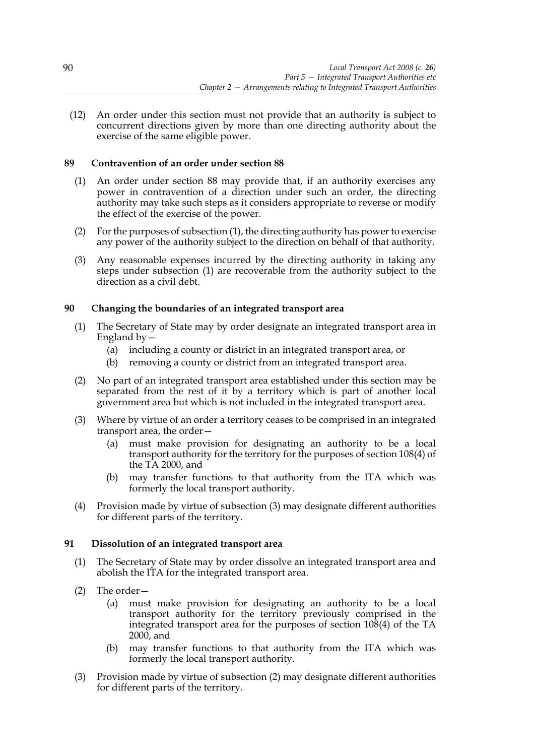(12) An order under this section must not provide that an authority is subject to concurrent directions given by more than one directing authority about the exercise of the same eligible power.

### 89 Contravention of an order under section 88

(1) An order under section 88 may provide that, if an authority exercises any power in contravention of a direction under such an order, the directing authority may take such steps as it considers appropriate to reverse or modify the effect of the exercise of the power.

(2) For the purposes of subsection (1), the directing authority has power to exercise any power of the authority subject to the direction on behalf of that authority.

(3) Any reasonable expenses incurred by the directing authority in taking any steps under subsection (1) are recoverable from the authority subject to the direction as a civil debt.

### 90 Changing the boundaries of an integrated transport area

(1) The Secretary of State may by order designate an integrated transport area in England by—

(a) including a county or district in an integrated transport area, or

(b) removing a county or district from an integrated transport area.

(2) No part of an integrated transport area established under this section may be separated from the rest of it by a territory which is part of another local government area but which is not included in the integrated transport area.

(3) Where by virtue of an order a territory ceases to be comprised in an integrated transport area, the order—

(a) must make provision for designating an authority to be a local transport authority for the territory for the purposes of section 108(4) of the TA 2000, and

(b) may transfer functions to that authority from the ITA which was formerly the local transport authority.

(4) Provision made by virtue of subsection (3) may designate different authorities for different parts of the territory.

### 91 Dissolution of an integrated transport area

(1) The Secretary of State may by order dissolve an integrated transport area and abolish the ITA for the integrated transport area.

(2) The order—

(a) must make provision for designating an authority to be a local transport authority for the territory previously comprised in the integrated transport area for the purposes of section 108(4) of the TA 2000, and

(b) may transfer functions to that authority from the ITA which was formerly the local transport authority.

(3) Provision made by virtue of subsection (2) may designate different authorities for different parts of the territory.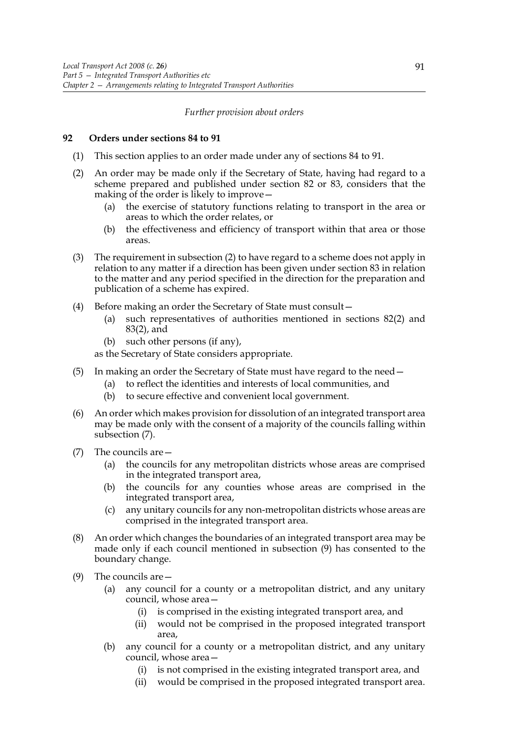*Further provision about orders*

**92 Orders under sections 84 to 91**

(1) This section applies to an order made under any of sections 84 to 91.

(2) An order may be made only if the Secretary of State, having had regard to a scheme prepared and published under section 82 or 83, considers that the making of the order is likely to improve—

(a) the exercise of statutory functions relating to transport in the area or areas to which the order relates, or

(b) the effectiveness and efficiency of transport within that area or those areas.

(3) The requirement in subsection (2) to have regard to a scheme does not apply in relation to any matter if a direction has been given under section 83 in relation to the matter and any period specified in the direction for the preparation and publication of a scheme has expired.

(4) Before making an order the Secretary of State must consult—

(a) such representatives of authorities mentioned in sections 82(2) and 83(2), and

(b) such other persons (if any),

as the Secretary of State considers appropriate.

(5) In making an order the Secretary of State must have regard to the need—

(a) to reflect the identities and interests of local communities, and

(b) to secure effective and convenient local government.

(6) An order which makes provision for dissolution of an integrated transport area may be made only with the consent of a majority of the councils falling within subsection (7).

(7) The councils are—

(a) the councils for any metropolitan districts whose areas are comprised in the integrated transport area,

(b) the councils for any counties whose areas are comprised in the integrated transport area,

(c) any unitary councils for any non-metropolitan districts whose areas are comprised in the integrated transport area.

(8) An order which changes the boundaries of an integrated transport area may be made only if each council mentioned in subsection (9) has consented to the boundary change.

(9) The councils are—

(a) any council for a county or a metropolitan district, and any unitary council, whose area—

(i) is comprised in the existing integrated transport area, and

(ii) would not be comprised in the proposed integrated transport area,

(b) any council for a county or a metropolitan district, and any unitary council, whose area—

(i) is not comprised in the existing integrated transport area, and

(ii) would be comprised in the proposed integrated transport area.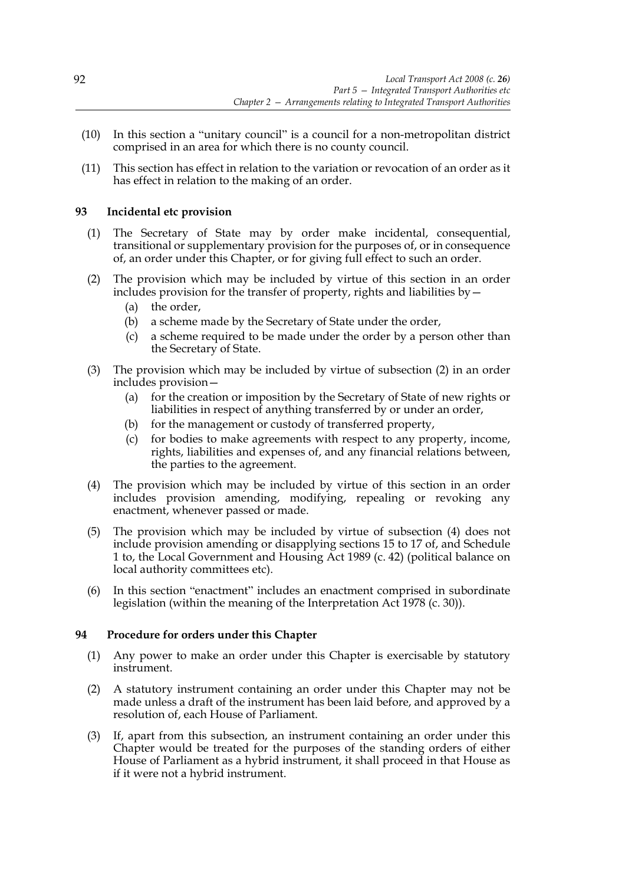(10) In this section a "unitary council" is a council for a non-metropolitan district comprised in an area for which there is no county council.

(11) This section has effect in relation to the variation or revocation of an order as it has effect in relation to the making of an order.

### 93 Incidental etc provision

(1) The Secretary of State may by order make incidental, consequential, transitional or supplementary provision for the purposes of, or in consequence of, an order under this Chapter, or for giving full effect to such an order.

(2) The provision which may be included by virtue of this section in an order includes provision for the transfer of property, rights and liabilities by—
   - (a) the order,
   - (b) a scheme made by the Secretary of State under the order,
   - (c) a scheme required to be made under the order by a person other than the Secretary of State.

(3) The provision which may be included by virtue of subsection (2) in an order includes provision—
   - (a) for the creation or imposition by the Secretary of State of new rights or liabilities in respect of anything transferred by or under an order,
   - (b) for the management or custody of transferred property,
   - (c) for bodies to make agreements with respect to any property, income, rights, liabilities and expenses of, and any financial relations between, the parties to the agreement.

(4) The provision which may be included by virtue of this section in an order includes provision amending, modifying, repealing or revoking any enactment, whenever passed or made.

(5) The provision which may be included by virtue of subsection (4) does not include provision amending or disapplying sections 15 to 17 of, and Schedule 1 to, the Local Government and Housing Act 1989 (c. 42) (political balance on local authority committees etc).

(6) In this section "enactment" includes an enactment comprised in subordinate legislation (within the meaning of the Interpretation Act 1978 (c. 30)).

### 94 Procedure for orders under this Chapter

(1) Any power to make an order under this Chapter is exercisable by statutory instrument.

(2) A statutory instrument containing an order under this Chapter may not be made unless a draft of the instrument has been laid before, and approved by a resolution of, each House of Parliament.

(3) If, apart from this subsection, an instrument containing an order under this Chapter would be treated for the purposes of the standing orders of either House of Parliament as a hybrid instrument, it shall proceed in that House as if it were not a hybrid instrument.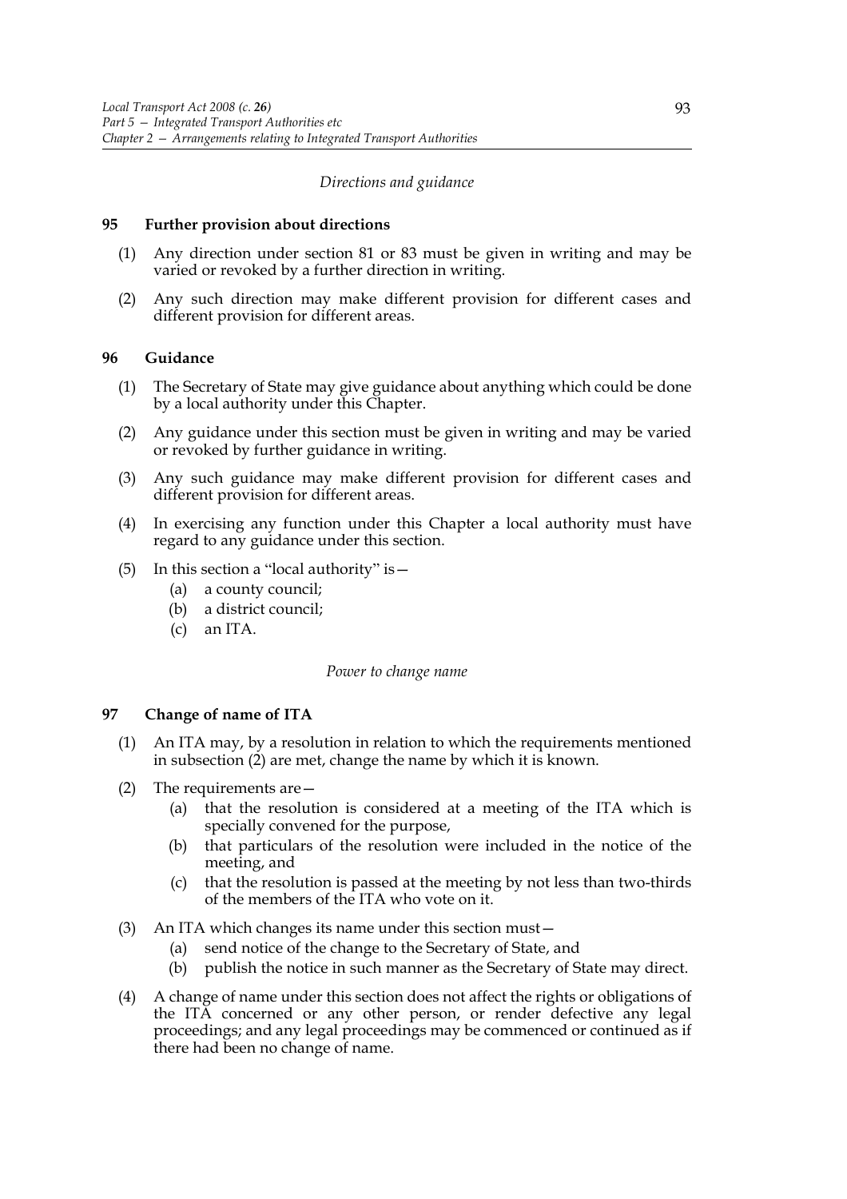*Directions and guidance*

**95 Further provision about directions**

(1) Any direction under section 81 or 83 must be given in writing and may be varied or revoked by a further direction in writing.

(2) Any such direction may make different provision for different cases and different provision for different areas.

**96 Guidance**

(1) The Secretary of State may give guidance about anything which could be done by a local authority under this Chapter.

(2) Any guidance under this section must be given in writing and may be varied or revoked by further guidance in writing.

(3) Any such guidance may make different provision for different cases and different provision for different areas.

(4) In exercising any function under this Chapter a local authority must have regard to any guidance under this section.

(5) In this section a "local authority" is—

  (a) a county council;

  (b) a district council;

  (c) an ITA.

*Power to change name*

**97 Change of name of ITA**

(1) An ITA may, by a resolution in relation to which the requirements mentioned in subsection (2) are met, change the name by which it is known.

(2) The requirements are—

  (a) that the resolution is considered at a meeting of the ITA which is specially convened for the purpose,

  (b) that particulars of the resolution were included in the notice of the meeting, and

  (c) that the resolution is passed at the meeting by not less than two-thirds of the members of the ITA who vote on it.

(3) An ITA which changes its name under this section must—

  (a) send notice of the change to the Secretary of State, and

  (b) publish the notice in such manner as the Secretary of State may direct.

(4) A change of name under this section does not affect the rights or obligations of the ITA concerned or any other person, or render defective any legal proceedings; and any legal proceedings may be commenced or continued as if there had been no change of name.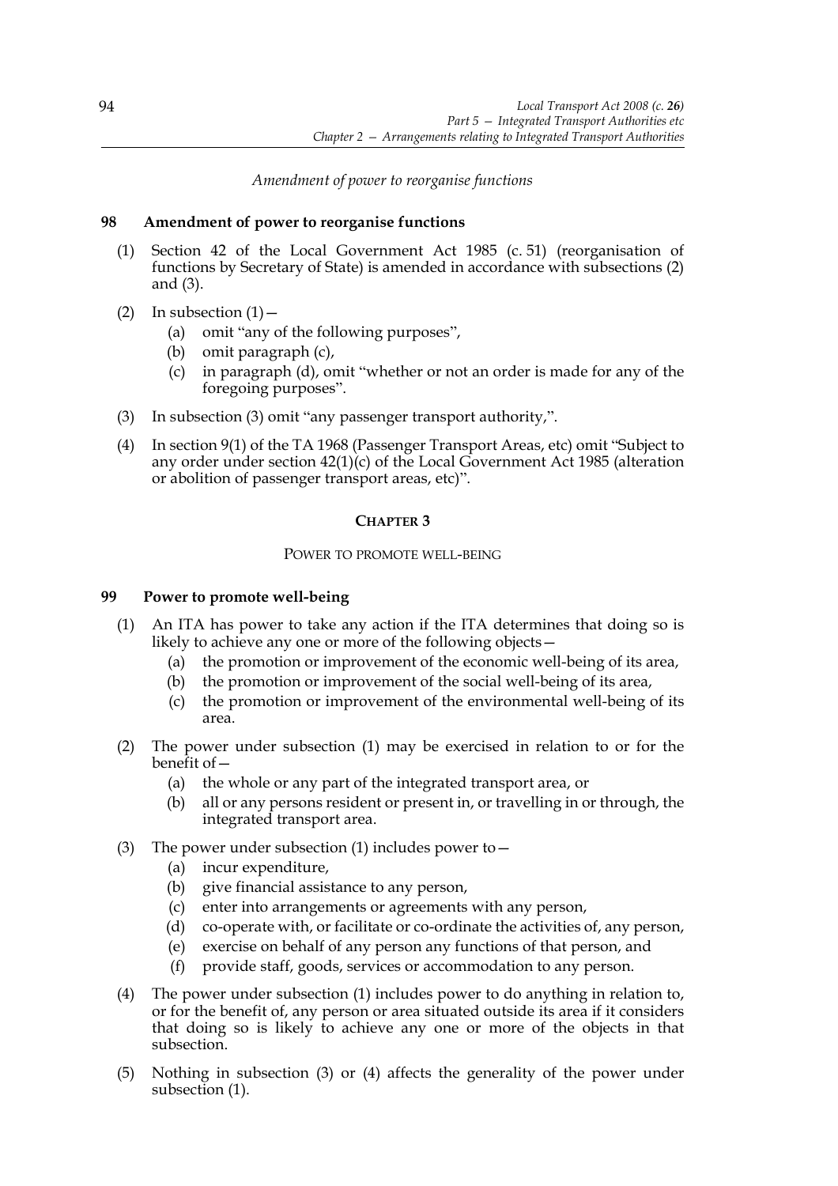*Amendment of power to reorganise functions*

**98 Amendment of power to reorganise functions**

(1) Section 42 of the Local Government Act 1985 (c. 51) (reorganisation of functions by Secretary of State) is amended in accordance with subsections (2) and (3).

(2) In subsection (1)—

(a) omit "any of the following purposes",

(b) omit paragraph (c),

(c) in paragraph (d), omit "whether or not an order is made for any of the foregoing purposes".

(3) In subsection (3) omit "any passenger transport authority,".

(4) In section 9(1) of the TA 1968 (Passenger Transport Areas, etc) omit "Subject to any order under section 42(1)(c) of the Local Government Act 1985 (alteration or abolition of passenger transport areas, etc)".

## CHAPTER 3

### POWER TO PROMOTE WELL-BEING

**99 Power to promote well-being**

(1) An ITA has power to take any action if the ITA determines that doing so is likely to achieve any one or more of the following objects—

(a) the promotion or improvement of the economic well-being of its area,

(b) the promotion or improvement of the social well-being of its area,

(c) the promotion or improvement of the environmental well-being of its area.

(2) The power under subsection (1) may be exercised in relation to or for the benefit of—

(a) the whole or any part of the integrated transport area, or

(b) all or any persons resident or present in, or travelling in or through, the integrated transport area.

(3) The power under subsection (1) includes power to—

(a) incur expenditure,

(b) give financial assistance to any person,

(c) enter into arrangements or agreements with any person,

(d) co-operate with, or facilitate or co-ordinate the activities of, any person,

(e) exercise on behalf of any person any functions of that person, and

(f) provide staff, goods, services or accommodation to any person.

(4) The power under subsection (1) includes power to do anything in relation to, or for the benefit of, any person or area situated outside its area if it considers that doing so is likely to achieve any one or more of the objects in that subsection.

(5) Nothing in subsection (3) or (4) affects the generality of the power under subsection (1).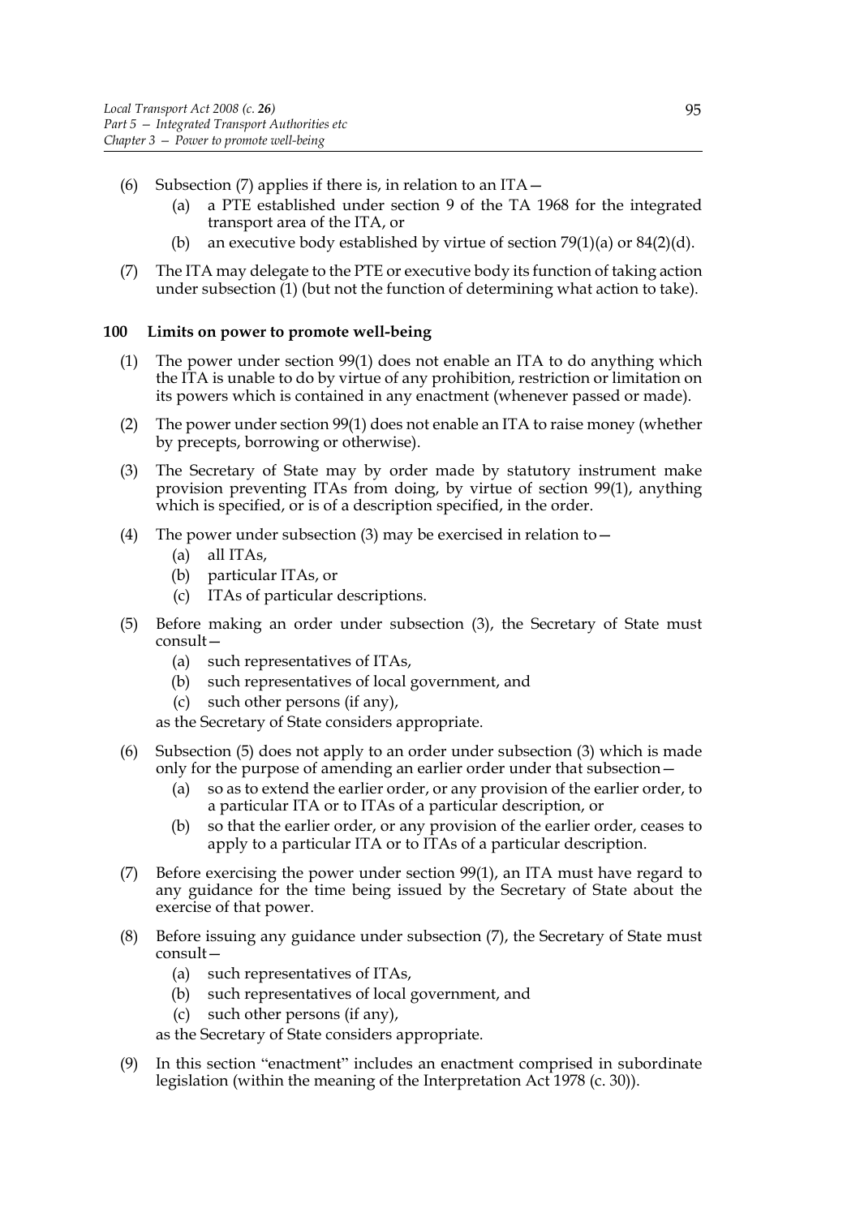(6) Subsection (7) applies if there is, in relation to an ITA—

(a) a PTE established under section 9 of the TA 1968 for the integrated transport area of the ITA, or

(b) an executive body established by virtue of section 79(1)(a) or 84(2)(d).

(7) The ITA may delegate to the PTE or executive body its function of taking action under subsection (1) (but not the function of determining what action to take).

### 100 Limits on power to promote well-being

(1) The power under section 99(1) does not enable an ITA to do anything which the ITA is unable to do by virtue of any prohibition, restriction or limitation on its powers which is contained in any enactment (whenever passed or made).

(2) The power under section 99(1) does not enable an ITA to raise money (whether by precepts, borrowing or otherwise).

(3) The Secretary of State may by order made by statutory instrument make provision preventing ITAs from doing, by virtue of section 99(1), anything which is specified, or is of a description specified, in the order.

(4) The power under subsection (3) may be exercised in relation to—

(a) all ITAs,

(b) particular ITAs, or

(c) ITAs of particular descriptions.

(5) Before making an order under subsection (3), the Secretary of State must consult—

(a) such representatives of ITAs,

(b) such representatives of local government, and

(c) such other persons (if any),

as the Secretary of State considers appropriate.

(6) Subsection (5) does not apply to an order under subsection (3) which is made only for the purpose of amending an earlier order under that subsection—

(a) so as to extend the earlier order, or any provision of the earlier order, to a particular ITA or to ITAs of a particular description, or

(b) so that the earlier order, or any provision of the earlier order, ceases to apply to a particular ITA or to ITAs of a particular description.

(7) Before exercising the power under section 99(1), an ITA must have regard to any guidance for the time being issued by the Secretary of State about the exercise of that power.

(8) Before issuing any guidance under subsection (7), the Secretary of State must consult—

(a) such representatives of ITAs,

(b) such representatives of local government, and

(c) such other persons (if any),

as the Secretary of State considers appropriate.

(9) In this section "enactment" includes an enactment comprised in subordinate legislation (within the meaning of the Interpretation Act 1978 (c. 30)).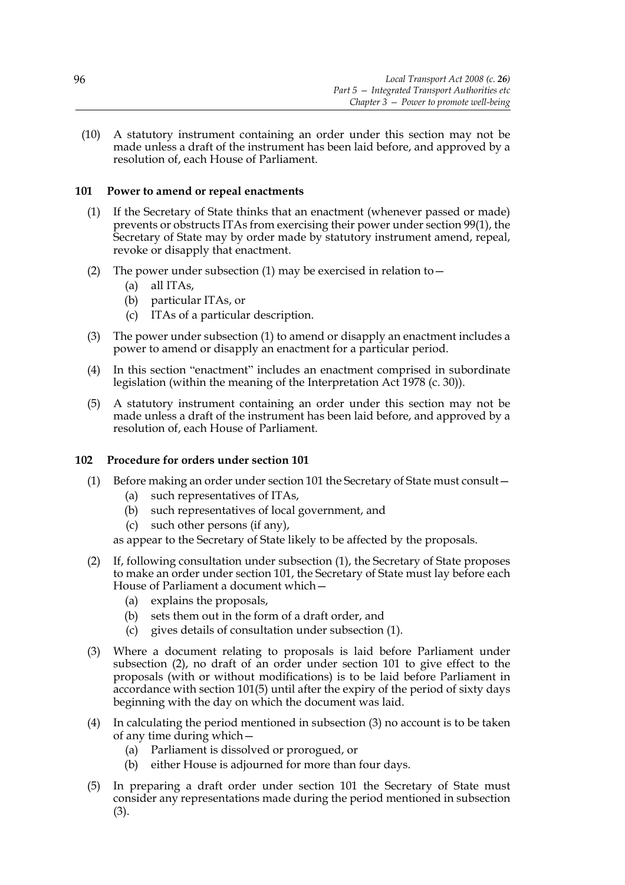(10) A statutory instrument containing an order under this section may not be made unless a draft of the instrument has been laid before, and approved by a resolution of, each House of Parliament.

### 101 Power to amend or repeal enactments

(1) If the Secretary of State thinks that an enactment (whenever passed or made) prevents or obstructs ITAs from exercising their power under section 99(1), the Secretary of State may by order made by statutory instrument amend, repeal, revoke or disapply that enactment.

(2) The power under subsection (1) may be exercised in relation to—

- (a) all ITAs,
- (b) particular ITAs, or
- (c) ITAs of a particular description.

(3) The power under subsection (1) to amend or disapply an enactment includes a power to amend or disapply an enactment for a particular period.

(4) In this section "enactment" includes an enactment comprised in subordinate legislation (within the meaning of the Interpretation Act 1978 (c. 30)).

(5) A statutory instrument containing an order under this section may not be made unless a draft of the instrument has been laid before, and approved by a resolution of, each House of Parliament.

### 102 Procedure for orders under section 101

(1) Before making an order under section 101 the Secretary of State must consult—

- (a) such representatives of ITAs,
- (b) such representatives of local government, and
- (c) such other persons (if any),

as appear to the Secretary of State likely to be affected by the proposals.

(2) If, following consultation under subsection (1), the Secretary of State proposes to make an order under section 101, the Secretary of State must lay before each House of Parliament a document which—

- (a) explains the proposals,
- (b) sets them out in the form of a draft order, and
- (c) gives details of consultation under subsection (1).

(3) Where a document relating to proposals is laid before Parliament under subsection (2), no draft of an order under section 101 to give effect to the proposals (with or without modifications) is to be laid before Parliament in accordance with section 101(5) until after the expiry of the period of sixty days beginning with the day on which the document was laid.

(4) In calculating the period mentioned in subsection (3) no account is to be taken of any time during which—

- (a) Parliament is dissolved or prorogued, or
- (b) either House is adjourned for more than four days.

(5) In preparing a draft order under section 101 the Secretary of State must consider any representations made during the period mentioned in subsection (3).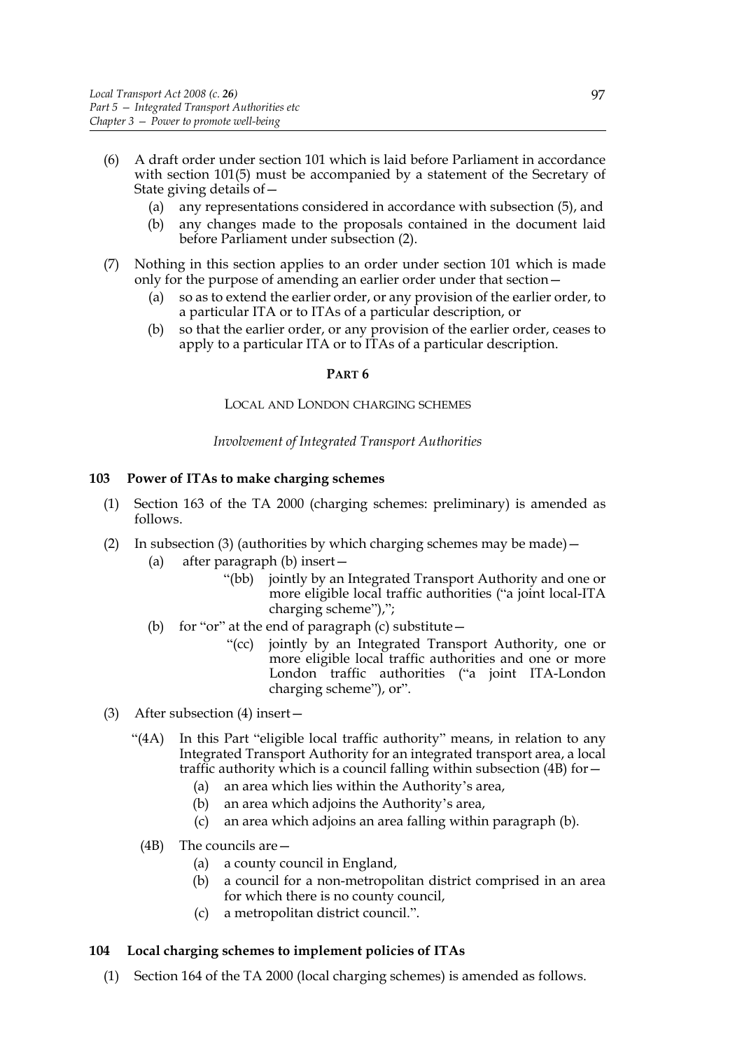(6) A draft order under section 101 which is laid before Parliament in accordance with section 101(5) must be accompanied by a statement of the Secretary of State giving details of—

  (a) any representations considered in accordance with subsection (5), and

  (b) any changes made to the proposals contained in the document laid before Parliament under subsection (2).

(7) Nothing in this section applies to an order under section 101 which is made only for the purpose of amending an earlier order under that section—

  (a) so as to extend the earlier order, or any provision of the earlier order, to a particular ITA or to ITAs of a particular description, or

  (b) so that the earlier order, or any provision of the earlier order, ceases to apply to a particular ITA or to ITAs of a particular description.

# PART 6

## LOCAL AND LONDON CHARGING SCHEMES

*Involvement of Integrated Transport Authorities*

### 103 Power of ITAs to make charging schemes

(1) Section 163 of the TA 2000 (charging schemes: preliminary) is amended as follows.

(2) In subsection (3) (authorities by which charging schemes may be made)—

  (a) after paragraph (b) insert—

    "(bb) jointly by an Integrated Transport Authority and one or more eligible local traffic authorities ("a joint local-ITA charging scheme"),";

  (b) for "or" at the end of paragraph (c) substitute—

    "(cc) jointly by an Integrated Transport Authority, one or more eligible local traffic authorities and one or more London traffic authorities ("a joint ITA-London charging scheme"), or".

(3) After subsection (4) insert—

  "(4A) In this Part "eligible local traffic authority" means, in relation to any Integrated Transport Authority for an integrated transport area, a local traffic authority which is a council falling within subsection (4B) for—

    (a) an area which lies within the Authority's area,

    (b) an area which adjoins the Authority's area,

    (c) an area which adjoins an area falling within paragraph (b).

  (4B) The councils are—

    (a) a county council in England,

    (b) a council for a non-metropolitan district comprised in an area for which there is no county council,

    (c) a metropolitan district council.".

### 104 Local charging schemes to implement policies of ITAs

(1) Section 164 of the TA 2000 (local charging schemes) is amended as follows.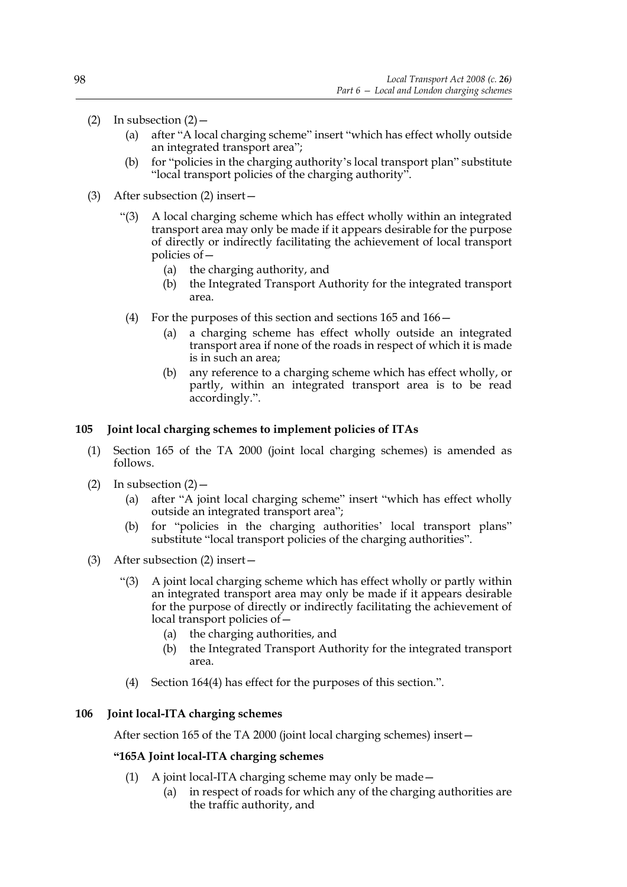(2) In subsection (2)—

(a) after "A local charging scheme" insert "which has effect wholly outside an integrated transport area";

(b) for "policies in the charging authority's local transport plan" substitute "local transport policies of the charging authority".

(3) After subsection (2) insert—

"(3) A local charging scheme which has effect wholly within an integrated transport area may only be made if it appears desirable for the purpose of directly or indirectly facilitating the achievement of local transport policies of—

(a) the charging authority, and

(b) the Integrated Transport Authority for the integrated transport area.

(4) For the purposes of this section and sections 165 and 166—

(a) a charging scheme has effect wholly outside an integrated transport area if none of the roads in respect of which it is made is in such an area;

(b) any reference to a charging scheme which has effect wholly, or partly, within an integrated transport area is to be read accordingly.".

## 105 Joint local charging schemes to implement policies of ITAs

(1) Section 165 of the TA 2000 (joint local charging schemes) is amended as follows.

(2) In subsection (2)—

(a) after "A joint local charging scheme" insert "which has effect wholly outside an integrated transport area";

(b) for "policies in the charging authorities' local transport plans" substitute "local transport policies of the charging authorities".

(3) After subsection (2) insert—

"(3) A joint local charging scheme which has effect wholly or partly within an integrated transport area may only be made if it appears desirable for the purpose of directly or indirectly facilitating the achievement of local transport policies of—

(a) the charging authorities, and

(b) the Integrated Transport Authority for the integrated transport area.

(4) Section 164(4) has effect for the purposes of this section.".

## 106 Joint local-ITA charging schemes

After section 165 of the TA 2000 (joint local charging schemes) insert—

**"165A Joint local-ITA charging schemes**

(1) A joint local-ITA charging scheme may only be made—

(a) in respect of roads for which any of the charging authorities are the traffic authority, and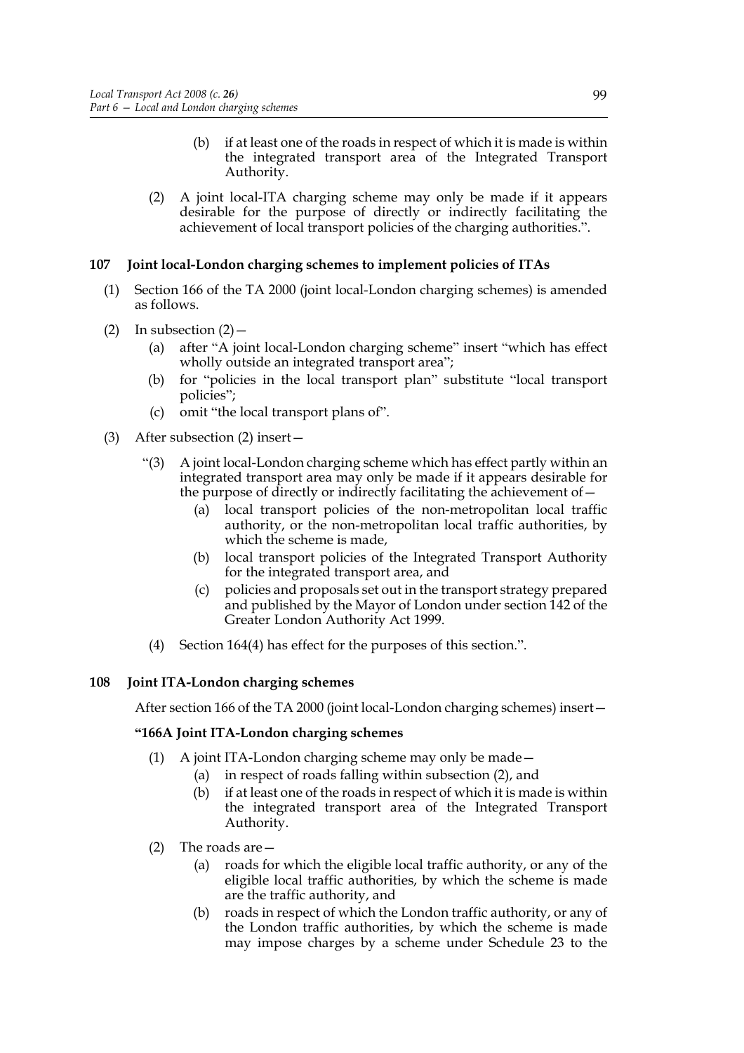(b) if at least one of the roads in respect of which it is made is within the integrated transport area of the Integrated Transport Authority.

(2) A joint local-ITA charging scheme may only be made if it appears desirable for the purpose of directly or indirectly facilitating the achievement of local transport policies of the charging authorities.".

### 107 Joint local-London charging schemes to implement policies of ITAs

(1) Section 166 of the TA 2000 (joint local-London charging schemes) is amended as follows.

(2) In subsection (2)—

(a) after "A joint local-London charging scheme" insert "which has effect wholly outside an integrated transport area";

(b) for "policies in the local transport plan" substitute "local transport policies";

(c) omit "the local transport plans of".

(3) After subsection (2) insert—

"(3) A joint local-London charging scheme which has effect partly within an integrated transport area may only be made if it appears desirable for the purpose of directly or indirectly facilitating the achievement of—

(a) local transport policies of the non-metropolitan local traffic authority, or the non-metropolitan local traffic authorities, by which the scheme is made,

(b) local transport policies of the Integrated Transport Authority for the integrated transport area, and

(c) policies and proposals set out in the transport strategy prepared and published by the Mayor of London under section 142 of the Greater London Authority Act 1999.

(4) Section 164(4) has effect for the purposes of this section.".

### 108 Joint ITA-London charging schemes

After section 166 of the TA 2000 (joint local-London charging schemes) insert—

**"166A Joint ITA-London charging schemes**

(1) A joint ITA-London charging scheme may only be made—

(a) in respect of roads falling within subsection (2), and

(b) if at least one of the roads in respect of which it is made is within the integrated transport area of the Integrated Transport Authority.

(2) The roads are—

(a) roads for which the eligible local traffic authority, or any of the eligible local traffic authorities, by which the scheme is made are the traffic authority, and

(b) roads in respect of which the London traffic authority, or any of the London traffic authorities, by which the scheme is made may impose charges by a scheme under Schedule 23 to the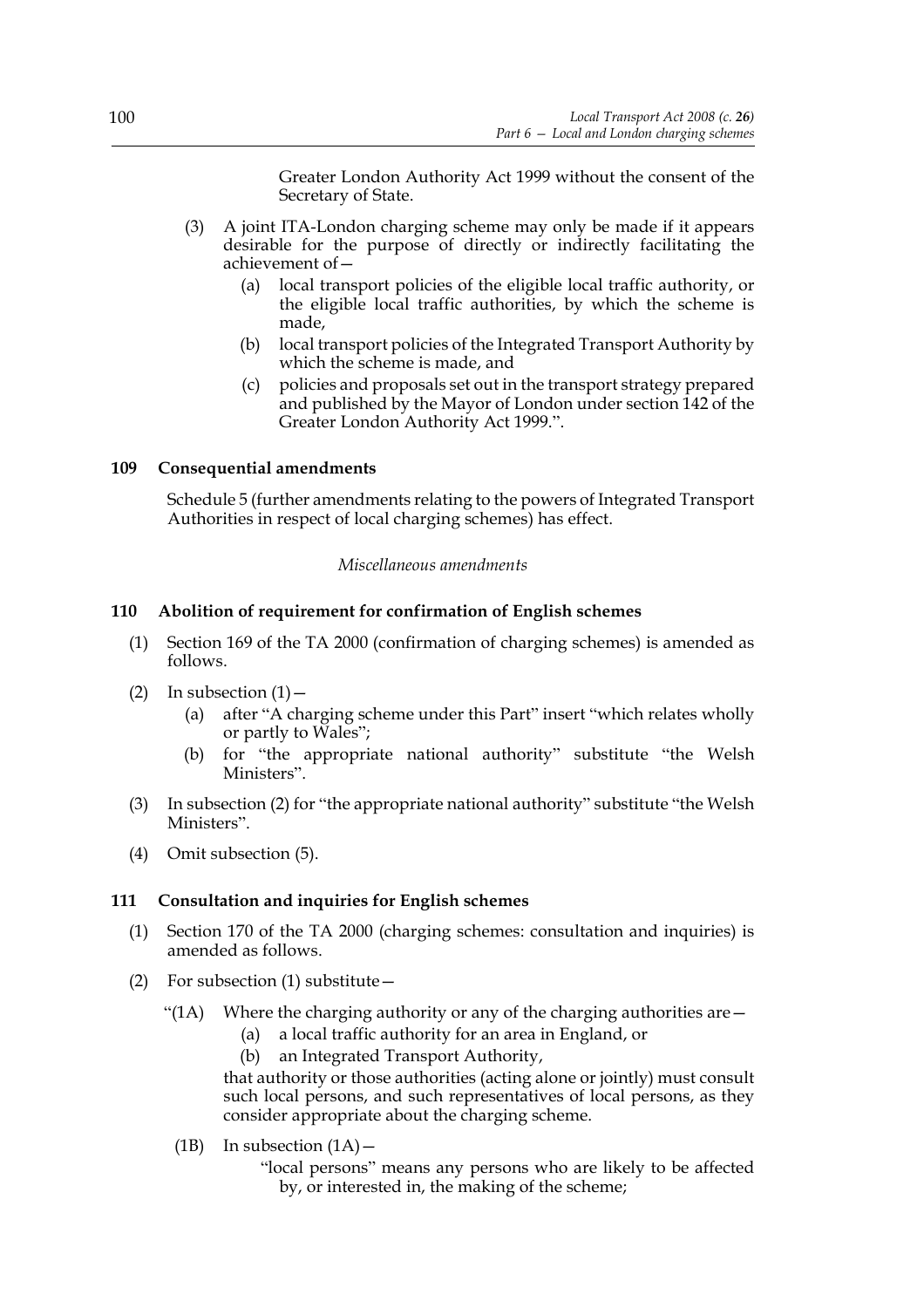Greater London Authority Act 1999 without the consent of the Secretary of State.

(3) A joint ITA-London charging scheme may only be made if it appears desirable for the purpose of directly or indirectly facilitating the achievement of—

(a) local transport policies of the eligible local traffic authority, or the eligible local traffic authorities, by which the scheme is made,

(b) local transport policies of the Integrated Transport Authority by which the scheme is made, and

(c) policies and proposals set out in the transport strategy prepared and published by the Mayor of London under section 142 of the Greater London Authority Act 1999.".

**109 Consequential amendments**

Schedule 5 (further amendments relating to the powers of Integrated Transport Authorities in respect of local charging schemes) has effect.

*Miscellaneous amendments*

**110 Abolition of requirement for confirmation of English schemes**

(1) Section 169 of the TA 2000 (confirmation of charging schemes) is amended as follows.

(2) In subsection (1)—

(a) after "A charging scheme under this Part" insert "which relates wholly or partly to Wales";

(b) for "the appropriate national authority" substitute "the Welsh Ministers".

(3) In subsection (2) for "the appropriate national authority" substitute "the Welsh Ministers".

(4) Omit subsection (5).

**111 Consultation and inquiries for English schemes**

(1) Section 170 of the TA 2000 (charging schemes: consultation and inquiries) is amended as follows.

(2) For subsection (1) substitute—

"(1A) Where the charging authority or any of the charging authorities are—

(a) a local traffic authority for an area in England, or

(b) an Integrated Transport Authority,

that authority or those authorities (acting alone or jointly) must consult such local persons, and such representatives of local persons, as they consider appropriate about the charging scheme.

(1B) In subsection (1A)—

"local persons" means any persons who are likely to be affected by, or interested in, the making of the scheme;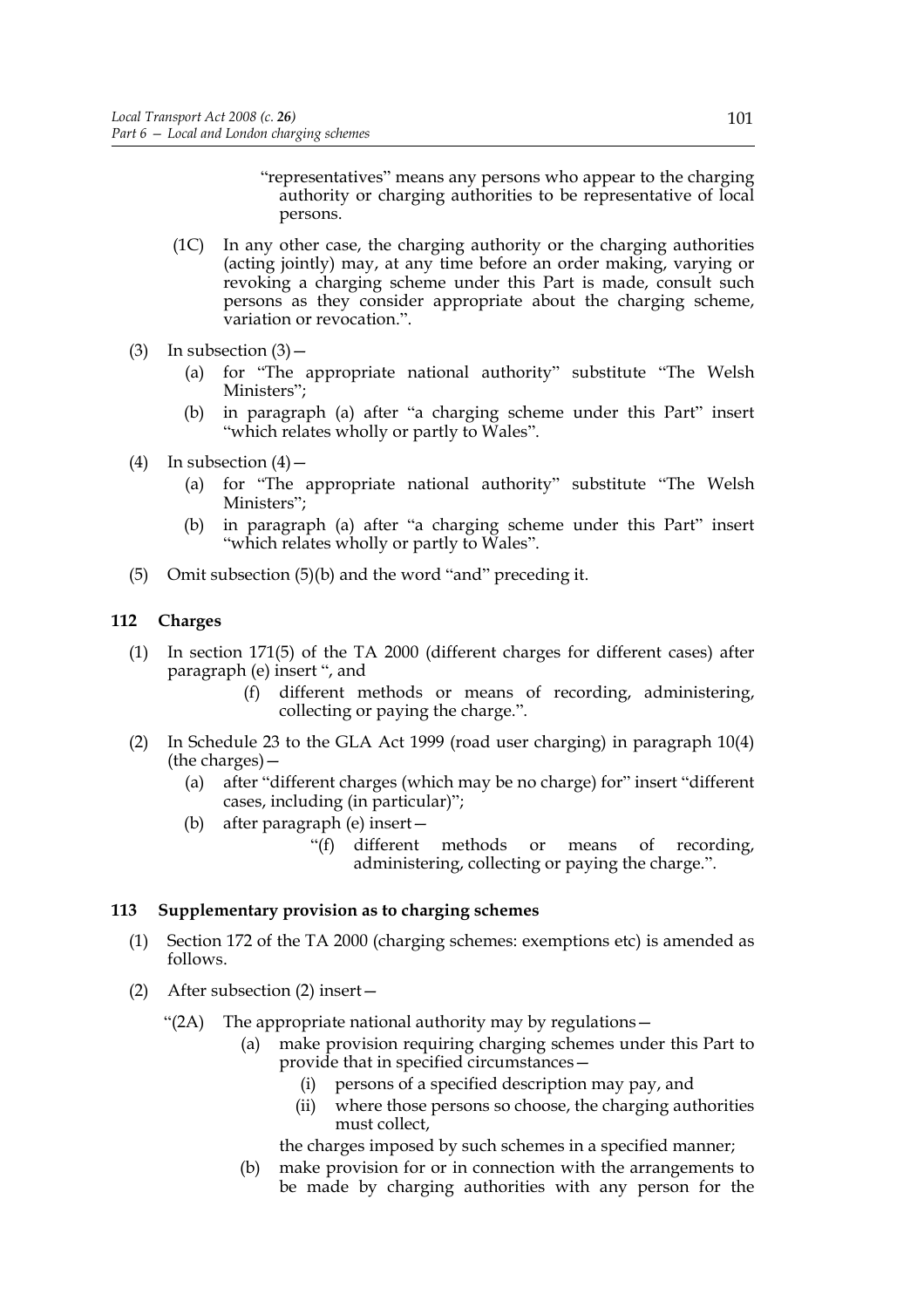"representatives" means any persons who appear to the charging authority or charging authorities to be representative of local persons.

(1C) In any other case, the charging authority or the charging authorities (acting jointly) may, at any time before an order making, varying or revoking a charging scheme under this Part is made, consult such persons as they consider appropriate about the charging scheme, variation or revocation.".

(3) In subsection (3)—

(a) for "The appropriate national authority" substitute "The Welsh Ministers";

(b) in paragraph (a) after "a charging scheme under this Part" insert "which relates wholly or partly to Wales".

(4) In subsection (4)—

(a) for "The appropriate national authority" substitute "The Welsh Ministers";

(b) in paragraph (a) after "a charging scheme under this Part" insert "which relates wholly or partly to Wales".

(5) Omit subsection (5)(b) and the word "and" preceding it.

### 112 Charges

(1) In section 171(5) of the TA 2000 (different charges for different cases) after paragraph (e) insert ", and

(f) different methods or means of recording, administering, collecting or paying the charge.".

(2) In Schedule 23 to the GLA Act 1999 (road user charging) in paragraph 10(4) (the charges)—

(a) after "different charges (which may be no charge) for" insert "different cases, including (in particular)";

(b) after paragraph (e) insert—

"(f) different methods or means of recording, administering, collecting or paying the charge.".

### 113 Supplementary provision as to charging schemes

(1) Section 172 of the TA 2000 (charging schemes: exemptions etc) is amended as follows.

(2) After subsection (2) insert—

"(2A) The appropriate national authority may by regulations—

(a) make provision requiring charging schemes under this Part to provide that in specified circumstances—

(i) persons of a specified description may pay, and

(ii) where those persons so choose, the charging authorities must collect,

the charges imposed by such schemes in a specified manner;

(b) make provision for or in connection with the arrangements to be made by charging authorities with any person for the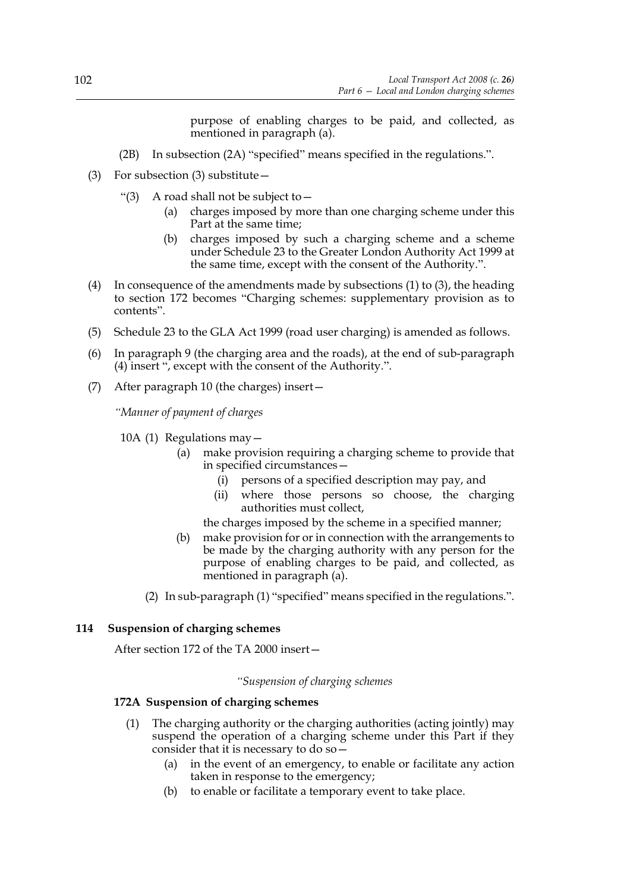purpose of enabling charges to be paid, and collected, as mentioned in paragraph (a).

(2B) In subsection (2A) "specified" means specified in the regulations.".

(3) For subsection (3) substitute—

"(3) A road shall not be subject to—

(a) charges imposed by more than one charging scheme under this Part at the same time;

(b) charges imposed by such a charging scheme and a scheme under Schedule 23 to the Greater London Authority Act 1999 at the same time, except with the consent of the Authority.".

(4) In consequence of the amendments made by subsections (1) to (3), the heading to section 172 becomes "Charging schemes: supplementary provision as to contents".

(5) Schedule 23 to the GLA Act 1999 (road user charging) is amended as follows.

(6) In paragraph 9 (the charging area and the roads), at the end of sub-paragraph (4) insert ", except with the consent of the Authority.".

(7) After paragraph 10 (the charges) insert—

*"Manner of payment of charges*

10A (1) Regulations may—

(a) make provision requiring a charging scheme to provide that in specified circumstances—

(i) persons of a specified description may pay, and

(ii) where those persons so choose, the charging authorities must collect,

the charges imposed by the scheme in a specified manner;

(b) make provision for or in connection with the arrangements to be made by the charging authority with any person for the purpose of enabling charges to be paid, and collected, as mentioned in paragraph (a).

(2) In sub-paragraph (1) "specified" means specified in the regulations.".

## 114 Suspension of charging schemes

After section 172 of the TA 2000 insert—

*"Suspension of charging schemes*

### 172A Suspension of charging schemes

(1) The charging authority or the charging authorities (acting jointly) may suspend the operation of a charging scheme under this Part if they consider that it is necessary to do so—

(a) in the event of an emergency, to enable or facilitate any action taken in response to the emergency;

(b) to enable or facilitate a temporary event to take place.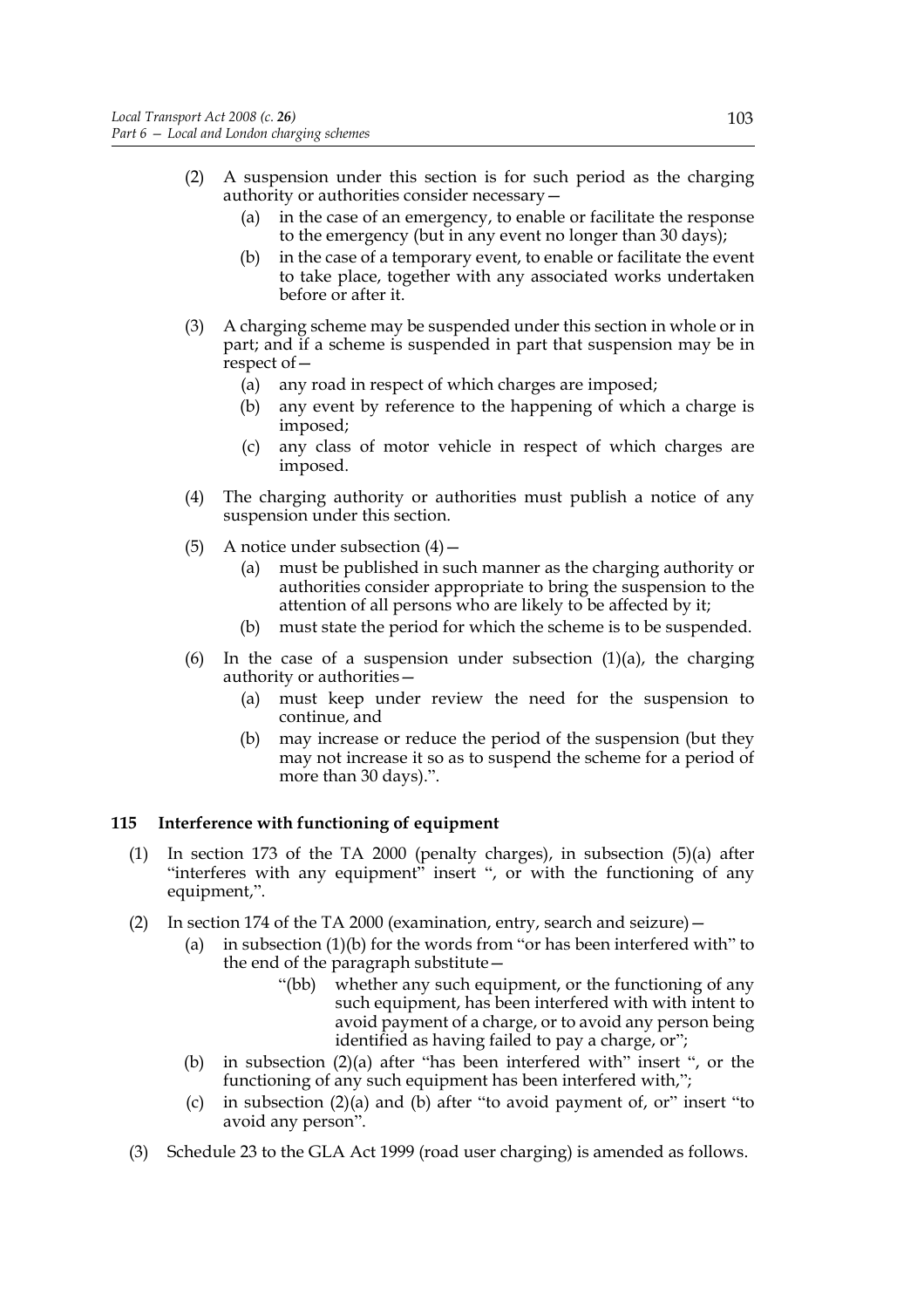(2) A suspension under this section is for such period as the charging authority or authorities consider necessary—

   (a) in the case of an emergency, to enable or facilitate the response to the emergency (but in any event no longer than 30 days);

   (b) in the case of a temporary event, to enable or facilitate the event to take place, together with any associated works undertaken before or after it.

(3) A charging scheme may be suspended under this section in whole or in part; and if a scheme is suspended in part that suspension may be in respect of—

   (a) any road in respect of which charges are imposed;

   (b) any event by reference to the happening of which a charge is imposed;

   (c) any class of motor vehicle in respect of which charges are imposed.

(4) The charging authority or authorities must publish a notice of any suspension under this section.

(5) A notice under subsection (4)—

   (a) must be published in such manner as the charging authority or authorities consider appropriate to bring the suspension to the attention of all persons who are likely to be affected by it;

   (b) must state the period for which the scheme is to be suspended.

(6) In the case of a suspension under subsection (1)(a), the charging authority or authorities—

   (a) must keep under review the need for the suspension to continue, and

   (b) may increase or reduce the period of the suspension (but they may not increase it so as to suspend the scheme for a period of more than 30 days).".

### 115 Interference with functioning of equipment

(1) In section 173 of the TA 2000 (penalty charges), in subsection (5)(a) after "interferes with any equipment" insert ", or with the functioning of any equipment,".

(2) In section 174 of the TA 2000 (examination, entry, search and seizure)—

   (a) in subsection (1)(b) for the words from "or has been interfered with" to the end of the paragraph substitute—

      "(bb) whether any such equipment, or the functioning of any such equipment, has been interfered with with intent to avoid payment of a charge, or to avoid any person being identified as having failed to pay a charge, or";

   (b) in subsection (2)(a) after "has been interfered with" insert ", or the functioning of any such equipment has been interfered with,";

   (c) in subsection (2)(a) and (b) after "to avoid payment of, or" insert "to avoid any person".

(3) Schedule 23 to the GLA Act 1999 (road user charging) is amended as follows.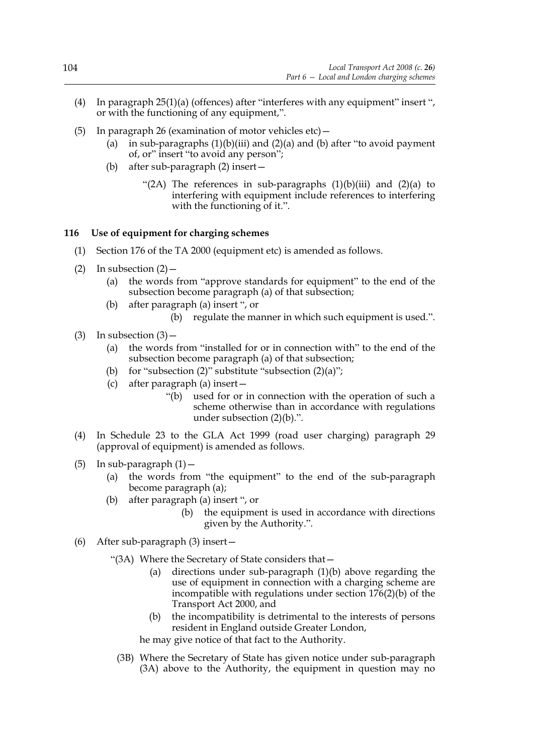(4) In paragraph 25(1)(a) (offences) after "interferes with any equipment" insert ", or with the functioning of any equipment,".

(5) In paragraph 26 (examination of motor vehicles etc)—

(a) in sub-paragraphs (1)(b)(iii) and (2)(a) and (b) after "to avoid payment of, or" insert "to avoid any person";

(b) after sub-paragraph (2) insert—

"(2A) The references in sub-paragraphs (1)(b)(iii) and (2)(a) to interfering with equipment include references to interfering with the functioning of it.".

### 116 Use of equipment for charging schemes

(1) Section 176 of the TA 2000 (equipment etc) is amended as follows.

(2) In subsection (2)—

(a) the words from "approve standards for equipment" to the end of the subsection become paragraph (a) of that subsection;

(b) after paragraph (a) insert ", or

(b) regulate the manner in which such equipment is used.".

(3) In subsection (3)—

(a) the words from "installed for or in connection with" to the end of the subsection become paragraph (a) of that subsection;

(b) for "subsection (2)" substitute "subsection (2)(a)";

(c) after paragraph (a) insert—

"(b) used for or in connection with the operation of such a scheme otherwise than in accordance with regulations under subsection (2)(b).".

(4) In Schedule 23 to the GLA Act 1999 (road user charging) paragraph 29 (approval of equipment) is amended as follows.

(5) In sub-paragraph (1)—

(a) the words from "the equipment" to the end of the sub-paragraph become paragraph (a);

(b) after paragraph (a) insert ", or

(b) the equipment is used in accordance with directions given by the Authority.".

(6) After sub-paragraph (3) insert—

"(3A) Where the Secretary of State considers that—

(a) directions under sub-paragraph (1)(b) above regarding the use of equipment in connection with a charging scheme are incompatible with regulations under section 176(2)(b) of the Transport Act 2000, and

(b) the incompatibility is detrimental to the interests of persons resident in England outside Greater London,

he may give notice of that fact to the Authority.

(3B) Where the Secretary of State has given notice under sub-paragraph (3A) above to the Authority, the equipment in question may no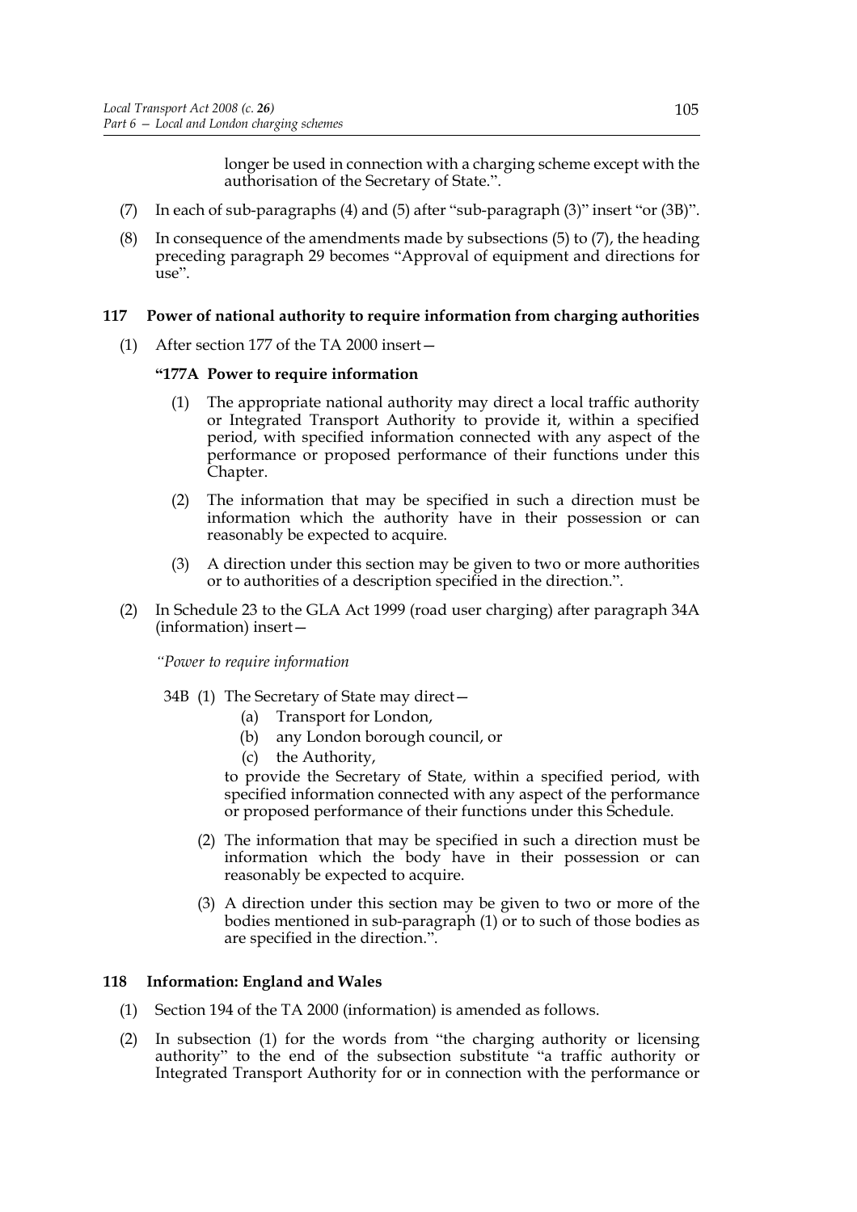longer be used in connection with a charging scheme except with the authorisation of the Secretary of State.".

(7) In each of sub-paragraphs (4) and (5) after "sub-paragraph (3)" insert "or (3B)".

(8) In consequence of the amendments made by subsections (5) to (7), the heading preceding paragraph 29 becomes "Approval of equipment and directions for use".

### 117 Power of national authority to require information from charging authorities

(1) After section 177 of the TA 2000 insert—

**"177A Power to require information**

(1) The appropriate national authority may direct a local traffic authority or Integrated Transport Authority to provide it, within a specified period, with specified information connected with any aspect of the performance or proposed performance of their functions under this Chapter.

(2) The information that may be specified in such a direction must be information which the authority have in their possession or can reasonably be expected to acquire.

(3) A direction under this section may be given to two or more authorities or to authorities of a description specified in the direction.".

(2) In Schedule 23 to the GLA Act 1999 (road user charging) after paragraph 34A (information) insert—

*"Power to require information*

34B (1) The Secretary of State may direct—

(a) Transport for London,

(b) any London borough council, or

(c) the Authority,

to provide the Secretary of State, within a specified period, with specified information connected with any aspect of the performance or proposed performance of their functions under this Schedule.

(2) The information that may be specified in such a direction must be information which the body have in their possession or can reasonably be expected to acquire.

(3) A direction under this section may be given to two or more of the bodies mentioned in sub-paragraph (1) or to such of those bodies as are specified in the direction.".

### 118 Information: England and Wales

(1) Section 194 of the TA 2000 (information) is amended as follows.

(2) In subsection (1) for the words from "the charging authority or licensing authority" to the end of the subsection substitute "a traffic authority or Integrated Transport Authority for or in connection with the performance or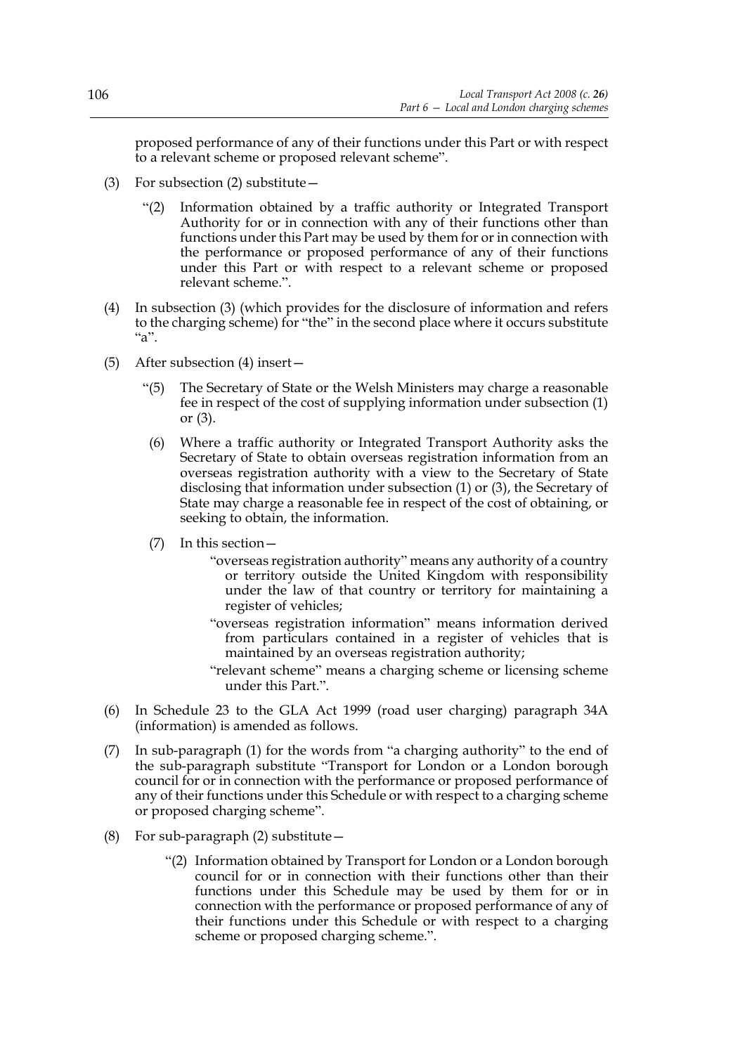proposed performance of any of their functions under this Part or with respect to a relevant scheme or proposed relevant scheme".

(3) For subsection (2) substitute—

"(2) Information obtained by a traffic authority or Integrated Transport Authority for or in connection with any of their functions other than functions under this Part may be used by them for or in connection with the performance or proposed performance of any of their functions under this Part or with respect to a relevant scheme or proposed relevant scheme.".

(4) In subsection (3) (which provides for the disclosure of information and refers to the charging scheme) for "the" in the second place where it occurs substitute "a".

(5) After subsection (4) insert—

"(5) The Secretary of State or the Welsh Ministers may charge a reasonable fee in respect of the cost of supplying information under subsection (1) or (3).

(6) Where a traffic authority or Integrated Transport Authority asks the Secretary of State to obtain overseas registration information from an overseas registration authority with a view to the Secretary of State disclosing that information under subsection (1) or (3), the Secretary of State may charge a reasonable fee in respect of the cost of obtaining, or seeking to obtain, the information.

(7) In this section—

"overseas registration authority" means any authority of a country or territory outside the United Kingdom with responsibility under the law of that country or territory for maintaining a register of vehicles;

"overseas registration information" means information derived from particulars contained in a register of vehicles that is maintained by an overseas registration authority;

"relevant scheme" means a charging scheme or licensing scheme under this Part.".

(6) In Schedule 23 to the GLA Act 1999 (road user charging) paragraph 34A (information) is amended as follows.

(7) In sub-paragraph (1) for the words from "a charging authority" to the end of the sub-paragraph substitute "Transport for London or a London borough council for or in connection with the performance or proposed performance of any of their functions under this Schedule or with respect to a charging scheme or proposed charging scheme".

(8) For sub-paragraph (2) substitute—

"(2) Information obtained by Transport for London or a London borough council for or in connection with their functions other than their functions under this Schedule may be used by them for or in connection with the performance or proposed performance of any of their functions under this Schedule or with respect to a charging scheme or proposed charging scheme.".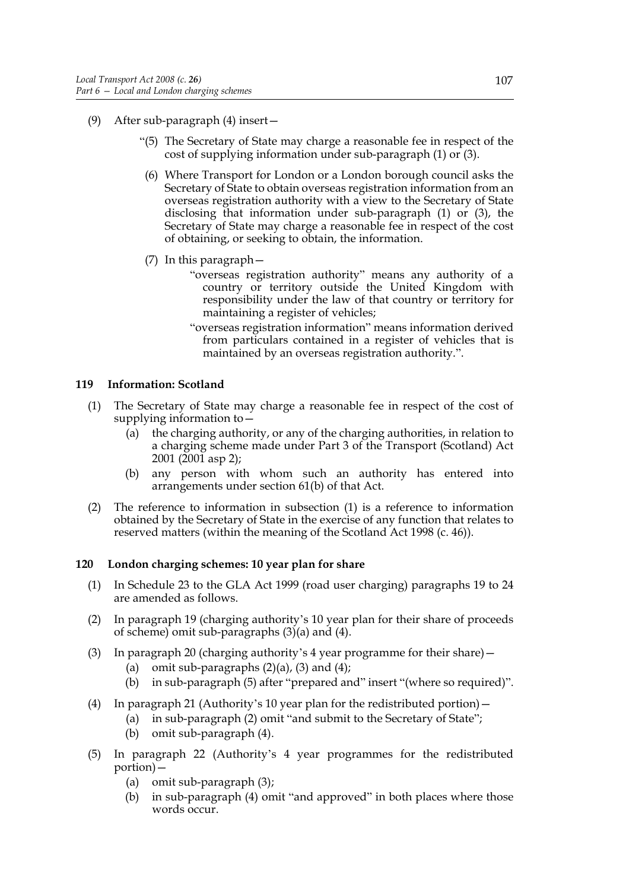(9) After sub-paragraph (4) insert—

"(5) The Secretary of State may charge a reasonable fee in respect of the cost of supplying information under sub-paragraph (1) or (3).

(6) Where Transport for London or a London borough council asks the Secretary of State to obtain overseas registration information from an overseas registration authority with a view to the Secretary of State disclosing that information under sub-paragraph (1) or (3), the Secretary of State may charge a reasonable fee in respect of the cost of obtaining, or seeking to obtain, the information.

(7) In this paragraph—

"overseas registration authority" means any authority of a country or territory outside the United Kingdom with responsibility under the law of that country or territory for maintaining a register of vehicles;

"overseas registration information" means information derived from particulars contained in a register of vehicles that is maintained by an overseas registration authority.".

### 119 Information: Scotland

(1) The Secretary of State may charge a reasonable fee in respect of the cost of supplying information to—

(a) the charging authority, or any of the charging authorities, in relation to a charging scheme made under Part 3 of the Transport (Scotland) Act 2001 (2001 asp 2);

(b) any person with whom such an authority has entered into arrangements under section 61(b) of that Act.

(2) The reference to information in subsection (1) is a reference to information obtained by the Secretary of State in the exercise of any function that relates to reserved matters (within the meaning of the Scotland Act 1998 (c. 46)).

### 120 London charging schemes: 10 year plan for share

(1) In Schedule 23 to the GLA Act 1999 (road user charging) paragraphs 19 to 24 are amended as follows.

(2) In paragraph 19 (charging authority's 10 year plan for their share of proceeds of scheme) omit sub-paragraphs (3)(a) and (4).

(3) In paragraph 20 (charging authority's 4 year programme for their share)—

(a) omit sub-paragraphs (2)(a), (3) and (4);

(b) in sub-paragraph (5) after "prepared and" insert "(where so required)".

(4) In paragraph 21 (Authority's 10 year plan for the redistributed portion)—

(a) in sub-paragraph (2) omit "and submit to the Secretary of State";

(b) omit sub-paragraph (4).

(5) In paragraph 22 (Authority's 4 year programmes for the redistributed portion)—

(a) omit sub-paragraph (3);

(b) in sub-paragraph (4) omit "and approved" in both places where those words occur.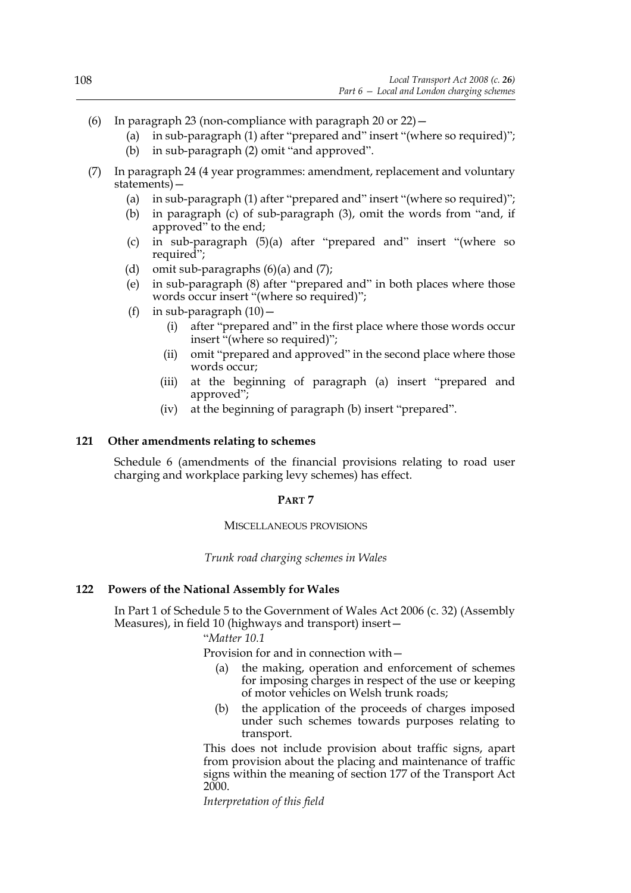(6) In paragraph 23 (non-compliance with paragraph 20 or 22)—

  (a) in sub-paragraph (1) after "prepared and" insert "(where so required)";

  (b) in sub-paragraph (2) omit "and approved".

(7) In paragraph 24 (4 year programmes: amendment, replacement and voluntary statements)—

  (a) in sub-paragraph (1) after "prepared and" insert "(where so required)";

  (b) in paragraph (c) of sub-paragraph (3), omit the words from "and, if approved" to the end;

  (c) in sub-paragraph (5)(a) after "prepared and" insert "(where so required";

  (d) omit sub-paragraphs (6)(a) and (7);

  (e) in sub-paragraph (8) after "prepared and" in both places where those words occur insert "(where so required)";

  (f) in sub-paragraph (10)—

    (i) after "prepared and" in the first place where those words occur insert "(where so required)";

    (ii) omit "prepared and approved" in the second place where those words occur;

    (iii) at the beginning of paragraph (a) insert "prepared and approved";

    (iv) at the beginning of paragraph (b) insert "prepared".

### 121 Other amendments relating to schemes

Schedule 6 (amendments of the financial provisions relating to road user charging and workplace parking levy schemes) has effect.

## PART 7

## MISCELLANEOUS PROVISIONS

*Trunk road charging schemes in Wales*

### 122 Powers of the National Assembly for Wales

In Part 1 of Schedule 5 to the Government of Wales Act 2006 (c. 32) (Assembly Measures), in field 10 (highways and transport) insert—

"*Matter 10.1*

Provision for and in connection with—

  (a) the making, operation and enforcement of schemes for imposing charges in respect of the use or keeping of motor vehicles on Welsh trunk roads;

  (b) the application of the proceeds of charges imposed under such schemes towards purposes relating to transport.

This does not include provision about traffic signs, apart from provision about the placing and maintenance of traffic signs within the meaning of section 177 of the Transport Act 2000.

*Interpretation of this field*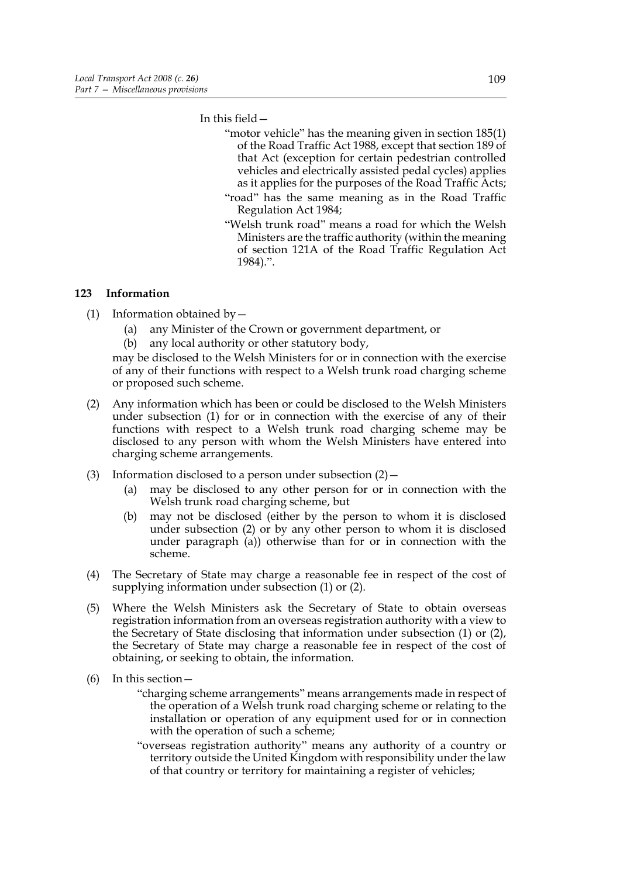In this field—

"motor vehicle" has the meaning given in section 185(1) of the Road Traffic Act 1988, except that section 189 of that Act (exception for certain pedestrian controlled vehicles and electrically assisted pedal cycles) applies as it applies for the purposes of the Road Traffic Acts;

"road" has the same meaning as in the Road Traffic Regulation Act 1984;

"Welsh trunk road" means a road for which the Welsh Ministers are the traffic authority (within the meaning of section 121A of the Road Traffic Regulation Act 1984).".

### 123 Information

(1) Information obtained by—

(a) any Minister of the Crown or government department, or

(b) any local authority or other statutory body,

may be disclosed to the Welsh Ministers for or in connection with the exercise of any of their functions with respect to a Welsh trunk road charging scheme or proposed such scheme.

(2) Any information which has been or could be disclosed to the Welsh Ministers under subsection (1) for or in connection with the exercise of any of their functions with respect to a Welsh trunk road charging scheme may be disclosed to any person with whom the Welsh Ministers have entered into charging scheme arrangements.

(3) Information disclosed to a person under subsection (2)—

(a) may be disclosed to any other person for or in connection with the Welsh trunk road charging scheme, but

(b) may not be disclosed (either by the person to whom it is disclosed under subsection (2) or by any other person to whom it is disclosed under paragraph (a)) otherwise than for or in connection with the scheme.

(4) The Secretary of State may charge a reasonable fee in respect of the cost of supplying information under subsection (1) or (2).

(5) Where the Welsh Ministers ask the Secretary of State to obtain overseas registration information from an overseas registration authority with a view to the Secretary of State disclosing that information under subsection (1) or (2), the Secretary of State may charge a reasonable fee in respect of the cost of obtaining, or seeking to obtain, the information.

(6) In this section—

"charging scheme arrangements" means arrangements made in respect of the operation of a Welsh trunk road charging scheme or relating to the installation or operation of any equipment used for or in connection with the operation of such a scheme;

"overseas registration authority" means any authority of a country or territory outside the United Kingdom with responsibility under the law of that country or territory for maintaining a register of vehicles;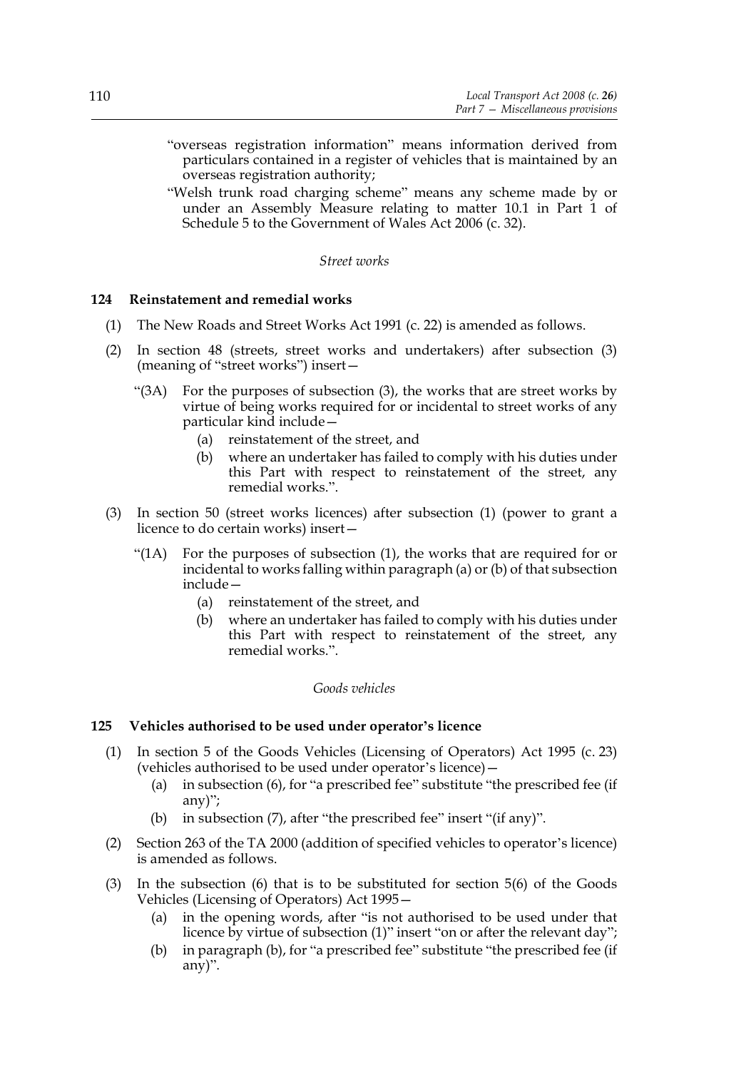"overseas registration information" means information derived from particulars contained in a register of vehicles that is maintained by an overseas registration authority;

"Welsh trunk road charging scheme" means any scheme made by or under an Assembly Measure relating to matter 10.1 in Part 1 of Schedule 5 to the Government of Wales Act 2006 (c. 32).

*Street works*

### 124 Reinstatement and remedial works

(1) The New Roads and Street Works Act 1991 (c. 22) is amended as follows.

(2) In section 48 (streets, street works and undertakers) after subsection (3) (meaning of "street works") insert—

"(3A) For the purposes of subsection (3), the works that are street works by virtue of being works required for or incidental to street works of any particular kind include—

(a) reinstatement of the street, and

(b) where an undertaker has failed to comply with his duties under this Part with respect to reinstatement of the street, any remedial works.".

(3) In section 50 (street works licences) after subsection (1) (power to grant a licence to do certain works) insert—

"(1A) For the purposes of subsection (1), the works that are required for or incidental to works falling within paragraph (a) or (b) of that subsection include—

(a) reinstatement of the street, and

(b) where an undertaker has failed to comply with his duties under this Part with respect to reinstatement of the street, any remedial works.".

*Goods vehicles*

### 125 Vehicles authorised to be used under operator's licence

(1) In section 5 of the Goods Vehicles (Licensing of Operators) Act 1995 (c. 23) (vehicles authorised to be used under operator's licence)—

(a) in subsection (6), for "a prescribed fee" substitute "the prescribed fee (if any)";

(b) in subsection (7), after "the prescribed fee" insert "(if any)".

(2) Section 263 of the TA 2000 (addition of specified vehicles to operator's licence) is amended as follows.

(3) In the subsection (6) that is to be substituted for section 5(6) of the Goods Vehicles (Licensing of Operators) Act 1995—

(a) in the opening words, after "is not authorised to be used under that licence by virtue of subsection (1)" insert "on or after the relevant day";

(b) in paragraph (b), for "a prescribed fee" substitute "the prescribed fee (if any)".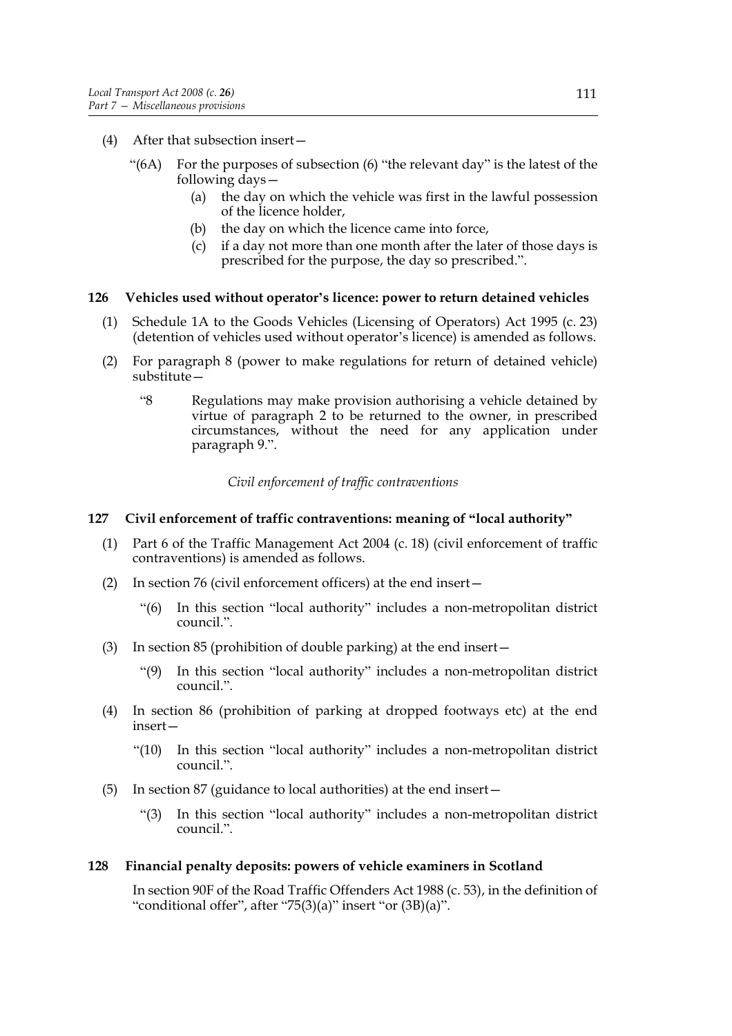(4) After that subsection insert—

"(6A) For the purposes of subsection (6) "the relevant day" is the latest of the following days—

(a) the day on which the vehicle was first in the lawful possession of the licence holder,

(b) the day on which the licence came into force,

(c) if a day not more than one month after the later of those days is prescribed for the purpose, the day so prescribed.".

### 126 Vehicles used without operator's licence: power to return detained vehicles

(1) Schedule 1A to the Goods Vehicles (Licensing of Operators) Act 1995 (c. 23) (detention of vehicles used without operator's licence) is amended as follows.

(2) For paragraph 8 (power to make regulations for return of detained vehicle) substitute—

"8 Regulations may make provision authorising a vehicle detained by virtue of paragraph 2 to be returned to the owner, in prescribed circumstances, without the need for any application under paragraph 9.".

*Civil enforcement of traffic contraventions*

### 127 Civil enforcement of traffic contraventions: meaning of "local authority"

(1) Part 6 of the Traffic Management Act 2004 (c. 18) (civil enforcement of traffic contraventions) is amended as follows.

(2) In section 76 (civil enforcement officers) at the end insert—

"(6) In this section "local authority" includes a non-metropolitan district council.".

(3) In section 85 (prohibition of double parking) at the end insert—

"(9) In this section "local authority" includes a non-metropolitan district council.".

(4) In section 86 (prohibition of parking at dropped footways etc) at the end insert—

"(10) In this section "local authority" includes a non-metropolitan district council.".

(5) In section 87 (guidance to local authorities) at the end insert—

"(3) In this section "local authority" includes a non-metropolitan district council.".

### 128 Financial penalty deposits: powers of vehicle examiners in Scotland

In section 90F of the Road Traffic Offenders Act 1988 (c. 53), in the definition of "conditional offer", after "75(3)(a)" insert "or (3B)(a)".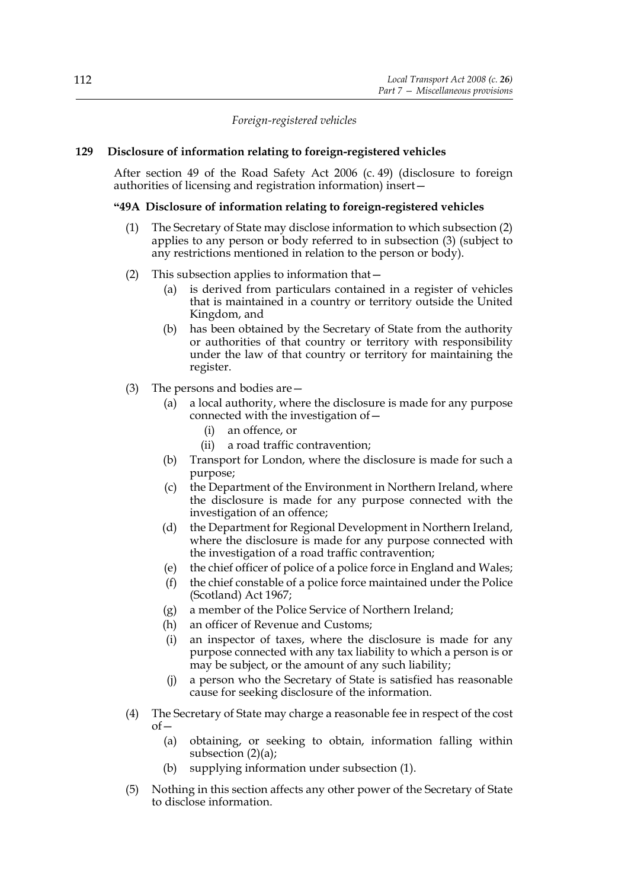*Foreign-registered vehicles*

### 129 Disclosure of information relating to foreign-registered vehicles

After section 49 of the Road Safety Act 2006 (c. 49) (disclosure to foreign authorities of licensing and registration information) insert—

**"49A Disclosure of information relating to foreign-registered vehicles**

(1) The Secretary of State may disclose information to which subsection (2) applies to any person or body referred to in subsection (3) (subject to any restrictions mentioned in relation to the person or body).

(2) This subsection applies to information that—

(a) is derived from particulars contained in a register of vehicles that is maintained in a country or territory outside the United Kingdom, and

(b) has been obtained by the Secretary of State from the authority or authorities of that country or territory with responsibility under the law of that country or territory for maintaining the register.

(3) The persons and bodies are—

(a) a local authority, where the disclosure is made for any purpose connected with the investigation of—

(i) an offence, or

(ii) a road traffic contravention;

(b) Transport for London, where the disclosure is made for such a purpose;

(c) the Department of the Environment in Northern Ireland, where the disclosure is made for any purpose connected with the investigation of an offence;

(d) the Department for Regional Development in Northern Ireland, where the disclosure is made for any purpose connected with the investigation of a road traffic contravention;

(e) the chief officer of police of a police force in England and Wales;

(f) the chief constable of a police force maintained under the Police (Scotland) Act 1967;

(g) a member of the Police Service of Northern Ireland;

(h) an officer of Revenue and Customs;

(i) an inspector of taxes, where the disclosure is made for any purpose connected with any tax liability to which a person is or may be subject, or the amount of any such liability;

(j) a person who the Secretary of State is satisfied has reasonable cause for seeking disclosure of the information.

(4) The Secretary of State may charge a reasonable fee in respect of the cost of—

(a) obtaining, or seeking to obtain, information falling within subsection (2)(a);

(b) supplying information under subsection (1).

(5) Nothing in this section affects any other power of the Secretary of State to disclose information.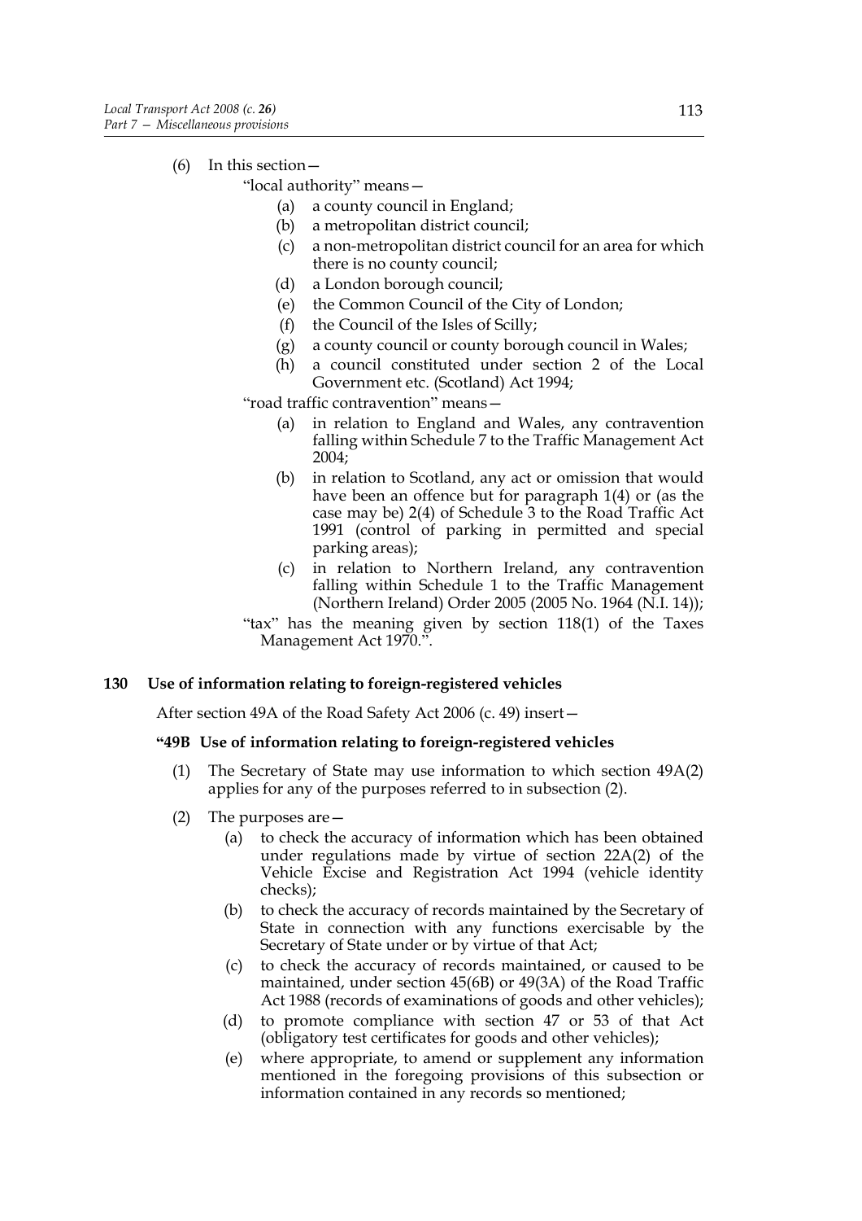(6) In this section—

"local authority" means—

- (a) a county council in England;
- (b) a metropolitan district council;
- (c) a non-metropolitan district council for an area for which there is no county council;
- (d) a London borough council;
- (e) the Common Council of the City of London;
- (f) the Council of the Isles of Scilly;
- (g) a county council or county borough council in Wales;
- (h) a council constituted under section 2 of the Local Government etc. (Scotland) Act 1994;

"road traffic contravention" means—

- (a) in relation to England and Wales, any contravention falling within Schedule 7 to the Traffic Management Act 2004;
- (b) in relation to Scotland, any act or omission that would have been an offence but for paragraph 1(4) or (as the case may be) 2(4) of Schedule 3 to the Road Traffic Act 1991 (control of parking in permitted and special parking areas);
- (c) in relation to Northern Ireland, any contravention falling within Schedule 1 to the Traffic Management (Northern Ireland) Order 2005 (2005 No. 1964 (N.I. 14));

"tax" has the meaning given by section 118(1) of the Taxes Management Act 1970.".

### 130 Use of information relating to foreign-registered vehicles

After section 49A of the Road Safety Act 2006 (c. 49) insert—

**"49B Use of information relating to foreign-registered vehicles**

(1) The Secretary of State may use information to which section 49A(2) applies for any of the purposes referred to in subsection (2).

(2) The purposes are—

- (a) to check the accuracy of information which has been obtained under regulations made by virtue of section 22A(2) of the Vehicle Excise and Registration Act 1994 (vehicle identity checks);
- (b) to check the accuracy of records maintained by the Secretary of State in connection with any functions exercisable by the Secretary of State under or by virtue of that Act;
- (c) to check the accuracy of records maintained, or caused to be maintained, under section 45(6B) or 49(3A) of the Road Traffic Act 1988 (records of examinations of goods and other vehicles);
- (d) to promote compliance with section 47 or 53 of that Act (obligatory test certificates for goods and other vehicles);
- (e) where appropriate, to amend or supplement any information mentioned in the foregoing provisions of this subsection or information contained in any records so mentioned;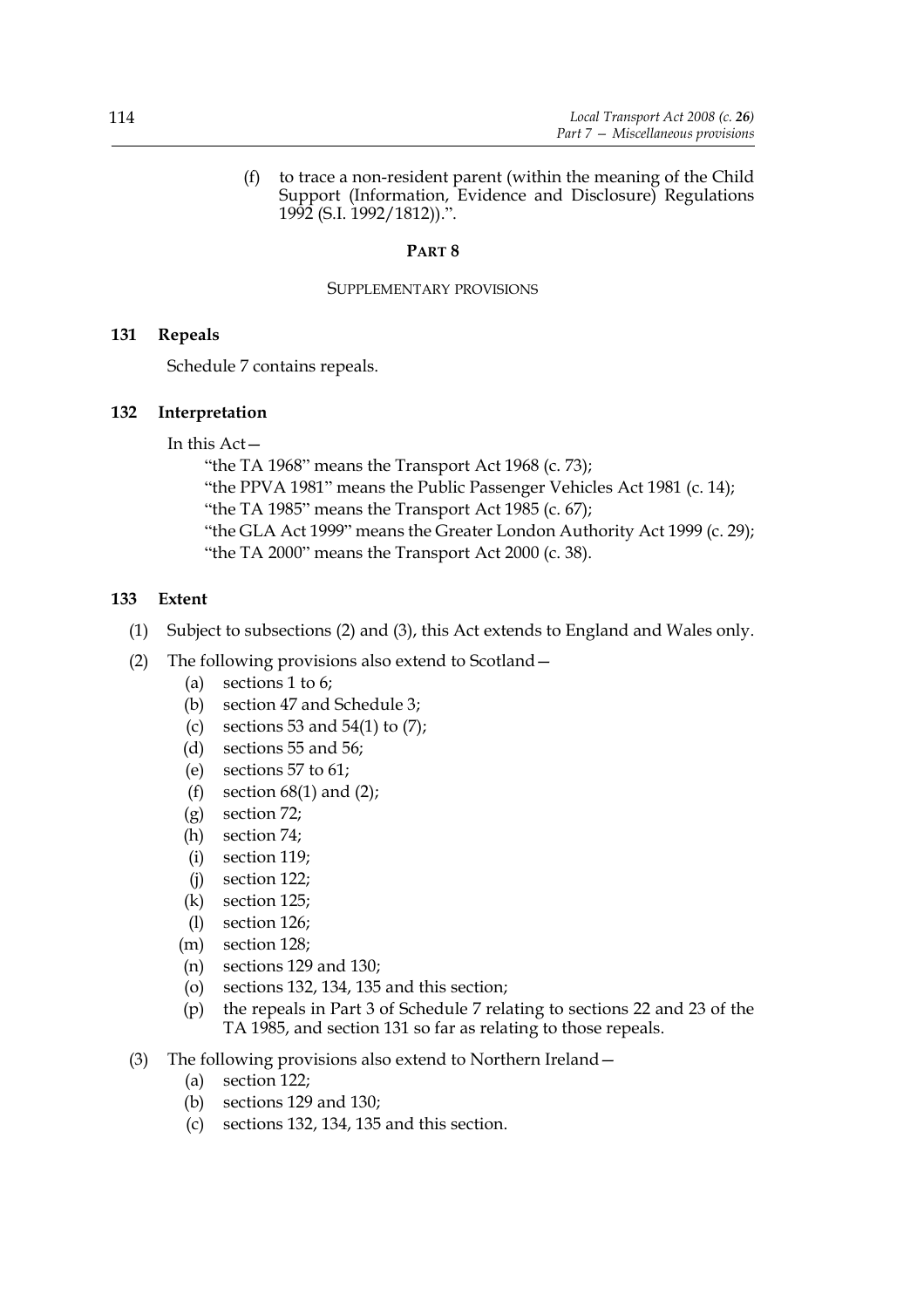(f) to trace a non-resident parent (within the meaning of the Child Support (Information, Evidence and Disclosure) Regulations 1992 (S.I. 1992/1812)).".

# PART 8

## SUPPLEMENTARY PROVISIONS

### 131 Repeals

Schedule 7 contains repeals.

### 132 Interpretation

In this Act—

"the TA 1968" means the Transport Act 1968 (c. 73);

"the PPVA 1981" means the Public Passenger Vehicles Act 1981 (c. 14);

"the TA 1985" means the Transport Act 1985 (c. 67);

"the GLA Act 1999" means the Greater London Authority Act 1999 (c. 29);

"the TA 2000" means the Transport Act 2000 (c. 38).

### 133 Extent

(1) Subject to subsections (2) and (3), this Act extends to England and Wales only.

(2) The following provisions also extend to Scotland—

- (a) sections 1 to 6;
- (b) section 47 and Schedule 3;
- (c) sections 53 and 54(1) to (7);
- (d) sections 55 and 56;
- (e) sections 57 to 61;
- (f) section 68(1) and (2);
- (g) section 72;
- (h) section 74;
- (i) section 119;
- (j) section 122;
- (k) section 125;
- (l) section 126;
- (m) section 128;
- (n) sections 129 and 130;
- (o) sections 132, 134, 135 and this section;
- (p) the repeals in Part 3 of Schedule 7 relating to sections 22 and 23 of the TA 1985, and section 131 so far as relating to those repeals.

(3) The following provisions also extend to Northern Ireland—

- (a) section 122;
- (b) sections 129 and 130;
- (c) sections 132, 134, 135 and this section.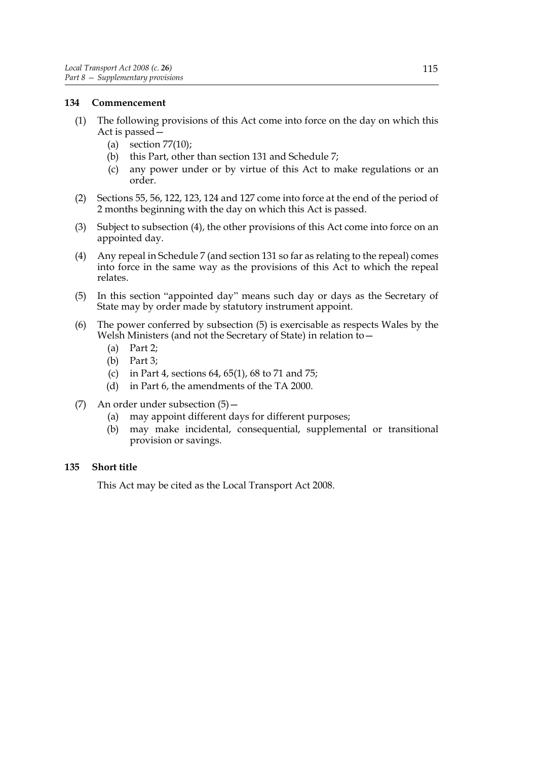### 134 Commencement

(1) The following provisions of this Act come into force on the day on which this Act is passed—

   (a) section 77(10);

   (b) this Part, other than section 131 and Schedule 7;

   (c) any power under or by virtue of this Act to make regulations or an order.

(2) Sections 55, 56, 122, 123, 124 and 127 come into force at the end of the period of 2 months beginning with the day on which this Act is passed.

(3) Subject to subsection (4), the other provisions of this Act come into force on an appointed day.

(4) Any repeal in Schedule 7 (and section 131 so far as relating to the repeal) comes into force in the same way as the provisions of this Act to which the repeal relates.

(5) In this section "appointed day" means such day or days as the Secretary of State may by order made by statutory instrument appoint.

(6) The power conferred by subsection (5) is exercisable as respects Wales by the Welsh Ministers (and not the Secretary of State) in relation to—

   (a) Part 2;

   (b) Part 3;

   (c) in Part 4, sections 64, 65(1), 68 to 71 and 75;

   (d) in Part 6, the amendments of the TA 2000.

(7) An order under subsection (5)—

   (a) may appoint different days for different purposes;

   (b) may make incidental, consequential, supplemental or transitional provision or savings.

### 135 Short title

This Act may be cited as the Local Transport Act 2008.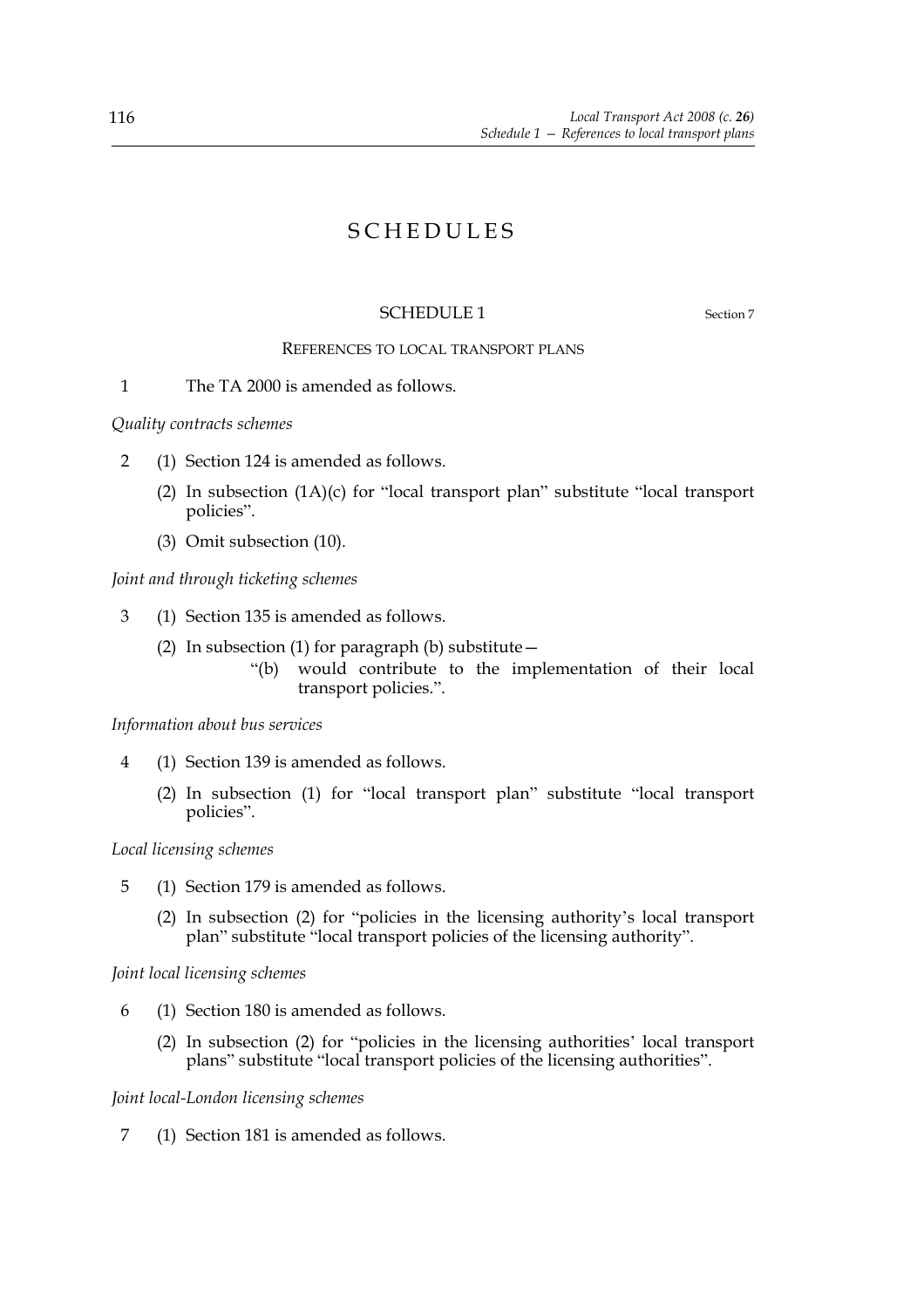# SCHEDULES

## SCHEDULE 1

Section 7

### REFERENCES TO LOCAL TRANSPORT PLANS

1 The TA 2000 is amended as follows.

*Quality contracts schemes*

2 (1) Section 124 is amended as follows.

(2) In subsection (1A)(c) for "local transport plan" substitute "local transport policies".

(3) Omit subsection (10).

*Joint and through ticketing schemes*

3 (1) Section 135 is amended as follows.

(2) In subsection (1) for paragraph (b) substitute—

"(b) would contribute to the implementation of their local transport policies.".

*Information about bus services*

4 (1) Section 139 is amended as follows.

(2) In subsection (1) for "local transport plan" substitute "local transport policies".

*Local licensing schemes*

5 (1) Section 179 is amended as follows.

(2) In subsection (2) for "policies in the licensing authority's local transport plan" substitute "local transport policies of the licensing authority".

*Joint local licensing schemes*

6 (1) Section 180 is amended as follows.

(2) In subsection (2) for "policies in the licensing authorities' local transport plans" substitute "local transport policies of the licensing authorities".

*Joint local-London licensing schemes*

7 (1) Section 181 is amended as follows.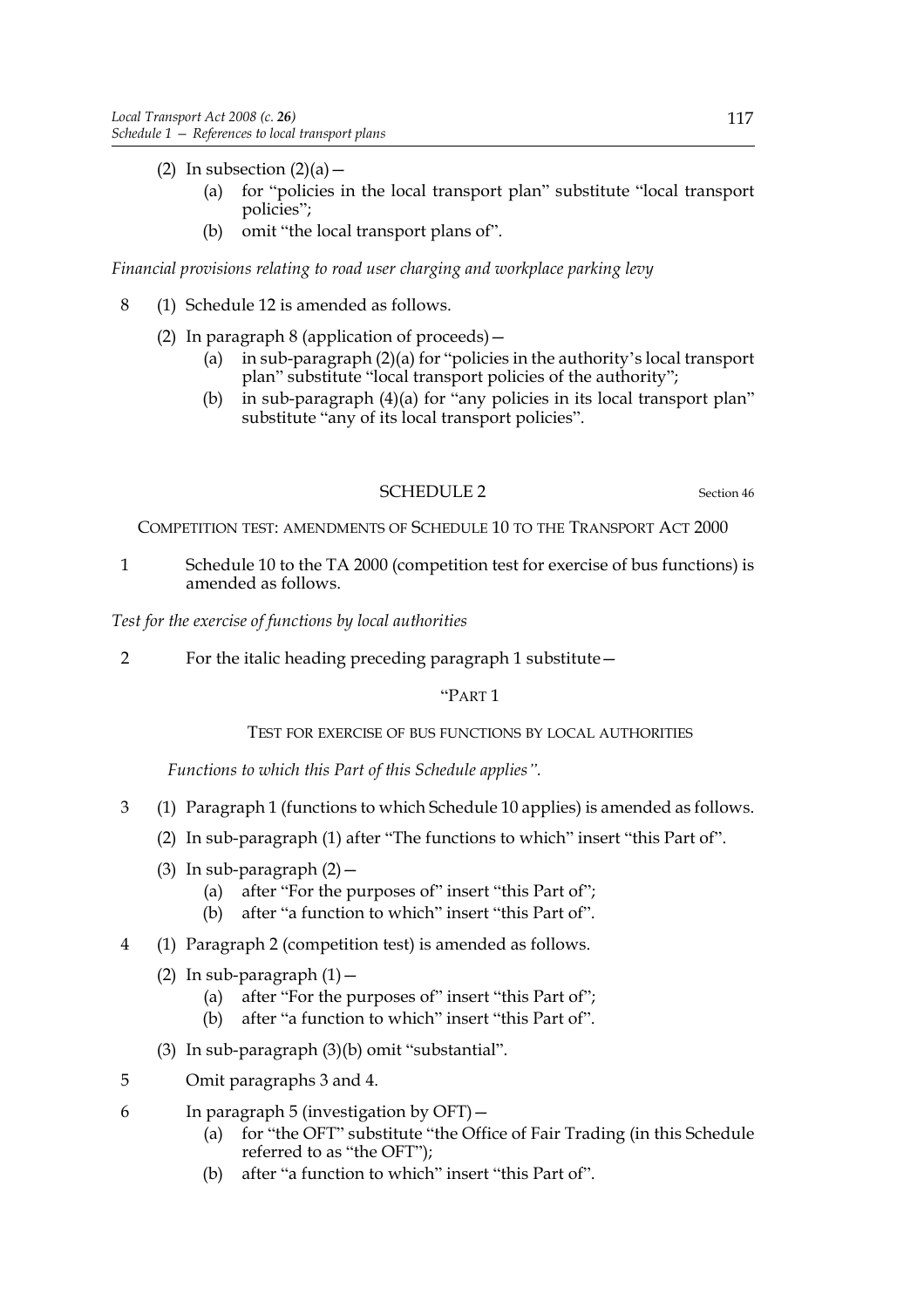(2) In subsection (2)(a)—

(a) for "policies in the local transport plan" substitute "local transport policies";

(b) omit "the local transport plans of".

*Financial provisions relating to road user charging and workplace parking levy*

8 (1) Schedule 12 is amended as follows.

(2) In paragraph 8 (application of proceeds)—

(a) in sub-paragraph (2)(a) for "policies in the authority's local transport plan" substitute "local transport policies of the authority";

(b) in sub-paragraph (4)(a) for "any policies in its local transport plan" substitute "any of its local transport policies".

## SCHEDULE 2

Section 46

COMPETITION TEST: AMENDMENTS OF SCHEDULE 10 TO THE TRANSPORT ACT 2000

1 Schedule 10 to the TA 2000 (competition test for exercise of bus functions) is amended as follows.

*Test for the exercise of functions by local authorities*

2 For the italic heading preceding paragraph 1 substitute—

"PART 1

TEST FOR EXERCISE OF BUS FUNCTIONS BY LOCAL AUTHORITIES

*Functions to which this Part of this Schedule applies".*

3 (1) Paragraph 1 (functions to which Schedule 10 applies) is amended as follows.

(2) In sub-paragraph (1) after "The functions to which" insert "this Part of".

(3) In sub-paragraph (2)—

(a) after "For the purposes of" insert "this Part of";

(b) after "a function to which" insert "this Part of".

4 (1) Paragraph 2 (competition test) is amended as follows.

(2) In sub-paragraph (1)—

(a) after "For the purposes of" insert "this Part of";

(b) after "a function to which" insert "this Part of".

(3) In sub-paragraph (3)(b) omit "substantial".

5 Omit paragraphs 3 and 4.

6 In paragraph 5 (investigation by OFT)—

(a) for "the OFT" substitute "the Office of Fair Trading (in this Schedule referred to as "the OFT");

(b) after "a function to which" insert "this Part of".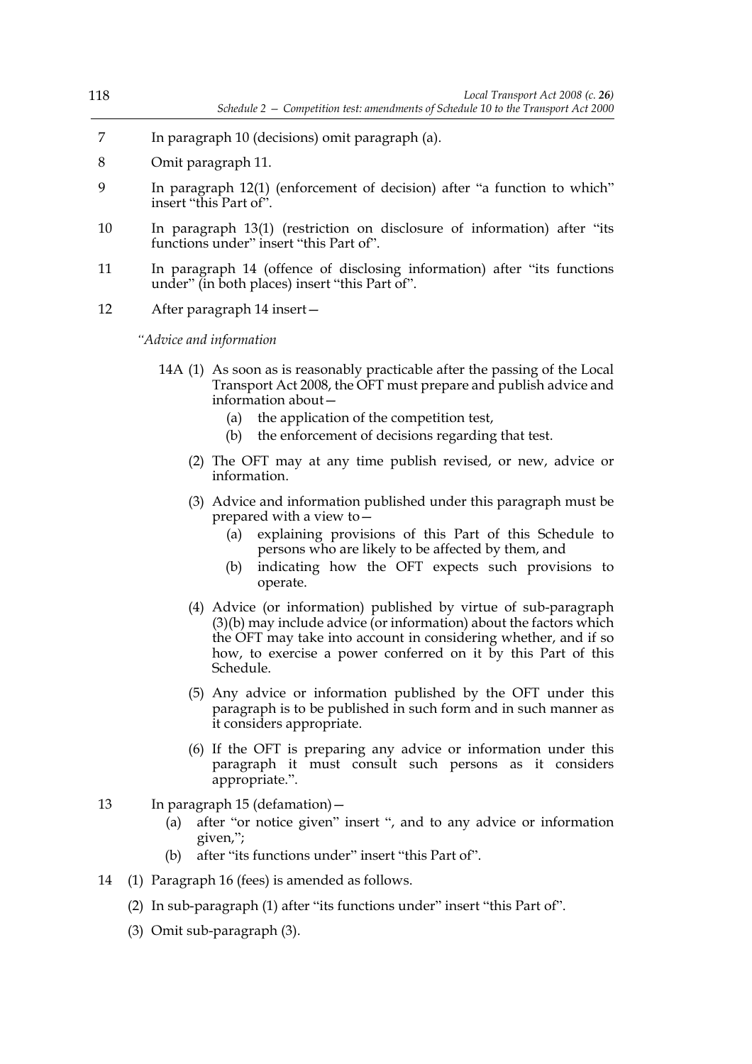7 In paragraph 10 (decisions) omit paragraph (a).

8 Omit paragraph 11.

9 In paragraph 12(1) (enforcement of decision) after "a function to which" insert "this Part of".

10 In paragraph 13(1) (restriction on disclosure of information) after "its functions under" insert "this Part of".

11 In paragraph 14 (offence of disclosing information) after "its functions under" (in both places) insert "this Part of".

12 After paragraph 14 insert—

*"Advice and information*

14A (1) As soon as is reasonably practicable after the passing of the Local Transport Act 2008, the OFT must prepare and publish advice and information about—

(a) the application of the competition test,

(b) the enforcement of decisions regarding that test.

(2) The OFT may at any time publish revised, or new, advice or information.

(3) Advice and information published under this paragraph must be prepared with a view to—

(a) explaining provisions of this Part of this Schedule to persons who are likely to be affected by them, and

(b) indicating how the OFT expects such provisions to operate.

(4) Advice (or information) published by virtue of sub-paragraph (3)(b) may include advice (or information) about the factors which the OFT may take into account in considering whether, and if so how, to exercise a power conferred on it by this Part of this Schedule.

(5) Any advice or information published by the OFT under this paragraph is to be published in such form and in such manner as it considers appropriate.

(6) If the OFT is preparing any advice or information under this paragraph it must consult such persons as it considers appropriate.".

13 In paragraph 15 (defamation)—

(a) after "or notice given" insert ", and to any advice or information given,";

(b) after "its functions under" insert "this Part of".

14 (1) Paragraph 16 (fees) is amended as follows.

(2) In sub-paragraph (1) after "its functions under" insert "this Part of".

(3) Omit sub-paragraph (3).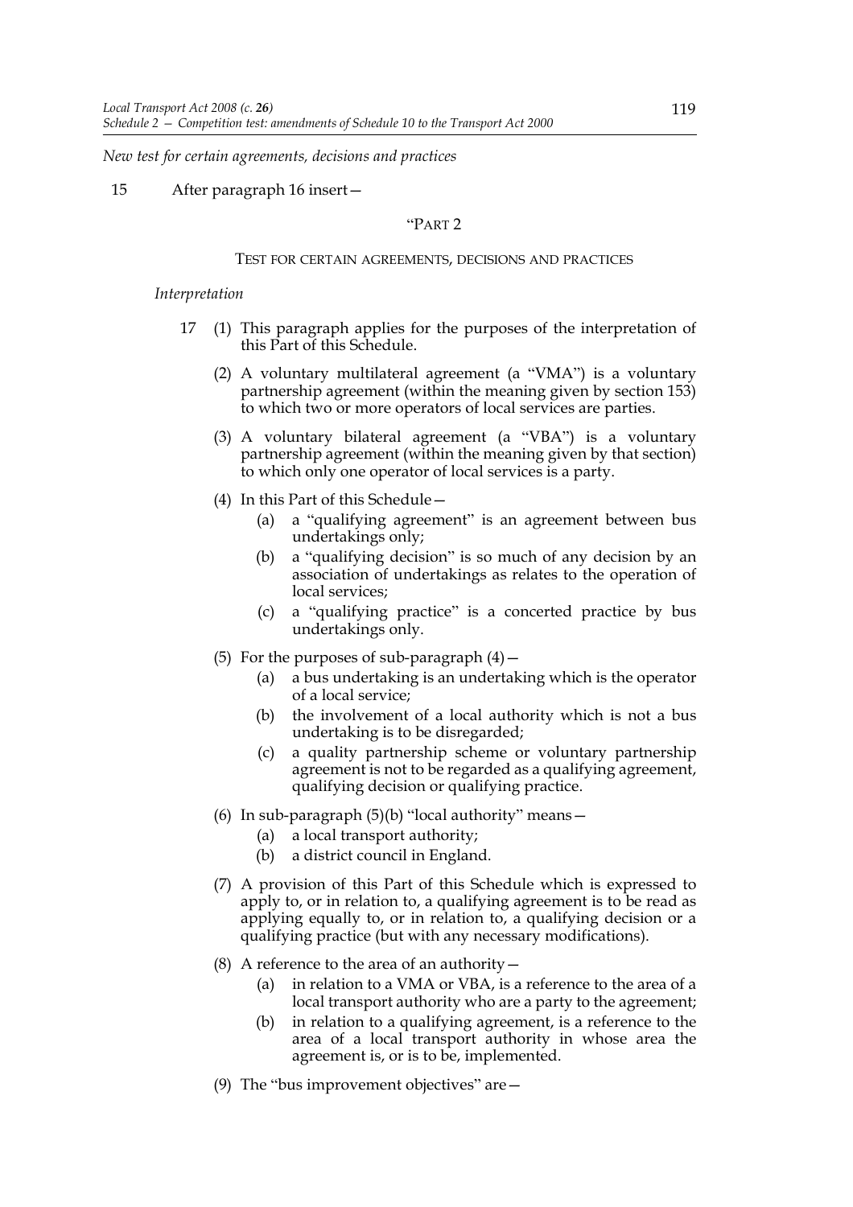*New test for certain agreements, decisions and practices*

15 After paragraph 16 insert—

"PART 2

TEST FOR CERTAIN AGREEMENTS, DECISIONS AND PRACTICES

*Interpretation*

17 (1) This paragraph applies for the purposes of the interpretation of this Part of this Schedule.

(2) A voluntary multilateral agreement (a "VMA") is a voluntary partnership agreement (within the meaning given by section 153) to which two or more operators of local services are parties.

(3) A voluntary bilateral agreement (a "VBA") is a voluntary partnership agreement (within the meaning given by that section) to which only one operator of local services is a party.

(4) In this Part of this Schedule—

(a) a "qualifying agreement" is an agreement between bus undertakings only;

(b) a "qualifying decision" is so much of any decision by an association of undertakings as relates to the operation of local services;

(c) a "qualifying practice" is a concerted practice by bus undertakings only.

(5) For the purposes of sub-paragraph (4)—

(a) a bus undertaking is an undertaking which is the operator of a local service;

(b) the involvement of a local authority which is not a bus undertaking is to be disregarded;

(c) a quality partnership scheme or voluntary partnership agreement is not to be regarded as a qualifying agreement, qualifying decision or qualifying practice.

(6) In sub-paragraph (5)(b) "local authority" means—

(a) a local transport authority;

(b) a district council in England.

(7) A provision of this Part of this Schedule which is expressed to apply to, or in relation to, a qualifying agreement is to be read as applying equally to, or in relation to, a qualifying decision or a qualifying practice (but with any necessary modifications).

(8) A reference to the area of an authority—

(a) in relation to a VMA or VBA, is a reference to the area of a local transport authority who are a party to the agreement;

(b) in relation to a qualifying agreement, is a reference to the area of a local transport authority in whose area the agreement is, or is to be, implemented.

(9) The "bus improvement objectives" are—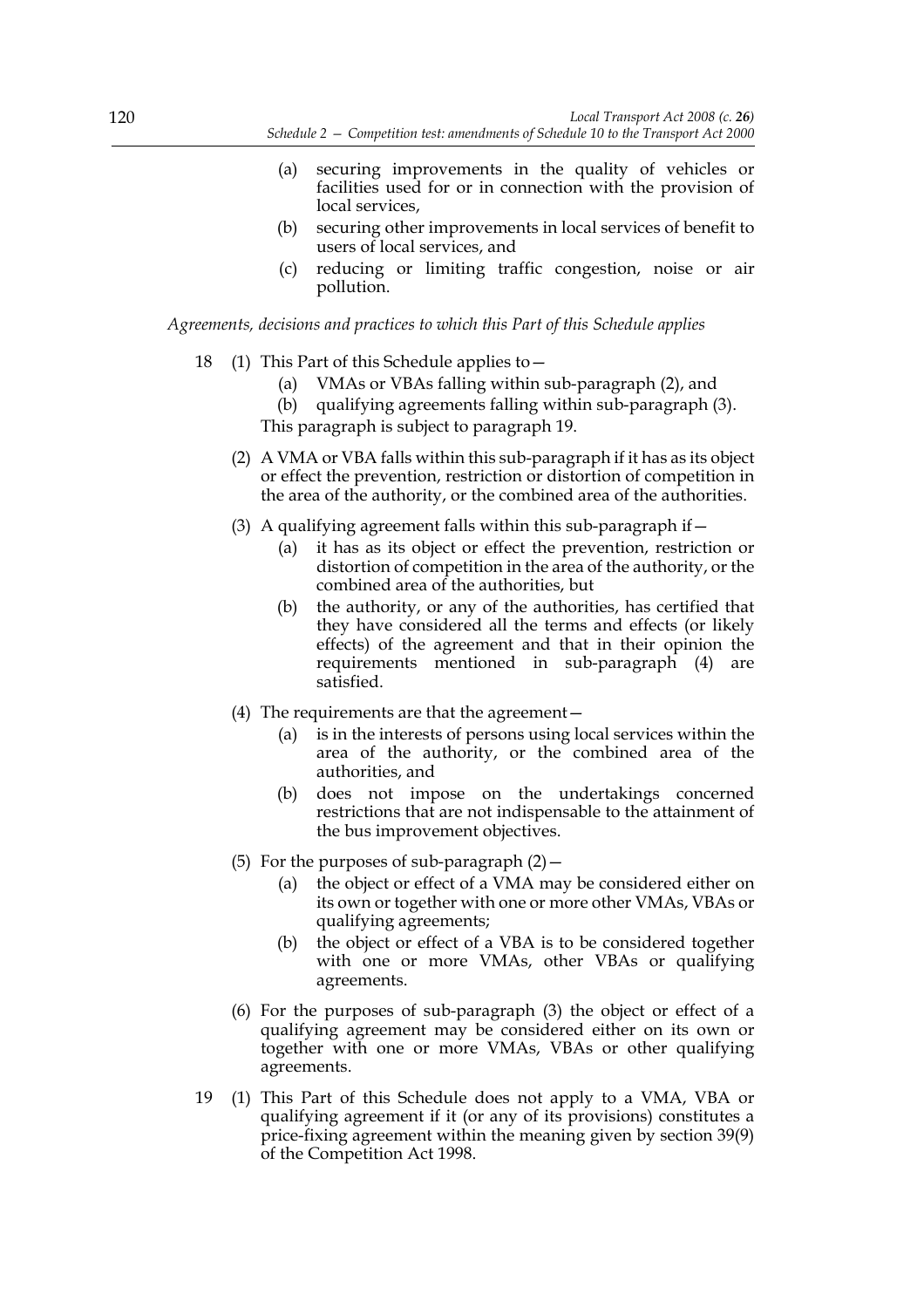(a) securing improvements in the quality of vehicles or facilities used for or in connection with the provision of local services,

(b) securing other improvements in local services of benefit to users of local services, and

(c) reducing or limiting traffic congestion, noise or air pollution.

*Agreements, decisions and practices to which this Part of this Schedule applies*

18 (1) This Part of this Schedule applies to—

(a) VMAs or VBAs falling within sub-paragraph (2), and

(b) qualifying agreements falling within sub-paragraph (3).

This paragraph is subject to paragraph 19.

(2) A VMA or VBA falls within this sub-paragraph if it has as its object or effect the prevention, restriction or distortion of competition in the area of the authority, or the combined area of the authorities.

(3) A qualifying agreement falls within this sub-paragraph if—

(a) it has as its object or effect the prevention, restriction or distortion of competition in the area of the authority, or the combined area of the authorities, but

(b) the authority, or any of the authorities, has certified that they have considered all the terms and effects (or likely effects) of the agreement and that in their opinion the requirements mentioned in sub-paragraph (4) are satisfied.

(4) The requirements are that the agreement—

(a) is in the interests of persons using local services within the area of the authority, or the combined area of the authorities, and

(b) does not impose on the undertakings concerned restrictions that are not indispensable to the attainment of the bus improvement objectives.

(5) For the purposes of sub-paragraph (2)—

(a) the object or effect of a VMA may be considered either on its own or together with one or more other VMAs, VBAs or qualifying agreements;

(b) the object or effect of a VBA is to be considered together with one or more VMAs, other VBAs or qualifying agreements.

(6) For the purposes of sub-paragraph (3) the object or effect of a qualifying agreement may be considered either on its own or together with one or more VMAs, VBAs or other qualifying agreements.

19 (1) This Part of this Schedule does not apply to a VMA, VBA or qualifying agreement if it (or any of its provisions) constitutes a price-fixing agreement within the meaning given by section 39(9) of the Competition Act 1998.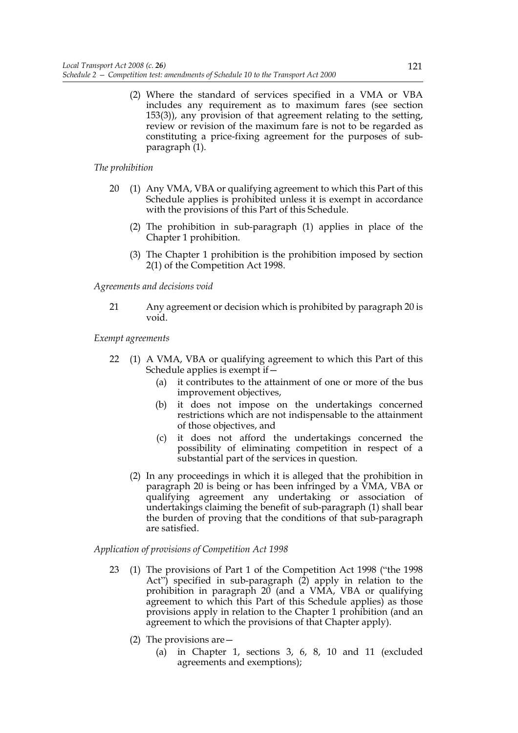(2) Where the standard of services specified in a VMA or VBA includes any requirement as to maximum fares (see section 153(3)), any provision of that agreement relating to the setting, review or revision of the maximum fare is not to be regarded as constituting a price-fixing agreement for the purposes of sub-paragraph (1).

*The prohibition*

20 (1) Any VMA, VBA or qualifying agreement to which this Part of this Schedule applies is prohibited unless it is exempt in accordance with the provisions of this Part of this Schedule.

(2) The prohibition in sub-paragraph (1) applies in place of the Chapter 1 prohibition.

(3) The Chapter 1 prohibition is the prohibition imposed by section 2(1) of the Competition Act 1998.

*Agreements and decisions void*

21 Any agreement or decision which is prohibited by paragraph 20 is void.

*Exempt agreements*

22 (1) A VMA, VBA or qualifying agreement to which this Part of this Schedule applies is exempt if—

(a) it contributes to the attainment of one or more of the bus improvement objectives,

(b) it does not impose on the undertakings concerned restrictions which are not indispensable to the attainment of those objectives, and

(c) it does not afford the undertakings concerned the possibility of eliminating competition in respect of a substantial part of the services in question.

(2) In any proceedings in which it is alleged that the prohibition in paragraph 20 is being or has been infringed by a VMA, VBA or qualifying agreement any undertaking or association of undertakings claiming the benefit of sub-paragraph (1) shall bear the burden of proving that the conditions of that sub-paragraph are satisfied.

*Application of provisions of Competition Act 1998*

23 (1) The provisions of Part 1 of the Competition Act 1998 ("the 1998 Act") specified in sub-paragraph (2) apply in relation to the prohibition in paragraph 20 (and a VMA, VBA or qualifying agreement to which this Part of this Schedule applies) as those provisions apply in relation to the Chapter 1 prohibition (and an agreement to which the provisions of that Chapter apply).

(2) The provisions are—

(a) in Chapter 1, sections 3, 6, 8, 10 and 11 (excluded agreements and exemptions);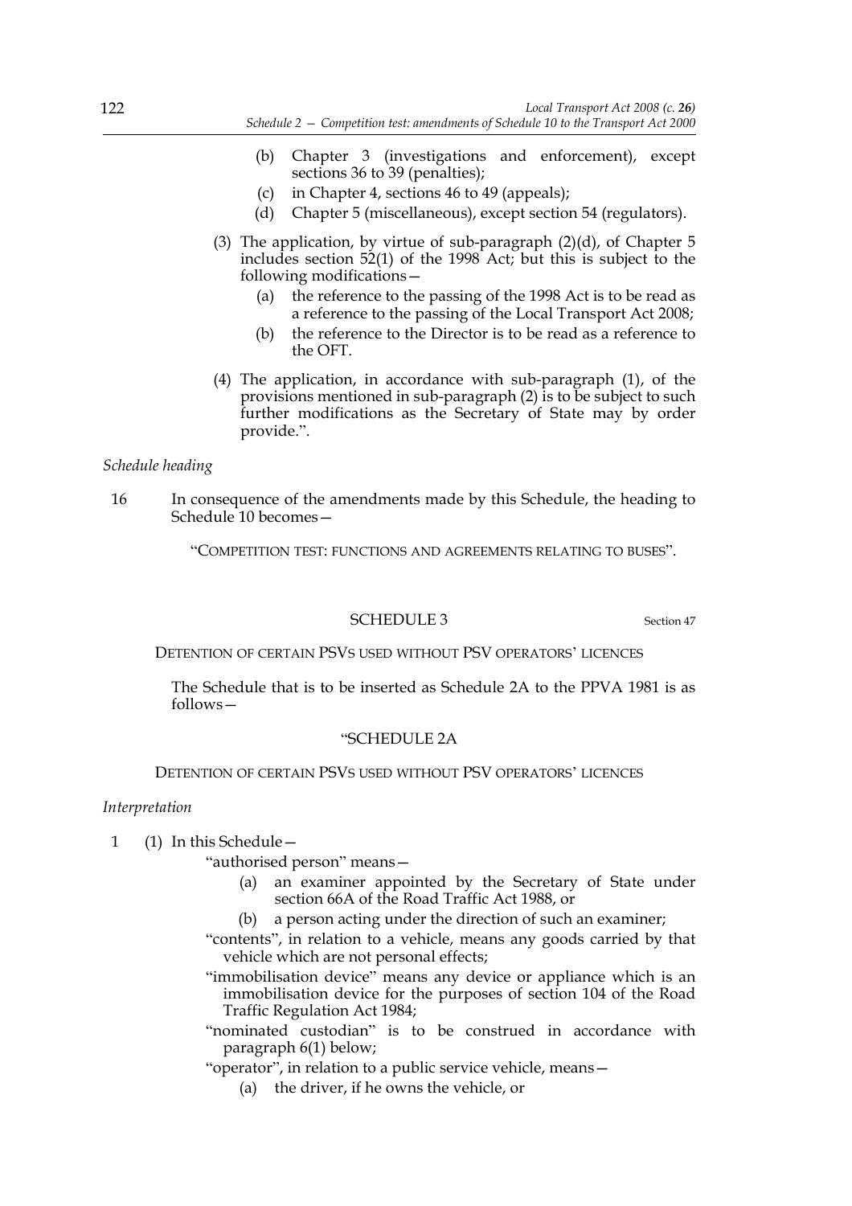(b) Chapter 3 (investigations and enforcement), except sections 36 to 39 (penalties);

(c) in Chapter 4, sections 46 to 49 (appeals);

(d) Chapter 5 (miscellaneous), except section 54 (regulators).

(3) The application, by virtue of sub-paragraph (2)(d), of Chapter 5 includes section 52(1) of the 1998 Act; but this is subject to the following modifications—

(a) the reference to the passing of the 1998 Act is to be read as a reference to the passing of the Local Transport Act 2008;

(b) the reference to the Director is to be read as a reference to the OFT.

(4) The application, in accordance with sub-paragraph (1), of the provisions mentioned in sub-paragraph (2) is to be subject to such further modifications as the Secretary of State may by order provide.".

*Schedule heading*

16 In consequence of the amendments made by this Schedule, the heading to Schedule 10 becomes—

"COMPETITION TEST: FUNCTIONS AND AGREEMENTS RELATING TO BUSES".

## SCHEDULE 3

Section 47

### DETENTION OF CERTAIN PSVS USED WITHOUT PSV OPERATORS' LICENCES

The Schedule that is to be inserted as Schedule 2A to the PPVA 1981 is as follows—

## "SCHEDULE 2A

### DETENTION OF CERTAIN PSVS USED WITHOUT PSV OPERATORS' LICENCES

*Interpretation*

1 (1) In this Schedule—

"authorised person" means—

(a) an examiner appointed by the Secretary of State under section 66A of the Road Traffic Act 1988, or

(b) a person acting under the direction of such an examiner;

"contents", in relation to a vehicle, means any goods carried by that vehicle which are not personal effects;

"immobilisation device" means any device or appliance which is an immobilisation device for the purposes of section 104 of the Road Traffic Regulation Act 1984;

"nominated custodian" is to be construed in accordance with paragraph 6(1) below;

"operator", in relation to a public service vehicle, means—

(a) the driver, if he owns the vehicle, or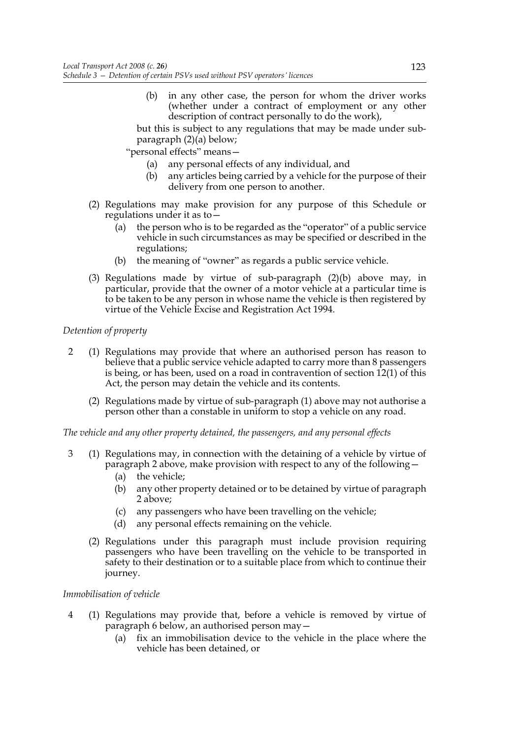(b) in any other case, the person for whom the driver works (whether under a contract of employment or any other description of contract personally to do the work),

but this is subject to any regulations that may be made under sub-paragraph (2)(a) below;

"personal effects" means—

(a) any personal effects of any individual, and

(b) any articles being carried by a vehicle for the purpose of their delivery from one person to another.

(2) Regulations may make provision for any purpose of this Schedule or regulations under it as to—

(a) the person who is to be regarded as the "operator" of a public service vehicle in such circumstances as may be specified or described in the regulations;

(b) the meaning of "owner" as regards a public service vehicle.

(3) Regulations made by virtue of sub-paragraph (2)(b) above may, in particular, provide that the owner of a motor vehicle at a particular time is to be taken to be any person in whose name the vehicle is then registered by virtue of the Vehicle Excise and Registration Act 1994.

*Detention of property*

2 (1) Regulations may provide that where an authorised person has reason to believe that a public service vehicle adapted to carry more than 8 passengers is being, or has been, used on a road in contravention of section 12(1) of this Act, the person may detain the vehicle and its contents.

(2) Regulations made by virtue of sub-paragraph (1) above may not authorise a person other than a constable in uniform to stop a vehicle on any road.

*The vehicle and any other property detained, the passengers, and any personal effects*

3 (1) Regulations may, in connection with the detaining of a vehicle by virtue of paragraph 2 above, make provision with respect to any of the following—

(a) the vehicle;

(b) any other property detained or to be detained by virtue of paragraph 2 above;

(c) any passengers who have been travelling on the vehicle;

(d) any personal effects remaining on the vehicle.

(2) Regulations under this paragraph must include provision requiring passengers who have been travelling on the vehicle to be transported in safety to their destination or to a suitable place from which to continue their journey.

*Immobilisation of vehicle*

4 (1) Regulations may provide that, before a vehicle is removed by virtue of paragraph 6 below, an authorised person may—

(a) fix an immobilisation device to the vehicle in the place where the vehicle has been detained, or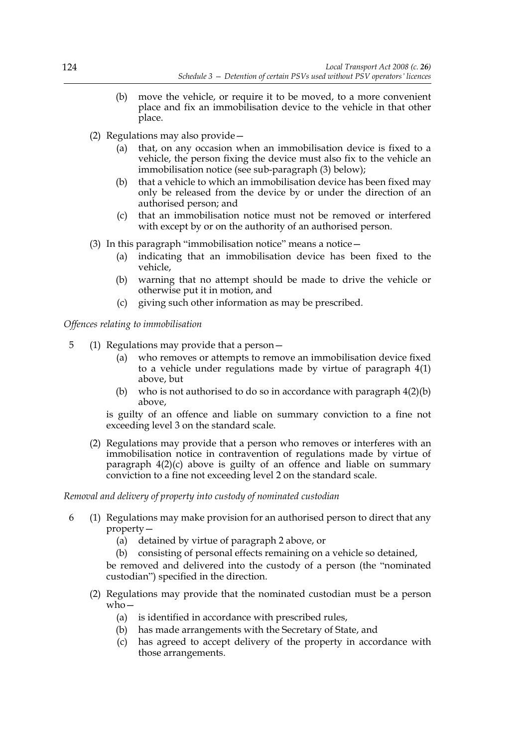(b) move the vehicle, or require it to be moved, to a more convenient place and fix an immobilisation device to the vehicle in that other place.

(2) Regulations may also provide—

(a) that, on any occasion when an immobilisation device is fixed to a vehicle, the person fixing the device must also fix to the vehicle an immobilisation notice (see sub-paragraph (3) below);

(b) that a vehicle to which an immobilisation device has been fixed may only be released from the device by or under the direction of an authorised person; and

(c) that an immobilisation notice must not be removed or interfered with except by or on the authority of an authorised person.

(3) In this paragraph "immobilisation notice" means a notice—

(a) indicating that an immobilisation device has been fixed to the vehicle,

(b) warning that no attempt should be made to drive the vehicle or otherwise put it in motion, and

(c) giving such other information as may be prescribed.

*Offences relating to immobilisation*

5 (1) Regulations may provide that a person—

(a) who removes or attempts to remove an immobilisation device fixed to a vehicle under regulations made by virtue of paragraph 4(1) above, but

(b) who is not authorised to do so in accordance with paragraph 4(2)(b) above,

is guilty of an offence and liable on summary conviction to a fine not exceeding level 3 on the standard scale.

(2) Regulations may provide that a person who removes or interferes with an immobilisation notice in contravention of regulations made by virtue of paragraph 4(2)(c) above is guilty of an offence and liable on summary conviction to a fine not exceeding level 2 on the standard scale.

*Removal and delivery of property into custody of nominated custodian*

6 (1) Regulations may make provision for an authorised person to direct that any property—

(a) detained by virtue of paragraph 2 above, or

(b) consisting of personal effects remaining on a vehicle so detained,

be removed and delivered into the custody of a person (the "nominated custodian") specified in the direction.

(2) Regulations may provide that the nominated custodian must be a person who—

(a) is identified in accordance with prescribed rules,

(b) has made arrangements with the Secretary of State, and

(c) has agreed to accept delivery of the property in accordance with those arrangements.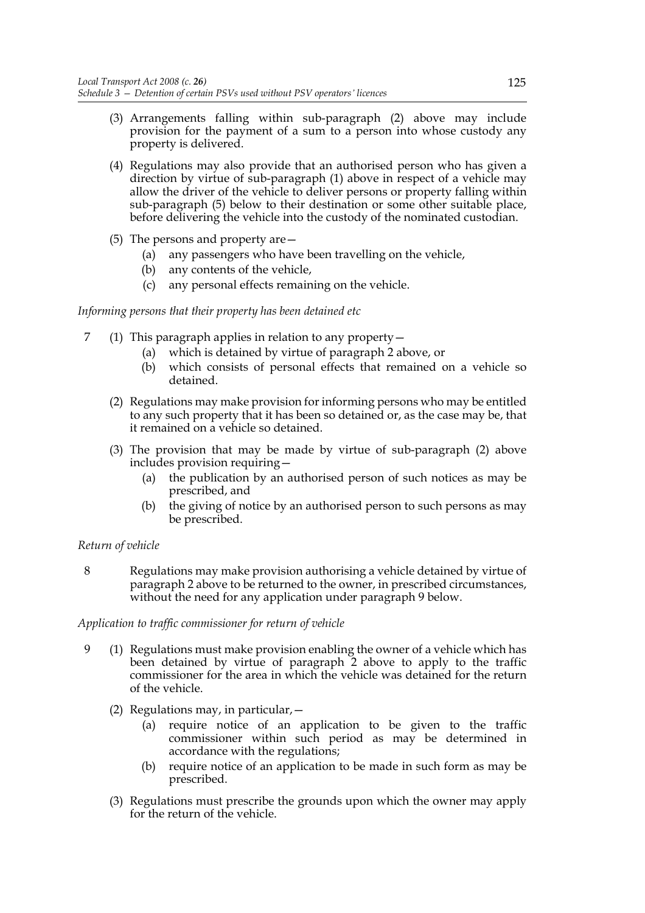(3) Arrangements falling within sub-paragraph (2) above may include provision for the payment of a sum to a person into whose custody any property is delivered.

(4) Regulations may also provide that an authorised person who has given a direction by virtue of sub-paragraph (1) above in respect of a vehicle may allow the driver of the vehicle to deliver persons or property falling within sub-paragraph (5) below to their destination or some other suitable place, before delivering the vehicle into the custody of the nominated custodian.

(5) The persons and property are—

(a) any passengers who have been travelling on the vehicle,

(b) any contents of the vehicle,

(c) any personal effects remaining on the vehicle.

*Informing persons that their property has been detained etc*

7 (1) This paragraph applies in relation to any property—

(a) which is detained by virtue of paragraph 2 above, or

(b) which consists of personal effects that remained on a vehicle so detained.

(2) Regulations may make provision for informing persons who may be entitled to any such property that it has been so detained or, as the case may be, that it remained on a vehicle so detained.

(3) The provision that may be made by virtue of sub-paragraph (2) above includes provision requiring—

(a) the publication by an authorised person of such notices as may be prescribed, and

(b) the giving of notice by an authorised person to such persons as may be prescribed.

*Return of vehicle*

8 Regulations may make provision authorising a vehicle detained by virtue of paragraph 2 above to be returned to the owner, in prescribed circumstances, without the need for any application under paragraph 9 below.

*Application to traffic commissioner for return of vehicle*

9 (1) Regulations must make provision enabling the owner of a vehicle which has been detained by virtue of paragraph 2 above to apply to the traffic commissioner for the area in which the vehicle was detained for the return of the vehicle.

(2) Regulations may, in particular,—

(a) require notice of an application to be given to the traffic commissioner within such period as may be determined in accordance with the regulations;

(b) require notice of an application to be made in such form as may be prescribed.

(3) Regulations must prescribe the grounds upon which the owner may apply for the return of the vehicle.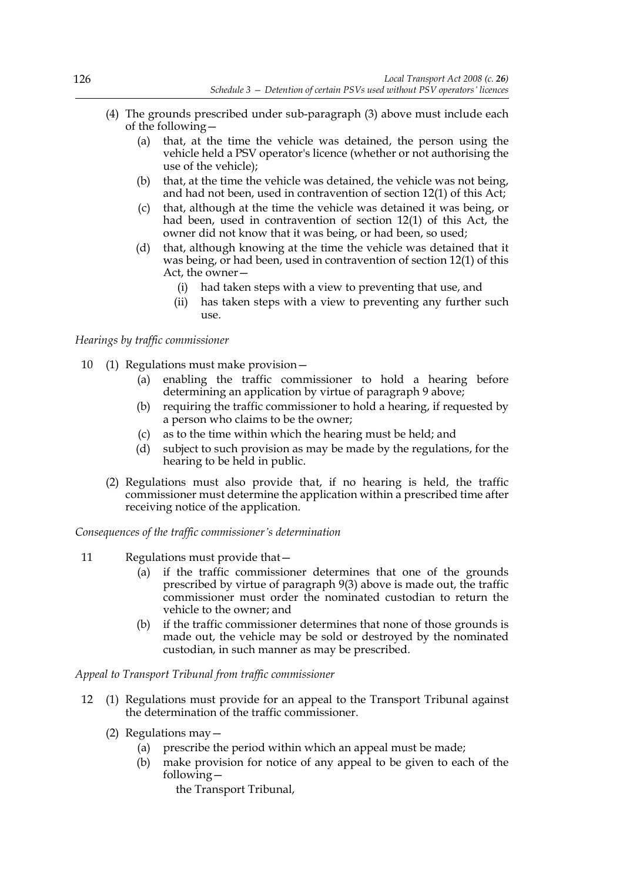(4) The grounds prescribed under sub-paragraph (3) above must include each of the following—

   (a) that, at the time the vehicle was detained, the person using the vehicle held a PSV operator's licence (whether or not authorising the use of the vehicle);

   (b) that, at the time the vehicle was detained, the vehicle was not being, and had not been, used in contravention of section 12(1) of this Act;

   (c) that, although at the time the vehicle was detained it was being, or had been, used in contravention of section 12(1) of this Act, the owner did not know that it was being, or had been, so used;

   (d) that, although knowing at the time the vehicle was detained that it was being, or had been, used in contravention of section 12(1) of this Act, the owner—

      (i) had taken steps with a view to preventing that use, and

      (ii) has taken steps with a view to preventing any further such use.

*Hearings by traffic commissioner*

10 (1) Regulations must make provision—

   (a) enabling the traffic commissioner to hold a hearing before determining an application by virtue of paragraph 9 above;

   (b) requiring the traffic commissioner to hold a hearing, if requested by a person who claims to be the owner;

   (c) as to the time within which the hearing must be held; and

   (d) subject to such provision as may be made by the regulations, for the hearing to be held in public.

(2) Regulations must also provide that, if no hearing is held, the traffic commissioner must determine the application within a prescribed time after receiving notice of the application.

*Consequences of the traffic commissioner's determination*

11 Regulations must provide that—

   (a) if the traffic commissioner determines that one of the grounds prescribed by virtue of paragraph 9(3) above is made out, the traffic commissioner must order the nominated custodian to return the vehicle to the owner; and

   (b) if the traffic commissioner determines that none of those grounds is made out, the vehicle may be sold or destroyed by the nominated custodian, in such manner as may be prescribed.

*Appeal to Transport Tribunal from traffic commissioner*

12 (1) Regulations must provide for an appeal to the Transport Tribunal against the determination of the traffic commissioner.

(2) Regulations may—

   (a) prescribe the period within which an appeal must be made;

   (b) make provision for notice of any appeal to be given to each of the following—

      the Transport Tribunal,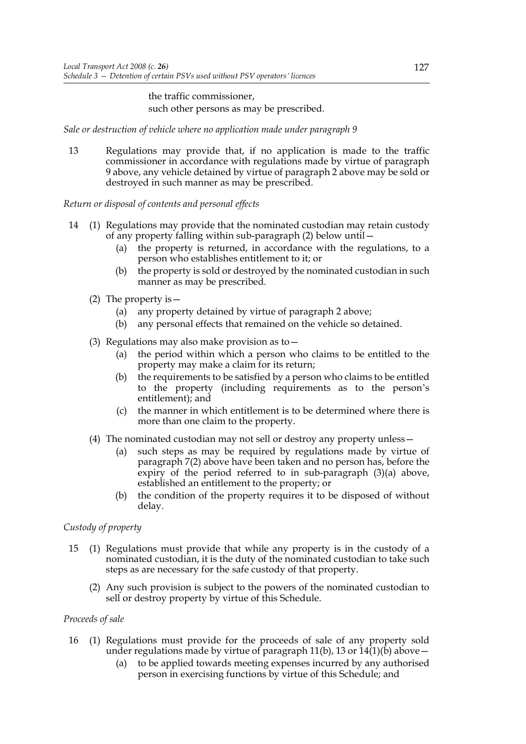the traffic commissioner,
such other persons as may be prescribed.

*Sale or destruction of vehicle where no application made under paragraph 9*

13 Regulations may provide that, if no application is made to the traffic commissioner in accordance with regulations made by virtue of paragraph 9 above, any vehicle detained by virtue of paragraph 2 above may be sold or destroyed in such manner as may be prescribed.

*Return or disposal of contents and personal effects*

14 (1) Regulations may provide that the nominated custodian may retain custody of any property falling within sub-paragraph (2) below until—

(a) the property is returned, in accordance with the regulations, to a person who establishes entitlement to it; or

(b) the property is sold or destroyed by the nominated custodian in such manner as may be prescribed.

(2) The property is—

(a) any property detained by virtue of paragraph 2 above;

(b) any personal effects that remained on the vehicle so detained.

(3) Regulations may also make provision as to—

(a) the period within which a person who claims to be entitled to the property may make a claim for its return;

(b) the requirements to be satisfied by a person who claims to be entitled to the property (including requirements as to the person's entitlement); and

(c) the manner in which entitlement is to be determined where there is more than one claim to the property.

(4) The nominated custodian may not sell or destroy any property unless—

(a) such steps as may be required by regulations made by virtue of paragraph 7(2) above have been taken and no person has, before the expiry of the period referred to in sub-paragraph (3)(a) above, established an entitlement to the property; or

(b) the condition of the property requires it to be disposed of without delay.

*Custody of property*

15 (1) Regulations must provide that while any property is in the custody of a nominated custodian, it is the duty of the nominated custodian to take such steps as are necessary for the safe custody of that property.

(2) Any such provision is subject to the powers of the nominated custodian to sell or destroy property by virtue of this Schedule.

*Proceeds of sale*

16 (1) Regulations must provide for the proceeds of sale of any property sold under regulations made by virtue of paragraph 11(b), 13 or 14(1)(b) above—

(a) to be applied towards meeting expenses incurred by any authorised person in exercising functions by virtue of this Schedule; and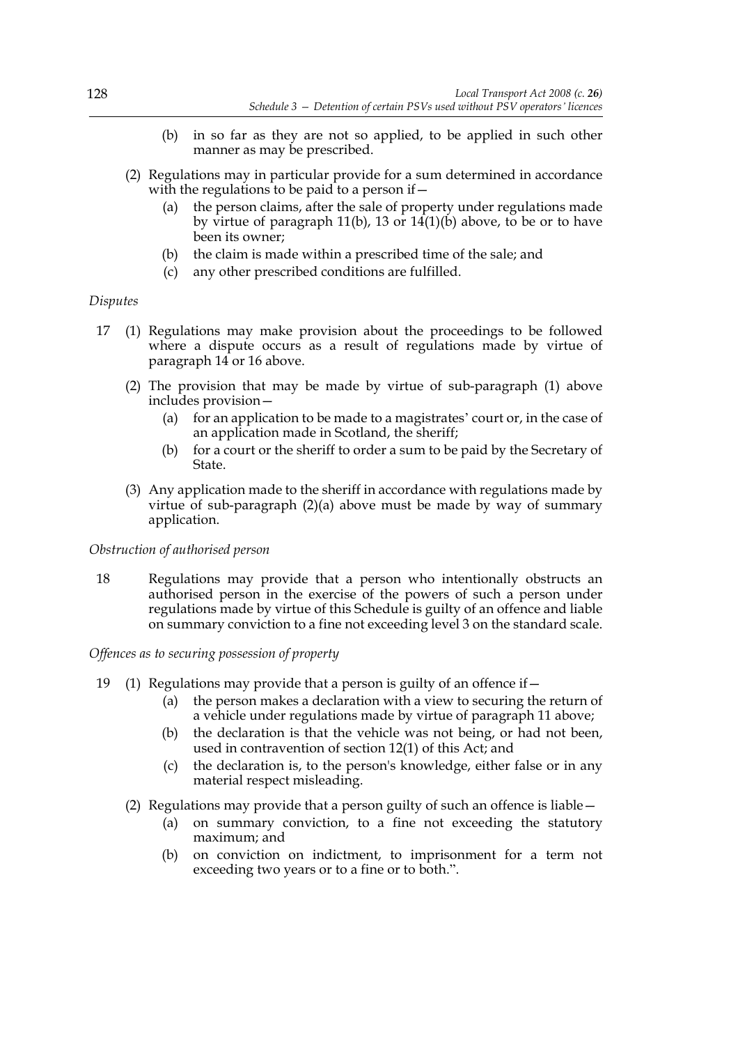(b) in so far as they are not so applied, to be applied in such other manner as may be prescribed.

(2) Regulations may in particular provide for a sum determined in accordance with the regulations to be paid to a person if—

(a) the person claims, after the sale of property under regulations made by virtue of paragraph 11(b), 13 or 14(1)(b) above, to be or to have been its owner;

(b) the claim is made within a prescribed time of the sale; and

(c) any other prescribed conditions are fulfilled.

*Disputes*

17 (1) Regulations may make provision about the proceedings to be followed where a dispute occurs as a result of regulations made by virtue of paragraph 14 or 16 above.

(2) The provision that may be made by virtue of sub-paragraph (1) above includes provision—

(a) for an application to be made to a magistrates' court or, in the case of an application made in Scotland, the sheriff;

(b) for a court or the sheriff to order a sum to be paid by the Secretary of State.

(3) Any application made to the sheriff in accordance with regulations made by virtue of sub-paragraph (2)(a) above must be made by way of summary application.

*Obstruction of authorised person*

18 Regulations may provide that a person who intentionally obstructs an authorised person in the exercise of the powers of such a person under regulations made by virtue of this Schedule is guilty of an offence and liable on summary conviction to a fine not exceeding level 3 on the standard scale.

*Offences as to securing possession of property*

19 (1) Regulations may provide that a person is guilty of an offence if—

(a) the person makes a declaration with a view to securing the return of a vehicle under regulations made by virtue of paragraph 11 above;

(b) the declaration is that the vehicle was not being, or had not been, used in contravention of section 12(1) of this Act; and

(c) the declaration is, to the person's knowledge, either false or in any material respect misleading.

(2) Regulations may provide that a person guilty of such an offence is liable—

(a) on summary conviction, to a fine not exceeding the statutory maximum; and

(b) on conviction on indictment, to imprisonment for a term not exceeding two years or to a fine or to both.".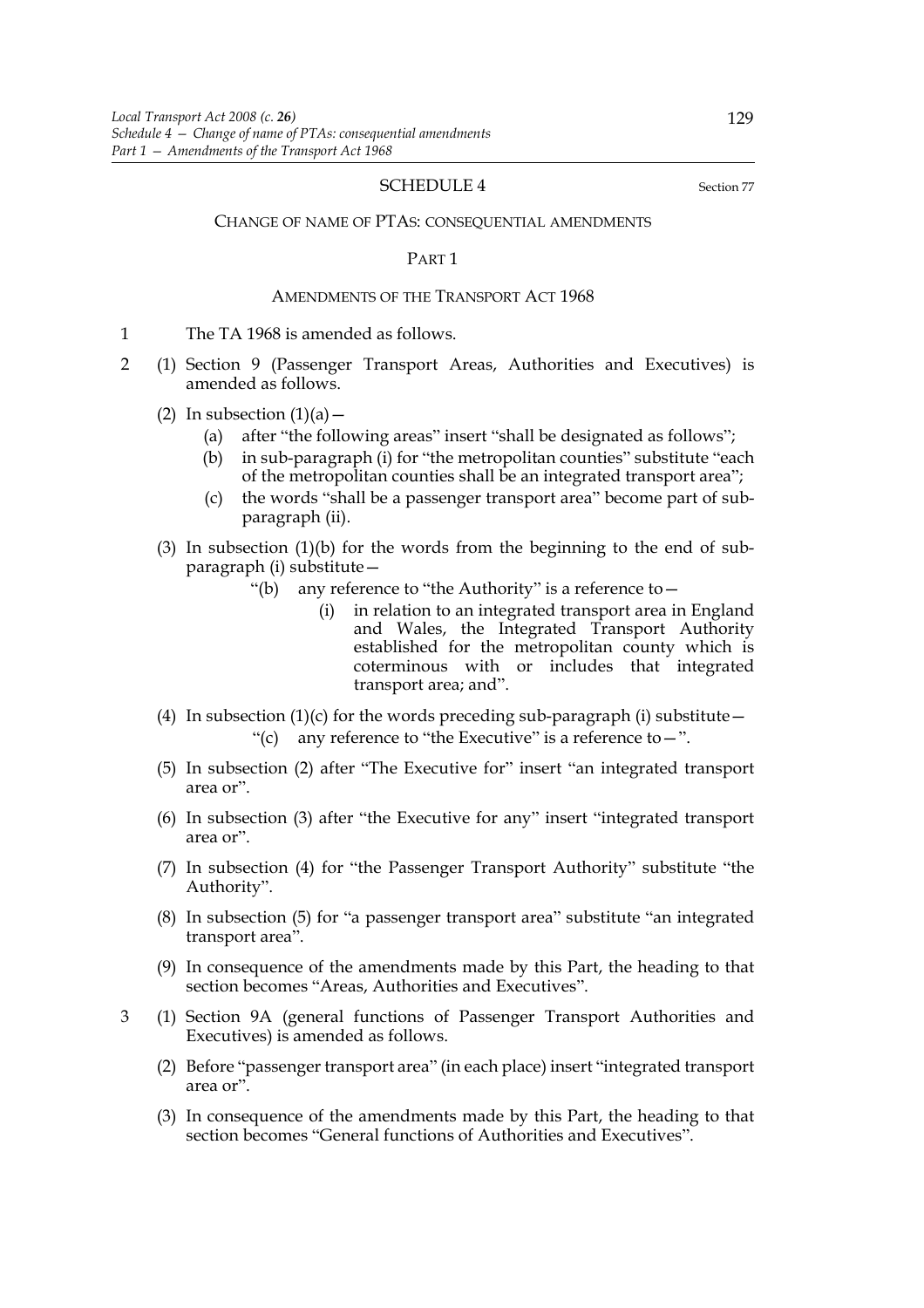## SCHEDULE 4

Section 77

### CHANGE OF NAME OF PTAS: CONSEQUENTIAL AMENDMENTS

#### PART 1

##### AMENDMENTS OF THE TRANSPORT ACT 1968

1 The TA 1968 is amended as follows.

2 (1) Section 9 (Passenger Transport Areas, Authorities and Executives) is amended as follows.

(2) In subsection (1)(a)—

(a) after "the following areas" insert "shall be designated as follows";

(b) in sub-paragraph (i) for "the metropolitan counties" substitute "each of the metropolitan counties shall be an integrated transport area";

(c) the words "shall be a passenger transport area" become part of sub-paragraph (ii).

(3) In subsection (1)(b) for the words from the beginning to the end of sub-paragraph (i) substitute—

"(b) any reference to "the Authority" is a reference to—

(i) in relation to an integrated transport area in England and Wales, the Integrated Transport Authority established for the metropolitan county which is coterminous with or includes that integrated transport area; and".

(4) In subsection (1)(c) for the words preceding sub-paragraph (i) substitute—

"(c) any reference to "the Executive" is a reference to—".

(5) In subsection (2) after "The Executive for" insert "an integrated transport area or".

(6) In subsection (3) after "the Executive for any" insert "integrated transport area or".

(7) In subsection (4) for "the Passenger Transport Authority" substitute "the Authority".

(8) In subsection (5) for "a passenger transport area" substitute "an integrated transport area".

(9) In consequence of the amendments made by this Part, the heading to that section becomes "Areas, Authorities and Executives".

3 (1) Section 9A (general functions of Passenger Transport Authorities and Executives) is amended as follows.

(2) Before "passenger transport area" (in each place) insert "integrated transport area or".

(3) In consequence of the amendments made by this Part, the heading to that section becomes "General functions of Authorities and Executives".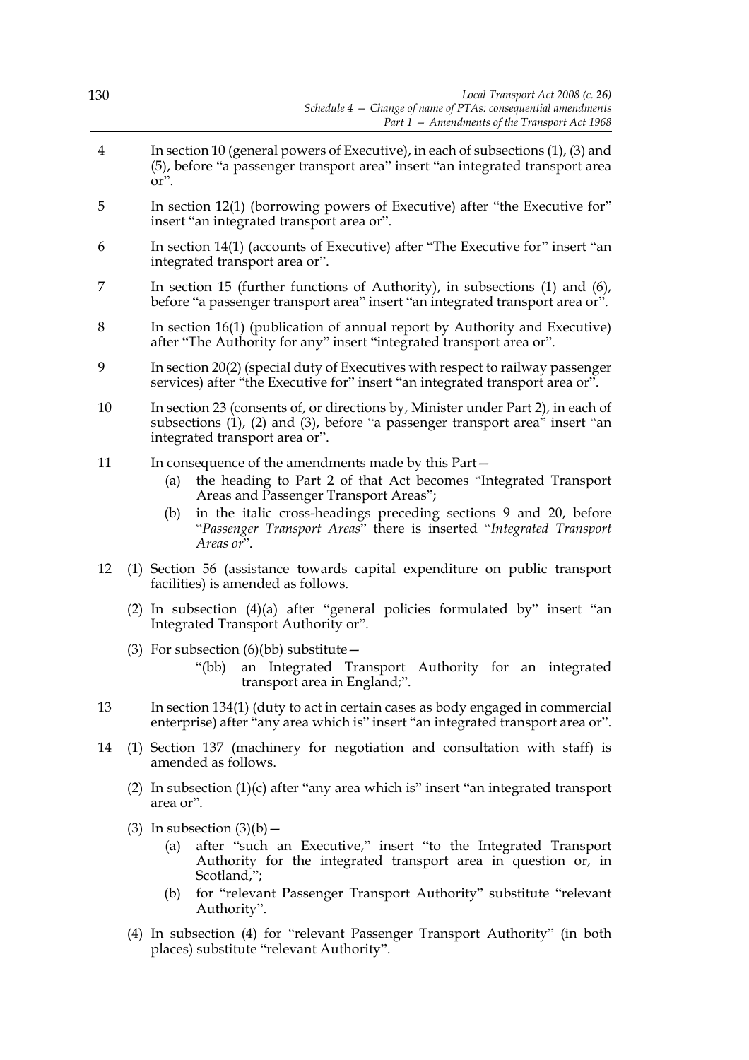4 In section 10 (general powers of Executive), in each of subsections (1), (3) and (5), before "a passenger transport area" insert "an integrated transport area or".

5 In section 12(1) (borrowing powers of Executive) after "the Executive for" insert "an integrated transport area or".

6 In section 14(1) (accounts of Executive) after "The Executive for" insert "an integrated transport area or".

7 In section 15 (further functions of Authority), in subsections (1) and (6), before "a passenger transport area" insert "an integrated transport area or".

8 In section 16(1) (publication of annual report by Authority and Executive) after "The Authority for any" insert "integrated transport area or".

9 In section 20(2) (special duty of Executives with respect to railway passenger services) after "the Executive for" insert "an integrated transport area or".

10 In section 23 (consents of, or directions by, Minister under Part 2), in each of subsections (1), (2) and (3), before "a passenger transport area" insert "an integrated transport area or".

11 In consequence of the amendments made by this Part—

(a) the heading to Part 2 of that Act becomes "Integrated Transport Areas and Passenger Transport Areas";

(b) in the italic cross-headings preceding sections 9 and 20, before "*Passenger Transport Areas*" there is inserted "*Integrated Transport Areas or*".

12 (1) Section 56 (assistance towards capital expenditure on public transport facilities) is amended as follows.

(2) In subsection (4)(a) after "general policies formulated by" insert "an Integrated Transport Authority or".

(3) For subsection (6)(bb) substitute—

"(bb) an Integrated Transport Authority for an integrated transport area in England;".

13 In section 134(1) (duty to act in certain cases as body engaged in commercial enterprise) after "any area which is" insert "an integrated transport area or".

14 (1) Section 137 (machinery for negotiation and consultation with staff) is amended as follows.

(2) In subsection (1)(c) after "any area which is" insert "an integrated transport area or".

(3) In subsection (3)(b)—

(a) after "such an Executive," insert "to the Integrated Transport Authority for the integrated transport area in question or, in Scotland,";

(b) for "relevant Passenger Transport Authority" substitute "relevant Authority".

(4) In subsection (4) for "relevant Passenger Transport Authority" (in both places) substitute "relevant Authority".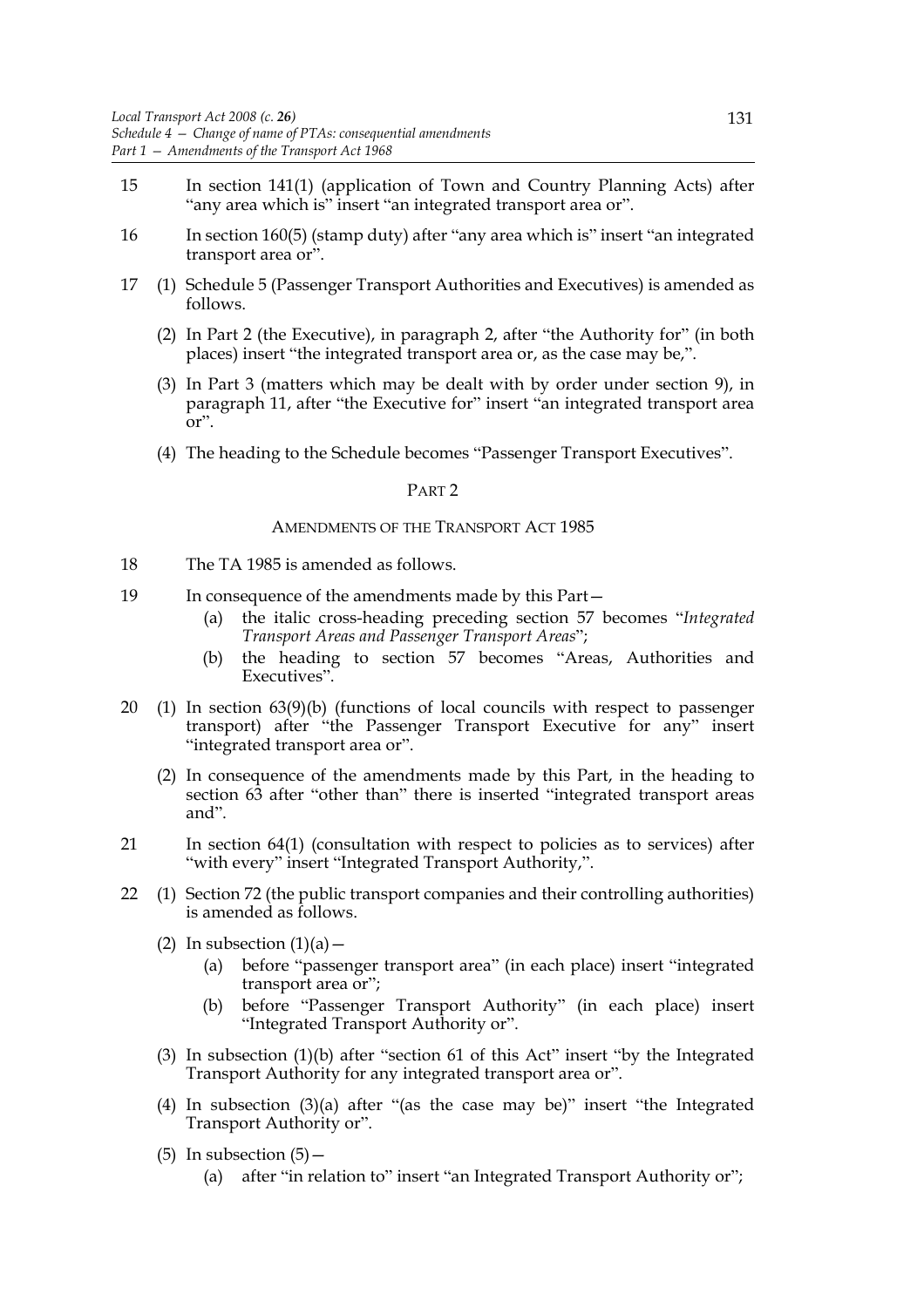15 In section 141(1) (application of Town and Country Planning Acts) after "any area which is" insert "an integrated transport area or".

16 In section 160(5) (stamp duty) after "any area which is" insert "an integrated transport area or".

17 (1) Schedule 5 (Passenger Transport Authorities and Executives) is amended as follows.

(2) In Part 2 (the Executive), in paragraph 2, after "the Authority for" (in both places) insert "the integrated transport area or, as the case may be,".

(3) In Part 3 (matters which may be dealt with by order under section 9), in paragraph 11, after "the Executive for" insert "an integrated transport area or".

(4) The heading to the Schedule becomes "Passenger Transport Executives".

## PART 2

### AMENDMENTS OF THE TRANSPORT ACT 1985

18 The TA 1985 is amended as follows.

19 In consequence of the amendments made by this Part—

(a) the italic cross-heading preceding section 57 becomes "*Integrated Transport Areas and Passenger Transport Areas*";

(b) the heading to section 57 becomes "Areas, Authorities and Executives".

20 (1) In section 63(9)(b) (functions of local councils with respect to passenger transport) after "the Passenger Transport Executive for any" insert "integrated transport area or".

(2) In consequence of the amendments made by this Part, in the heading to section 63 after "other than" there is inserted "integrated transport areas and".

21 In section 64(1) (consultation with respect to policies as to services) after "with every" insert "Integrated Transport Authority,".

22 (1) Section 72 (the public transport companies and their controlling authorities) is amended as follows.

(2) In subsection (1)(a)—

(a) before "passenger transport area" (in each place) insert "integrated transport area or";

(b) before "Passenger Transport Authority" (in each place) insert "Integrated Transport Authority or".

(3) In subsection (1)(b) after "section 61 of this Act" insert "by the Integrated Transport Authority for any integrated transport area or".

(4) In subsection (3)(a) after "(as the case may be)" insert "the Integrated Transport Authority or".

(5) In subsection (5)—

(a) after "in relation to" insert "an Integrated Transport Authority or";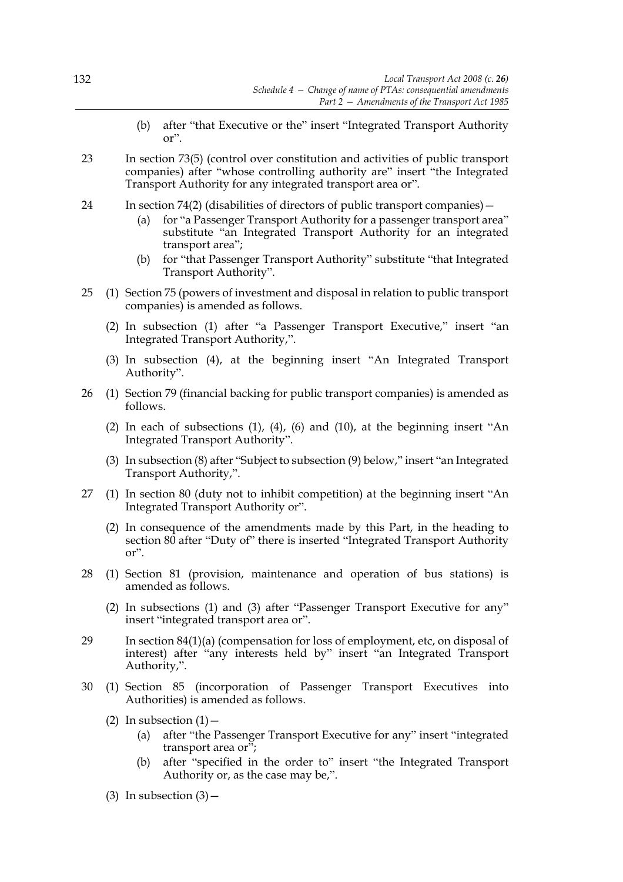(b) after "that Executive or the" insert "Integrated Transport Authority or".

23 In section 73(5) (control over constitution and activities of public transport companies) after "whose controlling authority are" insert "the Integrated Transport Authority for any integrated transport area or".

24 In section 74(2) (disabilities of directors of public transport companies)—

(a) for "a Passenger Transport Authority for a passenger transport area" substitute "an Integrated Transport Authority for an integrated transport area";

(b) for "that Passenger Transport Authority" substitute "that Integrated Transport Authority".

25 (1) Section 75 (powers of investment and disposal in relation to public transport companies) is amended as follows.

(2) In subsection (1) after "a Passenger Transport Executive," insert "an Integrated Transport Authority,".

(3) In subsection (4), at the beginning insert "An Integrated Transport Authority".

26 (1) Section 79 (financial backing for public transport companies) is amended as follows.

(2) In each of subsections (1), (4), (6) and (10), at the beginning insert "An Integrated Transport Authority".

(3) In subsection (8) after "Subject to subsection (9) below," insert "an Integrated Transport Authority,".

27 (1) In section 80 (duty not to inhibit competition) at the beginning insert "An Integrated Transport Authority or".

(2) In consequence of the amendments made by this Part, in the heading to section 80 after "Duty of" there is inserted "Integrated Transport Authority or".

28 (1) Section 81 (provision, maintenance and operation of bus stations) is amended as follows.

(2) In subsections (1) and (3) after "Passenger Transport Executive for any" insert "integrated transport area or".

29 In section 84(1)(a) (compensation for loss of employment, etc, on disposal of interest) after "any interests held by" insert "an Integrated Transport Authority,".

30 (1) Section 85 (incorporation of Passenger Transport Executives into Authorities) is amended as follows.

(2) In subsection (1)—

(a) after "the Passenger Transport Executive for any" insert "integrated transport area or";

(b) after "specified in the order to" insert "the Integrated Transport Authority or, as the case may be,".

(3) In subsection (3)—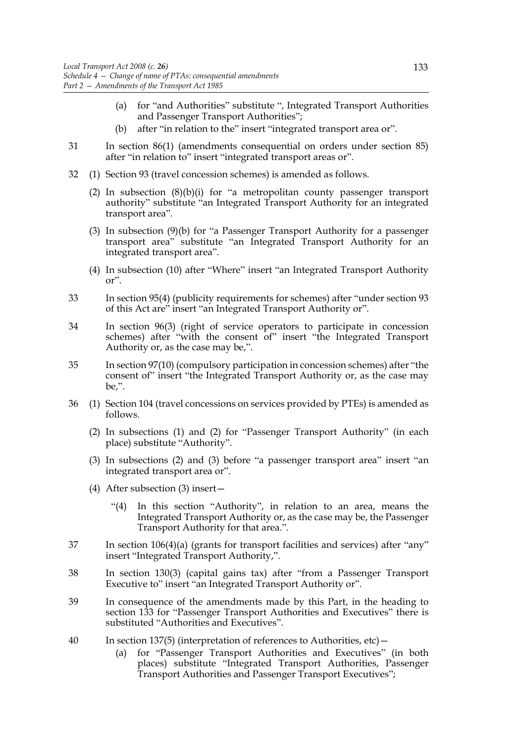(a) for "and Authorities" substitute ", Integrated Transport Authorities and Passenger Transport Authorities";

(b) after "in relation to the" insert "integrated transport area or".

31 In section 86(1) (amendments consequential on orders under section 85) after "in relation to" insert "integrated transport areas or".

32 (1) Section 93 (travel concession schemes) is amended as follows.

(2) In subsection (8)(b)(i) for "a metropolitan county passenger transport authority" substitute "an Integrated Transport Authority for an integrated transport area".

(3) In subsection (9)(b) for "a Passenger Transport Authority for a passenger transport area" substitute "an Integrated Transport Authority for an integrated transport area".

(4) In subsection (10) after "Where" insert "an Integrated Transport Authority or".

33 In section 95(4) (publicity requirements for schemes) after "under section 93 of this Act are" insert "an Integrated Transport Authority or".

34 In section 96(3) (right of service operators to participate in concession schemes) after "with the consent of" insert "the Integrated Transport Authority or, as the case may be,".

35 In section 97(10) (compulsory participation in concession schemes) after "the consent of" insert "the Integrated Transport Authority or, as the case may be,".

36 (1) Section 104 (travel concessions on services provided by PTEs) is amended as follows.

(2) In subsections (1) and (2) for "Passenger Transport Authority" (in each place) substitute "Authority".

(3) In subsections (2) and (3) before "a passenger transport area" insert "an integrated transport area or".

(4) After subsection (3) insert—

"(4) In this section "Authority", in relation to an area, means the Integrated Transport Authority or, as the case may be, the Passenger Transport Authority for that area.".

37 In section 106(4)(a) (grants for transport facilities and services) after "any" insert "Integrated Transport Authority,".

38 In section 130(3) (capital gains tax) after "from a Passenger Transport Executive to" insert "an Integrated Transport Authority or".

39 In consequence of the amendments made by this Part, in the heading to section 133 for "Passenger Transport Authorities and Executives" there is substituted "Authorities and Executives".

40 In section 137(5) (interpretation of references to Authorities, etc)—

(a) for "Passenger Transport Authorities and Executives" (in both places) substitute "Integrated Transport Authorities, Passenger Transport Authorities and Passenger Transport Executives";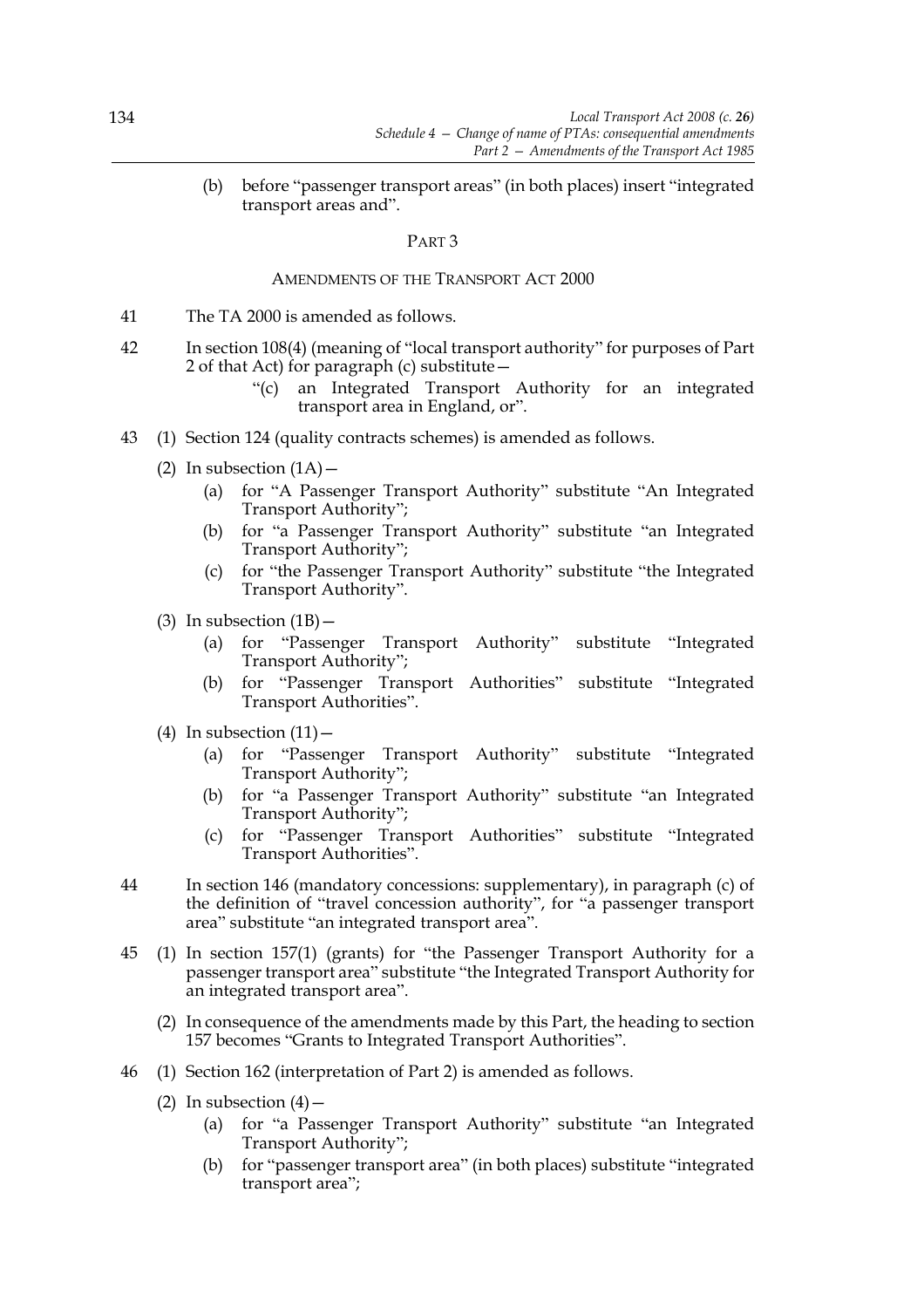(b) before "passenger transport areas" (in both places) insert "integrated transport areas and".

## PART 3

### AMENDMENTS OF THE TRANSPORT ACT 2000

41 The TA 2000 is amended as follows.

42 In section 108(4) (meaning of "local transport authority" for purposes of Part 2 of that Act) for paragraph (c) substitute—

> "(c) an Integrated Transport Authority for an integrated transport area in England, or".

43 (1) Section 124 (quality contracts schemes) is amended as follows.

(2) In subsection (1A)—

(a) for "A Passenger Transport Authority" substitute "An Integrated Transport Authority";

(b) for "a Passenger Transport Authority" substitute "an Integrated Transport Authority";

(c) for "the Passenger Transport Authority" substitute "the Integrated Transport Authority".

(3) In subsection (1B)—

(a) for "Passenger Transport Authority" substitute "Integrated Transport Authority";

(b) for "Passenger Transport Authorities" substitute "Integrated Transport Authorities".

(4) In subsection (11)—

(a) for "Passenger Transport Authority" substitute "Integrated Transport Authority";

(b) for "a Passenger Transport Authority" substitute "an Integrated Transport Authority";

(c) for "Passenger Transport Authorities" substitute "Integrated Transport Authorities".

44 In section 146 (mandatory concessions: supplementary), in paragraph (c) of the definition of "travel concession authority", for "a passenger transport area" substitute "an integrated transport area".

45 (1) In section 157(1) (grants) for "the Passenger Transport Authority for a passenger transport area" substitute "the Integrated Transport Authority for an integrated transport area".

(2) In consequence of the amendments made by this Part, the heading to section 157 becomes "Grants to Integrated Transport Authorities".

46 (1) Section 162 (interpretation of Part 2) is amended as follows.

(2) In subsection (4)—

(a) for "a Passenger Transport Authority" substitute "an Integrated Transport Authority";

(b) for "passenger transport area" (in both places) substitute "integrated transport area";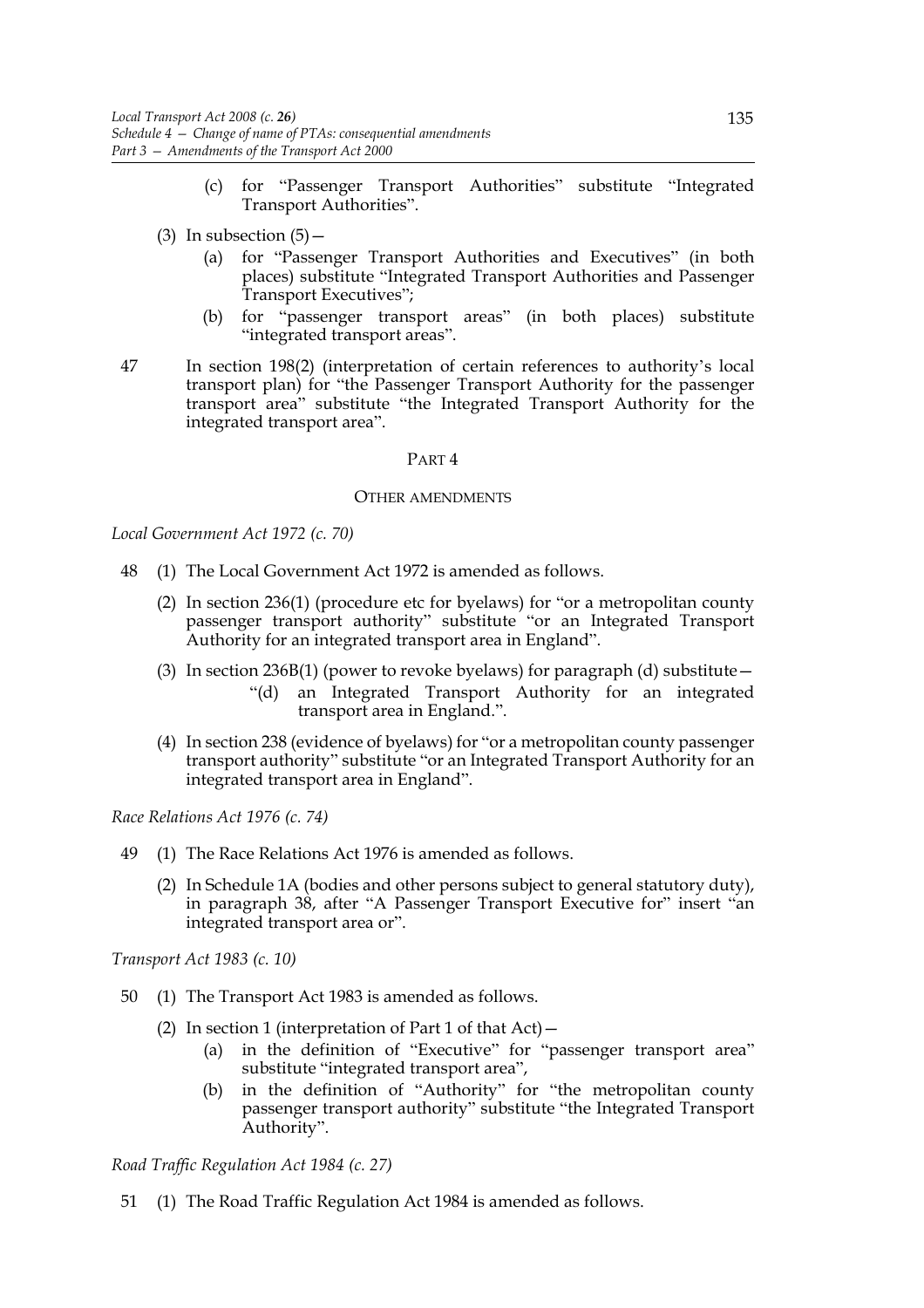(c) for "Passenger Transport Authorities" substitute "Integrated Transport Authorities".

(3) In subsection (5)—

(a) for "Passenger Transport Authorities and Executives" (in both places) substitute "Integrated Transport Authorities and Passenger Transport Executives";

(b) for "passenger transport areas" (in both places) substitute "integrated transport areas".

47 In section 198(2) (interpretation of certain references to authority's local transport plan) for "the Passenger Transport Authority for the passenger transport area" substitute "the Integrated Transport Authority for the integrated transport area".

## PART 4

### OTHER AMENDMENTS

*Local Government Act 1972 (c. 70)*

48 (1) The Local Government Act 1972 is amended as follows.

(2) In section 236(1) (procedure etc for byelaws) for "or a metropolitan county passenger transport authority" substitute "or an Integrated Transport Authority for an integrated transport area in England".

(3) In section 236B(1) (power to revoke byelaws) for paragraph (d) substitute—

"(d) an Integrated Transport Authority for an integrated transport area in England.".

(4) In section 238 (evidence of byelaws) for "or a metropolitan county passenger transport authority" substitute "or an Integrated Transport Authority for an integrated transport area in England".

*Race Relations Act 1976 (c. 74)*

49 (1) The Race Relations Act 1976 is amended as follows.

(2) In Schedule 1A (bodies and other persons subject to general statutory duty), in paragraph 38, after "A Passenger Transport Executive for" insert "an integrated transport area or".

*Transport Act 1983 (c. 10)*

50 (1) The Transport Act 1983 is amended as follows.

(2) In section 1 (interpretation of Part 1 of that Act)—

(a) in the definition of "Executive" for "passenger transport area" substitute "integrated transport area",

(b) in the definition of "Authority" for "the metropolitan county passenger transport authority" substitute "the Integrated Transport Authority".

*Road Traffic Regulation Act 1984 (c. 27)*

51 (1) The Road Traffic Regulation Act 1984 is amended as follows.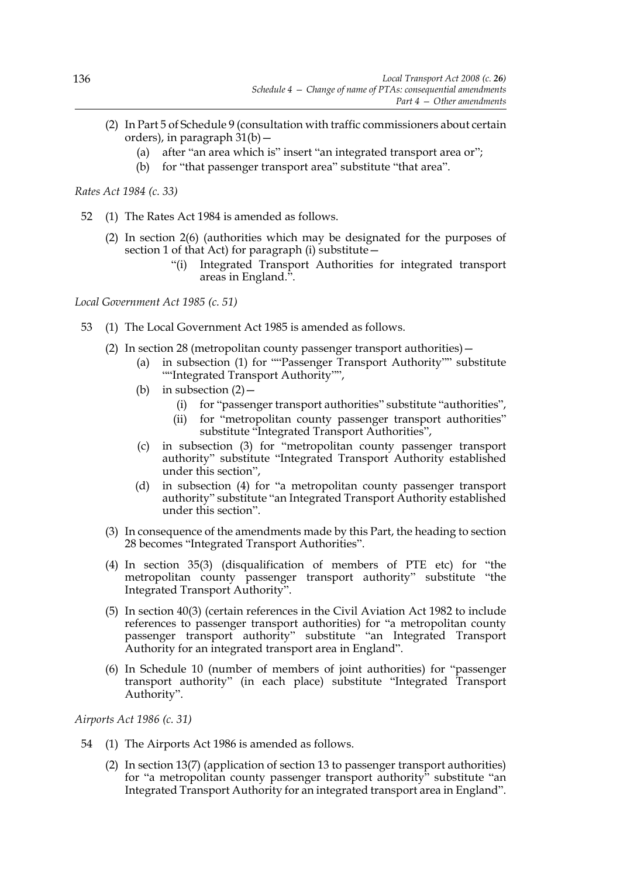(2) In Part 5 of Schedule 9 (consultation with traffic commissioners about certain orders), in paragraph 31(b)—

(a) after "an area which is" insert "an integrated transport area or";

(b) for "that passenger transport area" substitute "that area".

*Rates Act 1984 (c. 33)*

52 (1) The Rates Act 1984 is amended as follows.

(2) In section 2(6) (authorities which may be designated for the purposes of section 1 of that Act) for paragraph (i) substitute—

"(i) Integrated Transport Authorities for integrated transport areas in England.".

*Local Government Act 1985 (c. 51)*

53 (1) The Local Government Act 1985 is amended as follows.

(2) In section 28 (metropolitan county passenger transport authorities)—

(a) in subsection (1) for ""Passenger Transport Authority"" substitute ""Integrated Transport Authority"",

(b) in subsection (2)—

(i) for "passenger transport authorities" substitute "authorities",

(ii) for "metropolitan county passenger transport authorities" substitute "Integrated Transport Authorities",

(c) in subsection (3) for "metropolitan county passenger transport authority" substitute "Integrated Transport Authority established under this section",

(d) in subsection (4) for "a metropolitan county passenger transport authority" substitute "an Integrated Transport Authority established under this section".

(3) In consequence of the amendments made by this Part, the heading to section 28 becomes "Integrated Transport Authorities".

(4) In section 35(3) (disqualification of members of PTE etc) for "the metropolitan county passenger transport authority" substitute "the Integrated Transport Authority".

(5) In section 40(3) (certain references in the Civil Aviation Act 1982 to include references to passenger transport authorities) for "a metropolitan county passenger transport authority" substitute "an Integrated Transport Authority for an integrated transport area in England".

(6) In Schedule 10 (number of members of joint authorities) for "passenger transport authority" (in each place) substitute "Integrated Transport Authority".

*Airports Act 1986 (c. 31)*

54 (1) The Airports Act 1986 is amended as follows.

(2) In section 13(7) (application of section 13 to passenger transport authorities) for "a metropolitan county passenger transport authority" substitute "an Integrated Transport Authority for an integrated transport area in England".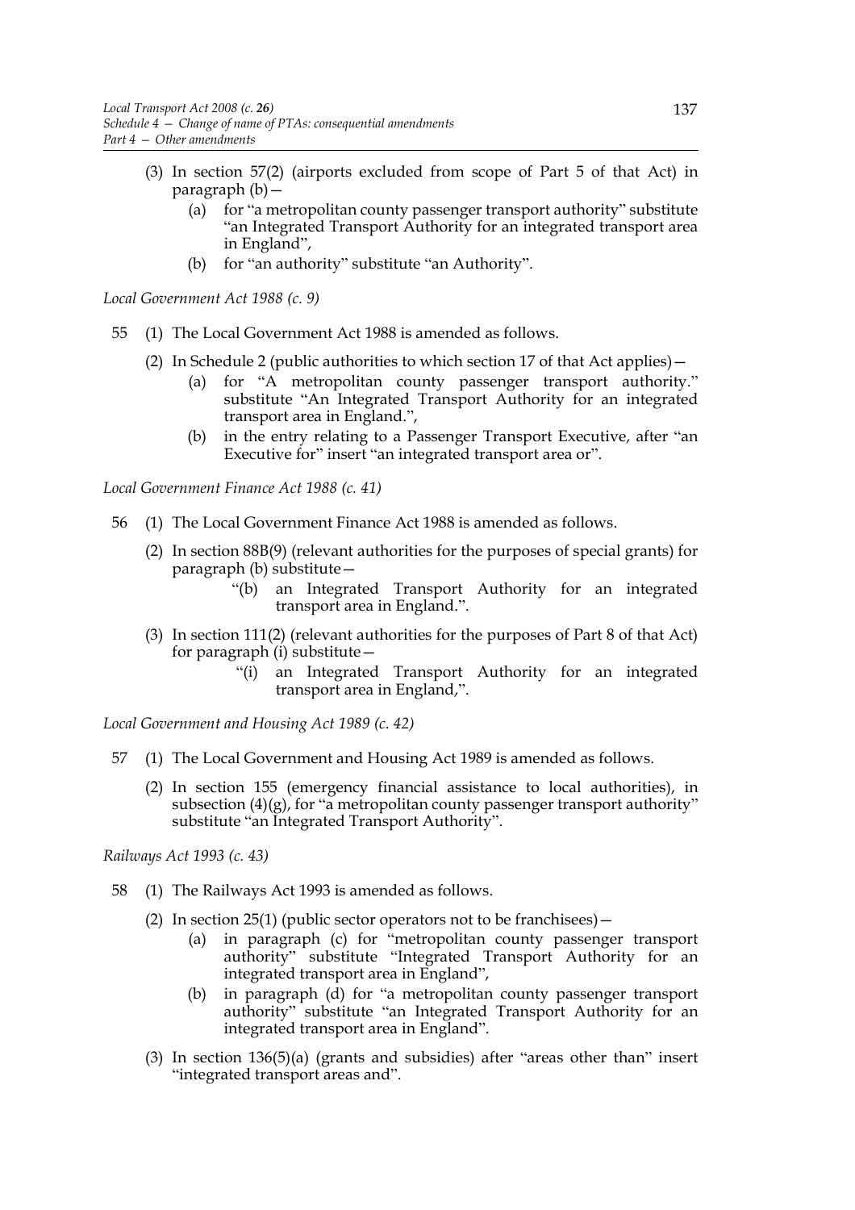(3) In section 57(2) (airports excluded from scope of Part 5 of that Act) in paragraph (b)—

   (a) for "a metropolitan county passenger transport authority" substitute "an Integrated Transport Authority for an integrated transport area in England",

   (b) for "an authority" substitute "an Authority".

*Local Government Act 1988 (c. 9)*

55 (1) The Local Government Act 1988 is amended as follows.

(2) In Schedule 2 (public authorities to which section 17 of that Act applies)—

   (a) for "A metropolitan county passenger transport authority." substitute "An Integrated Transport Authority for an integrated transport area in England.",

   (b) in the entry relating to a Passenger Transport Executive, after "an Executive for" insert "an integrated transport area or".

*Local Government Finance Act 1988 (c. 41)*

56 (1) The Local Government Finance Act 1988 is amended as follows.

(2) In section 88B(9) (relevant authorities for the purposes of special grants) for paragraph (b) substitute—

   "(b) an Integrated Transport Authority for an integrated transport area in England.".

(3) In section 111(2) (relevant authorities for the purposes of Part 8 of that Act) for paragraph (i) substitute—

   "(i) an Integrated Transport Authority for an integrated transport area in England,".

*Local Government and Housing Act 1989 (c. 42)*

57 (1) The Local Government and Housing Act 1989 is amended as follows.

(2) In section 155 (emergency financial assistance to local authorities), in subsection (4)(g), for "a metropolitan county passenger transport authority" substitute "an Integrated Transport Authority".

*Railways Act 1993 (c. 43)*

58 (1) The Railways Act 1993 is amended as follows.

(2) In section 25(1) (public sector operators not to be franchisees)—

   (a) in paragraph (c) for "metropolitan county passenger transport authority" substitute "Integrated Transport Authority for an integrated transport area in England",

   (b) in paragraph (d) for "a metropolitan county passenger transport authority" substitute "an Integrated Transport Authority for an integrated transport area in England".

(3) In section 136(5)(a) (grants and subsidies) after "areas other than" insert "integrated transport areas and".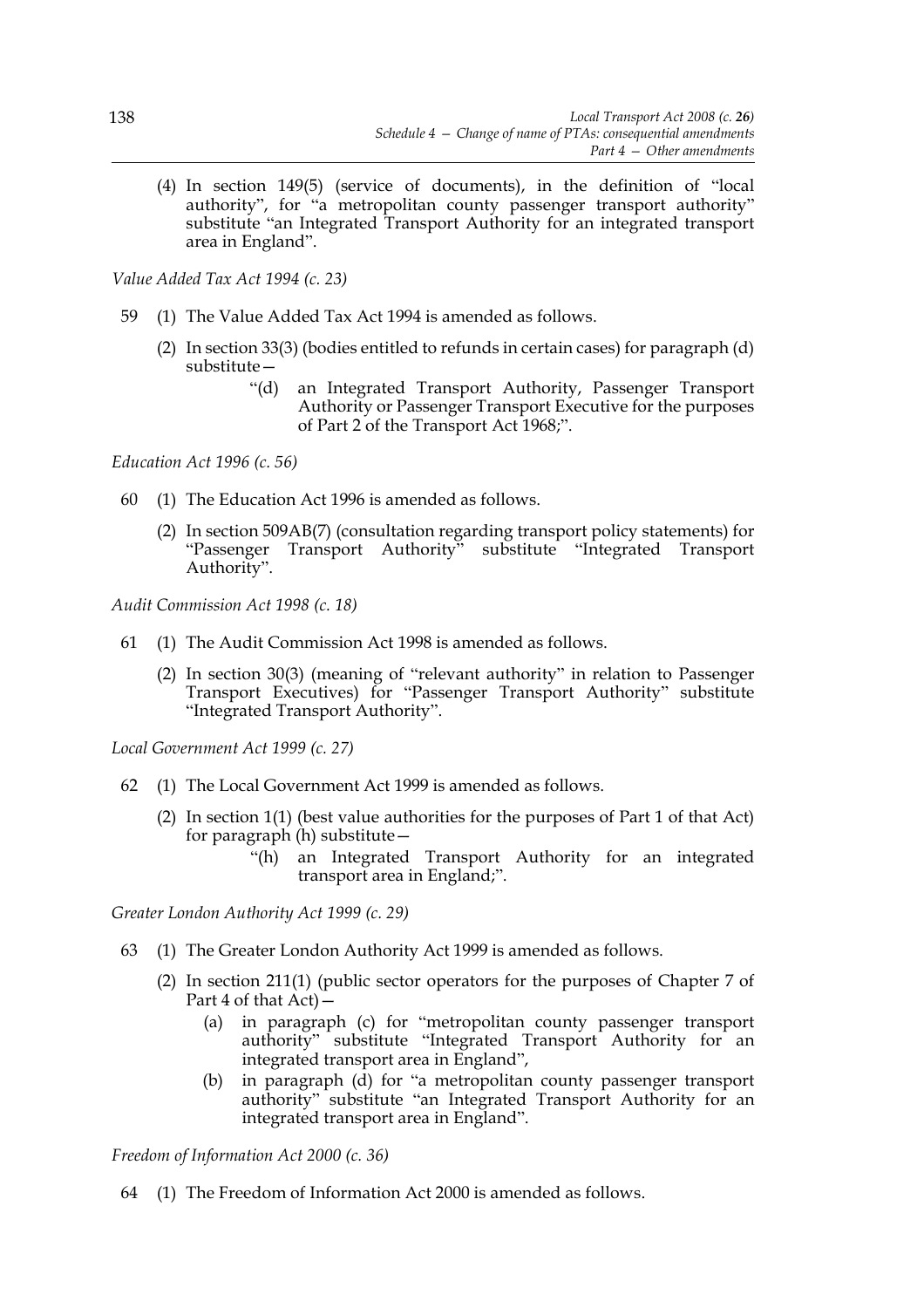(4) In section 149(5) (service of documents), in the definition of "local authority", for "a metropolitan county passenger transport authority" substitute "an Integrated Transport Authority for an integrated transport area in England".

*Value Added Tax Act 1994 (c. 23)*

59 (1) The Value Added Tax Act 1994 is amended as follows.

(2) In section 33(3) (bodies entitled to refunds in certain cases) for paragraph (d) substitute—

"(d) an Integrated Transport Authority, Passenger Transport Authority or Passenger Transport Executive for the purposes of Part 2 of the Transport Act 1968;".

*Education Act 1996 (c. 56)*

60 (1) The Education Act 1996 is amended as follows.

(2) In section 509AB(7) (consultation regarding transport policy statements) for "Passenger Transport Authority" substitute "Integrated Transport Authority".

*Audit Commission Act 1998 (c. 18)*

61 (1) The Audit Commission Act 1998 is amended as follows.

(2) In section 30(3) (meaning of "relevant authority" in relation to Passenger Transport Executives) for "Passenger Transport Authority" substitute "Integrated Transport Authority".

*Local Government Act 1999 (c. 27)*

62 (1) The Local Government Act 1999 is amended as follows.

(2) In section 1(1) (best value authorities for the purposes of Part 1 of that Act) for paragraph (h) substitute—

"(h) an Integrated Transport Authority for an integrated transport area in England;".

*Greater London Authority Act 1999 (c. 29)*

63 (1) The Greater London Authority Act 1999 is amended as follows.

(2) In section 211(1) (public sector operators for the purposes of Chapter 7 of Part 4 of that Act)—

(a) in paragraph (c) for "metropolitan county passenger transport authority" substitute "Integrated Transport Authority for an integrated transport area in England",

(b) in paragraph (d) for "a metropolitan county passenger transport authority" substitute "an Integrated Transport Authority for an integrated transport area in England".

*Freedom of Information Act 2000 (c. 36)*

64 (1) The Freedom of Information Act 2000 is amended as follows.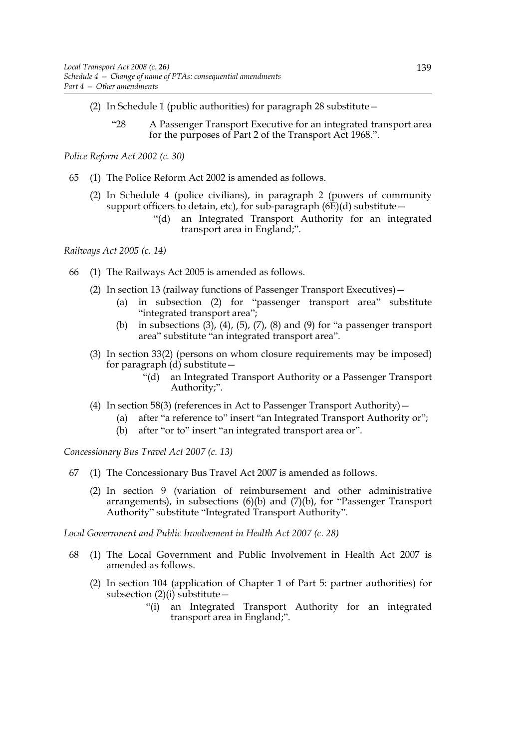(2) In Schedule 1 (public authorities) for paragraph 28 substitute—

"28 A Passenger Transport Executive for an integrated transport area for the purposes of Part 2 of the Transport Act 1968.".

*Police Reform Act 2002 (c. 30)*

65 (1) The Police Reform Act 2002 is amended as follows.

(2) In Schedule 4 (police civilians), in paragraph 2 (powers of community support officers to detain, etc), for sub-paragraph (6E)(d) substitute—

"(d) an Integrated Transport Authority for an integrated transport area in England;".

*Railways Act 2005 (c. 14)*

66 (1) The Railways Act 2005 is amended as follows.

(2) In section 13 (railway functions of Passenger Transport Executives)—

(a) in subsection (2) for "passenger transport area" substitute "integrated transport area";

(b) in subsections (3), (4), (5), (7), (8) and (9) for "a passenger transport area" substitute "an integrated transport area".

(3) In section 33(2) (persons on whom closure requirements may be imposed) for paragraph (d) substitute—

"(d) an Integrated Transport Authority or a Passenger Transport Authority;".

(4) In section 58(3) (references in Act to Passenger Transport Authority)—

(a) after "a reference to" insert "an Integrated Transport Authority or";

(b) after "or to" insert "an integrated transport area or".

*Concessionary Bus Travel Act 2007 (c. 13)*

67 (1) The Concessionary Bus Travel Act 2007 is amended as follows.

(2) In section 9 (variation of reimbursement and other administrative arrangements), in subsections (6)(b) and (7)(b), for "Passenger Transport Authority" substitute "Integrated Transport Authority".

*Local Government and Public Involvement in Health Act 2007 (c. 28)*

68 (1) The Local Government and Public Involvement in Health Act 2007 is amended as follows.

(2) In section 104 (application of Chapter 1 of Part 5: partner authorities) for subsection (2)(i) substitute—

"(i) an Integrated Transport Authority for an integrated transport area in England;".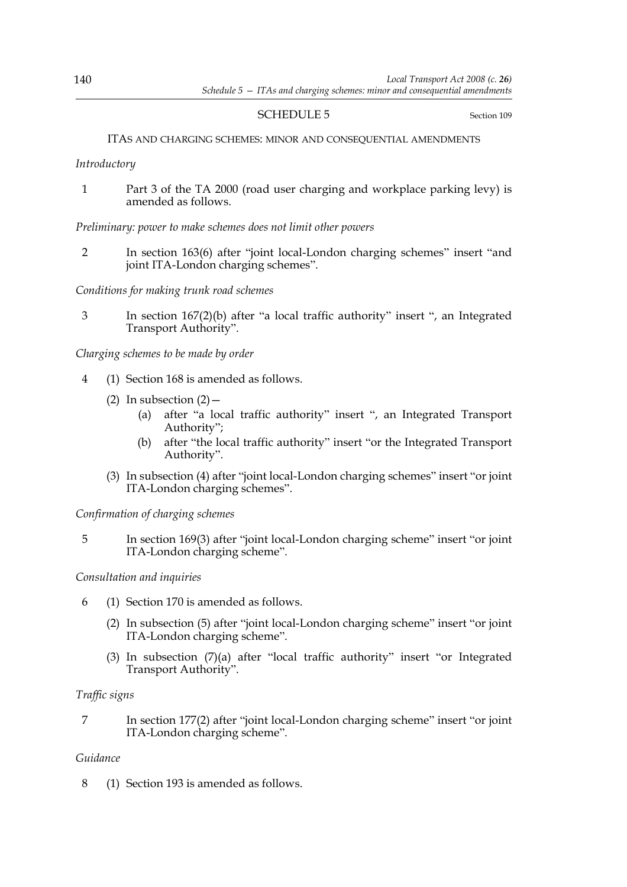## SCHEDULE 5

Section 109

### ITAS AND CHARGING SCHEMES: MINOR AND CONSEQUENTIAL AMENDMENTS

*Introductory*

1 Part 3 of the TA 2000 (road user charging and workplace parking levy) is amended as follows.

*Preliminary: power to make schemes does not limit other powers*

2 In section 163(6) after "joint local-London charging schemes" insert "and joint ITA-London charging schemes".

*Conditions for making trunk road schemes*

3 In section 167(2)(b) after "a local traffic authority" insert ", an Integrated Transport Authority".

*Charging schemes to be made by order*

4 (1) Section 168 is amended as follows.

(2) In subsection (2)—

(a) after "a local traffic authority" insert ", an Integrated Transport Authority";

(b) after "the local traffic authority" insert "or the Integrated Transport Authority".

(3) In subsection (4) after "joint local-London charging schemes" insert "or joint ITA-London charging schemes".

*Confirmation of charging schemes*

5 In section 169(3) after "joint local-London charging scheme" insert "or joint ITA-London charging scheme".

*Consultation and inquiries*

6 (1) Section 170 is amended as follows.

(2) In subsection (5) after "joint local-London charging scheme" insert "or joint ITA-London charging scheme".

(3) In subsection (7)(a) after "local traffic authority" insert "or Integrated Transport Authority".

*Traffic signs*

7 In section 177(2) after "joint local-London charging scheme" insert "or joint ITA-London charging scheme".

*Guidance*

8 (1) Section 193 is amended as follows.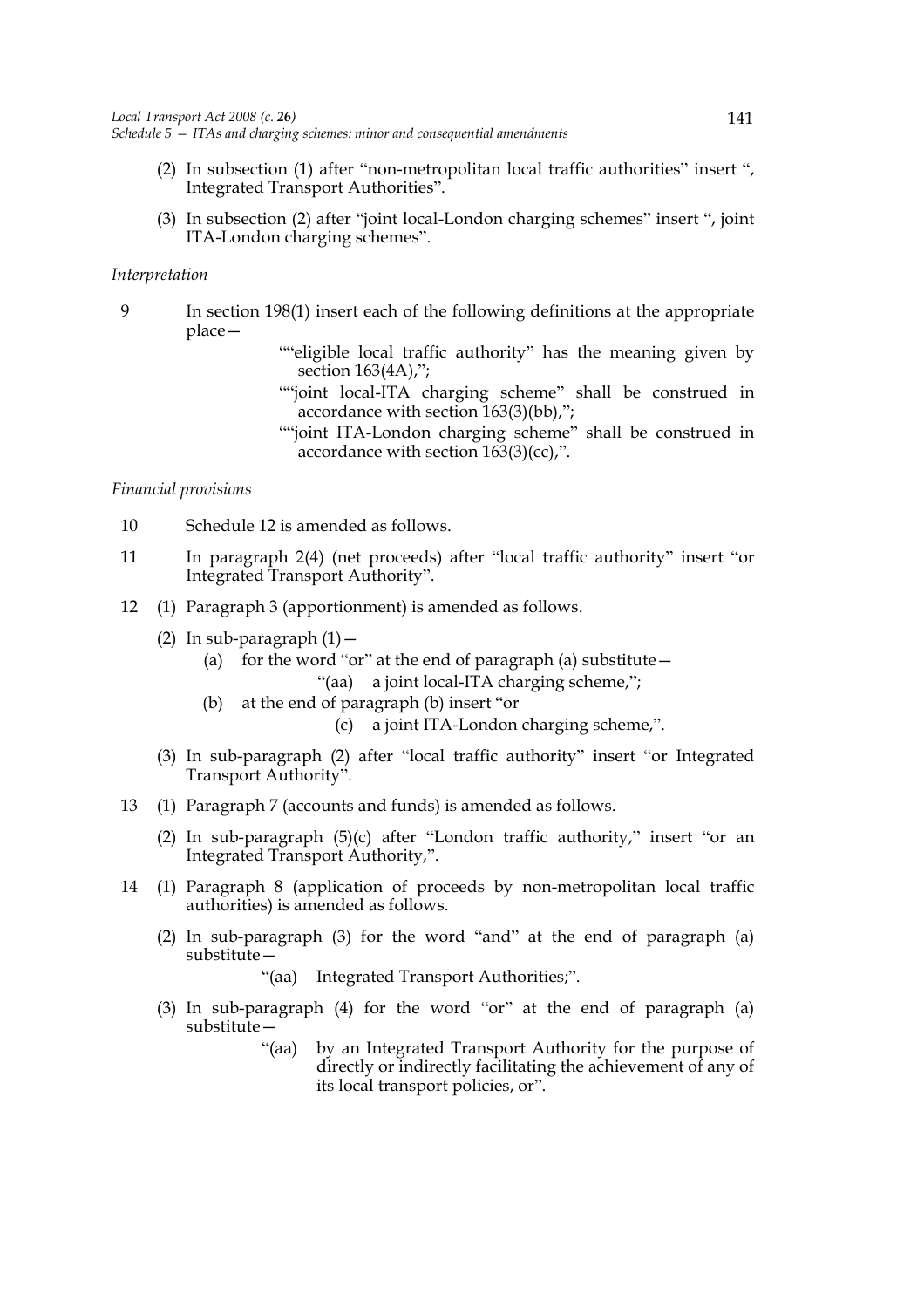(2) In subsection (1) after "non-metropolitan local traffic authorities" insert ", Integrated Transport Authorities".

(3) In subsection (2) after "joint local-London charging schemes" insert ", joint ITA-London charging schemes".

*Interpretation*

9 In section 198(1) insert each of the following definitions at the appropriate place—

> ""eligible local traffic authority" has the meaning given by section 163(4A),";
>
> ""joint local-ITA charging scheme" shall be construed in accordance with section 163(3)(bb),";
>
> ""joint ITA-London charging scheme" shall be construed in accordance with section 163(3)(cc),".

*Financial provisions*

10 Schedule 12 is amended as follows.

11 In paragraph 2(4) (net proceeds) after "local traffic authority" insert "or Integrated Transport Authority".

12 (1) Paragraph 3 (apportionment) is amended as follows.

(2) In sub-paragraph (1)—

(a) for the word "or" at the end of paragraph (a) substitute—

> "(aa) a joint local-ITA charging scheme,";

(b) at the end of paragraph (b) insert "or

> (c) a joint ITA-London charging scheme,".

(3) In sub-paragraph (2) after "local traffic authority" insert "or Integrated Transport Authority".

13 (1) Paragraph 7 (accounts and funds) is amended as follows.

(2) In sub-paragraph (5)(c) after "London traffic authority," insert "or an Integrated Transport Authority,".

14 (1) Paragraph 8 (application of proceeds by non-metropolitan local traffic authorities) is amended as follows.

(2) In sub-paragraph (3) for the word "and" at the end of paragraph (a) substitute—

> "(aa) Integrated Transport Authorities;".

(3) In sub-paragraph (4) for the "or" at the end of paragraph (a) substitute—

> "(aa) by an Integrated Transport Authority for the purpose of directly or indirectly facilitating the achievement of any of its local transport policies, or".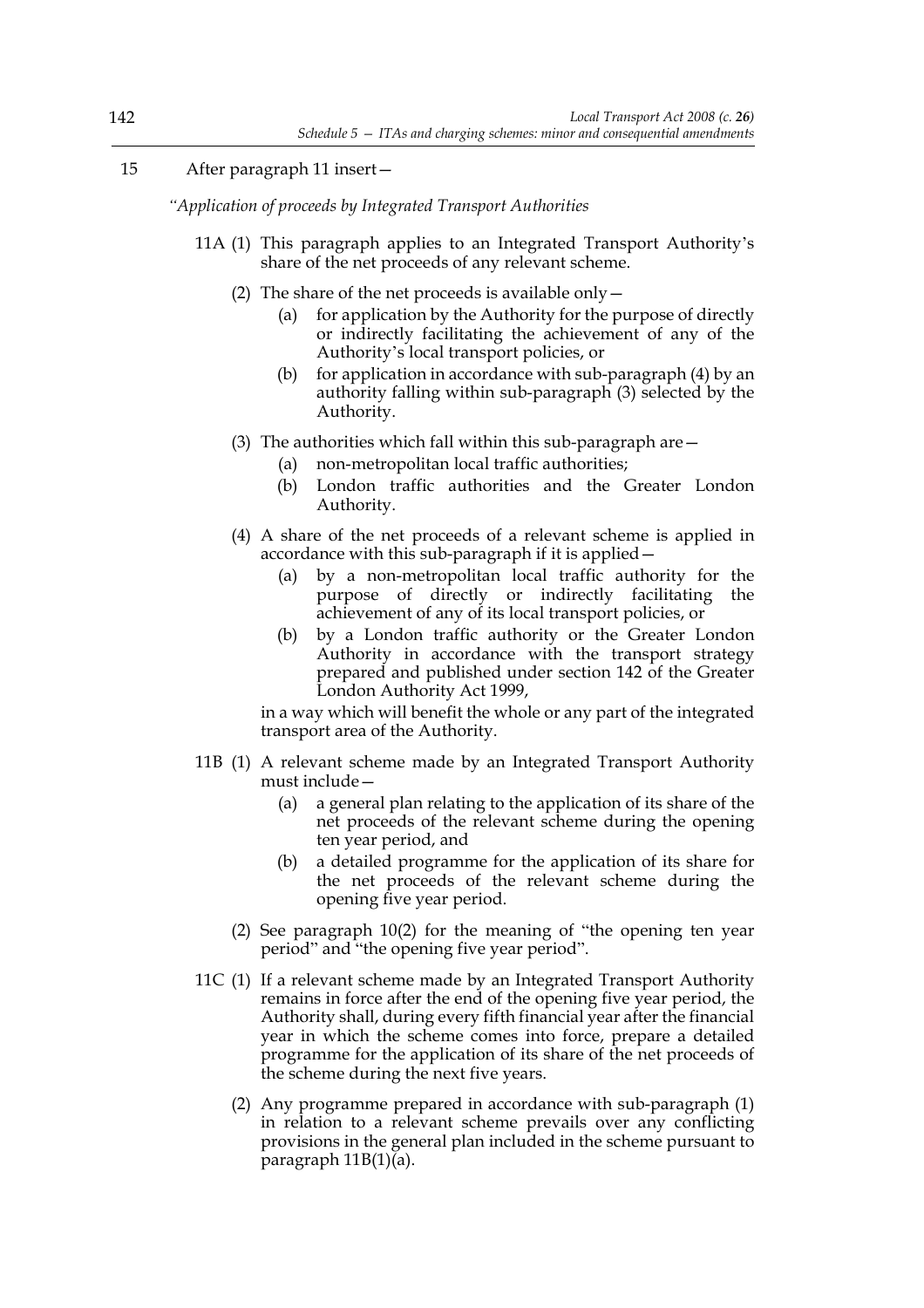15 After paragraph 11 insert—

*"Application of proceeds by Integrated Transport Authorities*

11A (1) This paragraph applies to an Integrated Transport Authority's share of the net proceeds of any relevant scheme.

(2) The share of the net proceeds is available only—

(a) for application by the Authority for the purpose of directly or indirectly facilitating the achievement of any of the Authority's local transport policies, or

(b) for application in accordance with sub-paragraph (4) by an authority falling within sub-paragraph (3) selected by the Authority.

(3) The authorities which fall within this sub-paragraph are—

(a) non-metropolitan local traffic authorities;

(b) London traffic authorities and the Greater London Authority.

(4) A share of the net proceeds of a relevant scheme is applied in accordance with this sub-paragraph if it is applied—

(a) by a non-metropolitan local traffic authority for the purpose of directly or indirectly facilitating the achievement of any of its local transport policies, or

(b) by a London traffic authority or the Greater London Authority in accordance with the transport strategy prepared and published under section 142 of the Greater London Authority Act 1999,

in a way which will benefit the whole or any part of the integrated transport area of the Authority.

11B (1) A relevant scheme made by an Integrated Transport Authority must include—

(a) a general plan relating to the application of its share of the net proceeds of the relevant scheme during the opening ten year period, and

(b) a detailed programme for the application of its share for the net proceeds of the relevant scheme during the opening five year period.

(2) See paragraph 10(2) for the meaning of "the opening ten year period" and "the opening five year period".

11C (1) If a relevant scheme made by an Integrated Transport Authority remains in force after the end of the opening five year period, the Authority shall, during every fifth financial year after the financial year in which the scheme comes into force, prepare a detailed programme for the application of its share of the net proceeds of the scheme during the next five years.

(2) Any programme prepared in accordance with sub-paragraph (1) in relation to a relevant scheme prevails over any conflicting provisions in the general plan included in the scheme pursuant to paragraph 11B(1)(a).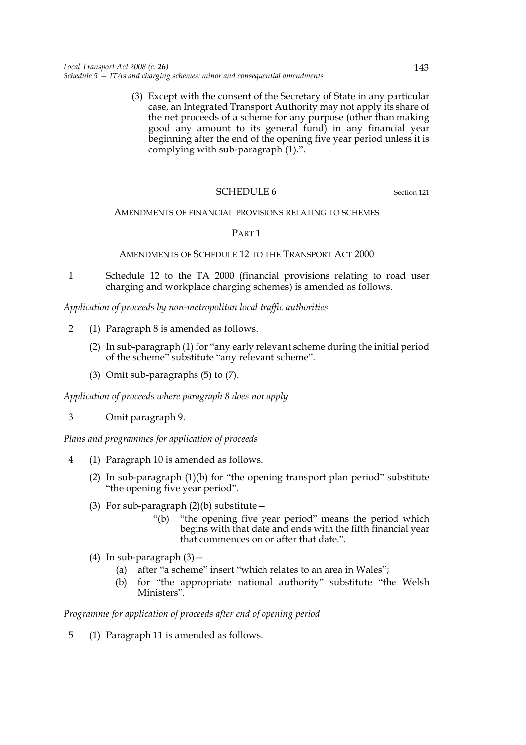(3) Except with the consent of the Secretary of State in any particular case, an Integrated Transport Authority may not apply its share of the net proceeds of a scheme for any purpose (other than making good any amount to its general fund) in any financial year beginning after the end of the opening five year period unless it is complying with sub-paragraph (1).".

## SCHEDULE 6

Section 121

AMENDMENTS OF FINANCIAL PROVISIONS RELATING TO SCHEMES

### PART 1

AMENDMENTS OF SCHEDULE 12 TO THE TRANSPORT ACT 2000

1 Schedule 12 to the TA 2000 (financial provisions relating to road user charging and workplace charging schemes) is amended as follows.

*Application of proceeds by non-metropolitan local traffic authorities*

2 (1) Paragraph 8 is amended as follows.

(2) In sub-paragraph (1) for "any early relevant scheme during the initial period of the scheme" substitute "any relevant scheme".

(3) Omit sub-paragraphs (5) to (7).

*Application of proceeds where paragraph 8 does not apply*

3 Omit paragraph 9.

*Plans and programmes for application of proceeds*

4 (1) Paragraph 10 is amended as follows.

(2) In sub-paragraph (1)(b) for "the opening transport plan period" substitute "the opening five year period".

(3) For sub-paragraph (2)(b) substitute—

"(b) "the opening five year period" means the period which begins with that date and ends with the fifth financial year that commences on or after that date.".

(4) In sub-paragraph (3)—

(a) after "a scheme" insert "which relates to an area in Wales";

(b) for "the appropriate national authority" substitute "the Welsh Ministers".

*Programme for application of proceeds after end of opening period*

5 (1) Paragraph 11 is amended as follows.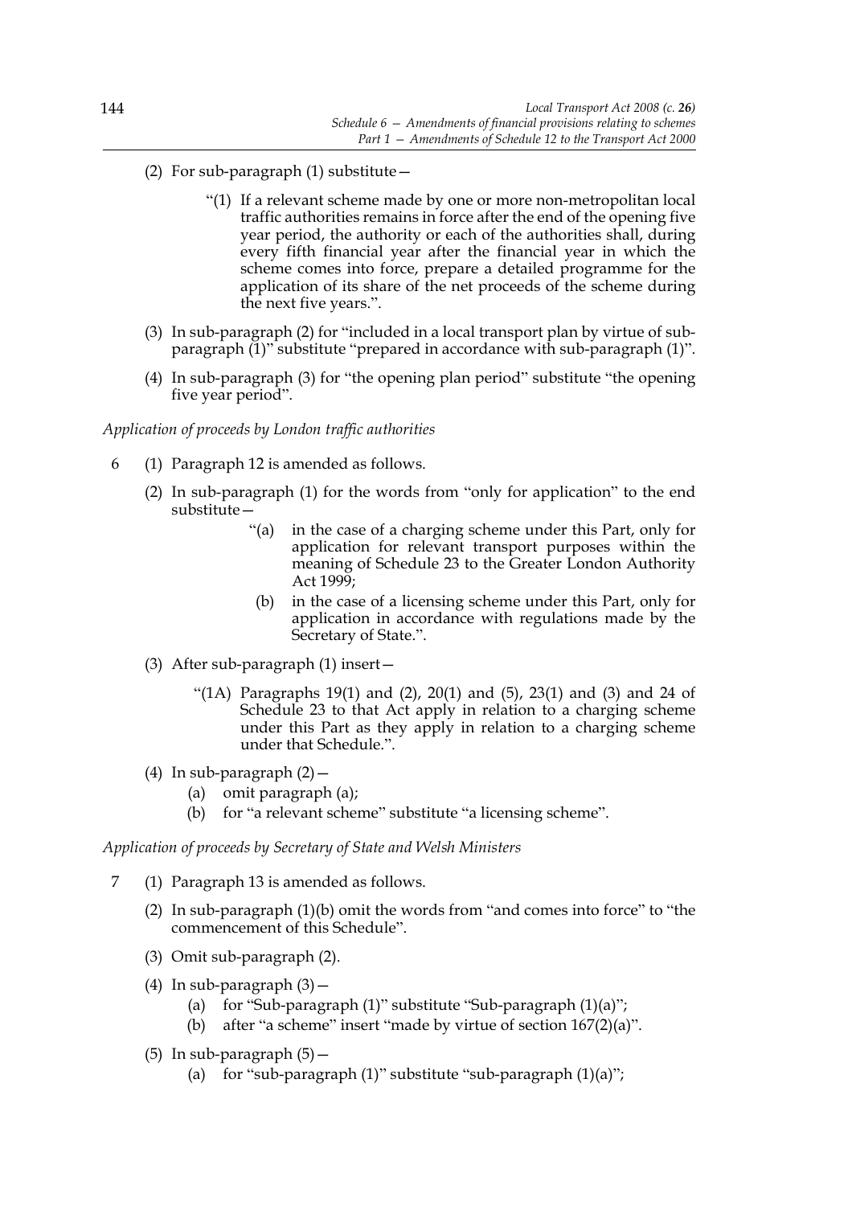(2) For sub-paragraph (1) substitute—

> "(1) If a relevant scheme made by one or more non-metropolitan local traffic authorities remains in force after the end of the opening five year period, the authority or each of the authorities shall, during every fifth financial year after the financial year in which the scheme comes into force, prepare a detailed programme for the application of its share of the net proceeds of the scheme during the next five years.".

(3) In sub-paragraph (2) for "included in a local transport plan by virtue of sub-paragraph (1)" substitute "prepared in accordance with sub-paragraph (1)".

(4) In sub-paragraph (3) for "the opening plan period" substitute "the opening five year period".

*Application of proceeds by London traffic authorities*

6 (1) Paragraph 12 is amended as follows.

(2) In sub-paragraph (1) for the words from "only for application" to the end substitute—

> "(a) in the case of a charging scheme under this Part, only for application for relevant transport purposes within the meaning of Schedule 23 to the Greater London Authority Act 1999;
>
> (b) in the case of a licensing scheme under this Part, only for application in accordance with regulations made by the Secretary of State.".

(3) After sub-paragraph (1) insert—

> "(1A) Paragraphs 19(1) and (2), 20(1) and (5), 23(1) and (3) and 24 of Schedule 23 to that Act apply in relation to a charging scheme under this Part as they apply in relation to a charging scheme under that Schedule.".

(4) In sub-paragraph (2)—

(a) omit paragraph (a);

(b) for "a relevant scheme" substitute "a licensing scheme".

*Application of proceeds by Secretary of State and Welsh Ministers*

7 (1) Paragraph 13 is amended as follows.

(2) In sub-paragraph (1)(b) omit the words from "and comes into force" to "the commencement of this Schedule".

(3) Omit sub-paragraph (2).

(4) In sub-paragraph (3)—

(a) for "Sub-paragraph (1)" substitute "Sub-paragraph (1)(a)";

(b) after "a scheme" insert "made by virtue of section 167(2)(a)".

(5) In sub-paragraph (5)—

(a) for "sub-paragraph (1)" substitute "sub-paragraph (1)(a)";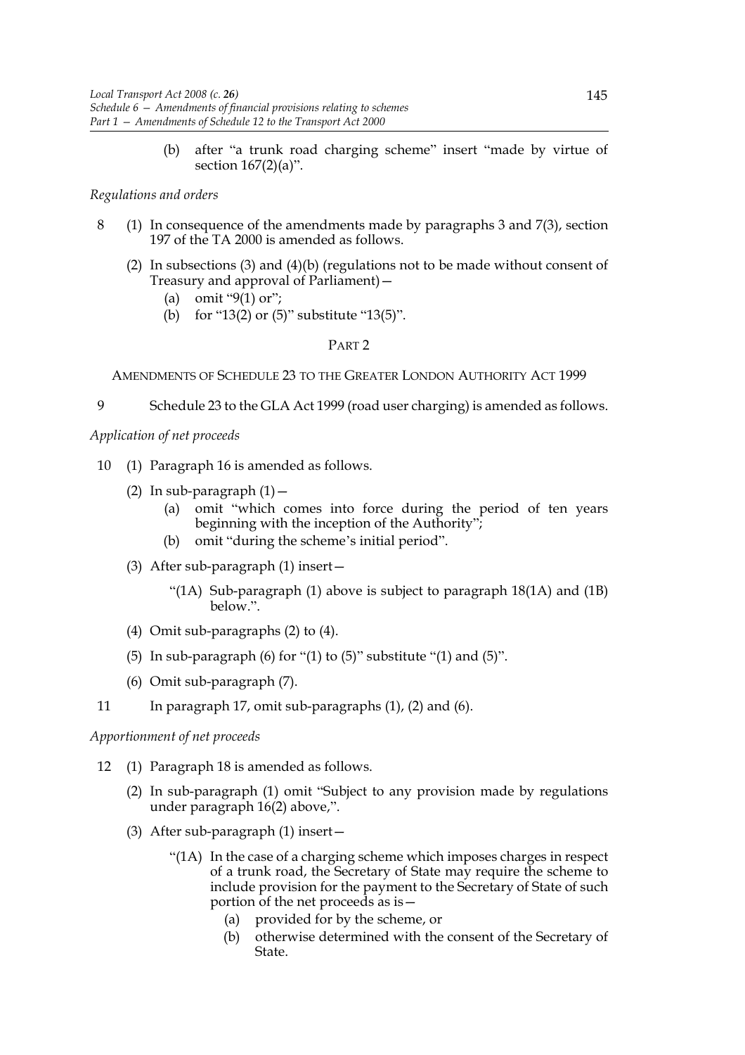(b) after "a trunk road charging scheme" insert "made by virtue of section 167(2)(a)".

*Regulations and orders*

8 (1) In consequence of the amendments made by paragraphs 3 and 7(3), section 197 of the TA 2000 is amended as follows.

(2) In subsections (3) and (4)(b) (regulations not to be made without consent of Treasury and approval of Parliament)—

(a) omit "9(1) or";

(b) for "13(2) or (5)" substitute "13(5)".

PART 2

AMENDMENTS OF SCHEDULE 23 TO THE GREATER LONDON AUTHORITY ACT 1999

9 Schedule 23 to the GLA Act 1999 (road user charging) is amended as follows.

*Application of net proceeds*

10 (1) Paragraph 16 is amended as follows.

(2) In sub-paragraph (1)—

(a) omit "which comes into force during the period of ten years beginning with the inception of the Authority";

(b) omit "during the scheme's initial period".

(3) After sub-paragraph (1) insert—

"(1A) Sub-paragraph (1) above is subject to paragraph 18(1A) and (1B) below.".

(4) Omit sub-paragraphs (2) to (4).

(5) In sub-paragraph (6) for "(1) to (5)" substitute "(1) and (5)".

(6) Omit sub-paragraph (7).

11 In paragraph 17, omit sub-paragraphs (1), (2) and (6).

*Apportionment of net proceeds*

12 (1) Paragraph 18 is amended as follows.

(2) In sub-paragraph (1) omit "Subject to any provision made by regulations under paragraph 16(2) above,".

(3) After sub-paragraph (1) insert—

"(1A) In the case of a charging scheme which imposes charges in respect of a trunk road, the Secretary of State may require the scheme to include provision for the payment to the Secretary of State of such portion of the net proceeds as is—

(a) provided for by the scheme, or

(b) otherwise determined with the consent of the Secretary of State.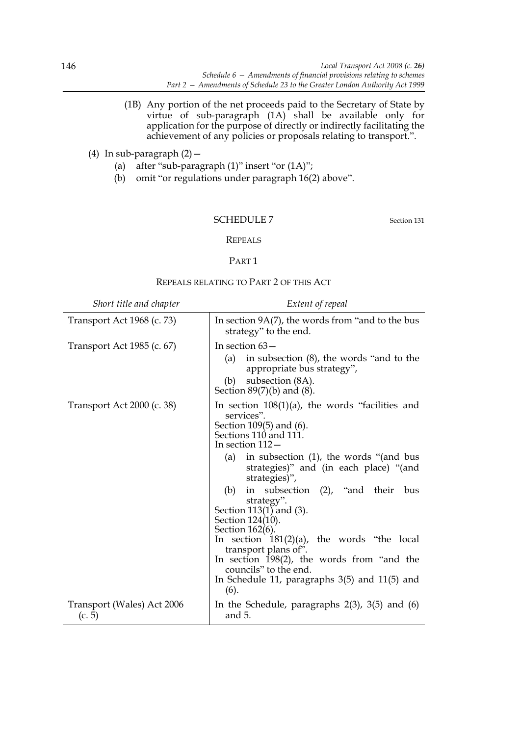(1B) Any portion of the net proceeds paid to the Secretary of State by virtue of sub-paragraph (1A) shall be available only for application for the purpose of directly or indirectly facilitating the achievement of any policies or proposals relating to transport.".

(4) In sub-paragraph (2)—

(a) after "sub-paragraph (1)" insert "or (1A)";

(b) omit "or regulations under paragraph 16(2) above".

## SCHEDULE 7

Section 131

### REPEALS

#### PART 1

##### REPEALS RELATING TO PART 2 OF THIS ACT

| *Short title and chapter* | *Extent of repeal* |
|---|---|
| Transport Act 1968 (c. 73) | In section 9A(7), the words from "and to the bus strategy" to the end. |
| Transport Act 1985 (c. 67) | In section 63— (a) in subsection (8), the words "and to the appropriate bus strategy", (b) subsection (8A). Section 89(7)(b) and (8). |
| Transport Act 2000 (c. 38) | In section 108(1)(a), the words "facilities and services". Section 109(5) and (6). Sections 110 and 111. In section 112— (a) in subsection (1), the words "(and bus strategies)" and (in each place) "(and strategies)", (b) in subsection (2), "and their bus strategy". Section 113(1) and (3). Section 124(10). Section 162(6). In section 181(2)(a), the words "the local transport plans of". In section 198(2), the words from "and the councils" to the end. In Schedule 11, paragraphs 3(5) and 11(5) and (6). |
| Transport (Wales) Act 2006 (c. 5) | In the Schedule, paragraphs 2(3), 3(5) and (6) and 5. |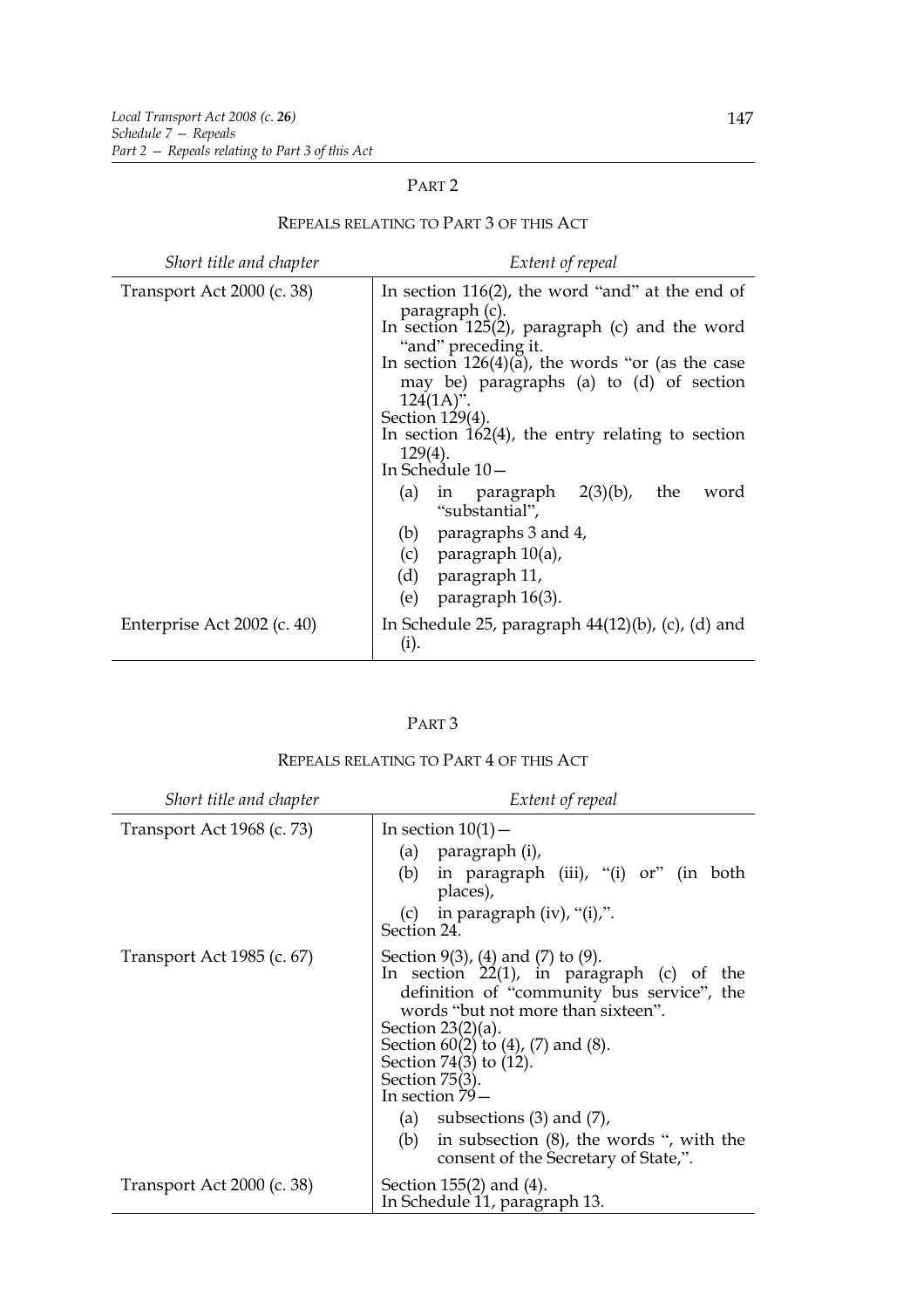## PART 2

### REPEALS RELATING TO PART 3 OF THIS ACT

| *Short title and chapter* | *Extent of repeal* |
| --- | --- |
| Transport Act 2000 (c. 38) | In section 116(2), the word "and" at the end of paragraph (c).<br>In section 125(2), paragraph (c) and the word "and" preceding it.<br>In section 126(4)(a), the words "or (as the case may be) paragraphs (a) to (d) of section 124(1A)".<br>Section 129(4).<br>In section 162(4), the entry relating to section 129(4).<br>In Schedule 10—<br>(a) in paragraph 2(3)(b), the word "substantial",<br>(b) paragraphs 3 and 4,<br>(c) paragraph 10(a),<br>(d) paragraph 11,<br>(e) paragraph 16(3). |
| Enterprise Act 2002 (c. 40) | In Schedule 25, paragraph 44(12)(b), (c), (d) and (i). |

## PART 3

### REPEALS RELATING TO PART 4 OF THIS ACT

| *Short title and chapter* | *Extent of repeal* |
| --- | --- |
| Transport Act 1968 (c. 73) | In section 10(1)—<br>(a) paragraph (i),<br>(b) in paragraph (iii), "(i) or" (in both places),<br>(c) in paragraph (iv), "(i),".<br>Section 24. |
| Transport Act 1985 (c. 67) | Section 9(3), (4) and (7) to (9).<br>In section 22(1), in paragraph (c) of the definition of "community bus service", the words "but not more than sixteen".<br>Section 23(2)(a).<br>Section 60(2) to (4), (7) and (8).<br>Section 74(3) to (12).<br>Section 75(3).<br>In section 79—<br>(a) subsections (3) and (7),<br>(b) in subsection (8), the words ", with the consent of the Secretary of State,". |
| Transport Act 2000 (c. 38) | Section 155(2) and (4).<br>In Schedule 11, paragraph 13. |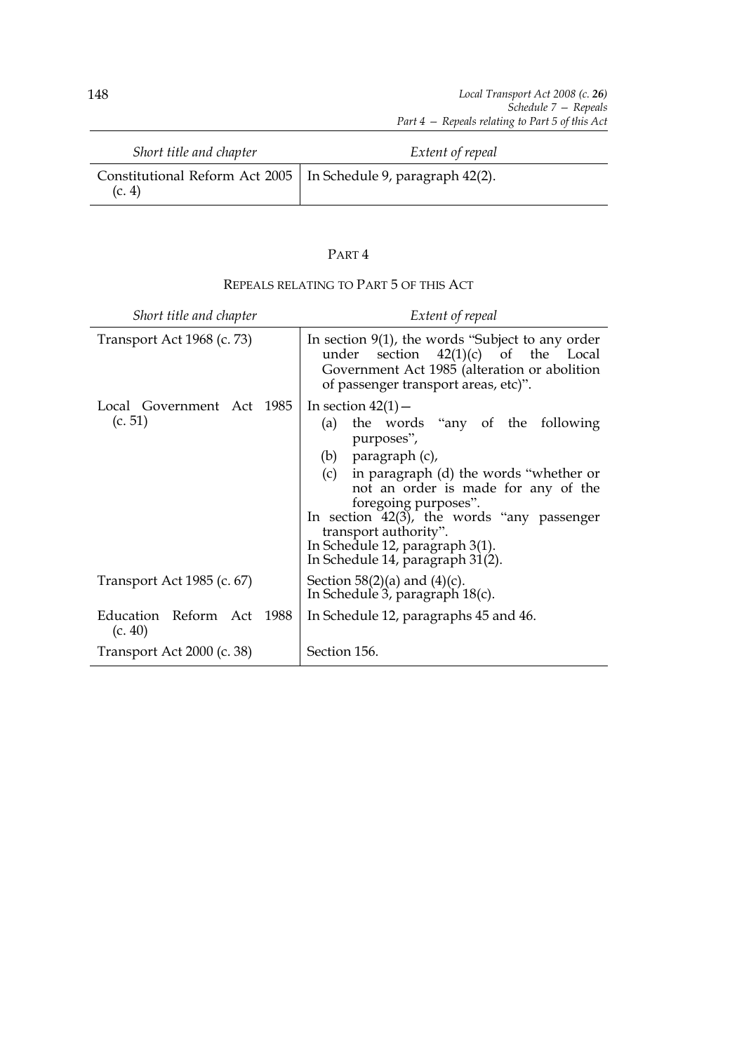| Short title and chapter | Extent of repeal |
|---|---|
| Constitutional Reform Act 2005 (c. 4) | In Schedule 9, paragraph 42(2). |

## PART 4

### REPEALS RELATING TO PART 5 OF THIS ACT

| Short title and chapter | Extent of repeal |
|---|---|
| Transport Act 1968 (c. 73) | In section 9(1), the words "Subject to any order under section 42(1)(c) of the Local Government Act 1985 (alteration or abolition of passenger transport areas, etc)". |
| Local Government Act 1985 (c. 51) | In section 42(1)— (a) the words "any of the following purposes", (b) paragraph (c), (c) in paragraph (d) the words "whether or not an order is made for any of the foregoing purposes". In section 42(3), the words "any passenger transport authority". In Schedule 12, paragraph 3(1). In Schedule 14, paragraph 31(2). |
| Transport Act 1985 (c. 67) | Section 58(2)(a) and (4)(c). In Schedule 3, paragraph 18(c). |
| Education Reform Act 1988 (c. 40) | In Schedule 12, paragraphs 45 and 46. |
| Transport Act 2000 (c. 38) | Section 156. |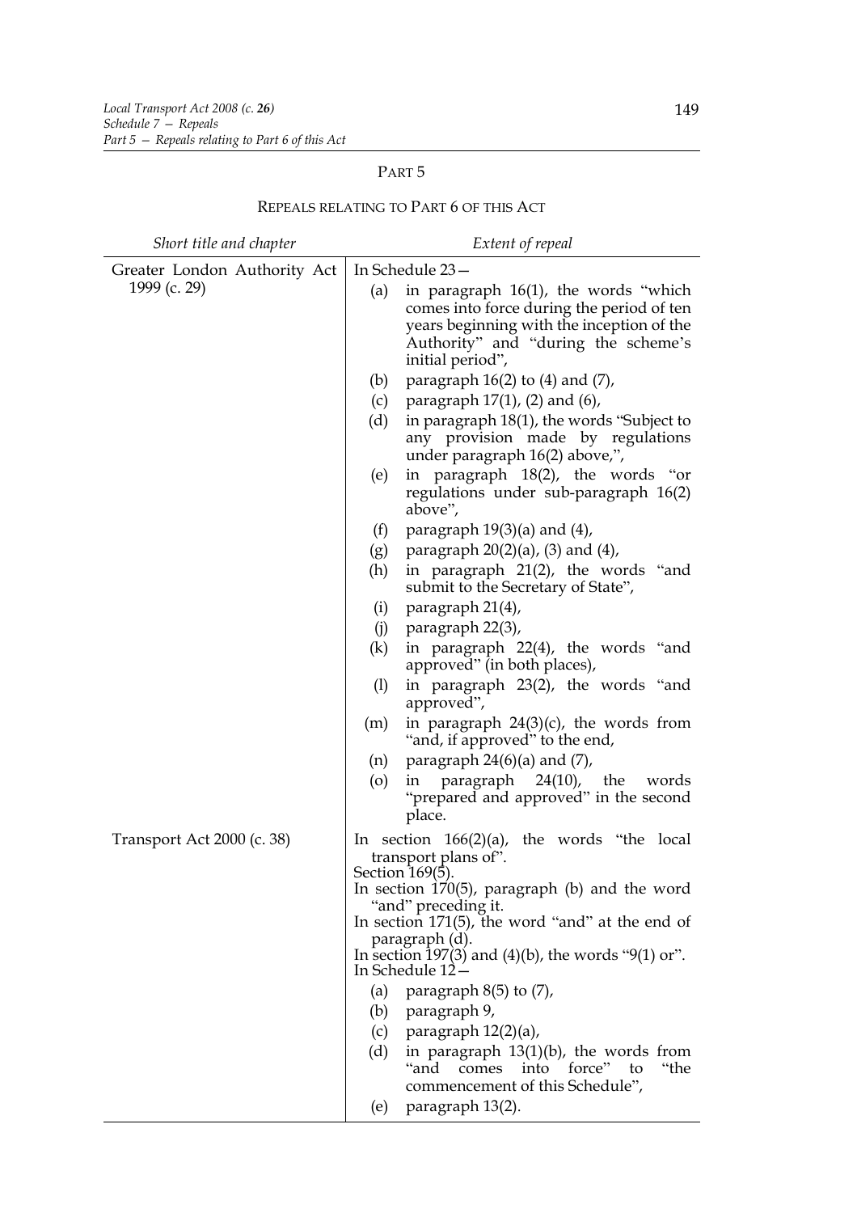## PART 5

### REPEALS RELATING TO PART 6 OF THIS ACT

| *Short title and chapter* | *Extent of repeal* |
|---|---|
| Greater London Authority Act 1999 (c. 29) | In Schedule 23— (a) in paragraph 16(1), the words "which comes into force during the period of ten years beginning with the inception of the Authority" and "during the scheme's initial period", (b) paragraph 16(2) to (4) and (7), (c) paragraph 17(1), (2) and (6), (d) in paragraph 18(1), the words "Subject to any provision made by regulations under paragraph 16(2) above,", (e) in paragraph 18(2), the words "or regulations under sub-paragraph 16(2) above", (f) paragraph 19(3)(a) and (4), (g) paragraph 20(2)(a), (3) and (4), (h) in paragraph 21(2), the words "and submit to the Secretary of State", (i) paragraph 21(4), (j) paragraph 22(3), (k) in paragraph 22(4), the words "and approved" (in both places), (l) in paragraph 23(2), the words "and approved", (m) in paragraph 24(3)(c), the words from "and, if approved" to the end, (n) paragraph 24(6)(a) and (7), (o) in paragraph 24(10), the words "prepared and approved" in the second place. |
| Transport Act 2000 (c. 38) | In section 166(2)(a), the words "the local transport plans of". Section 169(5). In section 170(5), paragraph (b) and the word "and" preceding it. In section 171(5), the word "and" at the end of paragraph (d). In section 197(3) and (4)(b), the words "9(1) or". In Schedule 12— (a) paragraph 8(5) to (7), (b) paragraph 9, (c) paragraph 12(2)(a), (d) in paragraph 13(1)(b), the words from "and comes into force" to "the commencement of this Schedule", (e) paragraph 13(2). |